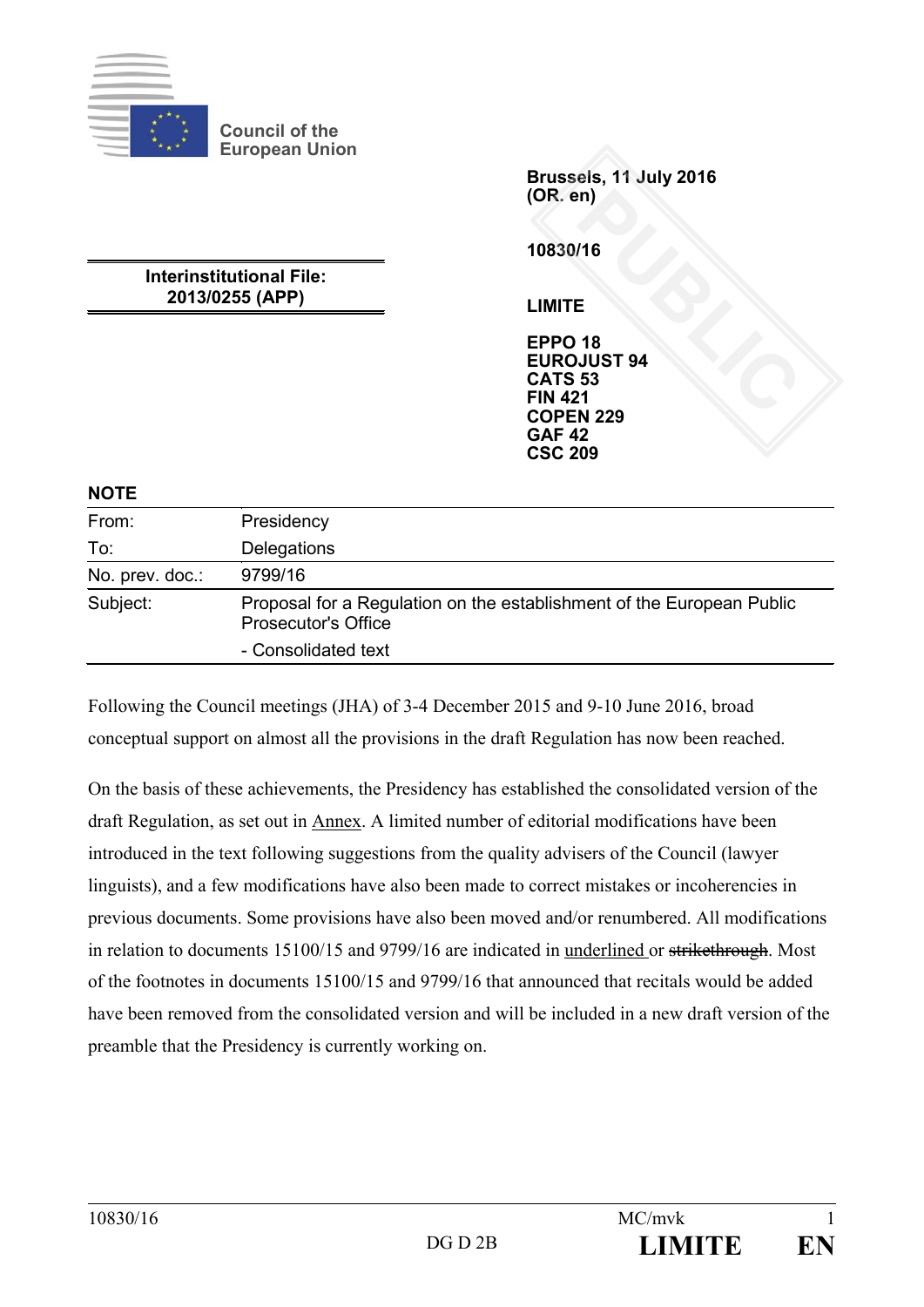Council of the European Union

**Brussels, 11 July 2016**
**(OR. en)**

**10830/16**

**Interinstitutional File:**
**2013/0255 (APP)**

**LIMITE**

**EPPO 18**
**EUROJUST 94**
**CATS 53**
**FIN 421**
**COPEN 229**
**GAF 42**
**CSC 209**

**NOTE**

| | |
|---|---|
| From: | Presidency |
| To: | Delegations |
| No. prev. doc.: | 9799/16 |
| Subject: | Proposal for a Regulation on the establishment of the European Public Prosecutor's Office<br>- Consolidated text |

Following the Council meetings (JHA) of 3-4 December 2015 and 9-10 June 2016, broad conceptual support on almost all the provisions in the draft Regulation has now been reached.

On the basis of these achievements, the Presidency has established the consolidated version of the draft Regulation, as set out in <u>Annex</u>. A limited number of editorial modifications have been introduced in the text following suggestions from the quality advisers of the Council (lawyer linguists), and a few modifications have also been made to correct mistakes or incoherencies in previous documents. Some provisions have also been moved and/or renumbered. All modifications in relation to documents 15100/15 and 9799/16 are indicated in <u>underlined</u> or ~~strikethrough~~. Most of the footnotes in documents 15100/15 and 9799/16 that announced that recitals would be added have been removed from the consolidated version and will be included in a new draft version of the preamble that the Presidency is currently working on.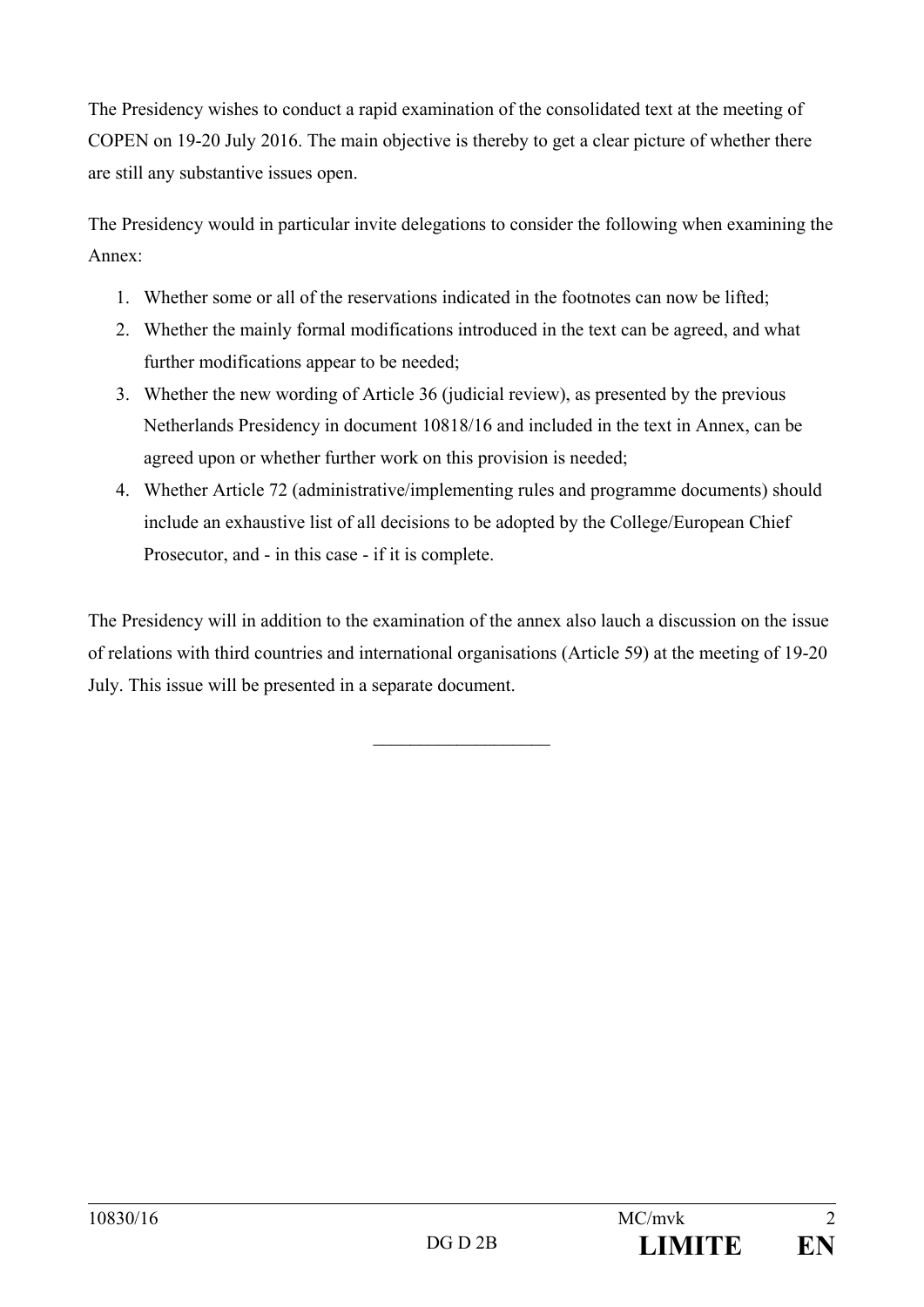The Presidency wishes to conduct a rapid examination of the consolidated text at the meeting of COPEN on 19-20 July 2016. The main objective is thereby to get a clear picture of whether there are still any substantive issues open.

The Presidency would in particular invite delegations to consider the following when examining the Annex:

1. Whether some or all of the reservations indicated in the footnotes can now be lifted;
2. Whether the mainly formal modifications introduced in the text can be agreed, and what further modifications appear to be needed;
3. Whether the new wording of Article 36 (judicial review), as presented by the previous Netherlands Presidency in document 10818/16 and included in the text in Annex, can be agreed upon or whether further work on this provision is needed;
4. Whether Article 72 (administrative/implementing rules and programme documents) should include an exhaustive list of all decisions to be adopted by the College/European Chief Prosecutor, and - in this case - if it is complete.

The Presidency will in addition to the examination of the annex also lauch a discussion on the issue of relations with third countries and international organisations (Article 59) at the meeting of 19-20 July. This issue will be presented in a separate document.

---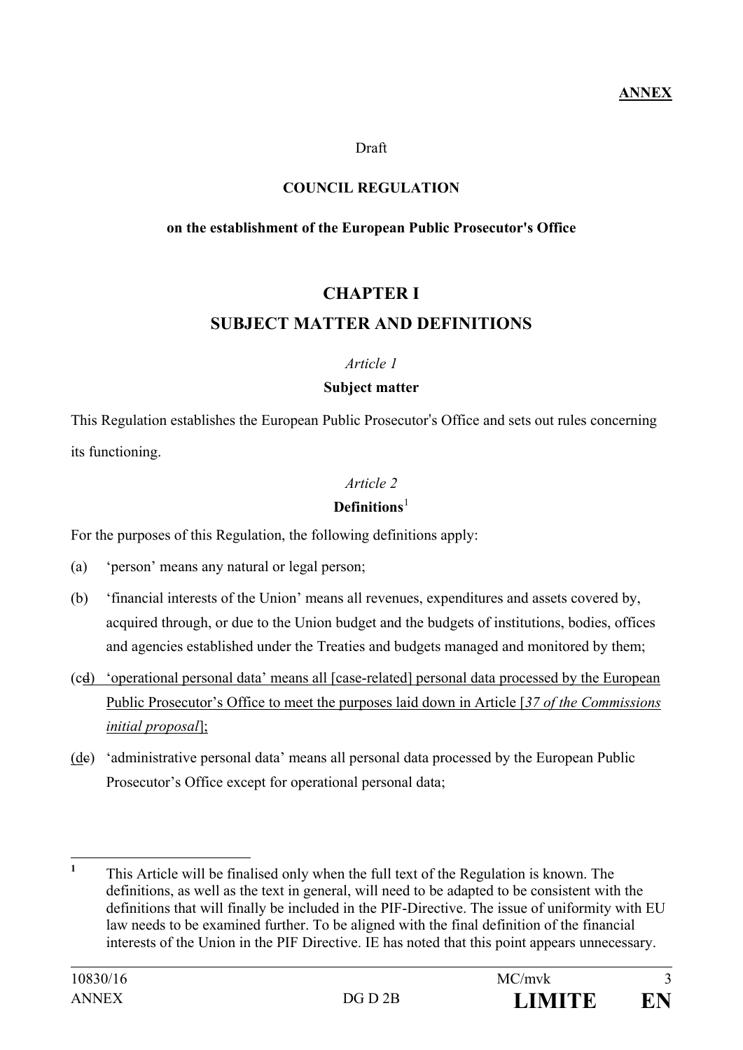**ANNEX**

Draft

**COUNCIL REGULATION**

**on the establishment of the European Public Prosecutor's Office**

# CHAPTER I
# SUBJECT MATTER AND DEFINITIONS

*Article 1*

**Subject matter**

This Regulation establishes the European Public Prosecutor's Office and sets out rules concerning its functioning.

*Article 2*

**Definitions**[1]

For the purposes of this Regulation, the following definitions apply:

(a) 'person' means any natural or legal person;

(b) 'financial interests of the Union' means all revenues, expenditures and assets covered by, acquired through, or due to the Union budget and the budgets of institutions, bodies, offices and agencies established under the Treaties and budgets managed and monitored by them;

(c~~d~~) 'operational personal data' means all [case-related] personal data processed by the European Public Prosecutor's Office to meet the purposes laid down in Article [*37 of the Commissions initial proposal*];

(d~~e~~) 'administrative personal data' means all personal data processed by the European Public Prosecutor's Office except for operational personal data;

---

[1] This Article will be finalised only when the full text of the Regulation is known. The definitions, as well as the text in general, will need to be adapted to be consistent with the definitions that will finally be included in the PIF-Directive. The issue of uniformity with EU law needs to be examined further. To be aligned with the final definition of the financial interests of the Union in the PIF Directive. IE has noted that this point appears unnecessary.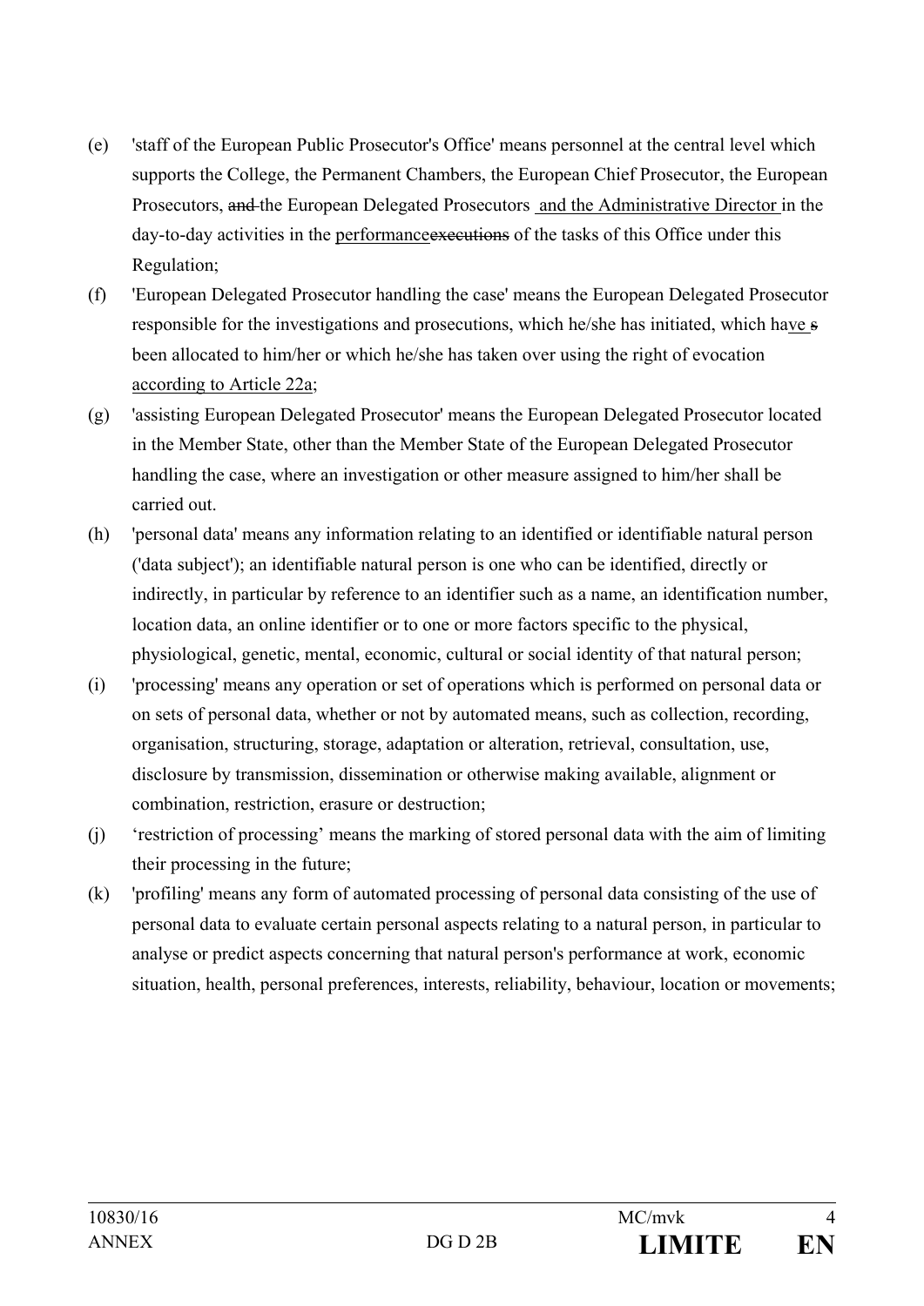(e) 'staff of the European Public Prosecutor's Office' means personnel at the central level which supports the College, the Permanent Chambers, the European Chief Prosecutor, the European Prosecutors, ~~and~~ the European Delegated Prosecutors <u>and the Administrative Director</u> in the day-to-day activities in the <u>performance</u>~~executions~~ of the tasks of this Office under this Regulation;

(f) 'European Delegated Prosecutor handling the case' means the European Delegated Prosecutor responsible for the investigations and prosecutions, which he/she has initiated, which ha<u>ve</u> ~~s~~ been allocated to him/her or which he/she has taken over using the right of evocation <u>according to Article 22a</u>;

(g) 'assisting European Delegated Prosecutor' means the European Delegated Prosecutor located in the Member State, other than the Member State of the European Delegated Prosecutor handling the case, where an investigation or other measure assigned to him/her shall be carried out.

(h) 'personal data' means any information relating to an identified or identifiable natural person ('data subject'); an identifiable natural person is one who can be identified, directly or indirectly, in particular by reference to an identifier such as a name, an identification number, location data, an online identifier or to one or more factors specific to the physical, physiological, genetic, mental, economic, cultural or social identity of that natural person;

(i) 'processing' means any operation or set of operations which is performed on personal data or on sets of personal data, whether or not by automated means, such as collection, recording, organisation, structuring, storage, adaptation or alteration, retrieval, consultation, use, disclosure by transmission, dissemination or otherwise making available, alignment or combination, restriction, erasure or destruction;

(j) 'restriction of processing' means the marking of stored personal data with the aim of limiting their processing in the future;

(k) 'profiling' means any form of automated processing of personal data consisting of the use of personal data to evaluate certain personal aspects relating to a natural person, in particular to analyse or predict aspects concerning that natural person's performance at work, economic situation, health, personal preferences, interests, reliability, behaviour, location or movements;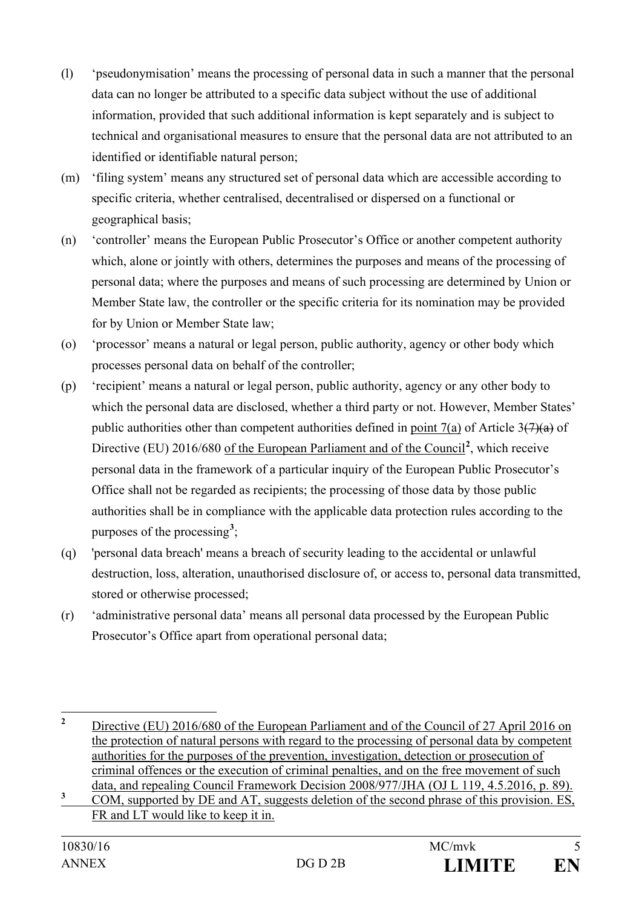(l) 'pseudonymisation' means the processing of personal data in such a manner that the personal data can no longer be attributed to a specific data subject without the use of additional information, provided that such additional information is kept separately and is subject to technical and organisational measures to ensure that the personal data are not attributed to an identified or identifiable natural person;

(m) 'filing system' means any structured set of personal data which are accessible according to specific criteria, whether centralised, decentralised or dispersed on a functional or geographical basis;

(n) 'controller' means the European Public Prosecutor's Office or another competent authority which, alone or jointly with others, determines the purposes and means of the processing of personal data; where the purposes and means of such processing are determined by Union or Member State law, the controller or the specific criteria for its nomination may be provided for by Union or Member State law;

(o) 'processor' means a natural or legal person, public authority, agency or other body which processes personal data on behalf of the controller;

(p) 'recipient' means a natural or legal person, public authority, agency or any other body to which the personal data are disclosed, whether a third party or not. However, Member States' public authorities other than competent authorities defined in <u>point 7(a)</u> of Article 3~~(7)(a)~~ of Directive (EU) 2016/680 <u>of the European Parliament and of the Council</u>[2], which receive personal data in the framework of a particular inquiry of the European Public Prosecutor's Office shall not be regarded as recipients; the processing of those data by those public authorities shall be in compliance with the applicable data protection rules according to the purposes of the processing[3];

(q) 'personal data breach' means a breach of security leading to the accidental or unlawful destruction, loss, alteration, unauthorised disclosure of, or access to, personal data transmitted, stored or otherwise processed;

(r) 'administrative personal data' means all personal data processed by the European Public Prosecutor's Office apart from operational personal data;

---

[2] <u>Directive (EU) 2016/680 of the European Parliament and of the Council of 27 April 2016 on the protection of natural persons with regard to the processing of personal data by competent authorities for the purposes of the prevention, investigation, detection or prosecution of criminal offences or the execution of criminal penalties, and on the free movement of such data, and repealing Council Framework Decision 2008/977/JHA (OJ L 119, 4.5.2016, p. 89).</u>

[3] <u>COM, supported by DE and AT, suggests deletion of the second phrase of this provision. ES, FR and LT would like to keep it in.</u>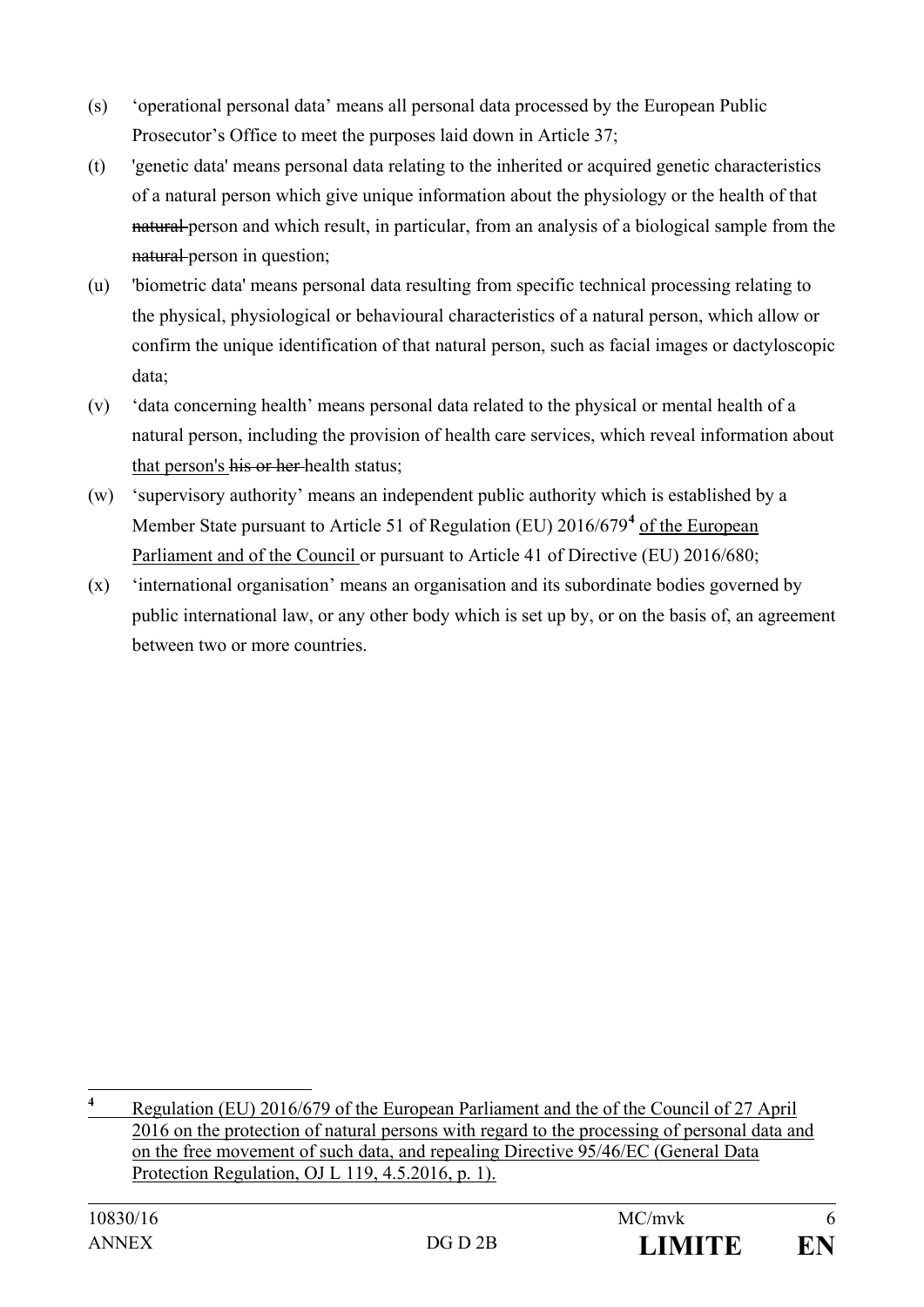(s) ‘operational personal data’ means all personal data processed by the European Public Prosecutor’s Office to meet the purposes laid down in Article 37;

(t) 'genetic data' means personal data relating to the inherited or acquired genetic characteristics of a natural person which give unique information about the physiology or the health of that ~~natural~~ person and which result, in particular, from an analysis of a biological sample from the ~~natural~~ person in question;

(u) 'biometric data' means personal data resulting from specific technical processing relating to the physical, physiological or behavioural characteristics of a natural person, which allow or confirm the unique identification of that natural person, such as facial images or dactyloscopic data;

(v) ‘data concerning health’ means personal data related to the physical or mental health of a natural person, including the provision of health care services, which reveal information about <u>that person's</u> ~~his or her~~ health status;

(w) ‘supervisory authority’ means an independent public authority which is established by a Member State pursuant to Article 51 of Regulation (EU) 2016/679[4] <u>of the European Parliament and of the Council</u> or pursuant to Article 41 of Directive (EU) 2016/680;

(x) ‘international organisation’ means an organisation and its subordinate bodies governed by public international law, or any other body which is set up by, or on the basis of, an agreement between two or more countries.

---

[4] <u>Regulation (EU) 2016/679 of the European Parliament and the of the Council of 27 April 2016 on the protection of natural persons with regard to the processing of personal data and on the free movement of such data, and repealing Directive 95/46/EC (General Data Protection Regulation, OJ L 119, 4.5.2016, p. 1).</u>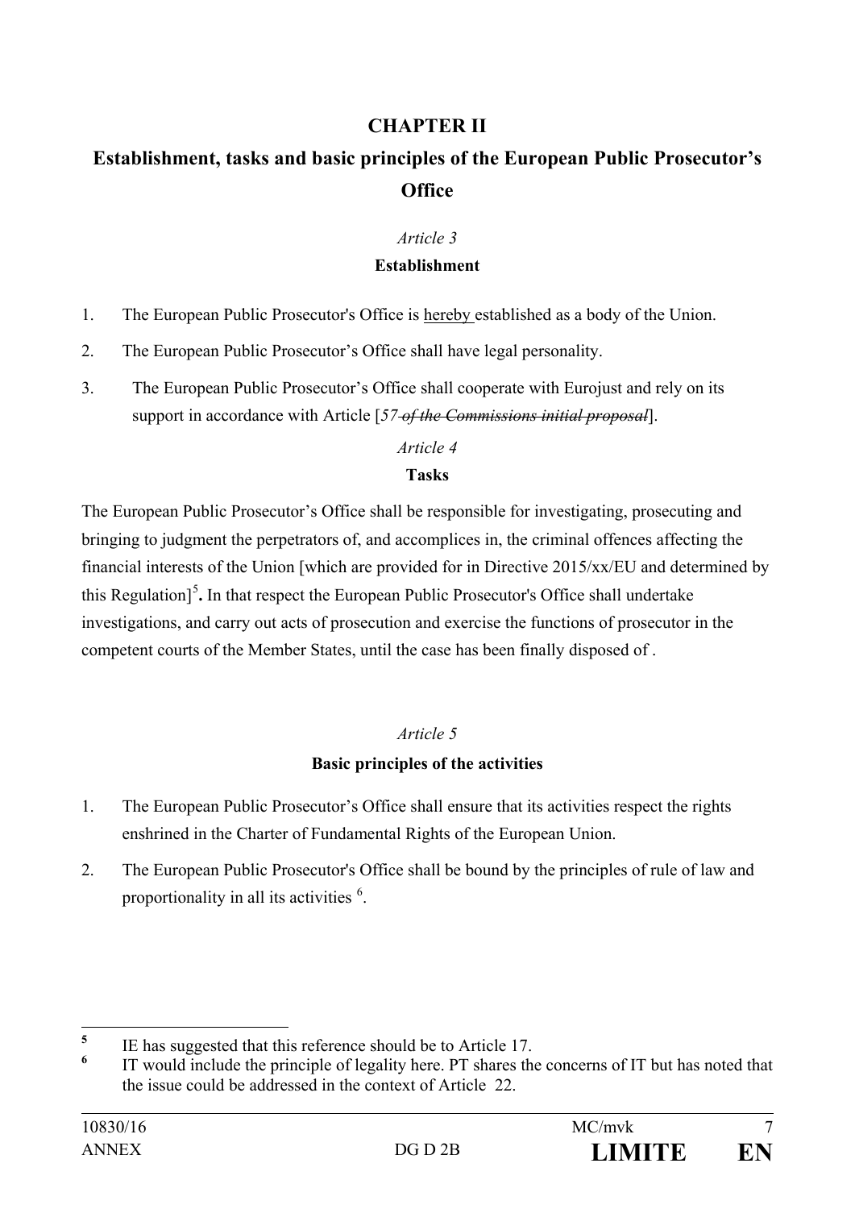## CHAPTER II

## Establishment, tasks and basic principles of the European Public Prosecutor's Office

*Article 3*

**Establishment**

1. The European Public Prosecutor's Office is <u>hereby</u> established as a body of the Union.
2. The European Public Prosecutor's Office shall have legal personality.
3. The European Public Prosecutor's Office shall cooperate with Eurojust and rely on its support in accordance with Article [*57 ~~of the Commissions initial proposal~~*].

*Article 4*

**Tasks**

The European Public Prosecutor's Office shall be responsible for investigating, prosecuting and bringing to judgment the perpetrators of, and accomplices in, the criminal offences affecting the financial interests of the Union [which are provided for in Directive 2015/xx/EU and determined by this Regulation][5]**.** In that respect the European Public Prosecutor's Office shall undertake investigations, and carry out acts of prosecution and exercise the functions of prosecutor in the competent courts of the Member States, until the case has been finally disposed of .

*Article 5*

**Basic principles of the activities**

1. The European Public Prosecutor's Office shall ensure that its activities respect the rights enshrined in the Charter of Fundamental Rights of the European Union.
2. The European Public Prosecutor's Office shall be bound by the principles of rule of law and proportionality in all its activities [6].

---

[5] IE has suggested that this reference should be to Article 17.

[6] IT would include the principle of legality here. PT shares the concerns of IT but has noted that the issue could be addressed in the context of Article 22.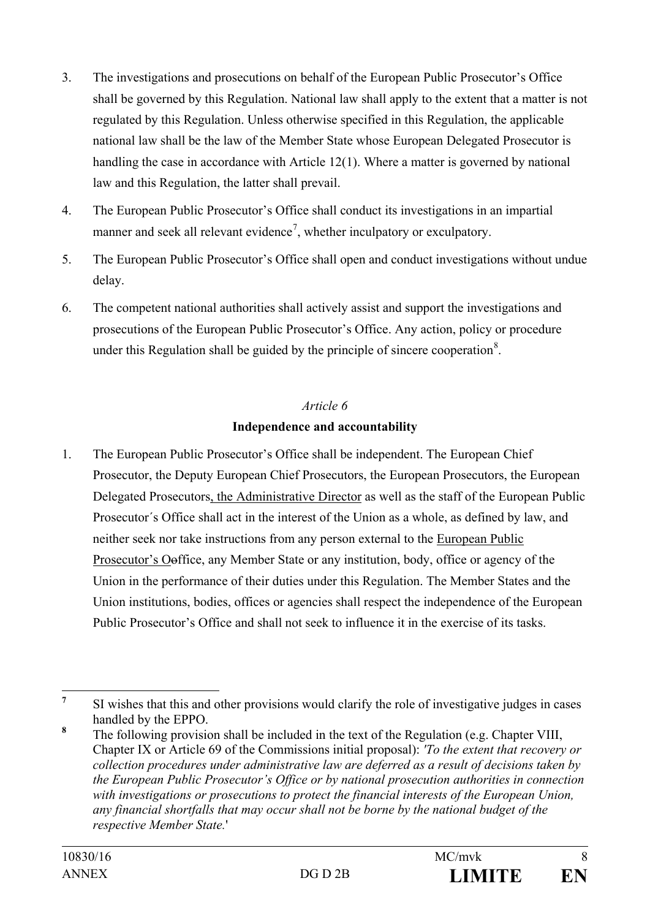3. The investigations and prosecutions on behalf of the European Public Prosecutor's Office shall be governed by this Regulation. National law shall apply to the extent that a matter is not regulated by this Regulation. Unless otherwise specified in this Regulation, the applicable national law shall be the law of the Member State whose European Delegated Prosecutor is handling the case in accordance with Article 12(1). Where a matter is governed by national law and this Regulation, the latter shall prevail.

4. The European Public Prosecutor's Office shall conduct its investigations in an impartial manner and seek all relevant evidence[7], whether inculpatory or exculpatory.

5. The European Public Prosecutor's Office shall open and conduct investigations without undue delay.

6. The competent national authorities shall actively assist and support the investigations and prosecutions of the European Public Prosecutor's Office. Any action, policy or procedure under this Regulation shall be guided by the principle of sincere cooperation[8].

*Article 6*

**Independence and accountability**

1. The European Public Prosecutor's Office shall be independent. The European Chief Prosecutor, the Deputy European Chief Prosecutors, the European Prosecutors, the European Delegated Prosecutors, the Administrative Director as well as the staff of the European Public Prosecutor´s Office shall act in the interest of the Union as a whole, as defined by law, and neither seek nor take instructions from any person external to the European Public Prosecutor's O~~o~~ffice, any Member State or any institution, body, office or agency of the Union in the performance of their duties under this Regulation. The Member States and the Union institutions, bodies, offices or agencies shall respect the independence of the European Public Prosecutor's Office and shall not seek to influence it in the exercise of its tasks.

---

[7] SI wishes that this and other provisions would clarify the role of investigative judges in cases handled by the EPPO.

[8] The following provision shall be included in the text of the Regulation (e.g. Chapter VIII, Chapter IX or Article 69 of the Commissions initial proposal): *'To the extent that recovery or collection procedures under administrative law are deferred as a result of decisions taken by the European Public Prosecutor's Office or by national prosecution authorities in connection with investigations or prosecutions to protect the financial interests of the European Union, any financial shortfalls that may occur shall not be borne by the national budget of the respective Member State.*'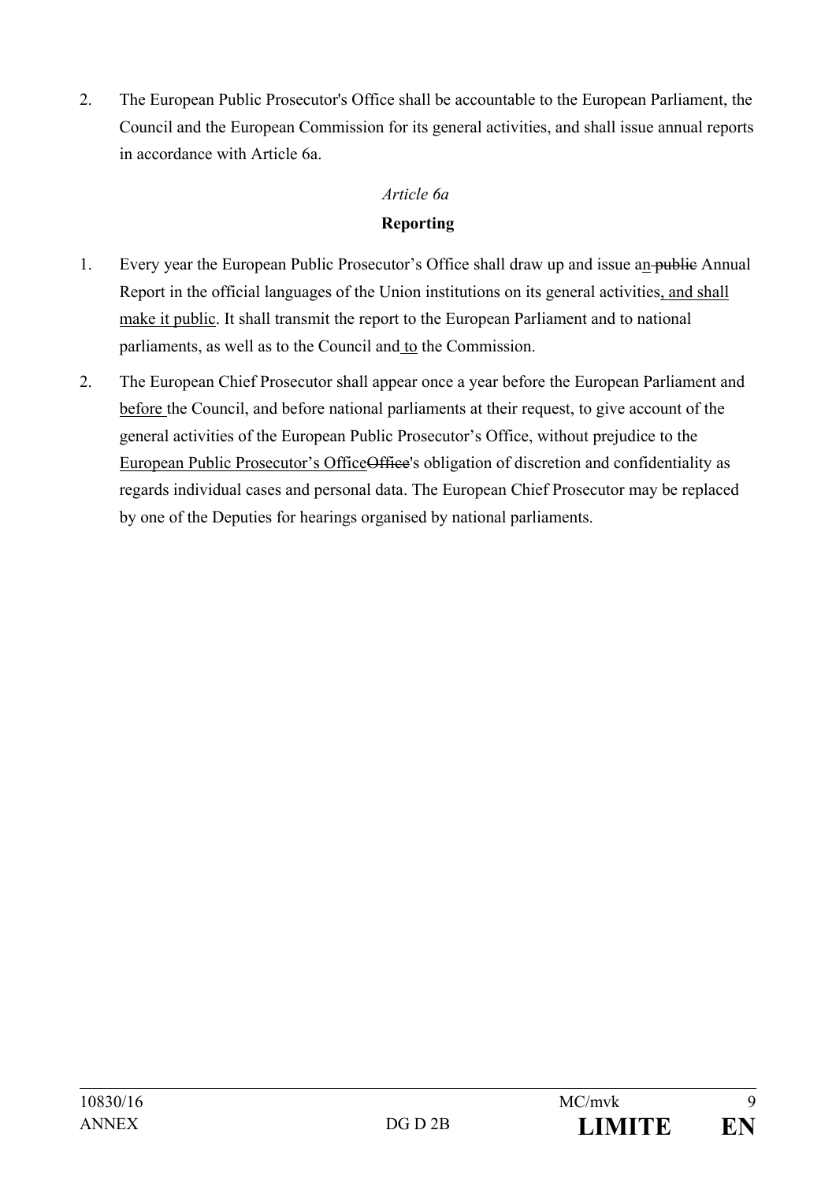2. The European Public Prosecutor's Office shall be accountable to the European Parliament, the Council and the European Commission for its general activities, and shall issue annual reports in accordance with Article 6a.

*Article 6a*

**Reporting**

1. Every year the European Public Prosecutor's Office shall draw up and issue a<u>n</u> ~~public~~ Annual Report in the official languages of the Union institutions on its general activities<u>, and shall make it public</u>. It shall transmit the report to the European Parliament and to national parliaments, as well as to the Council and <u>to</u> the Commission.

2. The European Chief Prosecutor shall appear once a year before the European Parliament and <u>before</u> the Council, and before national parliaments at their request, to give account of the general activities of the European Public Prosecutor's Office, without prejudice to the <u>European Public Prosecutor's Office</u>~~Office~~'s obligation of discretion and confidentiality as regards individual cases and personal data. The European Chief Prosecutor may be replaced by one of the Deputies for hearings organised by national parliaments.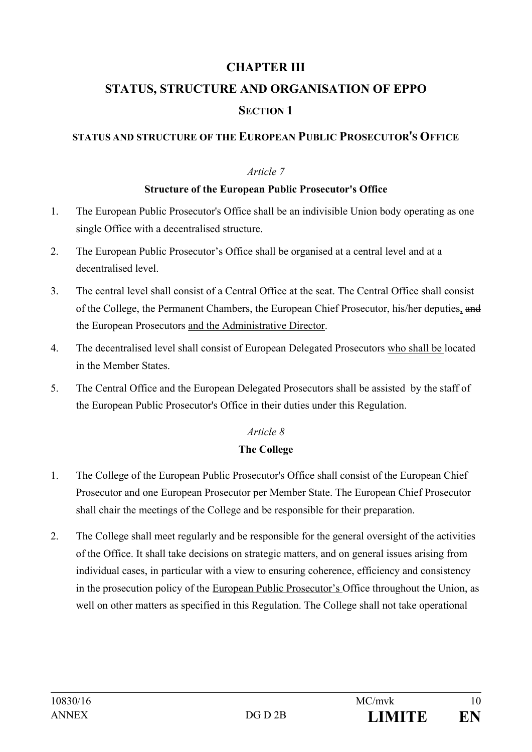# CHAPTER III

# STATUS, STRUCTURE AND ORGANISATION OF EPPO

## SECTION 1

### STATUS AND STRUCTURE OF THE EUROPEAN PUBLIC PROSECUTOR'S OFFICE

*Article 7*

**Structure of the European Public Prosecutor's Office**

1. The European Public Prosecutor's Office shall be an indivisible Union body operating as one single Office with a decentralised structure.
2. The European Public Prosecutor's Office shall be organised at a central level and at a decentralised level.
3. The central level shall consist of a Central Office at the seat. The Central Office shall consist of the College, the Permanent Chambers, the European Chief Prosecutor, his/her deputies, ~~and~~ the European Prosecutors and the Administrative Director.
4. The decentralised level shall consist of European Delegated Prosecutors who shall be located in the Member States.
5. The Central Office and the European Delegated Prosecutors shall be assisted by the staff of the European Public Prosecutor's Office in their duties under this Regulation.

*Article 8*

**The College**

1. The College of the European Public Prosecutor's Office shall consist of the European Chief Prosecutor and one European Prosecutor per Member State. The European Chief Prosecutor shall chair the meetings of the College and be responsible for their preparation.
2. The College shall meet regularly and be responsible for the general oversight of the activities of the Office. It shall take decisions on strategic matters, and on general issues arising from individual cases, in particular with a view to ensuring coherence, efficiency and consistency in the prosecution policy of the European Public Prosecutor's Office throughout the Union, as well on other matters as specified in this Regulation. The College shall not take operational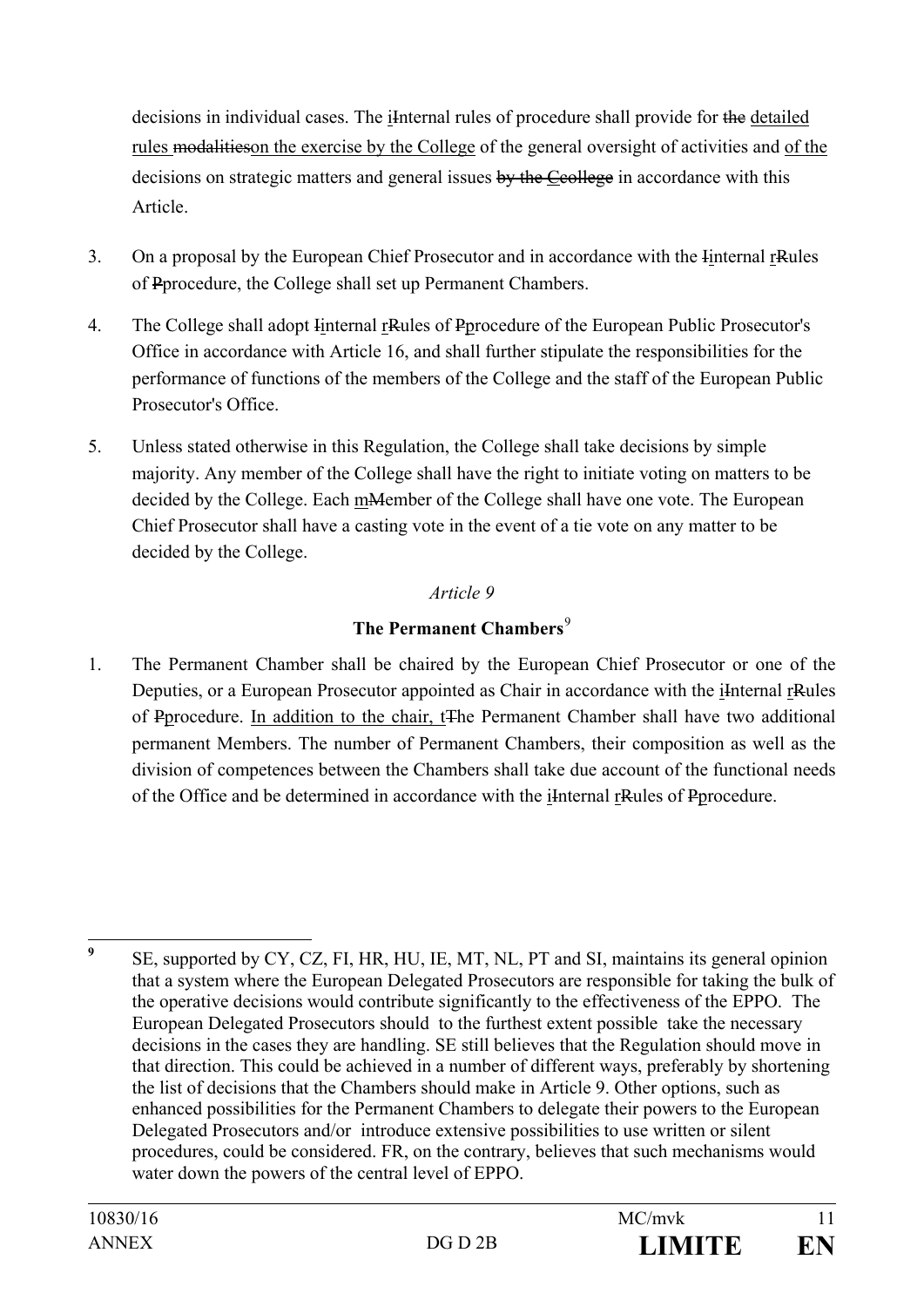decisions in individual cases. The iInternal rules of procedure shall provide for ~~the~~ detailed rules ~~modalities~~on the exercise by the College of the general oversight of activities and of the decisions on strategic matters and general issues ~~by the Ccollege~~ in accordance with this Article.

3. On a proposal by the European Chief Prosecutor and in accordance with the Iinternal rRules of Pprocedure, the College shall set up Permanent Chambers.

4. The College shall adopt Iinternal rRules of Pprocedure of the European Public Prosecutor's Office in accordance with Article 16, and shall further stipulate the responsibilities for the performance of functions of the members of the College and the staff of the European Public Prosecutor's Office.

5. Unless stated otherwise in this Regulation, the College shall take decisions by simple majority. Any member of the College shall have the right to initiate voting on matters to be decided by the College. Each mMember of the College shall have one vote. The European Chief Prosecutor shall have a casting vote in the event of a tie vote on any matter to be decided by the College.

*Article 9*

**The Permanent Chambers**[9]

1. The Permanent Chamber shall be chaired by the European Chief Prosecutor or one of the Deputies, or a European Prosecutor appointed as Chair in accordance with the iInternal rRules of Pprocedure. In addition to the chair, tThe Permanent Chamber shall have two additional permanent Members. The number of Permanent Chambers, their composition as well as the division of competences between the Chambers shall take due account of the functional needs of the Office and be determined in accordance with the iInternal rRules of Pprocedure.

---

[9] SE, supported by CY, CZ, FI, HR, HU, IE, MT, NL, PT and SI, maintains its general opinion that a system where the European Delegated Prosecutors are responsible for taking the bulk of the operative decisions would contribute significantly to the effectiveness of the EPPO. The European Delegated Prosecutors should to the furthest extent possible take the necessary decisions in the cases they are handling. SE still believes that the Regulation should move in that direction. This could be achieved in a number of different ways, preferably by shortening the list of decisions that the Chambers should make in Article 9. Other options, such as enhanced possibilities for the Permanent Chambers to delegate their powers to the European Delegated Prosecutors and/or introduce extensive possibilities to use written or silent procedures, could be considered. FR, on the contrary, believes that such mechanisms would water down the powers of the central level of EPPO.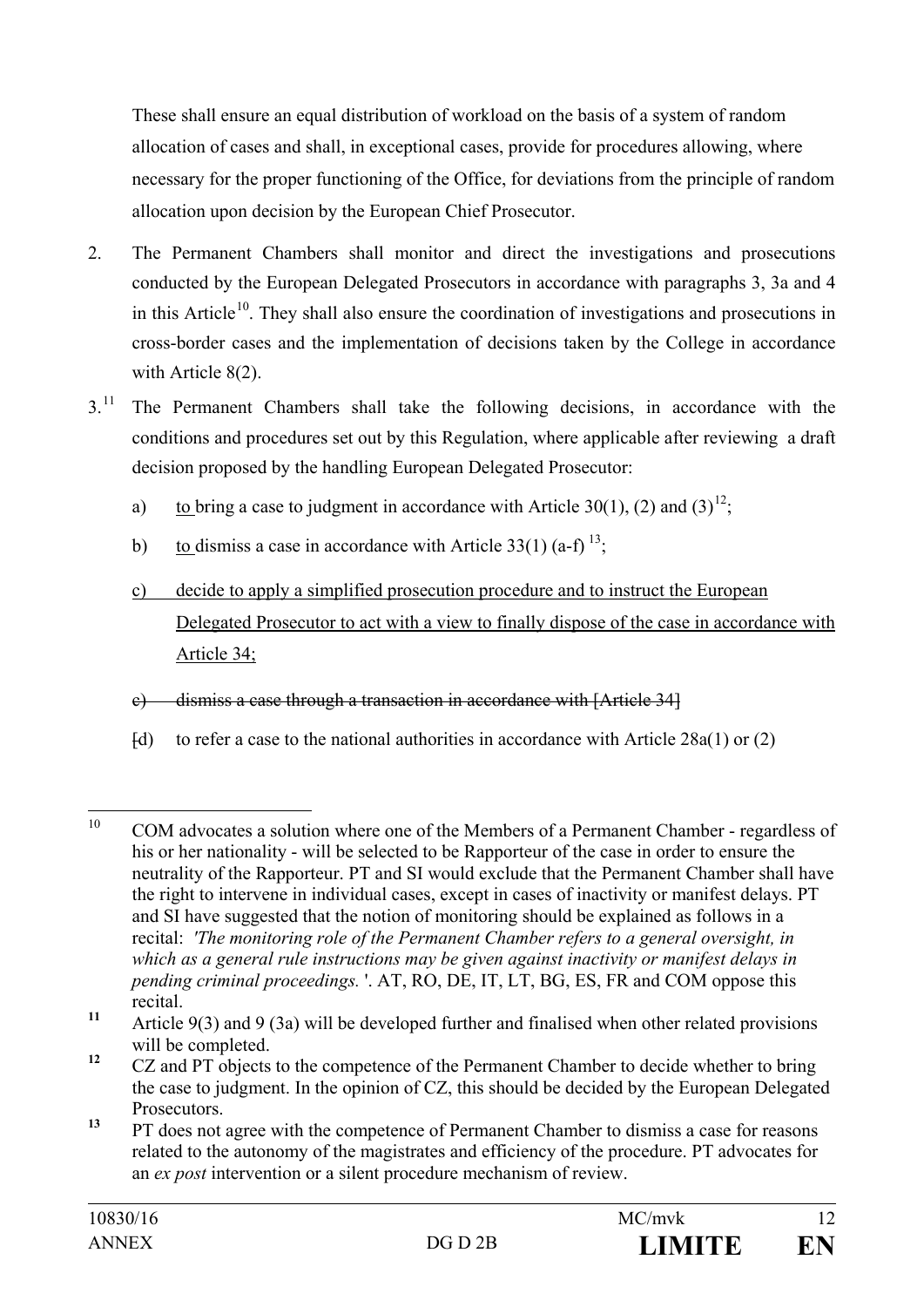These shall ensure an equal distribution of workload on the basis of a system of random allocation of cases and shall, in exceptional cases, provide for procedures allowing, where necessary for the proper functioning of the Office, for deviations from the principle of random allocation upon decision by the European Chief Prosecutor.

2. The Permanent Chambers shall monitor and direct the investigations and prosecutions conducted by the European Delegated Prosecutors in accordance with paragraphs 3, 3a and 4 in this Article[10]. They shall also ensure the coordination of investigations and prosecutions in cross-border cases and the implementation of decisions taken by the College in accordance with Article 8(2).

3.[11] The Permanent Chambers shall take the following decisions, in accordance with the conditions and procedures set out by this Regulation, where applicable after reviewing a draft decision proposed by the handling European Delegated Prosecutor:

a) <u>to</u> bring a case to judgment in accordance with Article 30(1), (2) and (3)[12];

b) <u>to</u> dismiss a case in accordance with Article 33(1) (a-f)[13];

<u>c) decide to apply a simplified prosecution procedure and to instruct the European Delegated Prosecutor to act with a view to finally dispose of the case in accordance with Article 34;</u>

~~c) dismiss a case through a transaction in accordance with [Article 34]~~

~~[~~d) to refer a case to the national authorities in accordance with Article 28a(1) or (2)

---

[10] COM advocates a solution where one of the Members of a Permanent Chamber - regardless of his or her nationality - will be selected to be Rapporteur of the case in order to ensure the neutrality of the Rapporteur. PT and SI would exclude that the Permanent Chamber shall have the right to intervene in individual cases, except in cases of inactivity or manifest delays. PT and SI have suggested that the notion of monitoring should be explained as follows in a recital: *'The monitoring role of the Permanent Chamber refers to a general oversight, in which as a general rule instructions may be given against inactivity or manifest delays in pending criminal proceedings.* '. AT, RO, DE, IT, LT, BG, ES, FR and COM oppose this recital.

[11] Article 9(3) and 9 (3a) will be developed further and finalised when other related provisions will be completed.

[12] CZ and PT objects to the competence of the Permanent Chamber to decide whether to bring the case to judgment. In the opinion of CZ, this should be decided by the European Delegated Prosecutors.

[13] PT does not agree with the competence of Permanent Chamber to dismiss a case for reasons related to the autonomy of the magistrates and efficiency of the procedure. PT advocates for an *ex post* intervention or a silent procedure mechanism of review.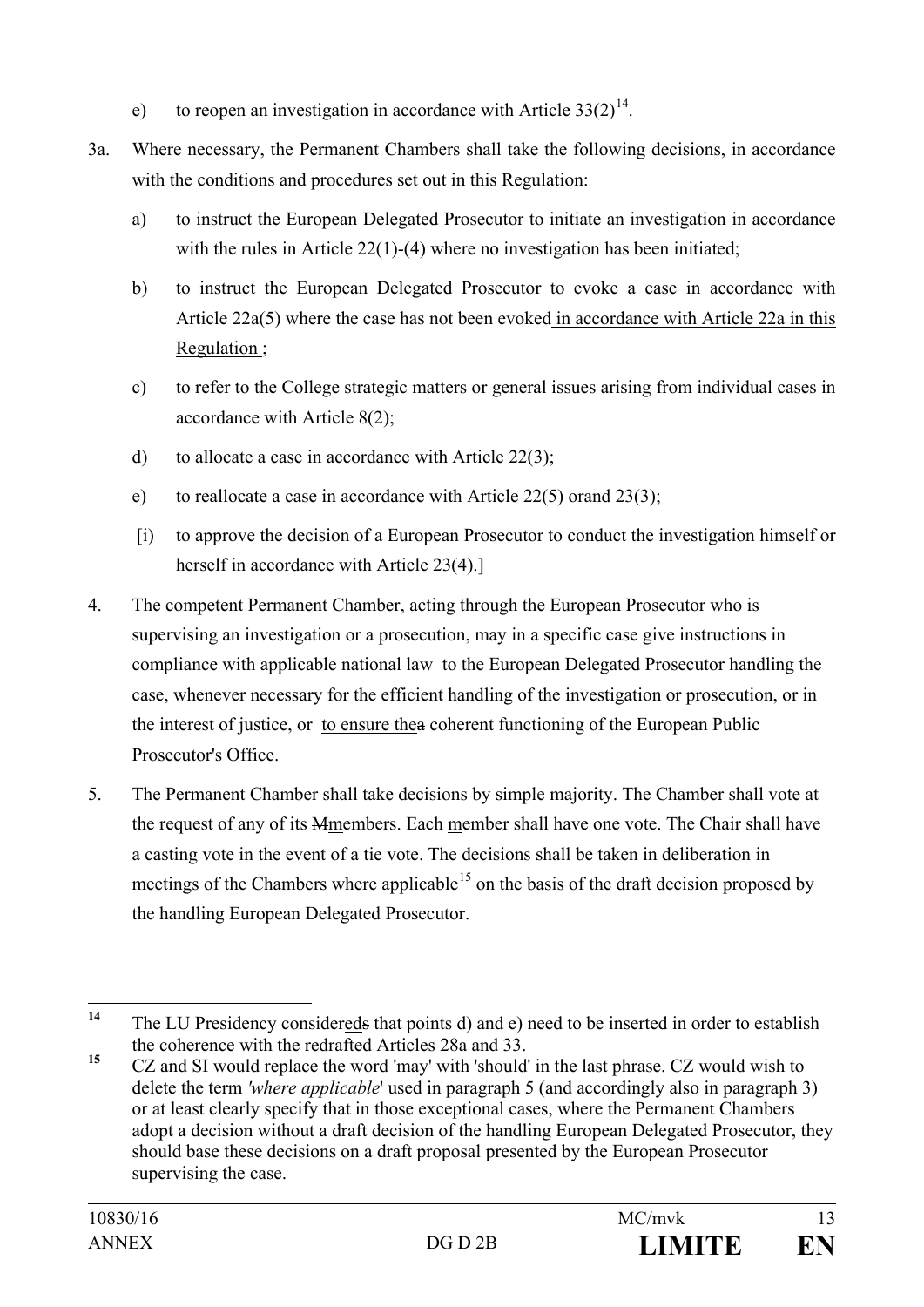e) to reopen an investigation in accordance with Article 33(2)[14].

3a. Where necessary, the Permanent Chambers shall take the following decisions, in accordance with the conditions and procedures set out in this Regulation:

a) to instruct the European Delegated Prosecutor to initiate an investigation in accordance with the rules in Article 22(1)-(4) where no investigation has been initiated;

b) to instruct the European Delegated Prosecutor to evoke a case in accordance with Article 22a(5) where the case has not been evoked in accordance with Article 22a in this Regulation ;

c) to refer to the College strategic matters or general issues arising from individual cases in accordance with Article 8(2);

d) to allocate a case in accordance with Article 22(3);

e) to reallocate a case in accordance with Article 22(5) ~~or~~and 23(3);

[i) to approve the decision of a European Prosecutor to conduct the investigation himself or herself in accordance with Article 23(4).]

4. The competent Permanent Chamber, acting through the European Prosecutor who is supervising an investigation or a prosecution, may in a specific case give instructions in compliance with applicable national law to the European Delegated Prosecutor handling the case, whenever necessary for the efficient handling of the investigation or prosecution, or in the interest of justice, or to ensure the~~a~~ coherent functioning of the European Public Prosecutor's Office.

5. The Permanent Chamber shall take decisions by simple majority. The Chamber shall vote at the request of any of its ~~M~~members. Each member shall have one vote. The Chair shall have a casting vote in the event of a tie vote. The decisions shall be taken in deliberation in meetings of the Chambers where applicable[15] on the basis of the draft decision proposed by the handling European Delegated Prosecutor.

---

[14] The LU Presidency considered~~s~~ that points d) and e) need to be inserted in order to establish the coherence with the redrafted Articles 28a and 33.

[15] CZ and SI would replace the word 'may' with 'should' in the last phrase. CZ would wish to delete the term *'where applicable'* used in paragraph 5 (and accordingly also in paragraph 3) or at least clearly specify that in those exceptional cases, where the Permanent Chambers adopt a decision without a draft decision of the handling European Delegated Prosecutor, they should base these decisions on a draft proposal presented by the European Prosecutor supervising the case.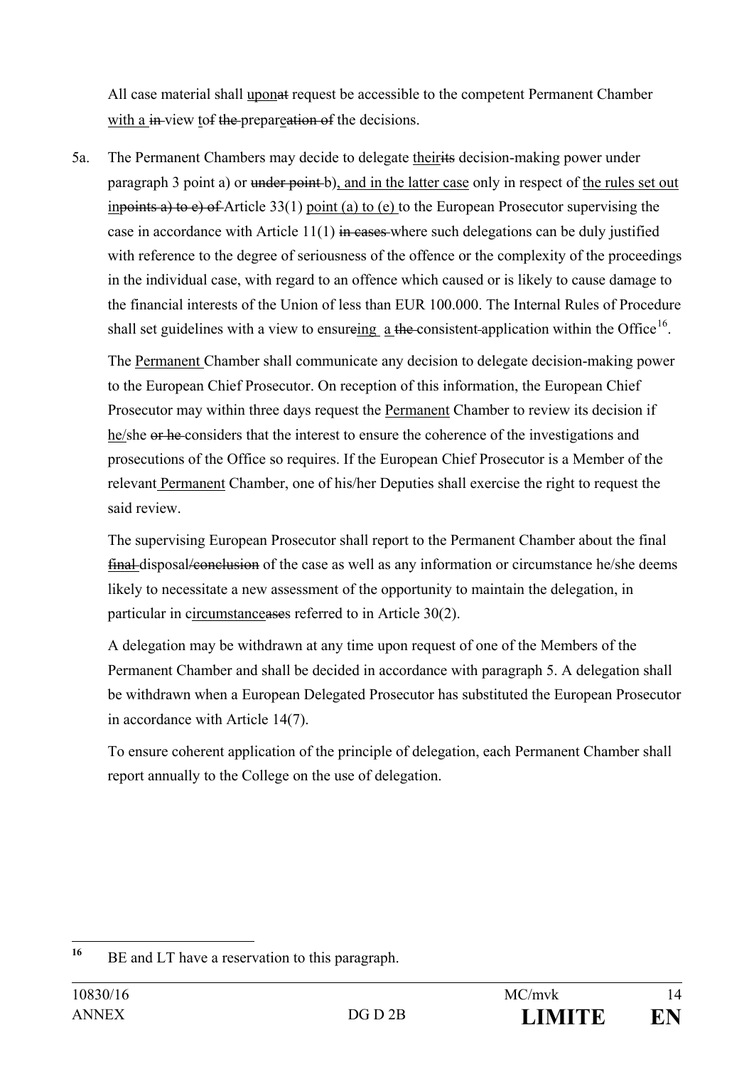All case material shall <u>upon</u>~~at~~ request be accessible to the competent Permanent Chamber <u>with a</u> ~~in~~ view <u>t</u>o~~f~~ ~~the~~ prepar<u>e</u>~~ation of~~ the decisions.

5a. The Permanent Chambers may decide to delegate <u>their</u>~~its~~ decision-making power under paragraph 3 point a) or ~~under point~~ b)<u>, and in the latter case</u> only in respect of <u>the rules set out in</u>~~points a) to e) of~~ Article 33(1) <u>point (a) to (e)</u> to the European Prosecutor supervising the case in accordance with Article 11(1) ~~in cases~~ where such delegations can be duly justified with reference to the degree of seriousness of the offence or the complexity of the proceedings in the individual case, with regard to an offence which caused or is likely to cause damage to the financial interests of the Union of less than EUR 100.000. The Internal Rules of Procedure shall set guidelines with a view to ensur~~e~~<u>ing</u> <u>a</u> ~~the~~ consistent application within the Office[16].

The <u>Permanent</u> Chamber shall communicate any decision to delegate decision-making power to the European Chief Prosecutor. On reception of this information, the European Chief Prosecutor may within three days request the <u>Permanent</u> Chamber to review its decision if <u>he</u>/she ~~or he~~ considers that the interest to ensure the coherence of the investigations and prosecutions of the Office so requires. If the European Chief Prosecutor is a Member of the relevant <u>Permanent</u> Chamber, one of his/her Deputies shall exercise the right to request the said review.

The supervising European Prosecutor shall report to the Permanent Chamber about the final ~~final~~ disposal~~/conclusion~~ of the case as well as any information or circumstance he/she deems likely to necessitate a new assessment of the opportunity to maintain the delegation, in particular in c<u>ircumstance</u>~~ase~~s referred to in Article 30(2).

A delegation may be withdrawn at any time upon request of one of the Members of the Permanent Chamber and shall be decided in accordance with paragraph 5. A delegation shall be withdrawn when a European Delegated Prosecutor has substituted the European Prosecutor in accordance with Article 14(7).

To ensure coherent application of the principle of delegation, each Permanent Chamber shall report annually to the College on the use of delegation.

---

[16] BE and LT have a reservation to this paragraph.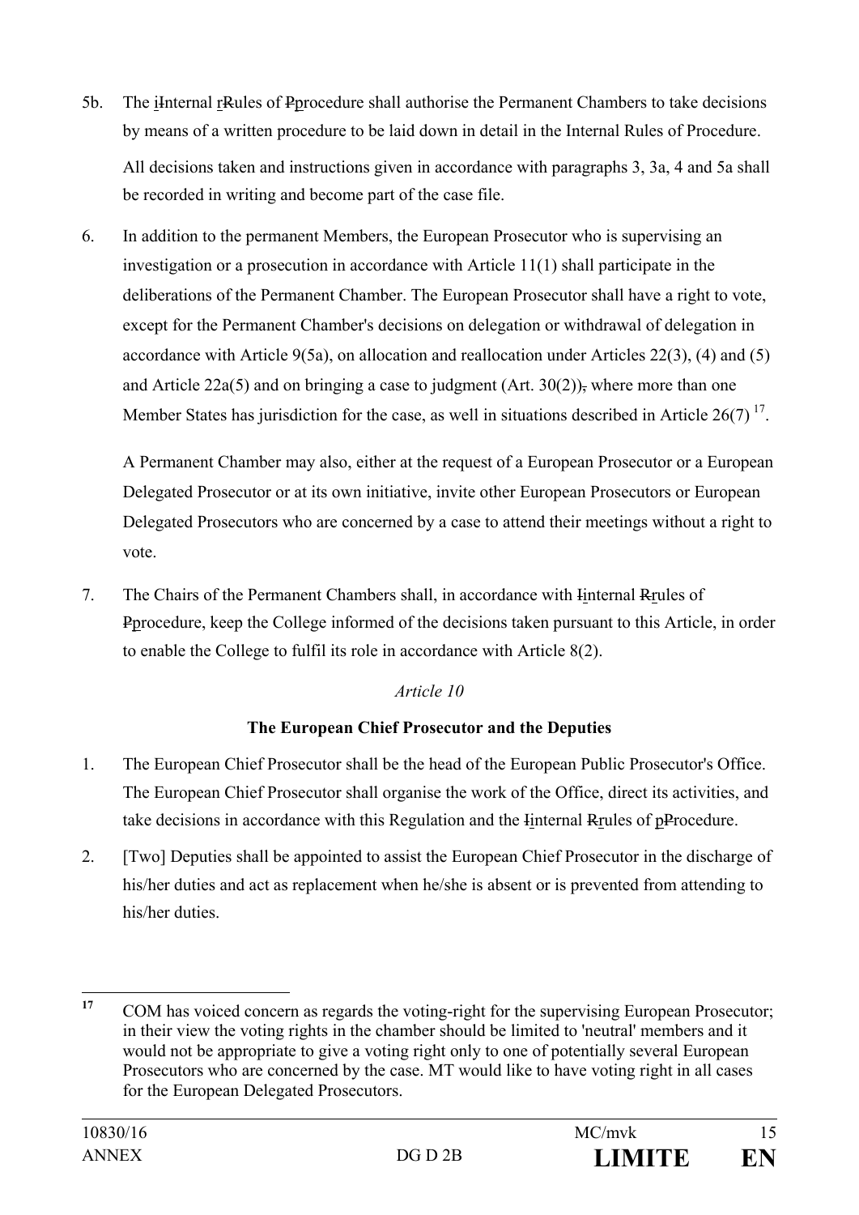5b. The iInternal rRules of Pprocedure shall authorise the Permanent Chambers to take decisions by means of a written procedure to be laid down in detail in the Internal Rules of Procedure.

All decisions taken and instructions given in accordance with paragraphs 3, 3a, 4 and 5a shall be recorded in writing and become part of the case file.

6. In addition to the permanent Members, the European Prosecutor who is supervising an investigation or a prosecution in accordance with Article 11(1) shall participate in the deliberations of the Permanent Chamber. The European Prosecutor shall have a right to vote, except for the Permanent Chamber's decisions on delegation or withdrawal of delegation in accordance with Article 9(5a), on allocation and reallocation under Articles 22(3), (4) and (5) and Article 22a(5) and on bringing a case to judgment (Art. 30(2)), where more than one Member States has jurisdiction for the case, as well in situations described in Article 26(7) [17].

A Permanent Chamber may also, either at the request of a European Prosecutor or a European Delegated Prosecutor or at its own initiative, invite other European Prosecutors or European Delegated Prosecutors who are concerned by a case to attend their meetings without a right to vote.

7. The Chairs of the Permanent Chambers shall, in accordance with Iinternal Rrules of Pprocedure, keep the College informed of the decisions taken pursuant to this Article, in order to enable the College to fulfil its role in accordance with Article 8(2).

*Article 10*

**The European Chief Prosecutor and the Deputies**

1. The European Chief Prosecutor shall be the head of the European Public Prosecutor's Office. The European Chief Prosecutor shall organise the work of the Office, direct its activities, and take decisions in accordance with this Regulation and the Iinternal Rrules of pProcedure.

2. [Two] Deputies shall be appointed to assist the European Chief Prosecutor in the discharge of his/her duties and act as replacement when he/she is absent or is prevented from attending to his/her duties.

---

[17] COM has voiced concern as regards the voting-right for the supervising European Prosecutor; in their view the voting rights in the chamber should be limited to 'neutral' members and it would not be appropriate to give a voting right only to one of potentially several European Prosecutors who are concerned by the case. MT would like to have voting right in all cases for the European Delegated Prosecutors.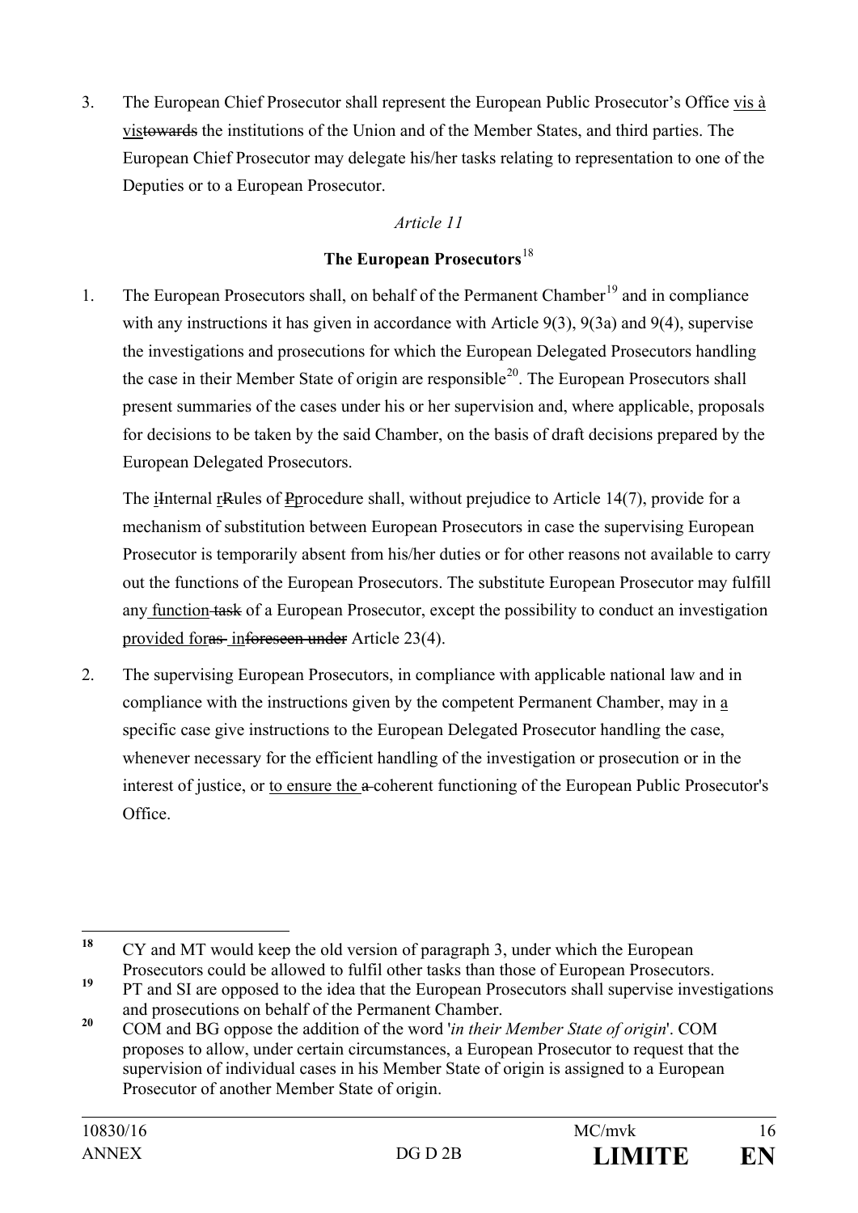3. The European Chief Prosecutor shall represent the European Public Prosecutor's Office vis à vistowards the institutions of the Union and of the Member States, and third parties. The European Chief Prosecutor may delegate his/her tasks relating to representation to one of the Deputies or to a European Prosecutor.

*Article 11*

**The European Prosecutors**[18]

1. The European Prosecutors shall, on behalf of the Permanent Chamber[19] and in compliance with any instructions it has given in accordance with Article 9(3), 9(3a) and 9(4), supervise the investigations and prosecutions for which the European Delegated Prosecutors handling the case in their Member State of origin are responsible[20]. The European Prosecutors shall present summaries of the cases under his or her supervision and, where applicable, proposals for decisions to be taken by the said Chamber, on the basis of draft decisions prepared by the European Delegated Prosecutors.

   The iInternal rRules of Pprocedure shall, without prejudice to Article 14(7), provide for a mechanism of substitution between European Prosecutors in case the supervising European Prosecutor is temporarily absent from his/her duties or for other reasons not available to carry out the functions of the European Prosecutors. The substitute European Prosecutor may fulfill any function task of a European Prosecutor, except the possibility to conduct an investigation provided foras inforeseen under Article 23(4).

2. The supervising European Prosecutors, in compliance with applicable national law and in compliance with the instructions given by the competent Permanent Chamber, may in a specific case give instructions to the European Delegated Prosecutor handling the case, whenever necessary for the efficient handling of the investigation or prosecution or in the interest of justice, or to ensure the a coherent functioning of the European Public Prosecutor's Office.

---

[18] CY and MT would keep the old version of paragraph 3, under which the European Prosecutors could be allowed to fulfil other tasks than those of European Prosecutors.

[19] PT and SI are opposed to the idea that the European Prosecutors shall supervise investigations and prosecutions on behalf of the Permanent Chamber.

[20] COM and BG oppose the addition of the word '*in their Member State of origin*'. COM proposes to allow, under certain circumstances, a European Prosecutor to request that the supervision of individual cases in his Member State of origin is assigned to a European Prosecutor of another Member State of origin.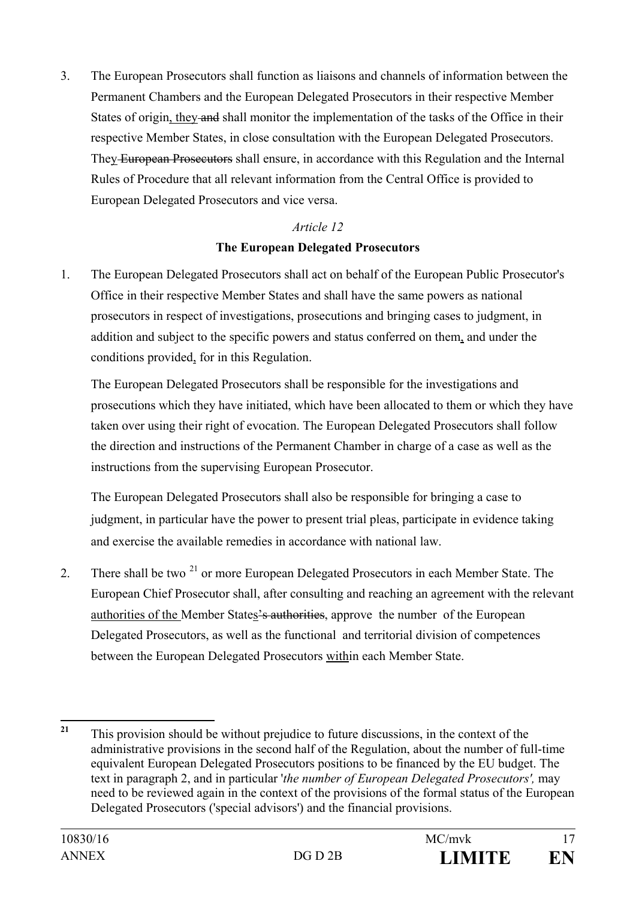3. The European Prosecutors shall function as liaisons and channels of information between the Permanent Chambers and the European Delegated Prosecutors in their respective Member States of origin, they and shall monitor the implementation of the tasks of the Office in their respective Member States, in close consultation with the European Delegated Prosecutors. They European Prosecutors shall ensure, in accordance with this Regulation and the Internal Rules of Procedure that all relevant information from the Central Office is provided to European Delegated Prosecutors and vice versa.

*Article 12*

**The European Delegated Prosecutors**

1. The European Delegated Prosecutors shall act on behalf of the European Public Prosecutor's Office in their respective Member States and shall have the same powers as national prosecutors in respect of investigations, prosecutions and bringing cases to judgment, in addition and subject to the specific powers and status conferred on them, and under the conditions provided, for in this Regulation.

   The European Delegated Prosecutors shall be responsible for the investigations and prosecutions which they have initiated, which have been allocated to them or which they have taken over using their right of evocation. The European Delegated Prosecutors shall follow the direction and instructions of the Permanent Chamber in charge of a case as well as the instructions from the supervising European Prosecutor.

   The European Delegated Prosecutors shall also be responsible for bringing a case to judgment, in particular have the power to present trial pleas, participate in evidence taking and exercise the available remedies in accordance with national law.

2. There shall be two [21] or more European Delegated Prosecutors in each Member State. The European Chief Prosecutor shall, after consulting and reaching an agreement with the relevant authorities of the Member States's authorities, approve the number of the European Delegated Prosecutors, as well as the functional and territorial division of competences between the European Delegated Prosecutors within each Member State.

---

[21] This provision should be without prejudice to future discussions, in the context of the administrative provisions in the second half of the Regulation, about the number of full-time equivalent European Delegated Prosecutors positions to be financed by the EU budget. The text in paragraph 2, and in particular '*the number of European Delegated Prosecutors',* may need to be reviewed again in the context of the provisions of the formal status of the European Delegated Prosecutors ('special advisors') and the financial provisions.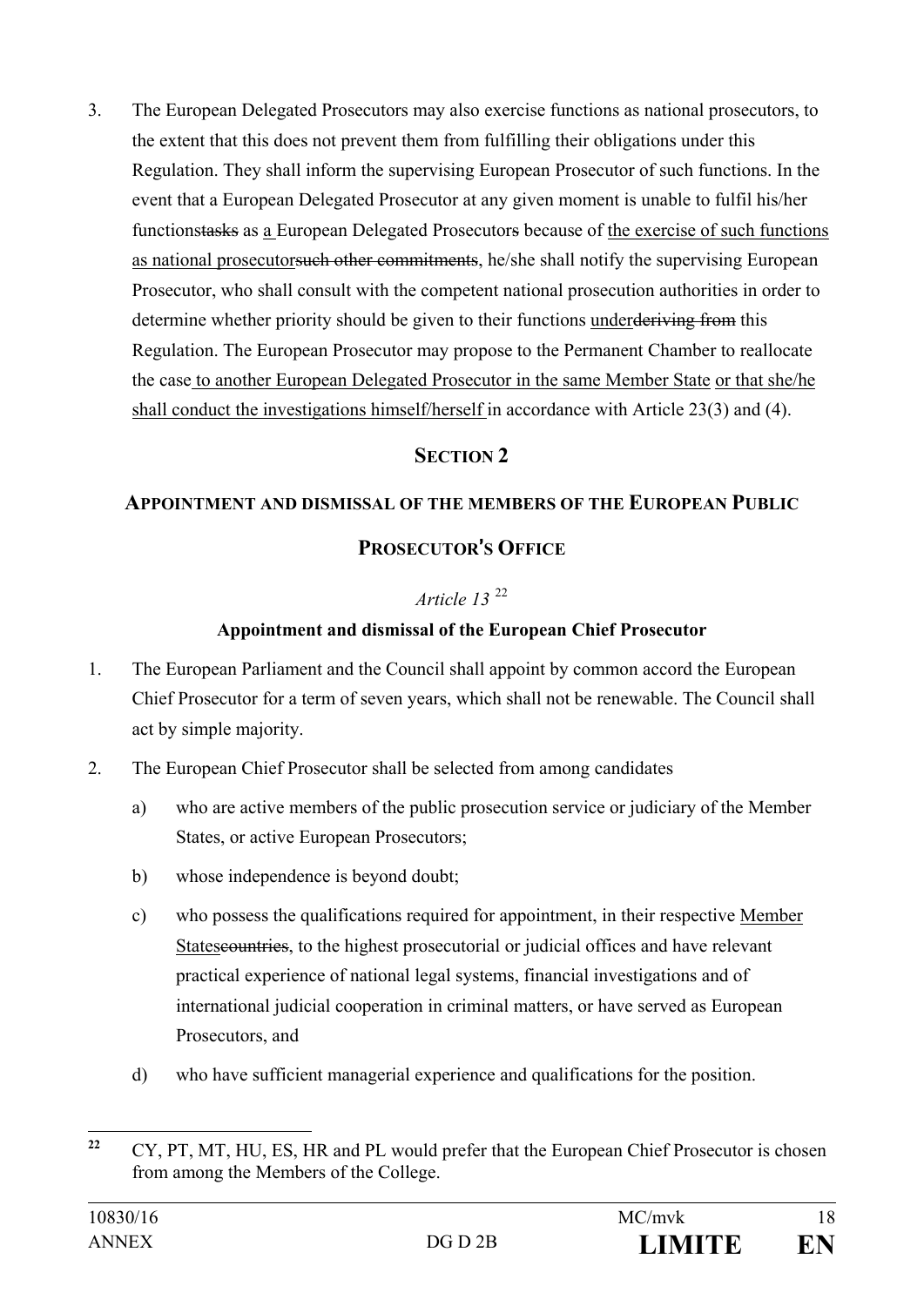3. The European Delegated Prosecutors may also exercise functions as national prosecutors, to the extent that this does not prevent them from fulfilling their obligations under this Regulation. They shall inform the supervising European Prosecutor of such functions. In the event that a European Delegated Prosecutor at any given moment is unable to fulfil his/her functions~~tasks~~ as a European Delegated Prosecutor~~s~~ because of the exercise of such functions as national prosecutor~~such other commitments~~, he/she shall notify the supervising European Prosecutor, who shall consult with the competent national prosecution authorities in order to determine whether priority should be given to their functions under~~deriving from~~ this Regulation. The European Prosecutor may propose to the Permanent Chamber to reallocate the case to another European Delegated Prosecutor in the same Member State or that she/he shall conduct the investigations himself/herself in accordance with Article 23(3) and (4).

## SECTION 2

## APPOINTMENT AND DISMISSAL OF THE MEMBERS OF THE EUROPEAN PUBLIC PROSECUTOR'S OFFICE

### *Article 13* [22]

### Appointment and dismissal of the European Chief Prosecutor

1. The European Parliament and the Council shall appoint by common accord the European Chief Prosecutor for a term of seven years, which shall not be renewable. The Council shall act by simple majority.

2. The European Chief Prosecutor shall be selected from among candidates

   a) who are active members of the public prosecution service or judiciary of the Member States, or active European Prosecutors;

   b) whose independence is beyond doubt;

   c) who possess the qualifications required for appointment, in their respective Member States~~countries~~, to the highest prosecutorial or judicial offices and have relevant practical experience of national legal systems, financial investigations and of international judicial cooperation in criminal matters, or have served as European Prosecutors, and

   d) who have sufficient managerial experience and qualifications for the position.

---

[22] CY, PT, MT, HU, ES, HR and PL would prefer that the European Chief Prosecutor is chosen from among the Members of the College.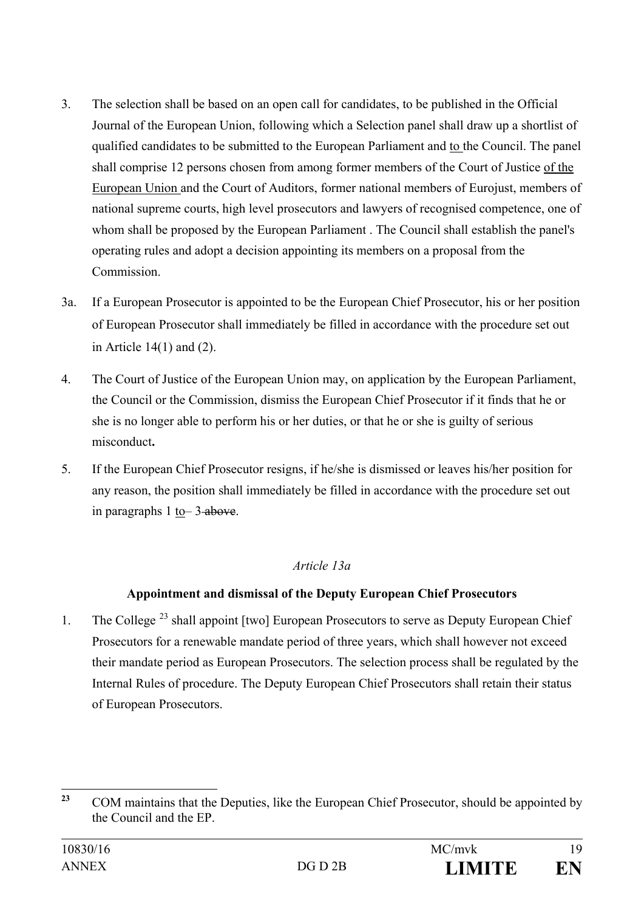3. The selection shall be based on an open call for candidates, to be published in the Official Journal of the European Union, following which a Selection panel shall draw up a shortlist of qualified candidates to be submitted to the European Parliament and to the Council. The panel shall comprise 12 persons chosen from among former members of the Court of Justice of the European Union and the Court of Auditors, former national members of Eurojust, members of national supreme courts, high level prosecutors and lawyers of recognised competence, one of whom shall be proposed by the European Parliament . The Council shall establish the panel's operating rules and adopt a decision appointing its members on a proposal from the Commission.

3a. If a European Prosecutor is appointed to be the European Chief Prosecutor, his or her position of European Prosecutor shall immediately be filled in accordance with the procedure set out in Article 14(1) and (2).

4. The Court of Justice of the European Union may, on application by the European Parliament, the Council or the Commission, dismiss the European Chief Prosecutor if it finds that he or she is no longer able to perform his or her duties, or that he or she is guilty of serious misconduct**.**

5. If the European Chief Prosecutor resigns, if he/she is dismissed or leaves his/her position for any reason, the position shall immediately be filled in accordance with the procedure set out in paragraphs 1 to– 3 ~~above~~.

*Article 13a*

**Appointment and dismissal of the Deputy European Chief Prosecutors**

1. The College [23] shall appoint [two] European Prosecutors to serve as Deputy European Chief Prosecutors for a renewable mandate period of three years, which shall however not exceed their mandate period as European Prosecutors. The selection process shall be regulated by the Internal Rules of procedure. The Deputy European Chief Prosecutors shall retain their status of European Prosecutors.

---

[23] COM maintains that the Deputies, like the European Chief Prosecutor, should be appointed by the Council and the EP.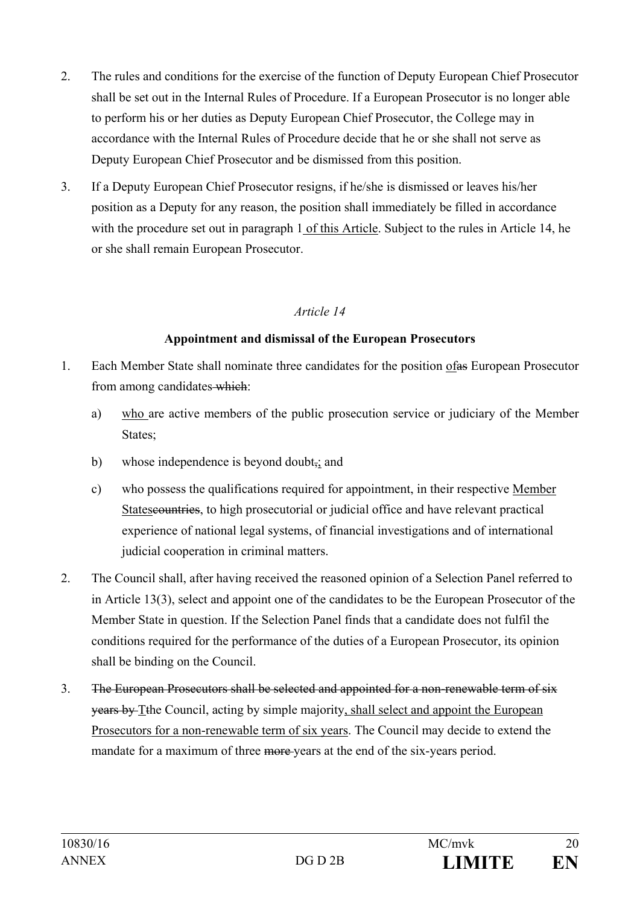2. The rules and conditions for the exercise of the function of Deputy European Chief Prosecutor shall be set out in the Internal Rules of Procedure. If a European Prosecutor is no longer able to perform his or her duties as Deputy European Chief Prosecutor, the College may in accordance with the Internal Rules of Procedure decide that he or she shall not serve as Deputy European Chief Prosecutor and be dismissed from this position.

3. If a Deputy European Chief Prosecutor resigns, if he/she is dismissed or leaves his/her position as a Deputy for any reason, the position shall immediately be filled in accordance with the procedure set out in paragraph 1 of this Article. Subject to the rules in Article 14, he or she shall remain European Prosecutor.

*Article 14*

**Appointment and dismissal of the European Prosecutors**

1. Each Member State shall nominate three candidates for the position of~~as~~ European Prosecutor from among candidates~~ which~~:

   a) who are active members of the public prosecution service or judiciary of the Member States;

   b) whose independence is beyond doubt~~,~~; and

   c) who possess the qualifications required for appointment, in their respective Member States~~countries~~, to high prosecutorial or judicial office and have relevant practical experience of national legal systems, of financial investigations and of international judicial cooperation in criminal matters.

2. The Council shall, after having received the reasoned opinion of a Selection Panel referred to in Article 13(3), select and appoint one of the candidates to be the European Prosecutor of the Member State in question. If the Selection Panel finds that a candidate does not fulfil the conditions required for the performance of the duties of a European Prosecutor, its opinion shall be binding on the Council.

3. ~~The European Prosecutors shall be selected and appointed for a non-renewable term of six years by~~ T~~t~~he Council, acting by simple majority, shall select and appoint the European Prosecutors for a non-renewable term of six years. The Council may decide to extend the mandate for a maximum of three ~~more~~ years at the end of the six-years period.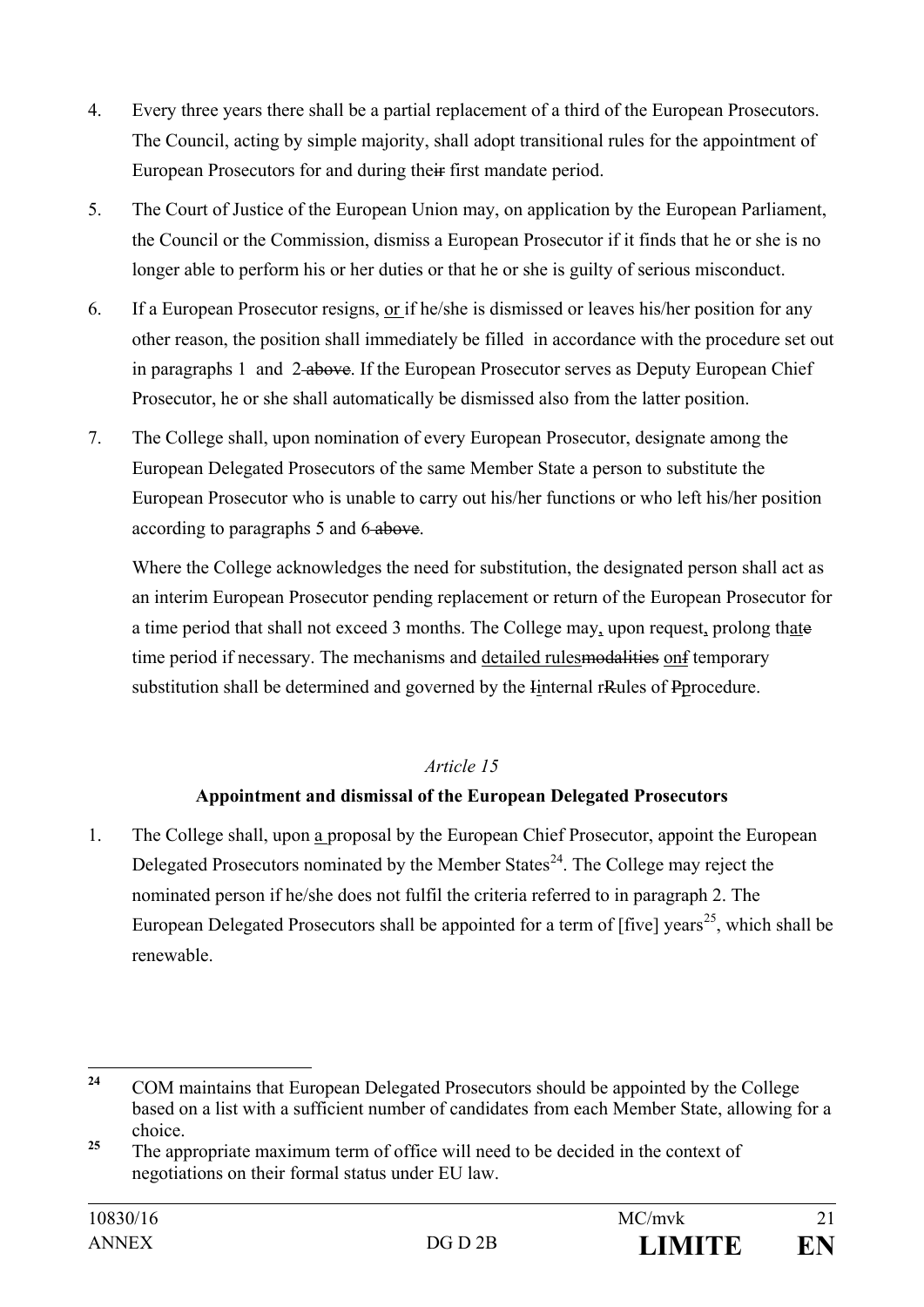4. Every three years there shall be a partial replacement of a third of the European Prosecutors. The Council, acting by simple majority, shall adopt transitional rules for the appointment of European Prosecutors for and during their first mandate period.

5. The Court of Justice of the European Union may, on application by the European Parliament, the Council or the Commission, dismiss a European Prosecutor if it finds that he or she is no longer able to perform his or her duties or that he or she is guilty of serious misconduct.

6. If a European Prosecutor resigns, or if he/she is dismissed or leaves his/her position for any other reason, the position shall immediately be filled in accordance with the procedure set out in paragraphs 1 and 2 above. If the European Prosecutor serves as Deputy European Chief Prosecutor, he or she shall automatically be dismissed also from the latter position.

7. The College shall, upon nomination of every European Prosecutor, designate among the European Delegated Prosecutors of the same Member State a person to substitute the European Prosecutor who is unable to carry out his/her functions or who left his/her position according to paragraphs 5 and 6 above.

   Where the College acknowledges the need for substitution, the designated person shall act as an interim European Prosecutor pending replacement or return of the European Prosecutor for a time period that shall not exceed 3 months. The College may, upon request, prolong thate time period if necessary. The mechanisms and detailed rulesmodalities onf temporary substitution shall be determined and governed by the Iinternal rRules of Pprocedure.

*Article 15*

**Appointment and dismissal of the European Delegated Prosecutors**

1. The College shall, upon a proposal by the European Chief Prosecutor, appoint the European Delegated Prosecutors nominated by the Member States[24]. The College may reject the nominated person if he/she does not fulfil the criteria referred to in paragraph 2. The European Delegated Prosecutors shall be appointed for a term of [five] years[25], which shall be renewable.

---

[24] COM maintains that European Delegated Prosecutors should be appointed by the College based on a list with a sufficient number of candidates from each Member State, allowing for a choice.

[25] The appropriate maximum term of office will need to be decided in the context of negotiations on their formal status under EU law.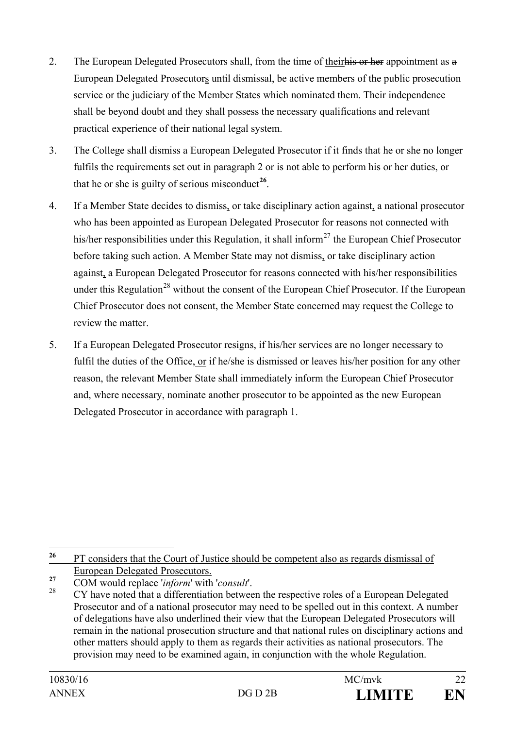2. The European Delegated Prosecutors shall, from the time of ~~his or her~~ their appointment as ~~a~~ European Delegated Prosecutors until dismissal, be active members of the public prosecution service or the judiciary of the Member States which nominated them. Their independence shall be beyond doubt and they shall possess the necessary qualifications and relevant practical experience of their national legal system.

3. The College shall dismiss a European Delegated Prosecutor if it finds that he or she no longer fulfils the requirements set out in paragraph 2 or is not able to perform his or her duties, or that he or she is guilty of serious misconduct[26].

4. If a Member State decides to dismiss, or take disciplinary action against, a national prosecutor who has been appointed as European Delegated Prosecutor for reasons not connected with his/her responsibilities under this Regulation, it shall inform[27] the European Chief Prosecutor before taking such action. A Member State may not dismiss, or take disciplinary action against, a European Delegated Prosecutor for reasons connected with his/her responsibilities under this Regulation[28] without the consent of the European Chief Prosecutor. If the European Chief Prosecutor does not consent, the Member State concerned may request the College to review the matter.

5. If a European Delegated Prosecutor resigns, if his/her services are no longer necessary to fulfil the duties of the Office, or if he/she is dismissed or leaves his/her position for any other reason, the relevant Member State shall immediately inform the European Chief Prosecutor and, where necessary, nominate another prosecutor to be appointed as the new European Delegated Prosecutor in accordance with paragraph 1.

---

[26] PT considers that the Court of Justice should be competent also as regards dismissal of European Delegated Prosecutors.

[27] COM would replace '*inform*' with '*consult*'.

[28] CY have noted that a differentiation between the respective roles of a European Delegated Prosecutor and of a national prosecutor may need to be spelled out in this context. A number of delegations have also underlined their view that the European Delegated Prosecutors will remain in the national prosecution structure and that national rules on disciplinary actions and other matters should apply to them as regards their activities as national prosecutors. The provision may need to be examined again, in conjunction with the whole Regulation.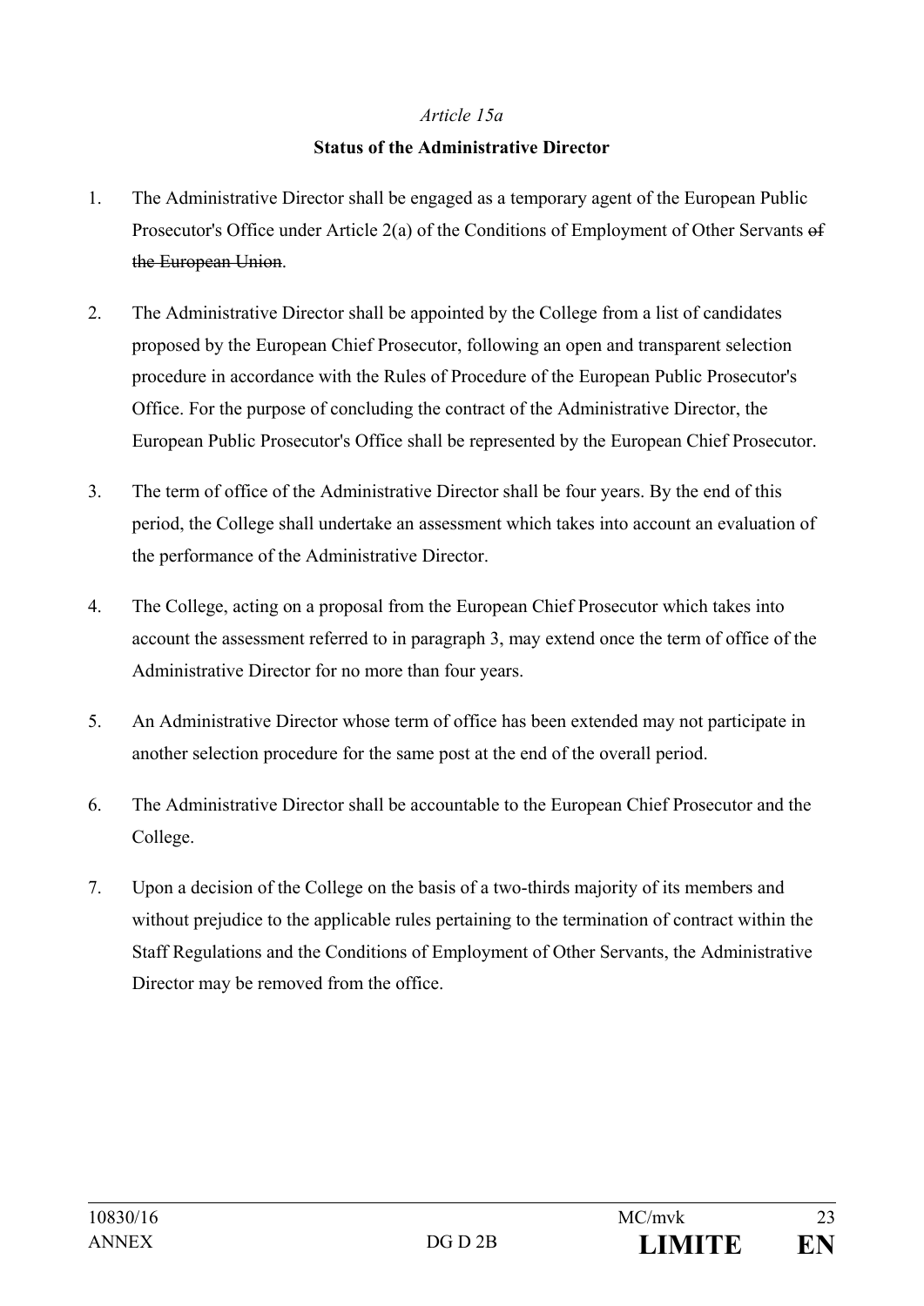*Article 15a*

**Status of the Administrative Director**

1. The Administrative Director shall be engaged as a temporary agent of the European Public Prosecutor's Office under Article 2(a) of the Conditions of Employment of Other Servants ~~of the European Union~~.

2. The Administrative Director shall be appointed by the College from a list of candidates proposed by the European Chief Prosecutor, following an open and transparent selection procedure in accordance with the Rules of Procedure of the European Public Prosecutor's Office. For the purpose of concluding the contract of the Administrative Director, the European Public Prosecutor's Office shall be represented by the European Chief Prosecutor.

3. The term of office of the Administrative Director shall be four years. By the end of this period, the College shall undertake an assessment which takes into account an evaluation of the performance of the Administrative Director.

4. The College, acting on a proposal from the European Chief Prosecutor which takes into account the assessment referred to in paragraph 3, may extend once the term of office of the Administrative Director for no more than four years.

5. An Administrative Director whose term of office has been extended may not participate in another selection procedure for the same post at the end of the overall period.

6. The Administrative Director shall be accountable to the European Chief Prosecutor and the College.

7. Upon a decision of the College on the basis of a two-thirds majority of its members and without prejudice to the applicable rules pertaining to the termination of contract within the Staff Regulations and the Conditions of Employment of Other Servants, the Administrative Director may be removed from the office.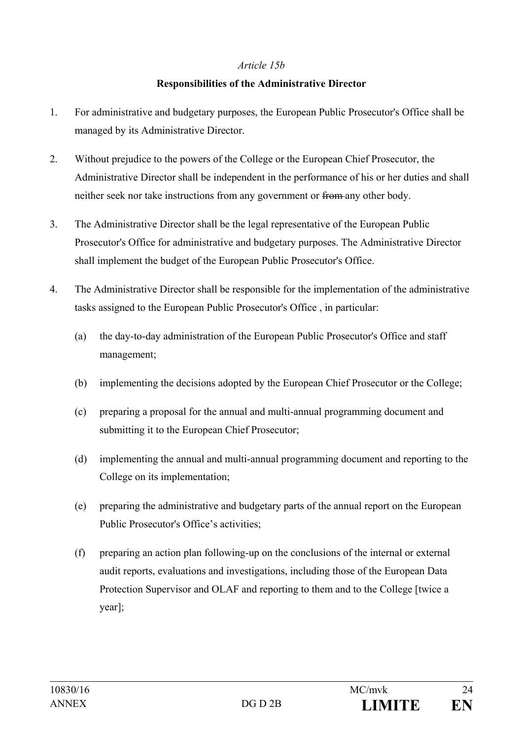*Article 15b*

**Responsibilities of the Administrative Director**

1. For administrative and budgetary purposes, the European Public Prosecutor's Office shall be managed by its Administrative Director.

2. Without prejudice to the powers of the College or the European Chief Prosecutor, the Administrative Director shall be independent in the performance of his or her duties and shall neither seek nor take instructions from any government or ~~from~~ any other body.

3. The Administrative Director shall be the legal representative of the European Public Prosecutor's Office for administrative and budgetary purposes. The Administrative Director shall implement the budget of the European Public Prosecutor's Office.

4. The Administrative Director shall be responsible for the implementation of the administrative tasks assigned to the European Public Prosecutor's Office , in particular:

   (a) the day-to-day administration of the European Public Prosecutor's Office and staff management;

   (b) implementing the decisions adopted by the European Chief Prosecutor or the College;

   (c) preparing a proposal for the annual and multi-annual programming document and submitting it to the European Chief Prosecutor;

   (d) implementing the annual and multi-annual programming document and reporting to the College on its implementation;

   (e) preparing the administrative and budgetary parts of the annual report on the European Public Prosecutor's Office's activities;

   (f) preparing an action plan following-up on the conclusions of the internal or external audit reports, evaluations and investigations, including those of the European Data Protection Supervisor and OLAF and reporting to them and to the College [twice a year];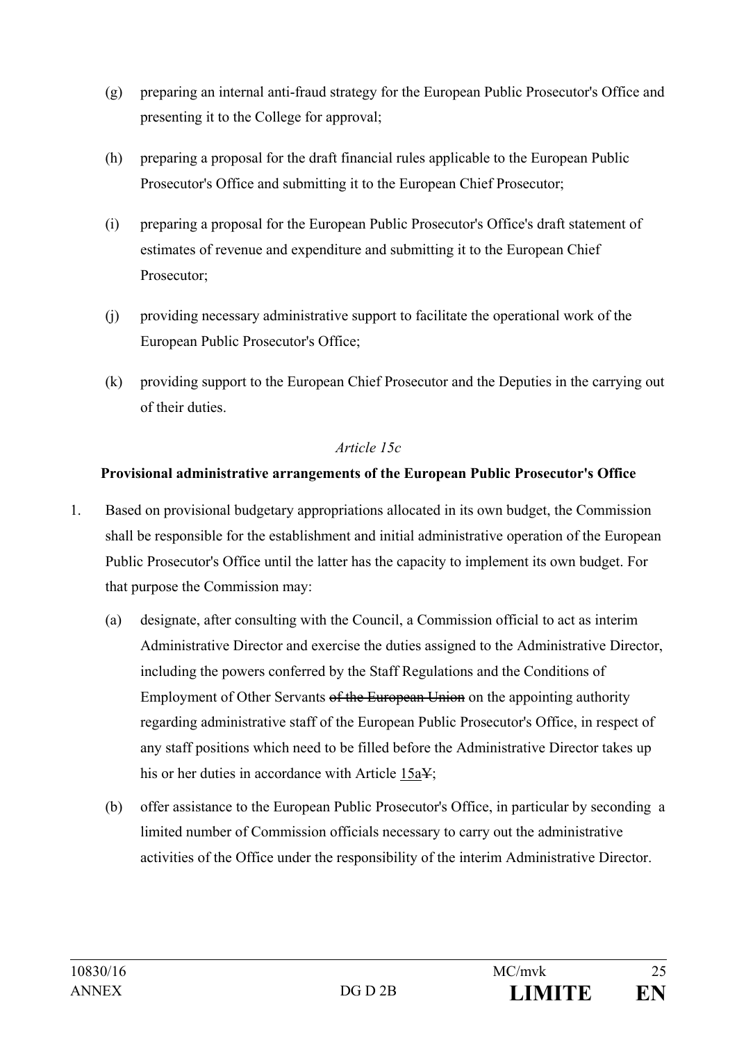(g) preparing an internal anti-fraud strategy for the European Public Prosecutor's Office and presenting it to the College for approval;

(h) preparing a proposal for the draft financial rules applicable to the European Public Prosecutor's Office and submitting it to the European Chief Prosecutor;

(i) preparing a proposal for the European Public Prosecutor's Office's draft statement of estimates of revenue and expenditure and submitting it to the European Chief Prosecutor;

(j) providing necessary administrative support to facilitate the operational work of the European Public Prosecutor's Office;

(k) providing support to the European Chief Prosecutor and the Deputies in the carrying out of their duties.

*Article 15c*

**Provisional administrative arrangements of the European Public Prosecutor's Office**

1. Based on provisional budgetary appropriations allocated in its own budget, the Commission shall be responsible for the establishment and initial administrative operation of the European Public Prosecutor's Office until the latter has the capacity to implement its own budget. For that purpose the Commission may:

   (a) designate, after consulting with the Council, a Commission official to act as interim Administrative Director and exercise the duties assigned to the Administrative Director, including the powers conferred by the Staff Regulations and the Conditions of Employment of Other Servants ~~of the European Union~~ on the appointing authority regarding administrative staff of the European Public Prosecutor's Office, in respect of any staff positions which need to be filled before the Administrative Director takes up his or her duties in accordance with Article <u>15a</u>~~Y~~;

   (b) offer assistance to the European Public Prosecutor's Office, in particular by seconding a limited number of Commission officials necessary to carry out the administrative activities of the Office under the responsibility of the interim Administrative Director.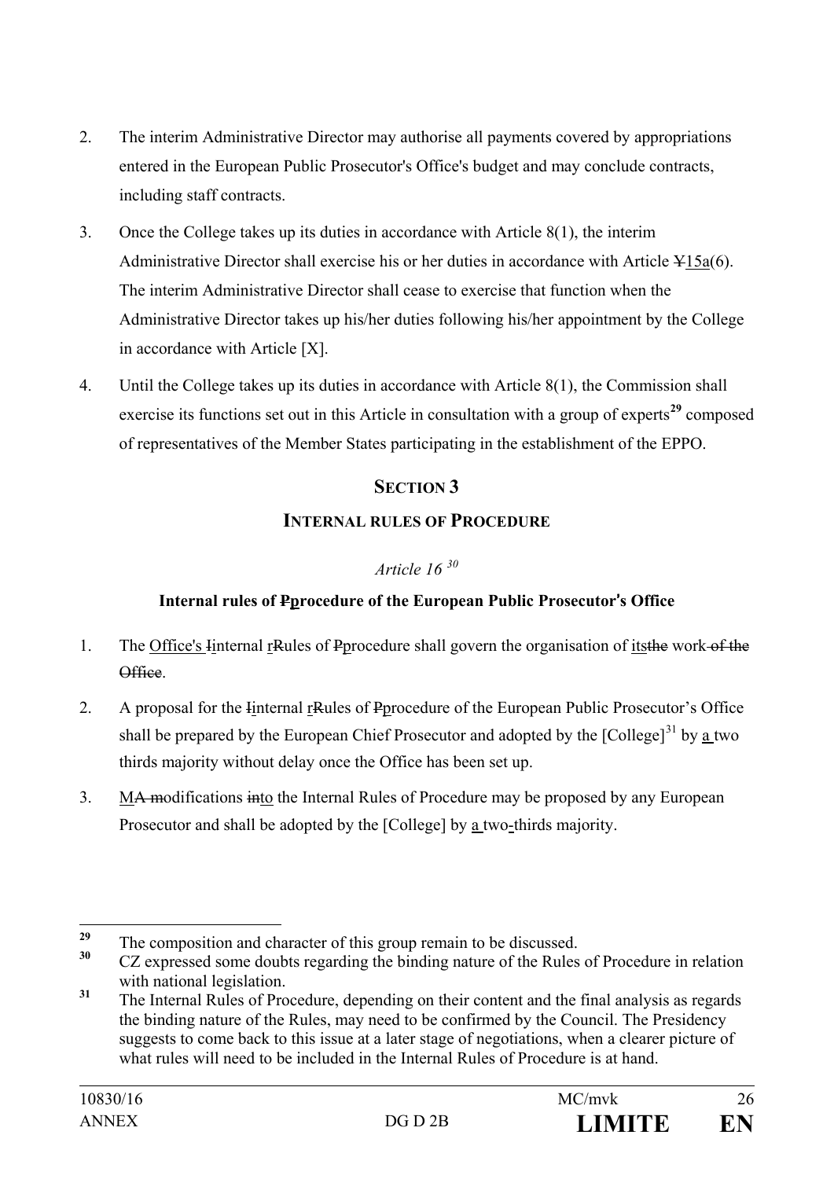2. The interim Administrative Director may authorise all payments covered by appropriations entered in the European Public Prosecutor's Office's budget and may conclude contracts, including staff contracts.

3. Once the College takes up its duties in accordance with Article 8(1), the interim Administrative Director shall exercise his or her duties in accordance with Article ~~Y~~15a(6). The interim Administrative Director shall cease to exercise that function when the Administrative Director takes up his/her duties following his/her appointment by the College in accordance with Article [X].

4. Until the College takes up its duties in accordance with Article 8(1), the Commission shall exercise its functions set out in this Article in consultation with a group of experts[29] composed of representatives of the Member States participating in the establishment of the EPPO.

## SECTION 3

## INTERNAL RULES OF PROCEDURE

*Article 16* [30]

**Internal rules of ~~P~~procedure of the European Public Prosecutor's Office**

1. The Office's ~~I~~internal ~~r~~Rules of ~~P~~procedure shall govern the organisation of its~~the~~ work~~of the Office~~.

2. A proposal for the ~~I~~internal ~~r~~Rules of ~~P~~procedure of the European Public Prosecutor's Office shall be prepared by the European Chief Prosecutor and adopted by the [College][31] by a two thirds majority without delay once the Office has been set up.

3. M~~A mo~~odifications ~~in~~to the Internal Rules of Procedure may be proposed by any European Prosecutor and shall be adopted by the [College] by a two-thirds majority.

---

[29] The composition and character of this group remain to be discussed.

[30] CZ expressed some doubts regarding the binding nature of the Rules of Procedure in relation with national legislation.

[31] The Internal Rules of Procedure, depending on their content and the final analysis as regards the binding nature of the Rules, may need to be confirmed by the Council. The Presidency suggests to come back to this issue at a later stage of negotiations, when a clearer picture of what rules will need to be included in the Internal Rules of Procedure is at hand.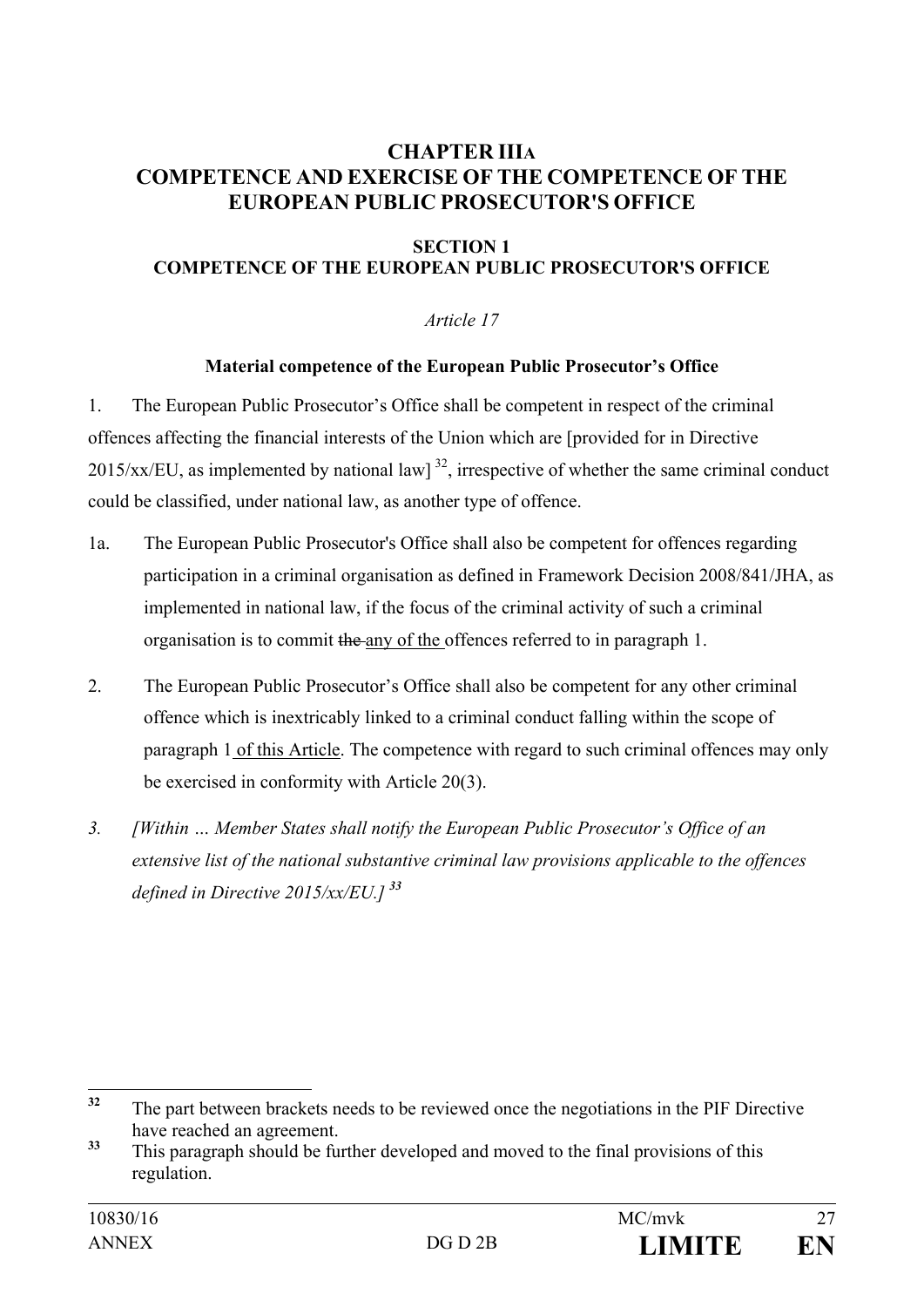# CHAPTER IIIA
# COMPETENCE AND EXERCISE OF THE COMPETENCE OF THE EUROPEAN PUBLIC PROSECUTOR'S OFFICE

## SECTION 1
## COMPETENCE OF THE EUROPEAN PUBLIC PROSECUTOR'S OFFICE

*Article 17*

**Material competence of the European Public Prosecutor's Office**

1. The European Public Prosecutor's Office shall be competent in respect of the criminal offences affecting the financial interests of the Union which are [provided for in Directive 2015/xx/EU, as implemented by national law] [32], irrespective of whether the same criminal conduct could be classified, under national law, as another type of offence.

1a. The European Public Prosecutor's Office shall also be competent for offences regarding participation in a criminal organisation as defined in Framework Decision 2008/841/JHA, as implemented in national law, if the focus of the criminal activity of such a criminal organisation is to commit ~~the~~ <u>any of the</u> offences referred to in paragraph 1.

2. The European Public Prosecutor's Office shall also be competent for any other criminal offence which is inextricably linked to a criminal conduct falling within the scope of paragraph 1 <u>of this Article</u>. The competence with regard to such criminal offences may only be exercised in conformity with Article 20(3).

*3. [Within … Member States shall notify the European Public Prosecutor's Office of an extensive list of the national substantive criminal law provisions applicable to the offences defined in Directive 2015/xx/EU.]* [33]

---

[32] The part between brackets needs to be reviewed once the negotiations in the PIF Directive have reached an agreement.

[33] This paragraph should be further developed and moved to the final provisions of this regulation.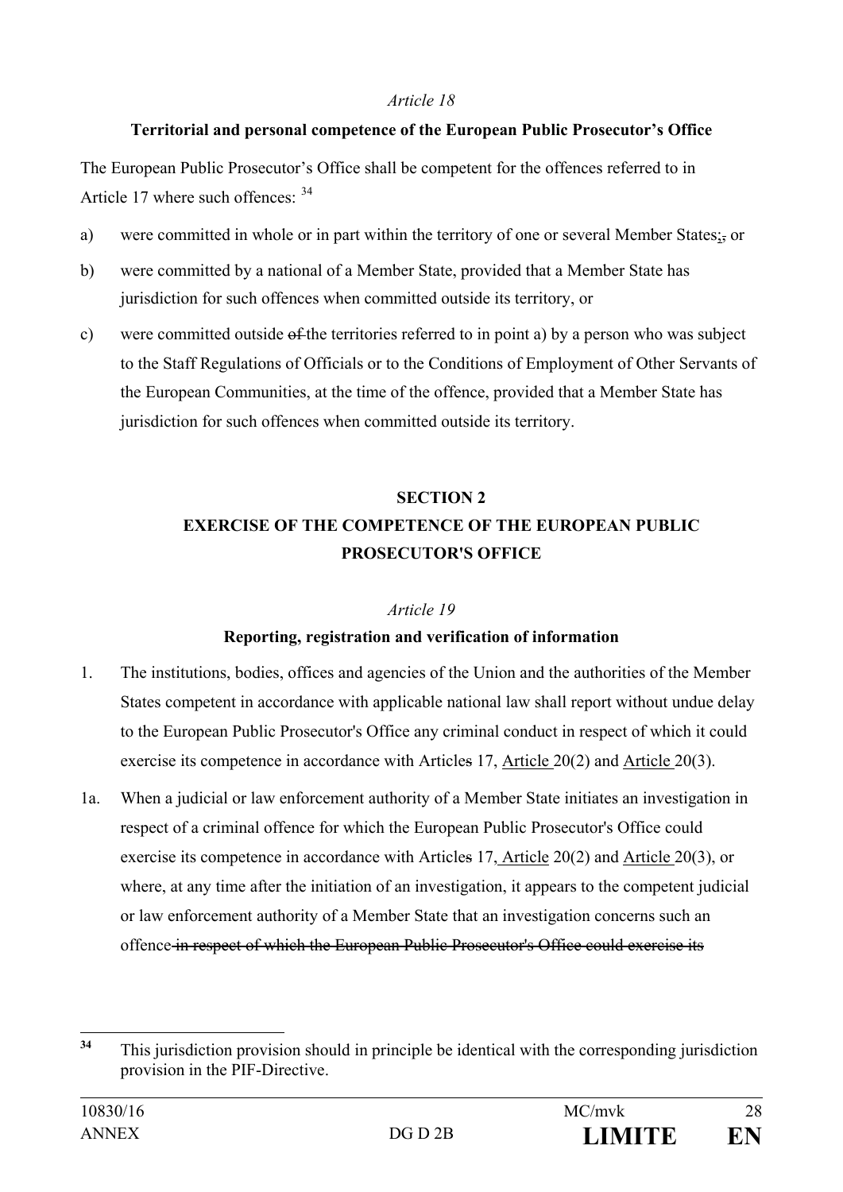*Article 18*

**Territorial and personal competence of the European Public Prosecutor's Office**

The European Public Prosecutor's Office shall be competent for the offences referred to in Article 17 where such offences: [34]

a) were committed in whole or in part within the territory of one or several Member States;~~,~~ or

b) were committed by a national of a Member State, provided that a Member State has jurisdiction for such offences when committed outside its territory, or

c) were committed outside ~~of~~ the territories referred to in point a) by a person who was subject to the Staff Regulations of Officials or to the Conditions of Employment of Other Servants of the European Communities, at the time of the offence, provided that a Member State has jurisdiction for such offences when committed outside its territory.

## SECTION 2
## EXERCISE OF THE COMPETENCE OF THE EUROPEAN PUBLIC PROSECUTOR'S OFFICE

*Article 19*

**Reporting, registration and verification of information**

1. The institutions, bodies, offices and agencies of the Union and the authorities of the Member States competent in accordance with applicable national law shall report without undue delay to the European Public Prosecutor's Office any criminal conduct in respect of which it could exercise its competence in accordance with Article~~s~~ 17, <u>Article</u> 20(2) and <u>Article</u> 20(3).

1a. When a judicial or law enforcement authority of a Member State initiates an investigation in respect of a criminal offence for which the European Public Prosecutor's Office could exercise its competence in accordance with Article~~s~~ 17, <u>Article</u> 20(2) and <u>Article</u> 20(3), or where, at any time after the initiation of an investigation, it appears to the competent judicial or law enforcement authority of a Member State that an investigation concerns such an offence ~~in respect of which the European Public Prosecutor's Office could exercise its~~

---

[34] This jurisdiction provision should in principle be identical with the corresponding jurisdiction provision in the PIF-Directive.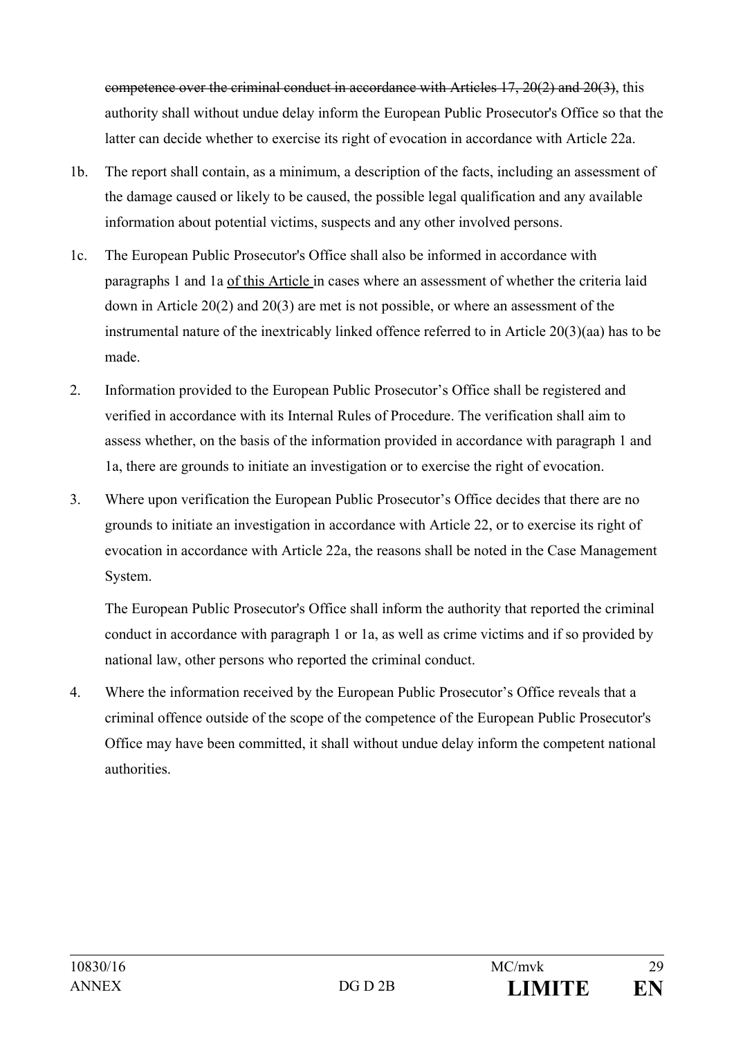~~competence over the criminal conduct in accordance with Articles 17, 20(2) and 20(3)~~, this authority shall without undue delay inform the European Public Prosecutor's Office so that the latter can decide whether to exercise its right of evocation in accordance with Article 22a.

1b. The report shall contain, as a minimum, a description of the facts, including an assessment of the damage caused or likely to be caused, the possible legal qualification and any available information about potential victims, suspects and any other involved persons.

1c. The European Public Prosecutor's Office shall also be informed in accordance with paragraphs 1 and 1a <u>of this Article</u> in cases where an assessment of whether the criteria laid down in Article 20(2) and 20(3) are met is not possible, or where an assessment of the instrumental nature of the inextricably linked offence referred to in Article 20(3)(aa) has to be made.

2. Information provided to the European Public Prosecutor's Office shall be registered and verified in accordance with its Internal Rules of Procedure. The verification shall aim to assess whether, on the basis of the information provided in accordance with paragraph 1 and 1a, there are grounds to initiate an investigation or to exercise the right of evocation.

3. Where upon verification the European Public Prosecutor's Office decides that there are no grounds to initiate an investigation in accordance with Article 22, or to exercise its right of evocation in accordance with Article 22a, the reasons shall be noted in the Case Management System.

   The European Public Prosecutor's Office shall inform the authority that reported the criminal conduct in accordance with paragraph 1 or 1a, as well as crime victims and if so provided by national law, other persons who reported the criminal conduct.

4. Where the information received by the European Public Prosecutor's Office reveals that a criminal offence outside of the scope of the competence of the European Public Prosecutor's Office may have been committed, it shall without undue delay inform the competent national authorities.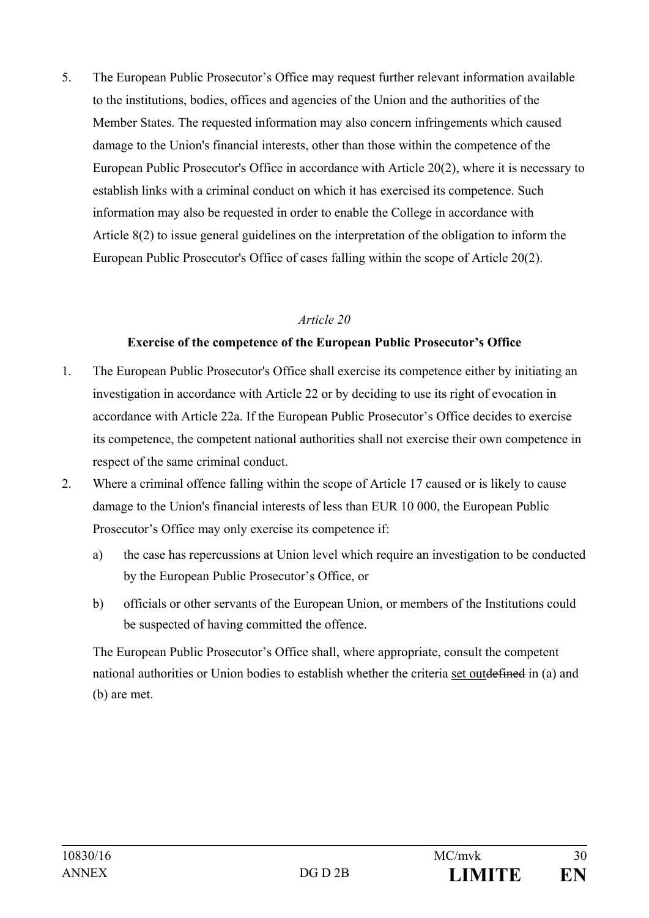5. The European Public Prosecutor's Office may request further relevant information available to the institutions, bodies, offices and agencies of the Union and the authorities of the Member States. The requested information may also concern infringements which caused damage to the Union's financial interests, other than those within the competence of the European Public Prosecutor's Office in accordance with Article 20(2), where it is necessary to establish links with a criminal conduct on which it has exercised its competence. Such information may also be requested in order to enable the College in accordance with Article 8(2) to issue general guidelines on the interpretation of the obligation to inform the European Public Prosecutor's Office of cases falling within the scope of Article 20(2).

*Article 20*

**Exercise of the competence of the European Public Prosecutor's Office**

1. The European Public Prosecutor's Office shall exercise its competence either by initiating an investigation in accordance with Article 22 or by deciding to use its right of evocation in accordance with Article 22a. If the European Public Prosecutor's Office decides to exercise its competence, the competent national authorities shall not exercise their own competence in respect of the same criminal conduct.
2. Where a criminal offence falling within the scope of Article 17 caused or is likely to cause damage to the Union's financial interests of less than EUR 10 000, the European Public Prosecutor's Office may only exercise its competence if:

   a) the case has repercussions at Union level which require an investigation to be conducted by the European Public Prosecutor's Office, or

   b) officials or other servants of the European Union, or members of the Institutions could be suspected of having committed the offence.

   The European Public Prosecutor's Office shall, where appropriate, consult the competent national authorities or Union bodies to establish whether the criteria <u>set out</u>~~defined~~ in (a) and (b) are met.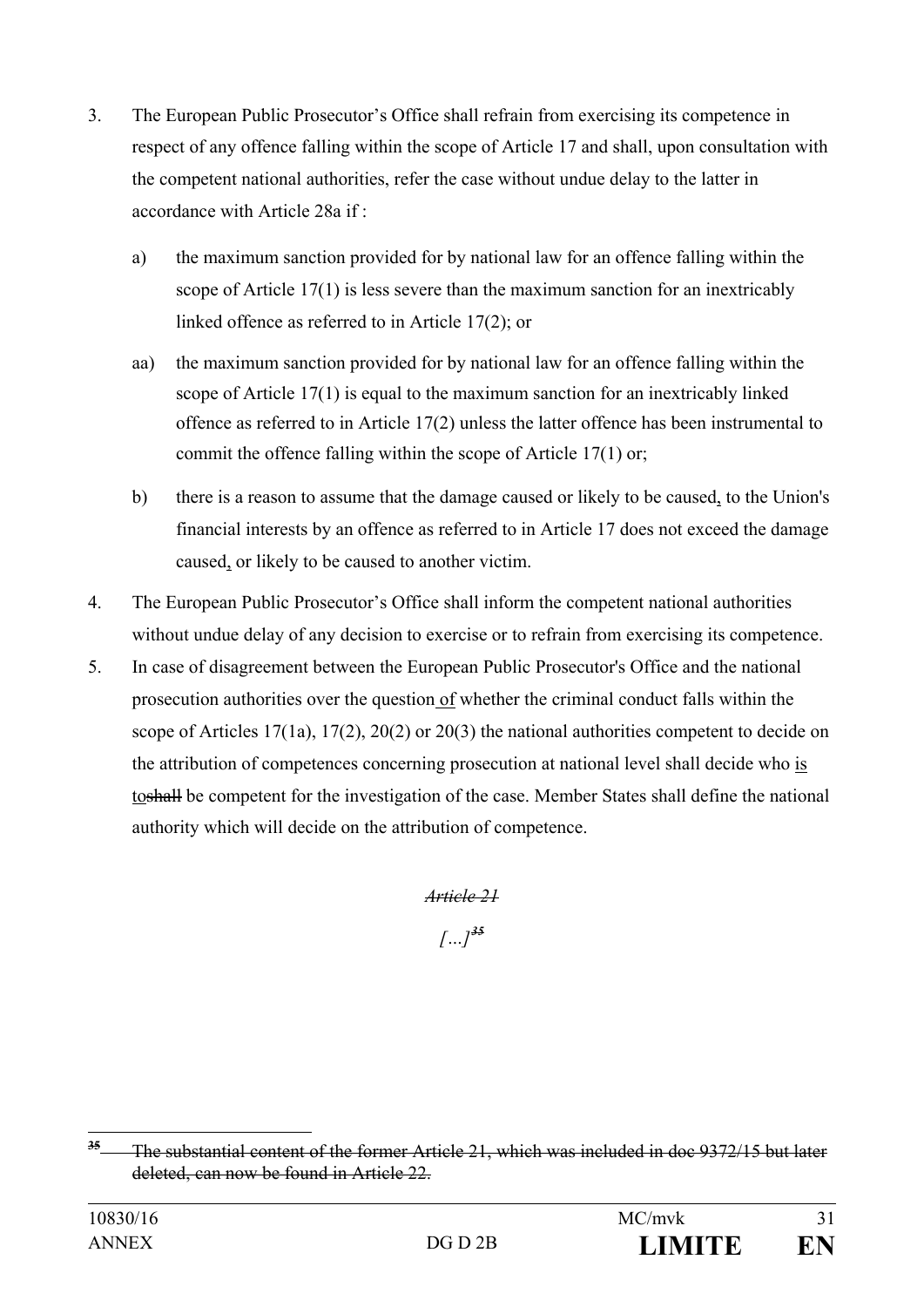3. The European Public Prosecutor's Office shall refrain from exercising its competence in respect of any offence falling within the scope of Article 17 and shall, upon consultation with the competent national authorities, refer the case without undue delay to the latter in accordance with Article 28a if :

   a) the maximum sanction provided for by national law for an offence falling within the scope of Article 17(1) is less severe than the maximum sanction for an inextricably linked offence as referred to in Article 17(2); or

   aa) the maximum sanction provided for by national law for an offence falling within the scope of Article 17(1) is equal to the maximum sanction for an inextricably linked offence as referred to in Article 17(2) unless the latter offence has been instrumental to commit the offence falling within the scope of Article 17(1) or;

   b) there is a reason to assume that the damage caused or likely to be caused, to the Union's financial interests by an offence as referred to in Article 17 does not exceed the damage caused, or likely to be caused to another victim.

4. The European Public Prosecutor's Office shall inform the competent national authorities without undue delay of any decision to exercise or to refrain from exercising its competence.

5. In case of disagreement between the European Public Prosecutor's Office and the national prosecution authorities over the question of whether the criminal conduct falls within the scope of Articles 17(1a), 17(2), 20(2) or 20(3) the national authorities competent to decide on the attribution of competences concerning prosecution at national level shall decide who is to~~shall~~ be competent for the investigation of the case. Member States shall define the national authority which will decide on the attribution of competence.

*~~Article 21~~*

*[…]*[35]

---

[35] ~~The substantial content of the former Article 21, which was included in doc 9372/15 but later deleted, can now be found in Article 22.~~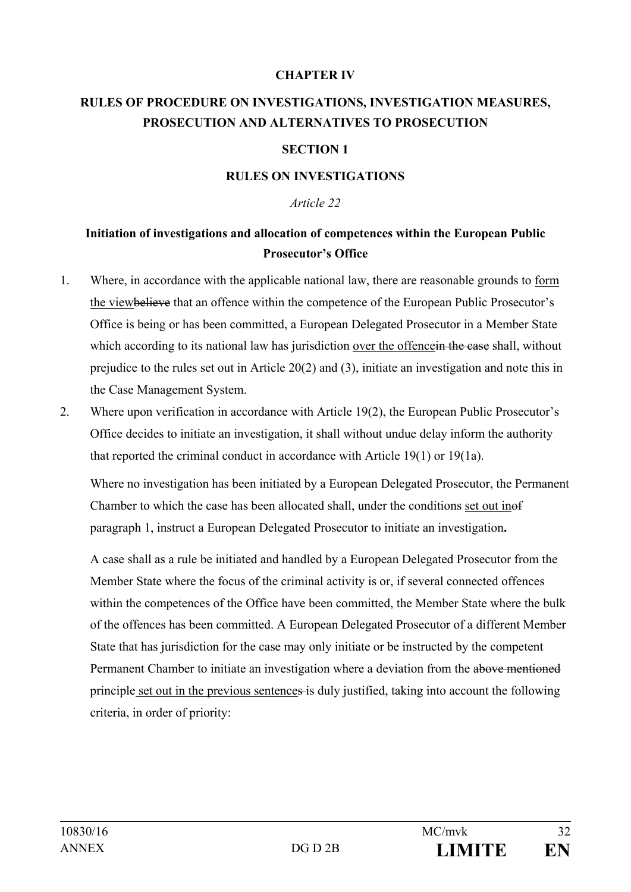**CHAPTER IV**

**RULES OF PROCEDURE ON INVESTIGATIONS, INVESTIGATION MEASURES, PROSECUTION AND ALTERNATIVES TO PROSECUTION**

**SECTION 1**

**RULES ON INVESTIGATIONS**

*Article 22*

**Initiation of investigations and allocation of competences within the European Public Prosecutor's Office**

1. Where, in accordance with the applicable national law, there are reasonable grounds to <u>form the view</u>~~believe~~ that an offence within the competence of the European Public Prosecutor's Office is being or has been committed, a European Delegated Prosecutor in a Member State which according to its national law has jurisdiction <u>over the offence</u>~~in the case~~ shall, without prejudice to the rules set out in Article 20(2) and (3), initiate an investigation and note this in the Case Management System.

2. Where upon verification in accordance with Article 19(2), the European Public Prosecutor's Office decides to initiate an investigation, it shall without undue delay inform the authority that reported the criminal conduct in accordance with Article 19(1) or 19(1a).

   Where no investigation has been initiated by a European Delegated Prosecutor, the Permanent Chamber to which the case has been allocated shall, under the conditions <u>set out in</u>~~of~~ paragraph 1, instruct a European Delegated Prosecutor to initiate an investigation**.**

   A case shall as a rule be initiated and handled by a European Delegated Prosecutor from the Member State where the focus of the criminal activity is or, if several connected offences within the competences of the Office have been committed, the Member State where the bulk of the offences has been committed. A European Delegated Prosecutor of a different Member State that has jurisdiction for the case may only initiate or be instructed by the competent Permanent Chamber to initiate an investigation where a deviation from the ~~above mentioned~~ principle <u>set out in the previous sentence</u>~~s~~ is duly justified, taking into account the following criteria, in order of priority: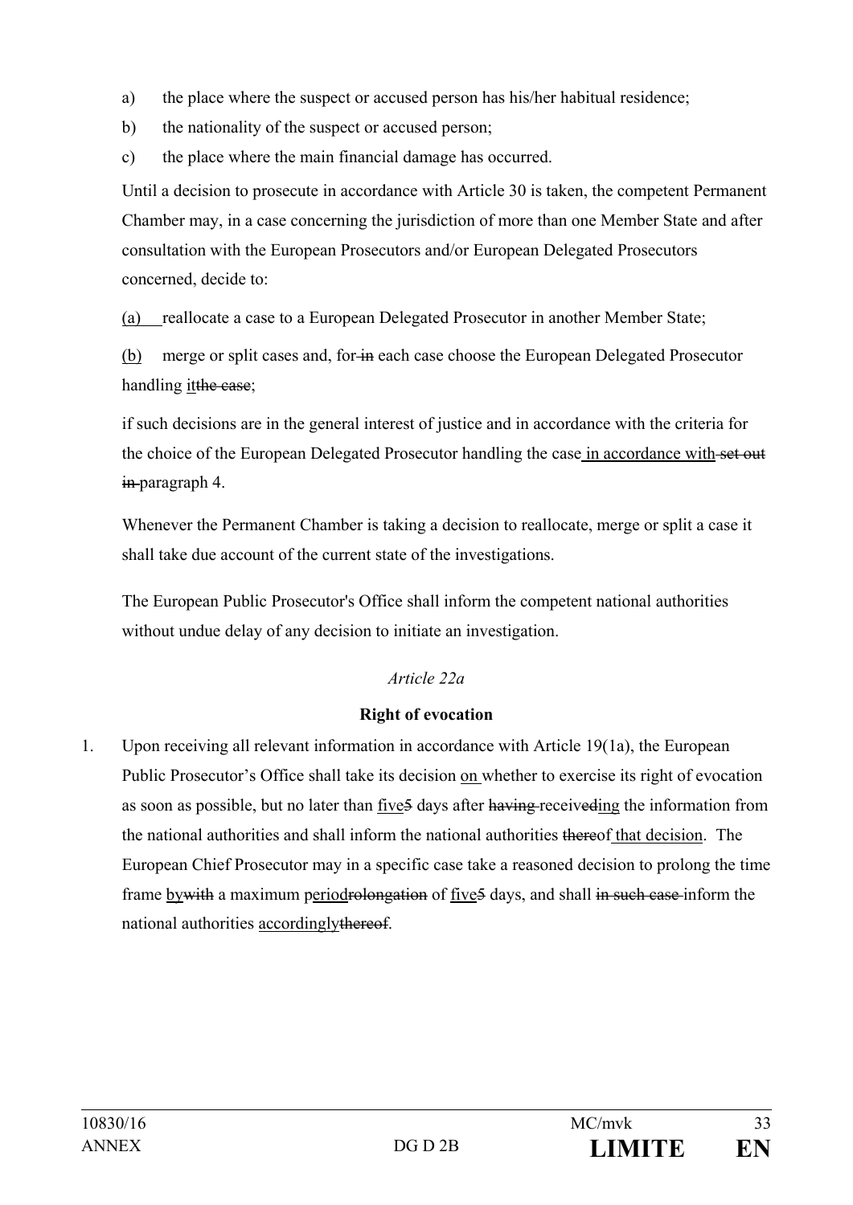a) the place where the suspect or accused person has his/her habitual residence;

b) the nationality of the suspect or accused person;

c) the place where the main financial damage has occurred.

Until a decision to prosecute in accordance with Article 30 is taken, the competent Permanent Chamber may, in a case concerning the jurisdiction of more than one Member State and after consultation with the European Prosecutors and/or European Delegated Prosecutors concerned, decide to:

(a) reallocate a case to a European Delegated Prosecutor in another Member State;

(b) merge or split cases and, for ~~in~~ each case choose the European Delegated Prosecutor handling it~~the case~~;

if such decisions are in the general interest of justice and in accordance with the criteria for the choice of the European Delegated Prosecutor handling the case in accordance with ~~set out in~~ paragraph 4.

Whenever the Permanent Chamber is taking a decision to reallocate, merge or split a case it shall take due account of the current state of the investigations.

The European Public Prosecutor's Office shall inform the competent national authorities without undue delay of any decision to initiate an investigation.

*Article 22a*

**Right of evocation**

1. Upon receiving all relevant information in accordance with Article 19(1a), the European Public Prosecutor's Office shall take its decision on whether to exercise its right of evocation as soon as possible, but no later than five~~5~~ days after ~~having~~ receiv~~ed~~ing the information from the national authorities and shall inform the national authorities ~~there~~of that decision. The European Chief Prosecutor may in a specific case take a reasoned decision to prolong the time frame by~~with~~ a maximum period~~rolongation~~ of five~~5~~ days, and shall ~~in such case~~ inform the national authorities accordingly~~thereof~~.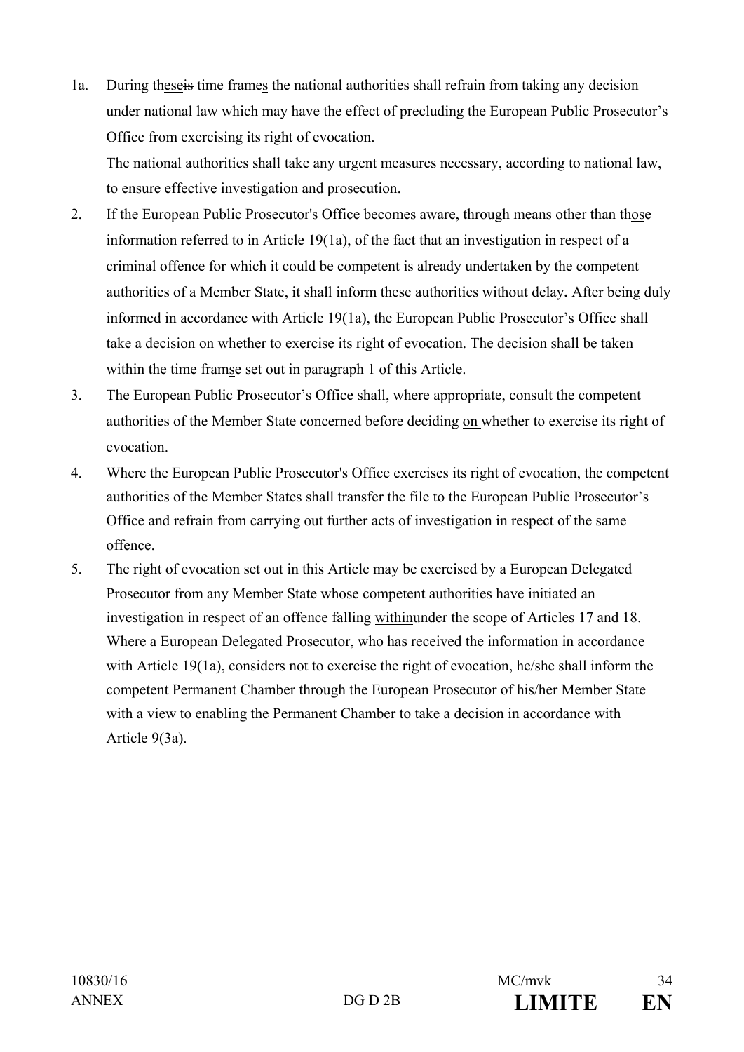1a. During theseis time frames the national authorities shall refrain from taking any decision under national law which may have the effect of precluding the European Public Prosecutor's Office from exercising its right of evocation.

The national authorities shall take any urgent measures necessary, according to national law, to ensure effective investigation and prosecution.

2. If the European Public Prosecutor's Office becomes aware, through means other than those information referred to in Article 19(1a), of the fact that an investigation in respect of a criminal offence for which it could be competent is already undertaken by the competent authorities of a Member State, it shall inform these authorities without delay**.** After being duly informed in accordance with Article 19(1a), the European Public Prosecutor's Office shall take a decision on whether to exercise its right of evocation. The decision shall be taken within the time framse set out in paragraph 1 of this Article.

3. The European Public Prosecutor's Office shall, where appropriate, consult the competent authorities of the Member State concerned before deciding on whether to exercise its right of evocation.

4. Where the European Public Prosecutor's Office exercises its right of evocation, the competent authorities of the Member States shall transfer the file to the European Public Prosecutor's Office and refrain from carrying out further acts of investigation in respect of the same offence.

5. The right of evocation set out in this Article may be exercised by a European Delegated Prosecutor from any Member State whose competent authorities have initiated an investigation in respect of an offence falling withinunder the scope of Articles 17 and 18. Where a European Delegated Prosecutor, who has received the information in accordance with Article 19(1a), considers not to exercise the right of evocation, he/she shall inform the competent Permanent Chamber through the European Prosecutor of his/her Member State with a view to enabling the Permanent Chamber to take a decision in accordance with Article 9(3a).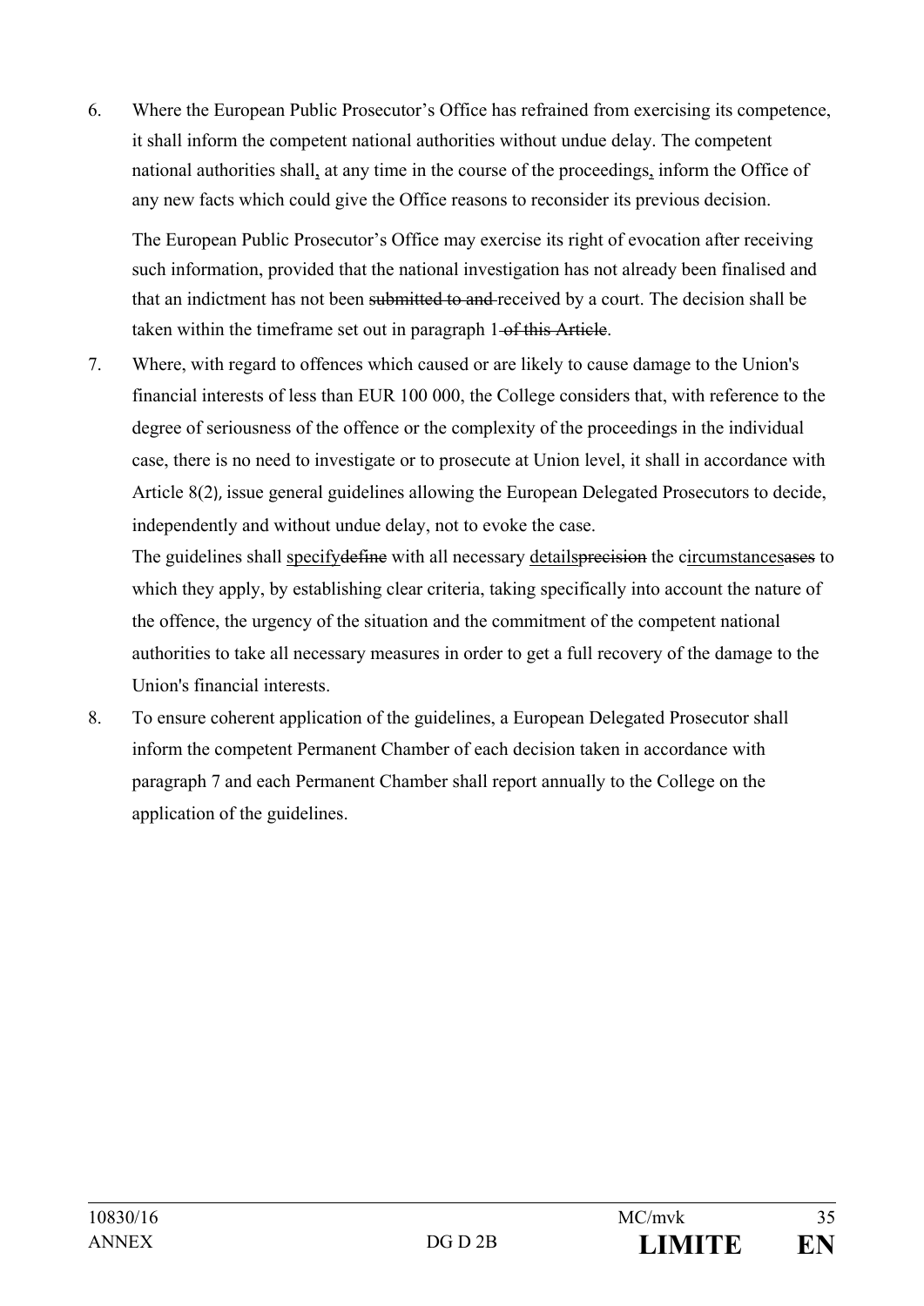6. Where the European Public Prosecutor's Office has refrained from exercising its competence, it shall inform the competent national authorities without undue delay. The competent national authorities shall, at any time in the course of the proceedings, inform the Office of any new facts which could give the Office reasons to reconsider its previous decision.

   The European Public Prosecutor's Office may exercise its right of evocation after receiving such information, provided that the national investigation has not already been finalised and that an indictment has not been ~~submitted to and~~ received by a court. The decision shall be taken within the timeframe set out in paragraph 1~~ of this Article~~.

7. Where, with regard to offences which caused or are likely to cause damage to the Union's financial interests of less than EUR 100 000, the College considers that, with reference to the degree of seriousness of the offence or the complexity of the proceedings in the individual case, there is no need to investigate or to prosecute at Union level, it shall in accordance with Article 8(2), issue general guidelines allowing the European Delegated Prosecutors to decide, independently and without undue delay, not to evoke the case.

   The guidelines shall <u>specify</u>~~define~~ with all necessary <u>details</u>~~precision~~ the c<u>ircumstances</u>~~ases~~ to which they apply, by establishing clear criteria, taking specifically into account the nature of the offence, the urgency of the situation and the commitment of the competent national authorities to take all necessary measures in order to get a full recovery of the damage to the Union's financial interests.

8. To ensure coherent application of the guidelines, a European Delegated Prosecutor shall inform the competent Permanent Chamber of each decision taken in accordance with paragraph 7 and each Permanent Chamber shall report annually to the College on the application of the guidelines.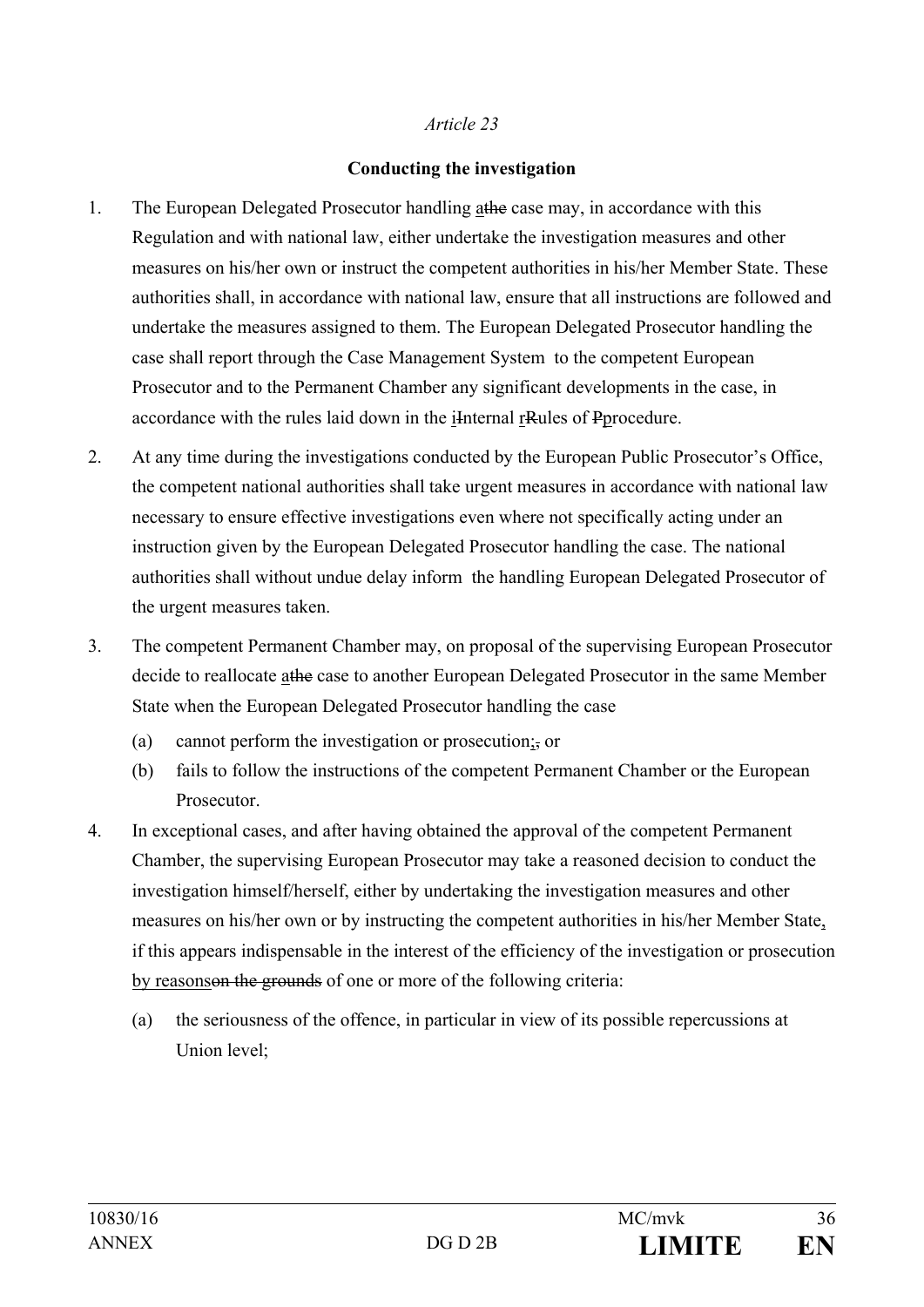*Article 23*

**Conducting the investigation**

1. The European Delegated Prosecutor handling athe case may, in accordance with this Regulation and with national law, either undertake the investigation measures and other measures on his/her own or instruct the competent authorities in his/her Member State. These authorities shall, in accordance with national law, ensure that all instructions are followed and undertake the measures assigned to them. The European Delegated Prosecutor handling the case shall report through the Case Management System to the competent European Prosecutor and to the Permanent Chamber any significant developments in the case, in accordance with the rules laid down in the iInternal rRules of Pprocedure.

2. At any time during the investigations conducted by the European Public Prosecutor's Office, the competent national authorities shall take urgent measures in accordance with national law necessary to ensure effective investigations even where not specifically acting under an instruction given by the European Delegated Prosecutor handling the case. The national authorities shall without undue delay inform the handling European Delegated Prosecutor of the urgent measures taken.

3. The competent Permanent Chamber may, on proposal of the supervising European Prosecutor decide to reallocate athe case to another European Delegated Prosecutor in the same Member State when the European Delegated Prosecutor handling the case
   (a) cannot perform the investigation or prosecution;, or
   (b) fails to follow the instructions of the competent Permanent Chamber or the European Prosecutor.

4. In exceptional cases, and after having obtained the approval of the competent Permanent Chamber, the supervising European Prosecutor may take a reasoned decision to conduct the investigation himself/herself, either by undertaking the investigation measures and other measures on his/her own or by instructing the competent authorities in his/her Member State, if this appears indispensable in the interest of the efficiency of the investigation or prosecution by reasonson the grounds of one or more of the following criteria:
   (a) the seriousness of the offence, in particular in view of its possible repercussions at Union level;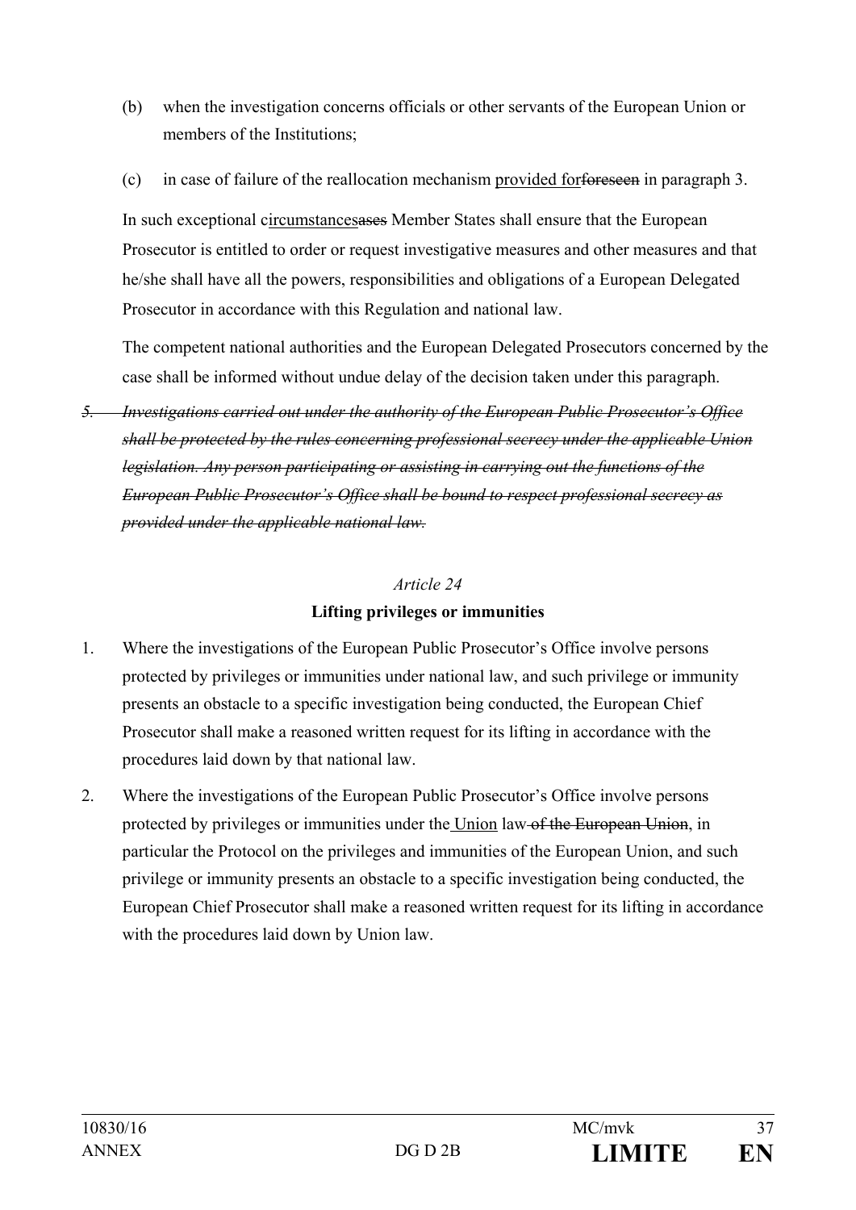(b) when the investigation concerns officials or other servants of the European Union or members of the Institutions;

(c) in case of failure of the reallocation mechanism <u>provided for</u>~~foreseen~~ in paragraph 3.

In such exceptional c<u>ircumstances</u>~~ases~~ Member States shall ensure that the European Prosecutor is entitled to order or request investigative measures and other measures and that he/she shall have all the powers, responsibilities and obligations of a European Delegated Prosecutor in accordance with this Regulation and national law.

The competent national authorities and the European Delegated Prosecutors concerned by the case shall be informed without undue delay of the decision taken under this paragraph.

~~*5. Investigations carried out under the authority of the European Public Prosecutor's Office shall be protected by the rules concerning professional secrecy under the applicable Union legislation. Any person participating or assisting in carrying out the functions of the European Public Prosecutor's Office shall be bound to respect professional secrecy as provided under the applicable national law.*~~

*Article 24*

**Lifting privileges or immunities**

1. Where the investigations of the European Public Prosecutor's Office involve persons protected by privileges or immunities under national law, and such privilege or immunity presents an obstacle to a specific investigation being conducted, the European Chief Prosecutor shall make a reasoned written request for its lifting in accordance with the procedures laid down by that national law.

2. Where the investigations of the European Public Prosecutor's Office involve persons protected by privileges or immunities under the <u>Union</u> law ~~of the European Union~~, in particular the Protocol on the privileges and immunities of the European Union, and such privilege or immunity presents an obstacle to a specific investigation being conducted, the European Chief Prosecutor shall make a reasoned written request for its lifting in accordance with the procedures laid down by Union law.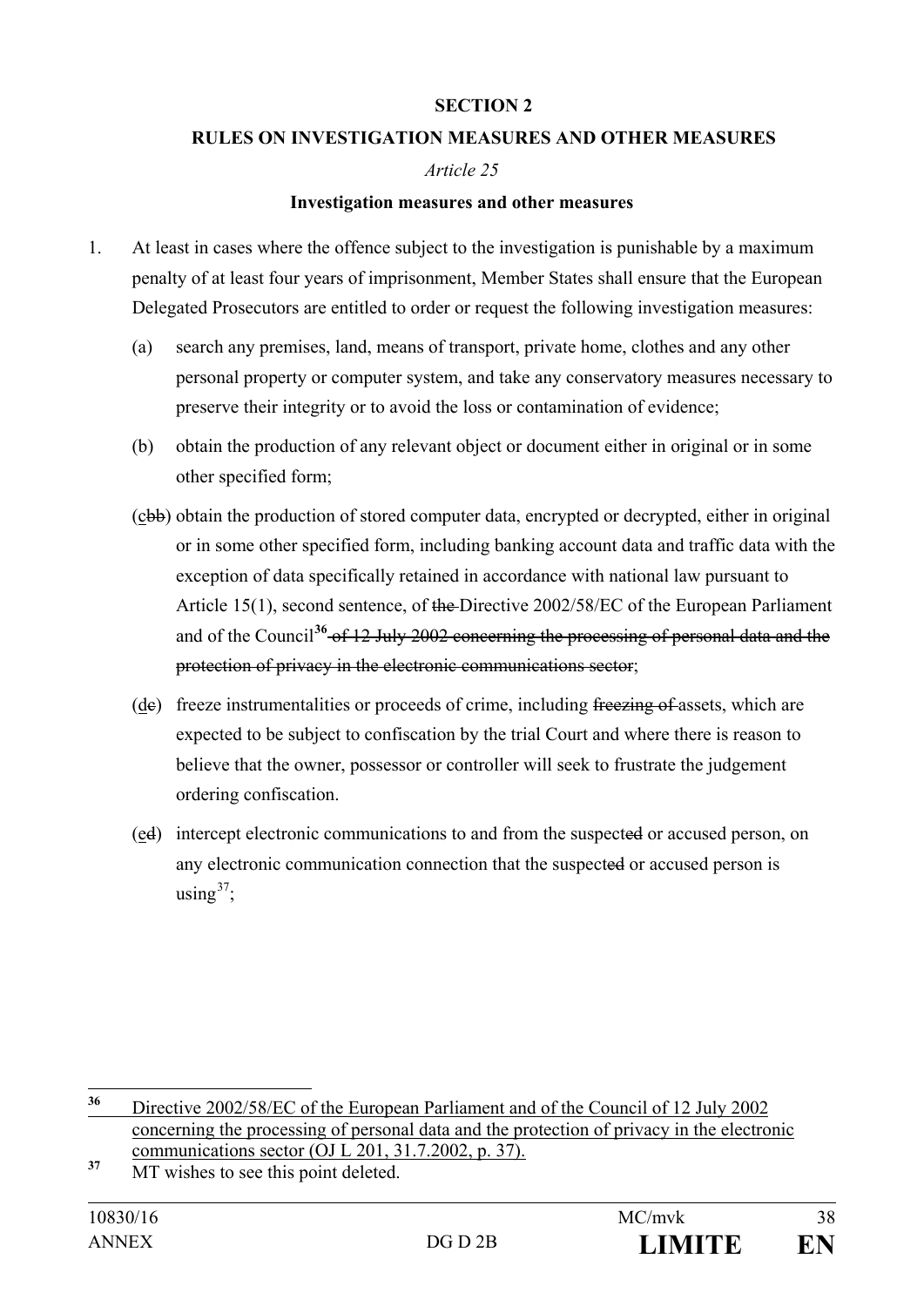**SECTION 2**

**RULES ON INVESTIGATION MEASURES AND OTHER MEASURES**

*Article 25*

**Investigation measures and other measures**

1. At least in cases where the offence subject to the investigation is punishable by a maximum penalty of at least four years of imprisonment, Member States shall ensure that the European Delegated Prosecutors are entitled to order or request the following investigation measures:

   (a) search any premises, land, means of transport, private home, clothes and any other personal property or computer system, and take any conservatory measures necessary to preserve their integrity or to avoid the loss or contamination of evidence;

   (b) obtain the production of any relevant object or document either in original or in some other specified form;

   (<u>c</u>~~bb~~) obtain the production of stored computer data, encrypted or decrypted, either in original or in some other specified form, including banking account data and traffic data with the exception of data specifically retained in accordance with national law pursuant to Article 15(1), second sentence, of ~~the~~ Directive 2002/58/EC of the European Parliament and of the Council[36] ~~of 12 July 2002 concerning the processing of personal data and the protection of privacy in the electronic communications sector~~;

   (<u>d</u>~~c~~) freeze instrumentalities or proceeds of crime, including ~~freezing of~~ assets, which are expected to be subject to confiscation by the trial Court and where there is reason to believe that the owner, possessor or controller will seek to frustrate the judgement ordering confiscation.

   (<u>e</u>~~d~~) intercept electronic communications to and from the suspect~~ed~~ or accused person, on any electronic communication connection that the suspect~~ed~~ or accused person is using[37];

---

[36] <u>Directive 2002/58/EC of the European Parliament and of the Council of 12 July 2002 concerning the processing of personal data and the protection of privacy in the electronic communications sector (OJ L 201, 31.7.2002, p. 37).</u>

[37] MT wishes to see this point deleted.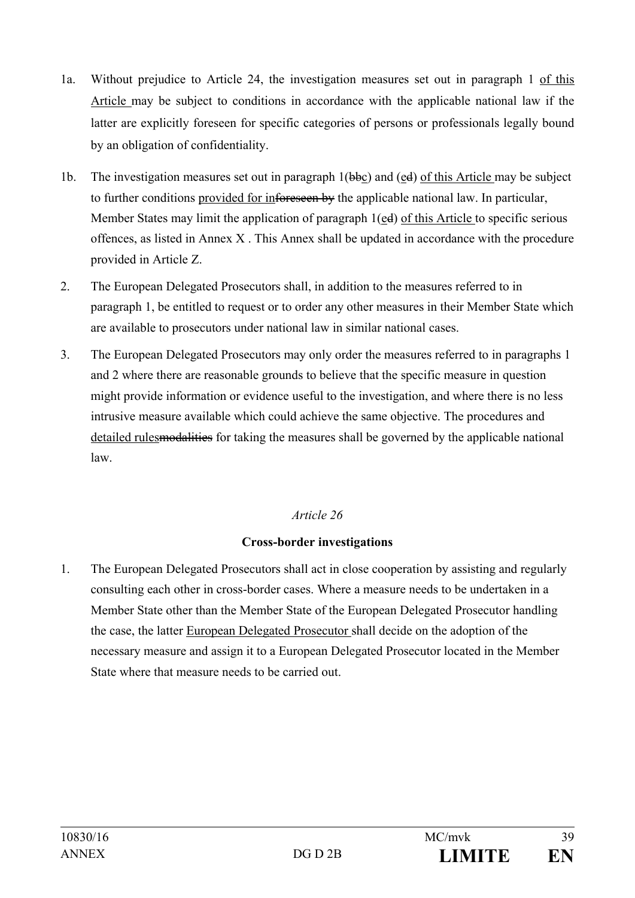1a. Without prejudice to Article 24, the investigation measures set out in paragraph 1 of this Article may be subject to conditions in accordance with the applicable national law if the latter are explicitly foreseen for specific categories of persons or professionals legally bound by an obligation of confidentiality.

1b. The investigation measures set out in paragraph 1(~~bb~~c) and (~~e~~d) of this Article may be subject to further conditions provided for in~~foreseen by~~ the applicable national law. In particular, Member States may limit the application of paragraph 1(~~e~~d) of this Article to specific serious offences, as listed in Annex X . This Annex shall be updated in accordance with the procedure provided in Article Z.

2. The European Delegated Prosecutors shall, in addition to the measures referred to in paragraph 1, be entitled to request or to order any other measures in their Member State which are available to prosecutors under national law in similar national cases.

3. The European Delegated Prosecutors may only order the measures referred to in paragraphs 1 and 2 where there are reasonable grounds to believe that the specific measure in question might provide information or evidence useful to the investigation, and where there is no less intrusive measure available which could achieve the same objective. The procedures and detailed rules~~modalities~~ for taking the measures shall be governed by the applicable national law.

*Article 26*

**Cross-border investigations**

1. The European Delegated Prosecutors shall act in close cooperation by assisting and regularly consulting each other in cross-border cases. Where a measure needs to be undertaken in a Member State other than the Member State of the European Delegated Prosecutor handling the case, the latter European Delegated Prosecutor shall decide on the adoption of the necessary measure and assign it to a European Delegated Prosecutor located in the Member State where that measure needs to be carried out.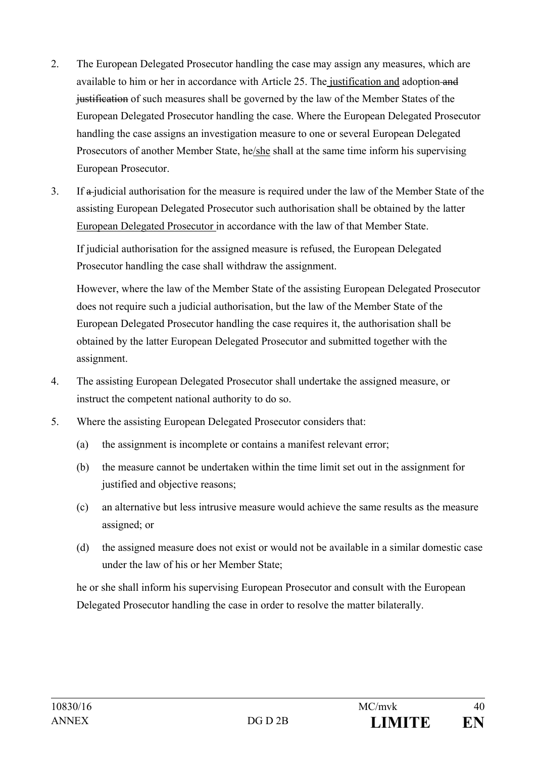2. The European Delegated Prosecutor handling the case may assign any measures, which are available to him or her in accordance with Article 25. The justification and adoption ~~and justification~~ of such measures shall be governed by the law of the Member States of the European Delegated Prosecutor handling the case. Where the European Delegated Prosecutor handling the case assigns an investigation measure to one or several European Delegated Prosecutors of another Member State, he/she shall at the same time inform his supervising European Prosecutor.

3. If ~~a~~ judicial authorisation for the measure is required under the law of the Member State of the assisting European Delegated Prosecutor such authorisation shall be obtained by the latter European Delegated Prosecutor in accordance with the law of that Member State.

   If judicial authorisation for the assigned measure is refused, the European Delegated Prosecutor handling the case shall withdraw the assignment.

   However, where the law of the Member State of the assisting European Delegated Prosecutor does not require such a judicial authorisation, but the law of the Member State of the European Delegated Prosecutor handling the case requires it, the authorisation shall be obtained by the latter European Delegated Prosecutor and submitted together with the assignment.

4. The assisting European Delegated Prosecutor shall undertake the assigned measure, or instruct the competent national authority to do so.

5. Where the assisting European Delegated Prosecutor considers that:

   (a) the assignment is incomplete or contains a manifest relevant error;

   (b) the measure cannot be undertaken within the time limit set out in the assignment for justified and objective reasons;

   (c) an alternative but less intrusive measure would achieve the same results as the measure assigned; or

   (d) the assigned measure does not exist or would not be available in a similar domestic case under the law of his or her Member State;

   he or she shall inform his supervising European Prosecutor and consult with the European Delegated Prosecutor handling the case in order to resolve the matter bilaterally.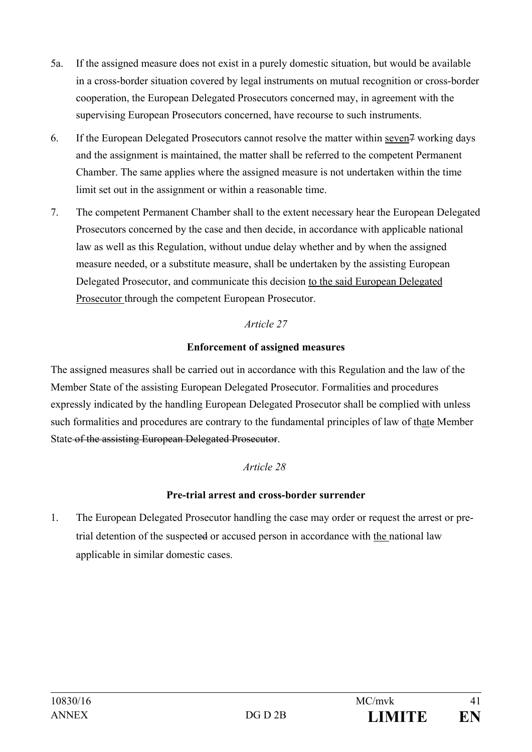5a. If the assigned measure does not exist in a purely domestic situation, but would be available in a cross-border situation covered by legal instruments on mutual recognition or cross-border cooperation, the European Delegated Prosecutors concerned may, in agreement with the supervising European Prosecutors concerned, have recourse to such instruments.

6. If the European Delegated Prosecutors cannot resolve the matter within <u>seven</u>~~7~~ working days and the assignment is maintained, the matter shall be referred to the competent Permanent Chamber. The same applies where the assigned measure is not undertaken within the time limit set out in the assignment or within a reasonable time.

7. The competent Permanent Chamber shall to the extent necessary hear the European Delegated Prosecutors concerned by the case and then decide, in accordance with applicable national law as well as this Regulation, without undue delay whether and by when the assigned measure needed, or a substitute measure, shall be undertaken by the assisting European Delegated Prosecutor, and communicate this decision <u>to the said European Delegated Prosecutor</u> through the competent European Prosecutor.

*Article 27*

**Enforcement of assigned measures**

The assigned measures shall be carried out in accordance with this Regulation and the law of the Member State of the assisting European Delegated Prosecutor. Formalities and procedures expressly indicated by the handling European Delegated Prosecutor shall be complied with unless such formalities and procedures are contrary to the fundamental principles of law of th<u>at</u>~~e~~ Member State~~ of the assisting European Delegated Prosecutor~~.

*Article 28*

**Pre-trial arrest and cross-border surrender**

1. The European Delegated Prosecutor handling the case may order or request the arrest or pre-trial detention of the suspect~~ed~~ or accused person in accordance with <u>the</u> national law applicable in similar domestic cases.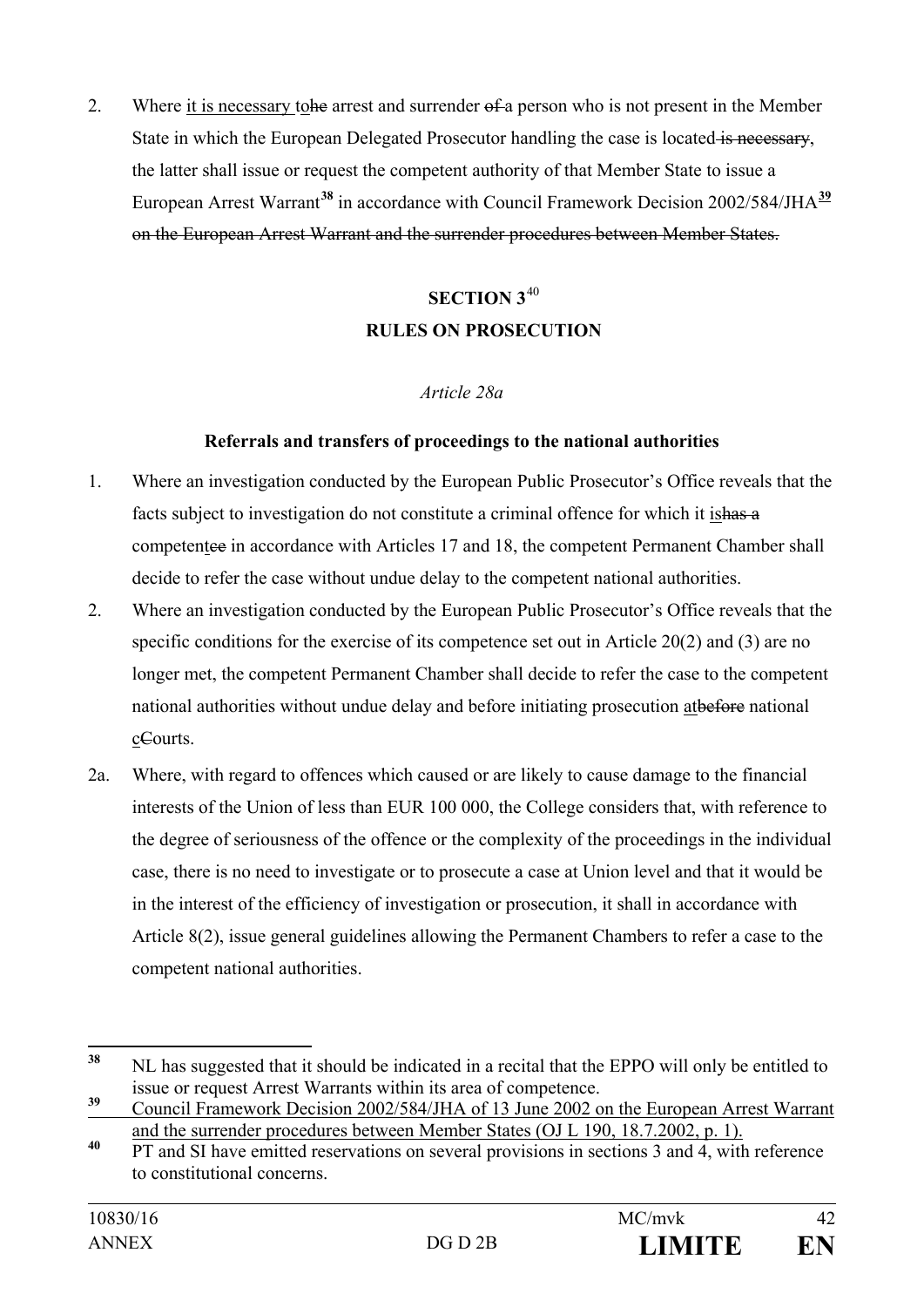2. Where it is necessary tohe arrest and surrender of a person who is not present in the Member State in which the European Delegated Prosecutor handling the case is located is necessary, the latter shall issue or request the competent authority of that Member State to issue a European Arrest Warrant[38] in accordance with Council Framework Decision 2002/584/JHA[39] on the European Arrest Warrant and the surrender procedures between Member States.

## SECTION 3[40]

## RULES ON PROSECUTION

*Article 28a*

**Referrals and transfers of proceedings to the national authorities**

1. Where an investigation conducted by the European Public Prosecutor's Office reveals that the facts subject to investigation do not constitute a criminal offence for which it ishas a competentce in accordance with Articles 17 and 18, the competent Permanent Chamber shall decide to refer the case without undue delay to the competent national authorities.
2. Where an investigation conducted by the European Public Prosecutor's Office reveals that the specific conditions for the exercise of its competence set out in Article 20(2) and (3) are no longer met, the competent Permanent Chamber shall decide to refer the case to the competent national authorities without undue delay and before initiating prosecution atbefore national cCourts.

2a. Where, with regard to offences which caused or are likely to cause damage to the financial interests of the Union of less than EUR 100 000, the College considers that, with reference to the degree of seriousness of the offence or the complexity of the proceedings in the individual case, there is no need to investigate or to prosecute a case at Union level and that it would be in the interest of the efficiency of investigation or prosecution, it shall in accordance with Article 8(2), issue general guidelines allowing the Permanent Chambers to refer a case to the competent national authorities.

---

[38] NL has suggested that it should be indicated in a recital that the EPPO will only be entitled to issue or request Arrest Warrants within its area of competence.

[39] Council Framework Decision 2002/584/JHA of 13 June 2002 on the European Arrest Warrant and the surrender procedures between Member States (OJ L 190, 18.7.2002, p. 1).

[40] PT and SI have emitted reservations on several provisions in sections 3 and 4, with reference to constitutional concerns.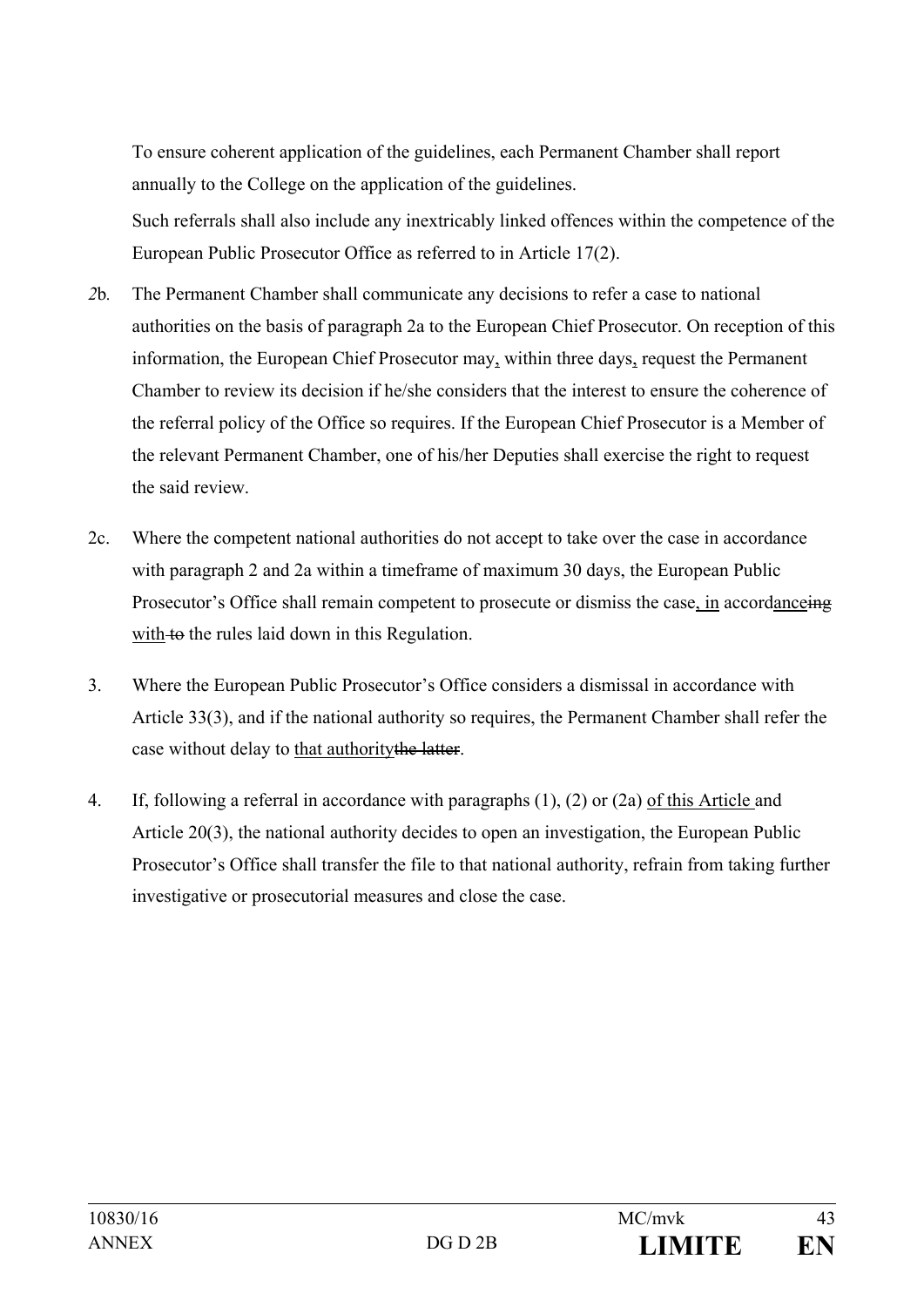To ensure coherent application of the guidelines, each Permanent Chamber shall report annually to the College on the application of the guidelines.

Such referrals shall also include any inextricably linked offences within the competence of the European Public Prosecutor Office as referred to in Article 17(2).

*2*b. The Permanent Chamber shall communicate any decisions to refer a case to national authorities on the basis of paragraph 2a to the European Chief Prosecutor. On reception of this information, the European Chief Prosecutor may, within three days, request the Permanent Chamber to review its decision if he/she considers that the interest to ensure the coherence of the referral policy of the Office so requires. If the European Chief Prosecutor is a Member of the relevant Permanent Chamber, one of his/her Deputies shall exercise the right to request the said review.

2c. Where the competent national authorities do not accept to take over the case in accordance with paragraph 2 and 2a within a timeframe of maximum 30 days, the European Public Prosecutor's Office shall remain competent to prosecute or dismiss the case, in accordanceing with to the rules laid down in this Regulation.

3. Where the European Public Prosecutor's Office considers a dismissal in accordance with Article 33(3), and if the national authority so requires, the Permanent Chamber shall refer the case without delay to that authoritythe latter.

4. If, following a referral in accordance with paragraphs (1), (2) or (2a) of this Article and Article 20(3), the national authority decides to open an investigation, the European Public Prosecutor's Office shall transfer the file to that national authority, refrain from taking further investigative or prosecutorial measures and close the case.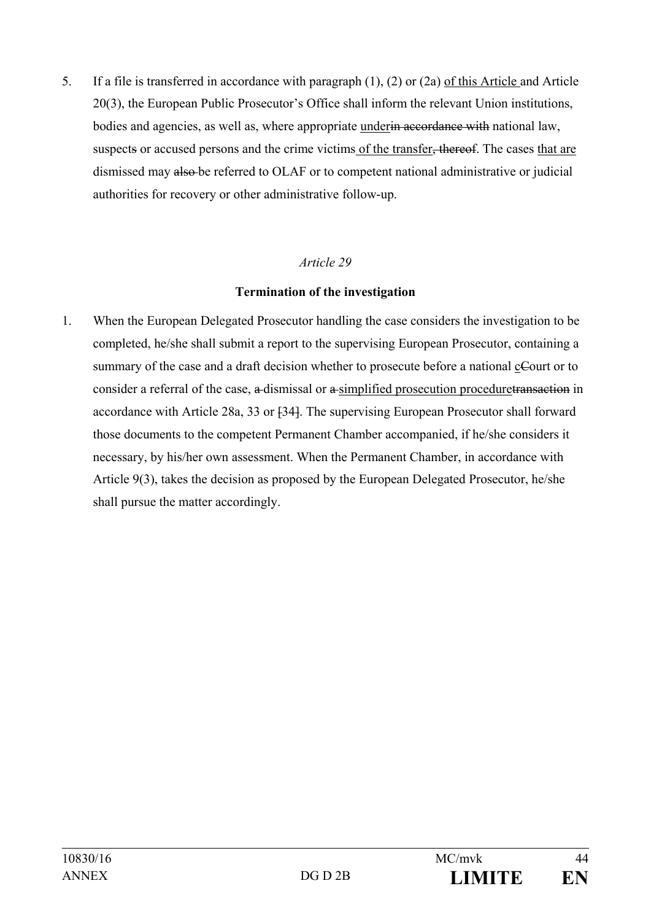5. If a file is transferred in accordance with paragraph (1), (2) or (2a) <u>of this Article </u>and Article 20(3), the European Public Prosecutor's Office shall inform the relevant Union institutions, bodies and agencies, as well as, where appropriate <u>under</u>~~in accordance with~~ national law, suspect~~s~~ or accused persons and the crime victims<u> of the transfer</u>~~, thereof~~. The cases <u>that are</u> dismissed may ~~also~~ be referred to OLAF or to competent national administrative or judicial authorities for recovery or other administrative follow-up.

*Article 29*

**Termination of the investigation**

1. When the European Delegated Prosecutor handling the case considers the investigation to be completed, he/she shall submit a report to the supervising European Prosecutor, containing a summary of the case and a draft decision whether to prosecute before a national <u>c</u>~~C~~ourt or to consider a referral of the case, ~~a~~ dismissal or ~~a~~ <u>simplified prosecution procedure</u>~~transaction~~ in accordance with Article 28a, 33 or ~~[~~34~~]~~. The supervising European Prosecutor shall forward those documents to the competent Permanent Chamber accompanied, if he/she considers it necessary, by his/her own assessment. When the Permanent Chamber, in accordance with Article 9(3), takes the decision as proposed by the European Delegated Prosecutor, he/she shall pursue the matter accordingly.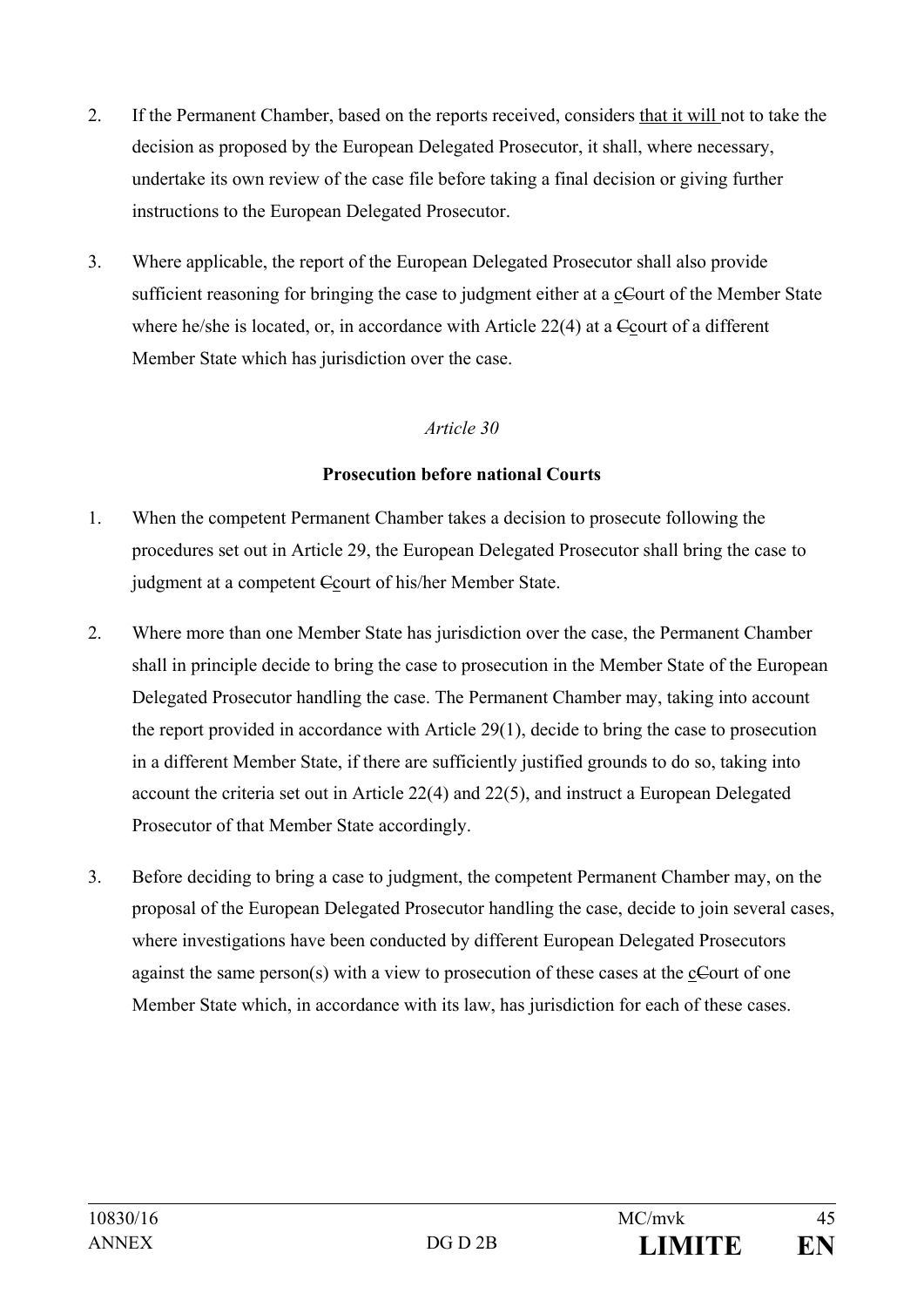2. If the Permanent Chamber, based on the reports received, considers that it will not to take the decision as proposed by the European Delegated Prosecutor, it shall, where necessary, undertake its own review of the case file before taking a final decision or giving further instructions to the European Delegated Prosecutor.

3. Where applicable, the report of the European Delegated Prosecutor shall also provide sufficient reasoning for bringing the case to judgment either at a cCourt of the Member State where he/she is located, or, in accordance with Article 22(4) at a Ccourt of a different Member State which has jurisdiction over the case.

*Article 30*

**Prosecution before national Courts**

1. When the competent Permanent Chamber takes a decision to prosecute following the procedures set out in Article 29, the European Delegated Prosecutor shall bring the case to judgment at a competent Ccourt of his/her Member State.

2. Where more than one Member State has jurisdiction over the case, the Permanent Chamber shall in principle decide to bring the case to prosecution in the Member State of the European Delegated Prosecutor handling the case. The Permanent Chamber may, taking into account the report provided in accordance with Article 29(1), decide to bring the case to prosecution in a different Member State, if there are sufficiently justified grounds to do so, taking into account the criteria set out in Article 22(4) and 22(5), and instruct a European Delegated Prosecutor of that Member State accordingly.

3. Before deciding to bring a case to judgment, the competent Permanent Chamber may, on the proposal of the European Delegated Prosecutor handling the case, decide to join several cases, where investigations have been conducted by different European Delegated Prosecutors against the same person(s) with a view to prosecution of these cases at the cCourt of one Member State which, in accordance with its law, has jurisdiction for each of these cases.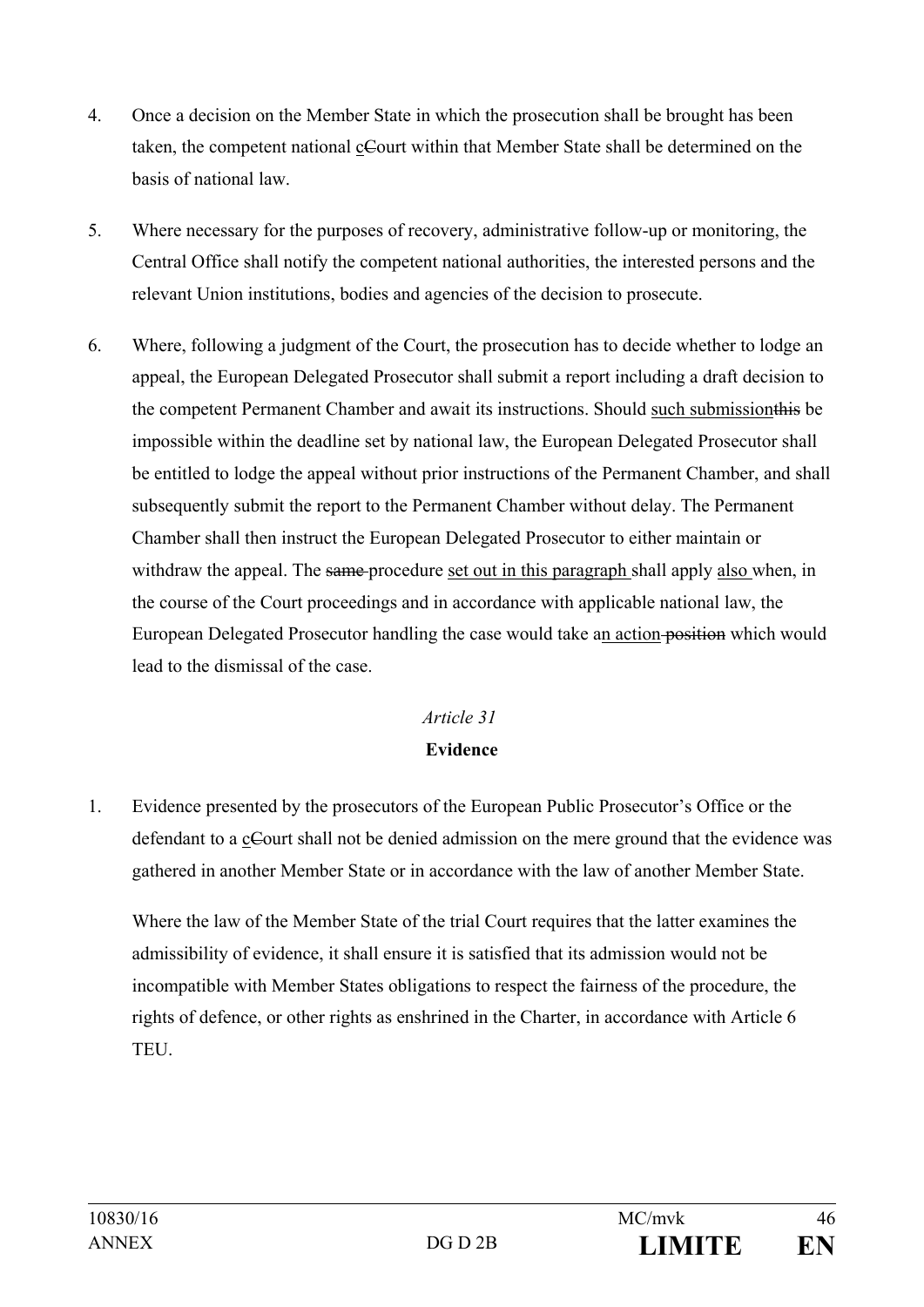4. Once a decision on the Member State in which the prosecution shall be brought has been taken, the competent national cCourt within that Member State shall be determined on the basis of national law.

5. Where necessary for the purposes of recovery, administrative follow-up or monitoring, the Central Office shall notify the competent national authorities, the interested persons and the relevant Union institutions, bodies and agencies of the decision to prosecute.

6. Where, following a judgment of the Court, the prosecution has to decide whether to lodge an appeal, the European Delegated Prosecutor shall submit a report including a draft decision to the competent Permanent Chamber and await its instructions. Should such submissionthis be impossible within the deadline set by national law, the European Delegated Prosecutor shall be entitled to lodge the appeal without prior instructions of the Permanent Chamber, and shall subsequently submit the report to the Permanent Chamber without delay. The Permanent Chamber shall then instruct the European Delegated Prosecutor to either maintain or withdraw the appeal. The same procedure set out in this paragraph shall apply also when, in the course of the Court proceedings and in accordance with applicable national law, the European Delegated Prosecutor handling the case would take an action position which would lead to the dismissal of the case.

*Article 31*

**Evidence**

1. Evidence presented by the prosecutors of the European Public Prosecutor's Office or the defendant to a cCourt shall not be denied admission on the mere ground that the evidence was gathered in another Member State or in accordance with the law of another Member State.

   Where the law of the Member State of the trial Court requires that the latter examines the admissibility of evidence, it shall ensure it is satisfied that its admission would not be incompatible with Member States obligations to respect the fairness of the procedure, the rights of defence, or other rights as enshrined in the Charter, in accordance with Article 6 TEU.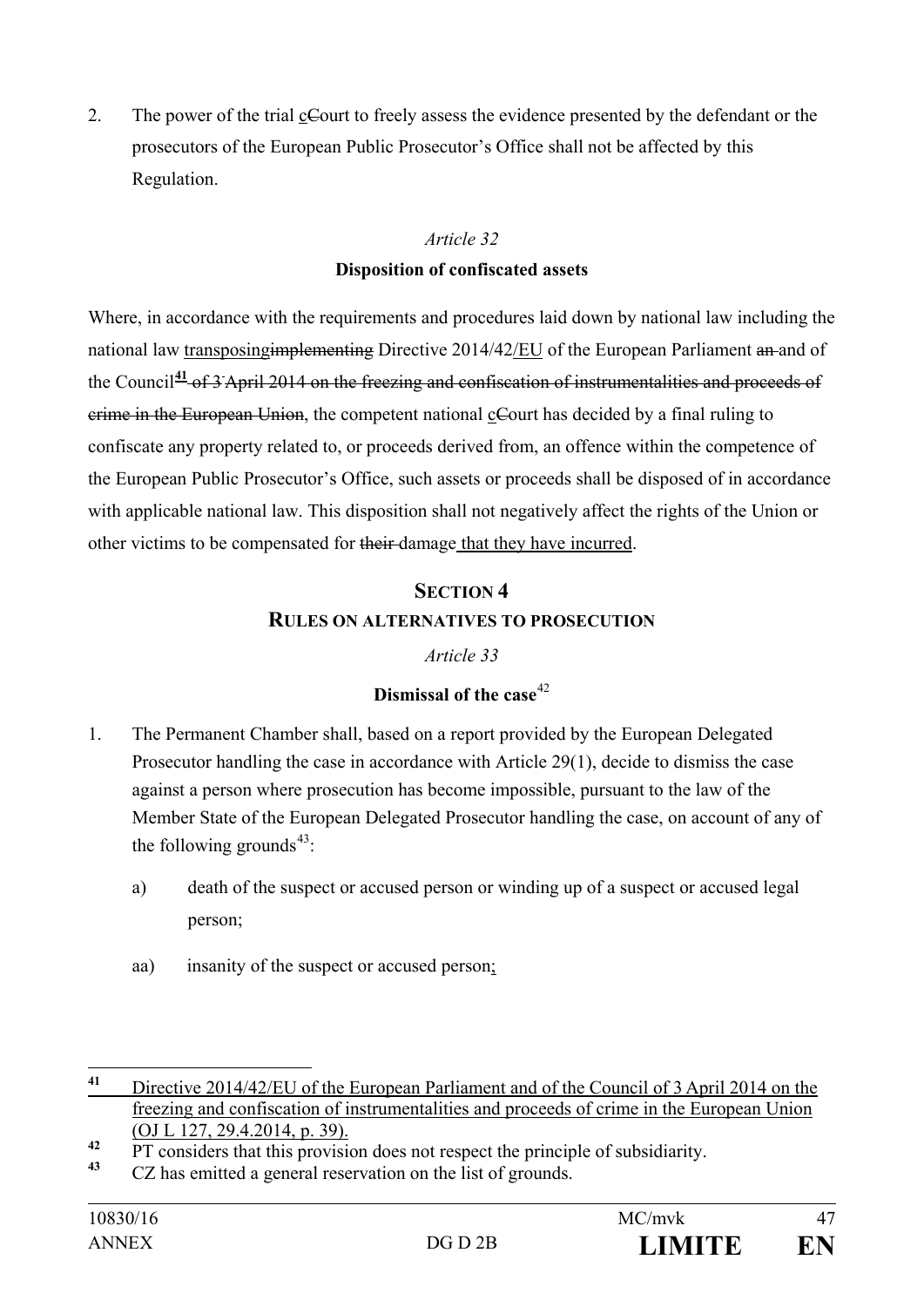2. The power of the trial cCourt to freely assess the evidence presented by the defendant or the prosecutors of the European Public Prosecutor's Office shall not be affected by this Regulation.

*Article 32*

**Disposition of confiscated assets**

Where, in accordance with the requirements and procedures laid down by national law including the national law transposingimplementing Directive 2014/42/EU of the European Parliament an and of the Council[41] of 3 April 2014 on the freezing and confiscation of instrumentalities and proceeds of crime in the European Union, the competent national cCourt has decided by a final ruling to confiscate any property related to, or proceeds derived from, an offence within the competence of the European Public Prosecutor's Office, such assets or proceeds shall be disposed of in accordance with applicable national law. This disposition shall not negatively affect the rights of the Union or other victims to be compensated for their damage that they have incurred.

## SECTION 4
## RULES ON ALTERNATIVES TO PROSECUTION

*Article 33*

**Dismissal of the case**[42]

1. The Permanent Chamber shall, based on a report provided by the European Delegated Prosecutor handling the case in accordance with Article 29(1), decide to dismiss the case against a person where prosecution has become impossible, pursuant to the law of the Member State of the European Delegated Prosecutor handling the case, on account of any of the following grounds[43]:

   a) death of the suspect or accused person or winding up of a suspect or accused legal person;

   aa) insanity of the suspect or accused person;

---

[41] Directive 2014/42/EU of the European Parliament and of the Council of 3 April 2014 on the freezing and confiscation of instrumentalities and proceeds of crime in the European Union (OJ L 127, 29.4.2014, p. 39).

[42] PT considers that this provision does not respect the principle of subsidiarity.

[43] CZ has emitted a general reservation on the list of grounds.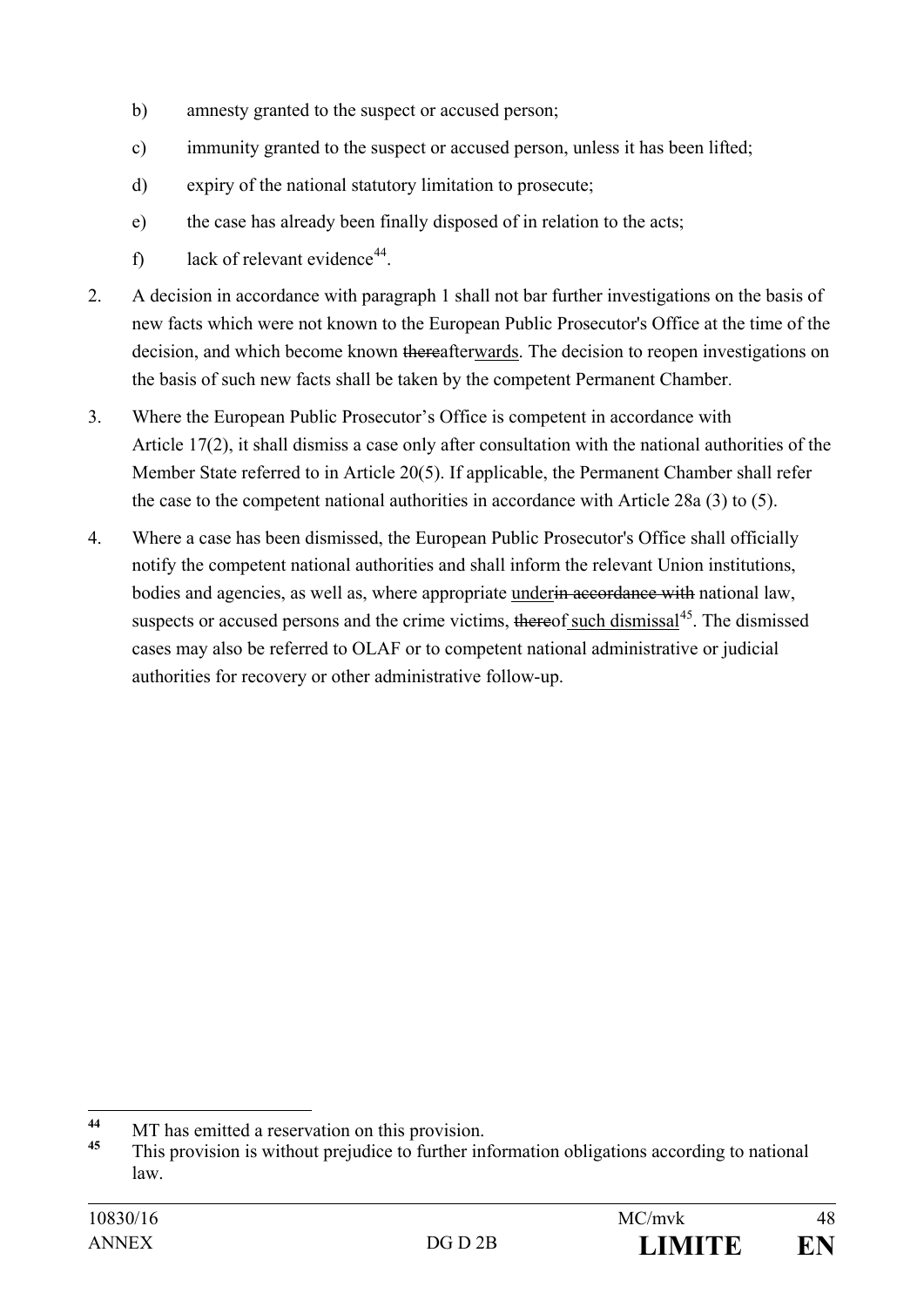b) amnesty granted to the suspect or accused person;

c) immunity granted to the suspect or accused person, unless it has been lifted;

d) expiry of the national statutory limitation to prosecute;

e) the case has already been finally disposed of in relation to the acts;

f) lack of relevant evidence[44].

2. A decision in accordance with paragraph 1 shall not bar further investigations on the basis of new facts which were not known to the European Public Prosecutor's Office at the time of the decision, and which become known ~~there~~after<u>wards</u>. The decision to reopen investigations on the basis of such new facts shall be taken by the competent Permanent Chamber.

3. Where the European Public Prosecutor's Office is competent in accordance with Article 17(2), it shall dismiss a case only after consultation with the national authorities of the Member State referred to in Article 20(5). If applicable, the Permanent Chamber shall refer the case to the competent national authorities in accordance with Article 28a (3) to (5).

4. Where a case has been dismissed, the European Public Prosecutor's Office shall officially notify the competent national authorities and shall inform the relevant Union institutions, bodies and agencies, as well as, where appropriate <u>under</u>~~in accordance with~~ national law, suspects or accused persons and the crime victims, ~~there~~of <u>such dismissal</u>[45]. The dismissed cases may also be referred to OLAF or to competent national administrative or judicial authorities for recovery or other administrative follow-up.

---

[44] MT has emitted a reservation on this provision.

[45] This provision is without prejudice to further information obligations according to national law.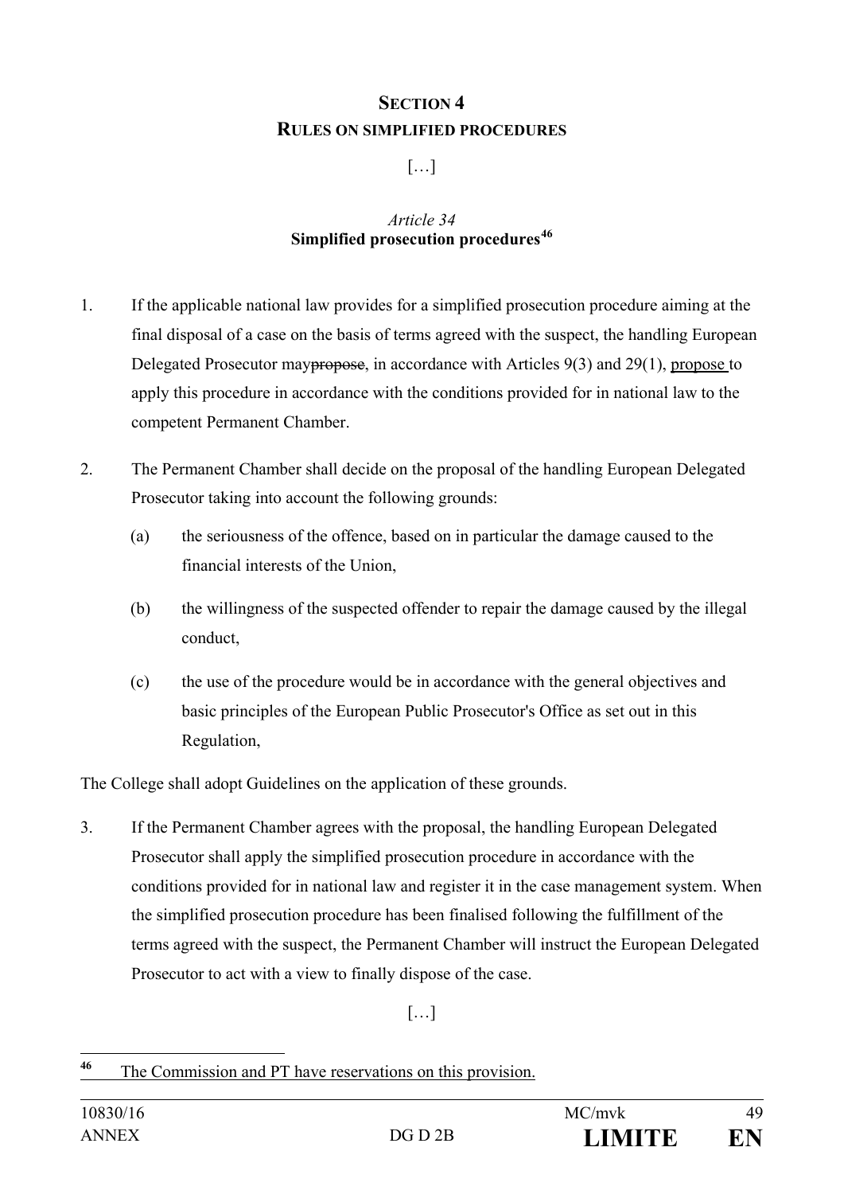## SECTION 4
## RULES ON SIMPLIFIED PROCEDURES

[…]

### *Article 34*
### Simplified prosecution procedures[46]

1. If the applicable national law provides for a simplified prosecution procedure aiming at the final disposal of a case on the basis of terms agreed with the suspect, the handling European Delegated Prosecutor may~~propose~~, in accordance with Articles 9(3) and 29(1), <u>propose </u>to apply this procedure in accordance with the conditions provided for in national law to the competent Permanent Chamber.

2. The Permanent Chamber shall decide on the proposal of the handling European Delegated Prosecutor taking into account the following grounds:

   (a) the seriousness of the offence, based on in particular the damage caused to the financial interests of the Union,

   (b) the willingness of the suspected offender to repair the damage caused by the illegal conduct,

   (c) the use of the procedure would be in accordance with the general objectives and basic principles of the European Public Prosecutor's Office as set out in this Regulation,

The College shall adopt Guidelines on the application of these grounds.

3. If the Permanent Chamber agrees with the proposal, the handling European Delegated Prosecutor shall apply the simplified prosecution procedure in accordance with the conditions provided for in national law and register it in the case management system. When the simplified prosecution procedure has been finalised following the fulfillment of the terms agreed with the suspect, the Permanent Chamber will instruct the European Delegated Prosecutor to act with a view to finally dispose of the case.

[…]

---

[46] <u>The Commission and PT have reservations on this provision.</u>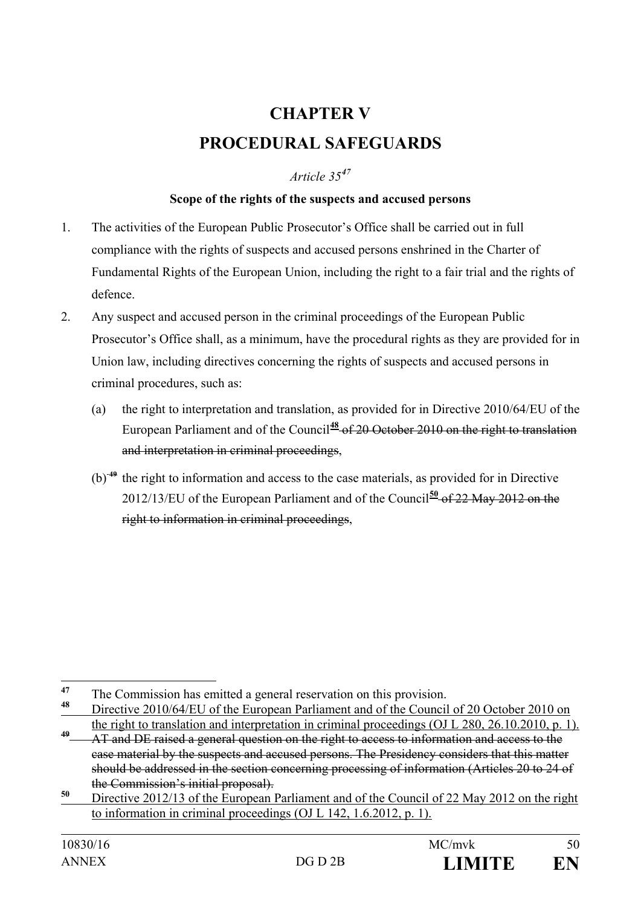# CHAPTER V

# PROCEDURAL SAFEGUARDS

*Article 35*[47]

**Scope of the rights of the suspects and accused persons**

1. The activities of the European Public Prosecutor's Office shall be carried out in full compliance with the rights of suspects and accused persons enshrined in the Charter of Fundamental Rights of the European Union, including the right to a fair trial and the rights of defence.
2. Any suspect and accused person in the criminal proceedings of the European Public Prosecutor's Office shall, as a minimum, have the procedural rights as they are provided for in Union law, including directives concerning the rights of suspects and accused persons in criminal procedures, such as:
   (a) the right to interpretation and translation, as provided for in Directive 2010/64/EU of the European Parliament and of the Council[48] ~~of 20 October 2010 on the right to translation and interpretation in criminal proceedings~~,
   (b)[49] the right to information and access to the case materials, as provided for in Directive 2012/13/EU of the European Parliament and of the Council[50] ~~of 22 May 2012 on the right to information in criminal proceedings~~,

---

[47] The Commission has emitted a general reservation on this provision.

[48] Directive 2010/64/EU of the European Parliament and of the Council of 20 October 2010 on the right to translation and interpretation in criminal proceedings (OJ L 280, 26.10.2010, p. 1).

[49] ~~AT and DE raised a general question on the right to access to information and access to the case material by the suspects and accused persons. The Presidency considers that this matter should be addressed in the section concerning processing of information (Articles 20 to 24 of the Commission's initial proposal).~~

[50] Directive 2012/13 of the European Parliament and of the Council of 22 May 2012 on the right to information in criminal proceedings (OJ L 142, 1.6.2012, p. 1).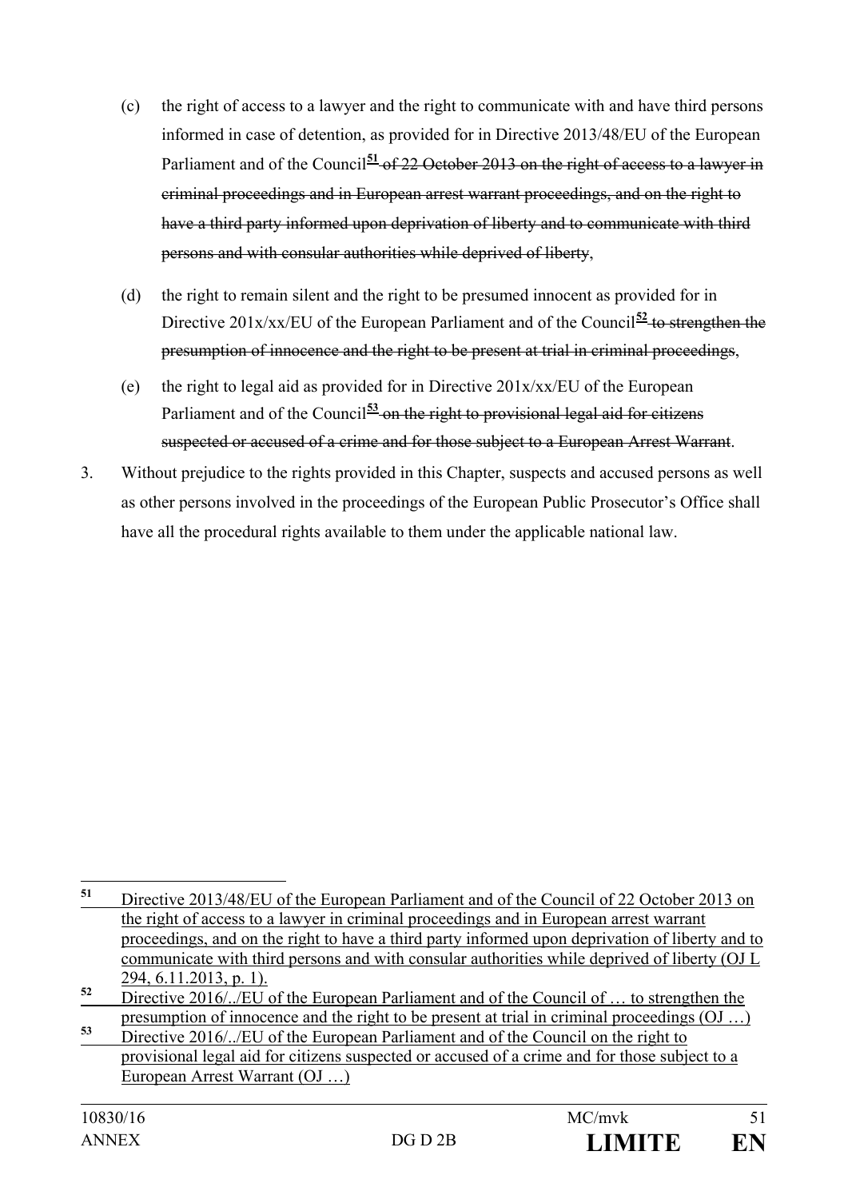(c) the right of access to a lawyer and the right to communicate with and have third persons informed in case of detention, as provided for in Directive 2013/48/EU of the European Parliament and of the Council[51] ~~of 22 October 2013 on the right of access to a lawyer in criminal proceedings and in European arrest warrant proceedings, and on the right to have a third party informed upon deprivation of liberty and to communicate with third persons and with consular authorities while deprived of liberty~~,

(d) the right to remain silent and the right to be presumed innocent as provided for in Directive 201x/xx/EU of the European Parliament and of the Council[52] ~~to strengthen the presumption of innocence and the right to be present at trial in criminal proceedings~~,

(e) the right to legal aid as provided for in Directive 201x/xx/EU of the European Parliament and of the Council[53] ~~on the right to provisional legal aid for citizens suspected or accused of a crime and for those subject to a European Arrest Warrant~~.

3. Without prejudice to the rights provided in this Chapter, suspects and accused persons as well as other persons involved in the proceedings of the European Public Prosecutor's Office shall have all the procedural rights available to them under the applicable national law.

---

[51] <u>Directive 2013/48/EU of the European Parliament and of the Council of 22 October 2013 on the right of access to a lawyer in criminal proceedings and in European arrest warrant proceedings, and on the right to have a third party informed upon deprivation of liberty and to communicate with third persons and with consular authorities while deprived of liberty (OJ L 294, 6.11.2013, p. 1).</u>

[52] <u>Directive 2016/../EU of the European Parliament and of the Council of … to strengthen the presumption of innocence and the right to be present at trial in criminal proceedings (OJ …)</u>

[53] <u>Directive 2016/../EU of the European Parliament and of the Council on the right to provisional legal aid for citizens suspected or accused of a crime and for those subject to a European Arrest Warrant (OJ …)</u>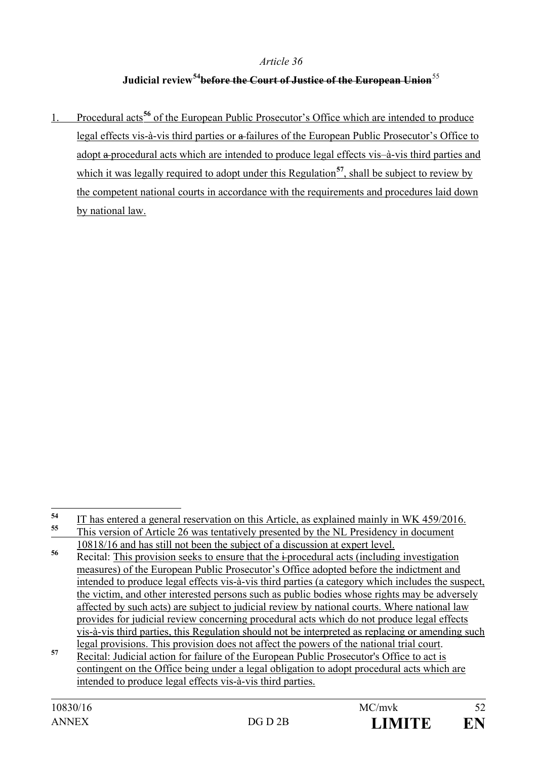*Article 36*

**Judicial review[54] ~~before the Court of Justice of the European Union~~[55]**

1. Procedural acts[56] of the European Public Prosecutor's Office which are intended to produce legal effects vis-à-vis third parties or ~~a~~ failures of the European Public Prosecutor's Office to adopt ~~a~~ procedural acts which are intended to produce legal effects vis–à-vis third parties and which it was legally required to adopt under this Regulation[57], shall be subject to review by the competent national courts in accordance with the requirements and procedures laid down by national law.

---

[54] IT has entered a general reservation on this Article, as explained mainly in WK 459/2016.

[55] This version of Article 26 was tentatively presented by the NL Presidency in document 10818/16 and has still not been the subject of a discussion at expert level.

[56] Recital: This provision seeks to ensure that the ~~i~~ procedural acts (including investigation measures) of the European Public Prosecutor's Office adopted before the indictment and intended to produce legal effects vis-à-vis third parties (a category which includes the suspect, the victim, and other interested persons such as public bodies whose rights may be adversely affected by such acts) are subject to judicial review by national courts. Where national law provides for judicial review concerning procedural acts which do not produce legal effects vis-à-vis third parties, this Regulation should not be interpreted as replacing or amending such legal provisions. This provision does not affect the powers of the national trial court.

[57] Recital: Judicial action for failure of the European Public Prosecutor's Office to act is contingent on the Office being under a legal obligation to adopt procedural acts which are intended to produce legal effects vis-à-vis third parties.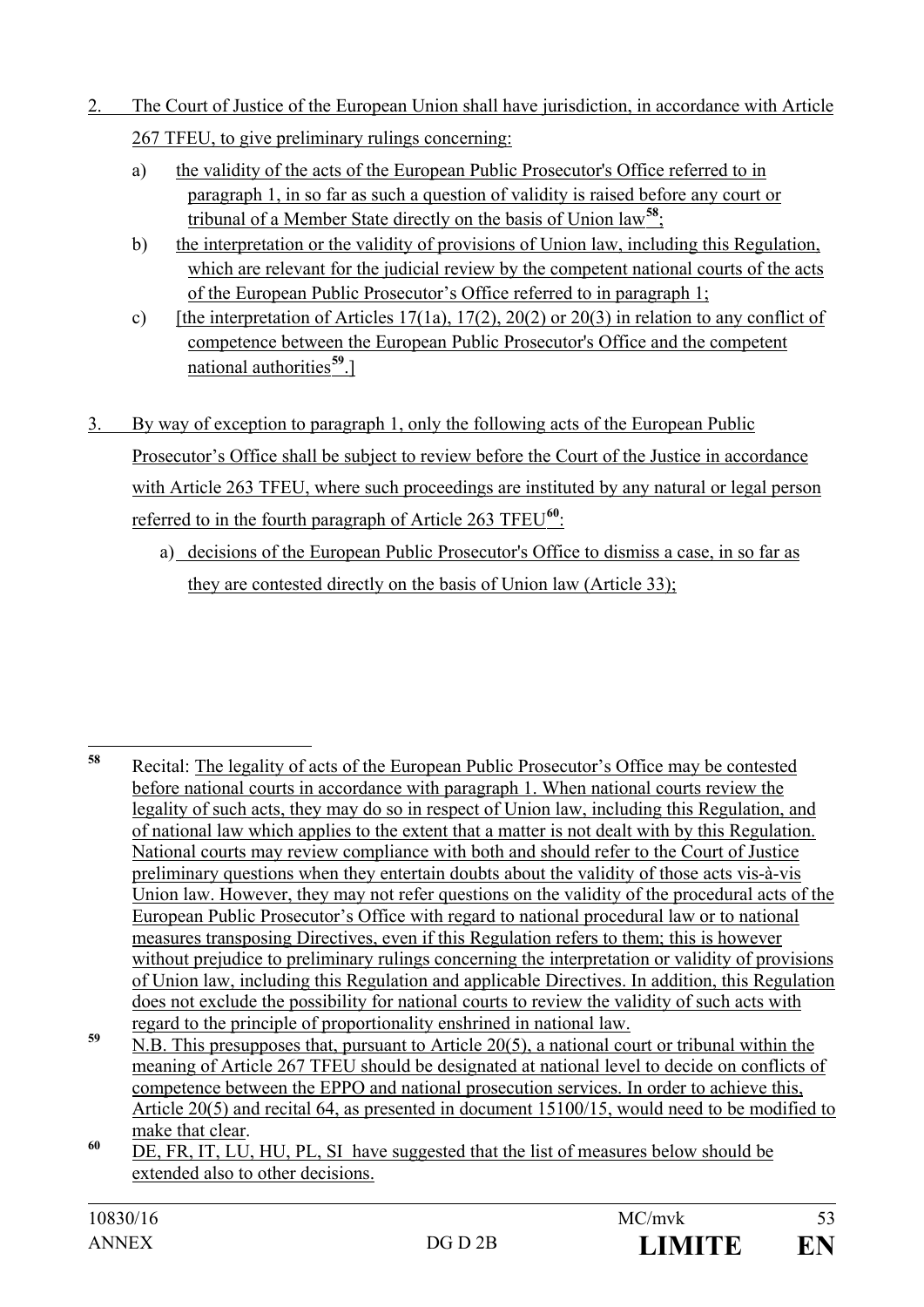2. The Court of Justice of the European Union shall have jurisdiction, in accordance with Article 267 TFEU, to give preliminary rulings concerning:

   a) the validity of the acts of the European Public Prosecutor's Office referred to in paragraph 1, in so far as such a question of validity is raised before any court or tribunal of a Member State directly on the basis of Union law[58];

   b) the interpretation or the validity of provisions of Union law, including this Regulation, which are relevant for the judicial review by the competent national courts of the acts of the European Public Prosecutor's Office referred to in paragraph 1;

   c) [the interpretation of Articles 17(1a), 17(2), 20(2) or 20(3) in relation to any conflict of competence between the European Public Prosecutor's Office and the competent national authorities[59].]

3. By way of exception to paragraph 1, only the following acts of the European Public Prosecutor's Office shall be subject to review before the Court of the Justice in accordance with Article 263 TFEU, where such proceedings are instituted by any natural or legal person referred to in the fourth paragraph of Article 263 TFEU[60]:

   a) decisions of the European Public Prosecutor's Office to dismiss a case, in so far as they are contested directly on the basis of Union law (Article 33);

---

[58] Recital: The legality of acts of the European Public Prosecutor's Office may be contested before national courts in accordance with paragraph 1. When national courts review the legality of such acts, they may do so in respect of Union law, including this Regulation, and of national law which applies to the extent that a matter is not dealt with by this Regulation. National courts may review compliance with both and should refer to the Court of Justice preliminary questions when they entertain doubts about the validity of those acts vis-à-vis Union law. However, they may not refer questions on the validity of the procedural acts of the European Public Prosecutor's Office with regard to national procedural law or to national measures transposing Directives, even if this Regulation refers to them; this is however without prejudice to preliminary rulings concerning the interpretation or validity of provisions of Union law, including this Regulation and applicable Directives. In addition, this Regulation does not exclude the possibility for national courts to review the validity of such acts with regard to the principle of proportionality enshrined in national law.

[59] N.B. This presupposes that, pursuant to Article 20(5), a national court or tribunal within the meaning of Article 267 TFEU should be designated at national level to decide on conflicts of competence between the EPPO and national prosecution services. In order to achieve this, Article 20(5) and recital 64, as presented in document 15100/15, would need to be modified to make that clear.

[60] DE, FR, IT, LU, HU, PL, SI have suggested that the list of measures below should be extended also to other decisions.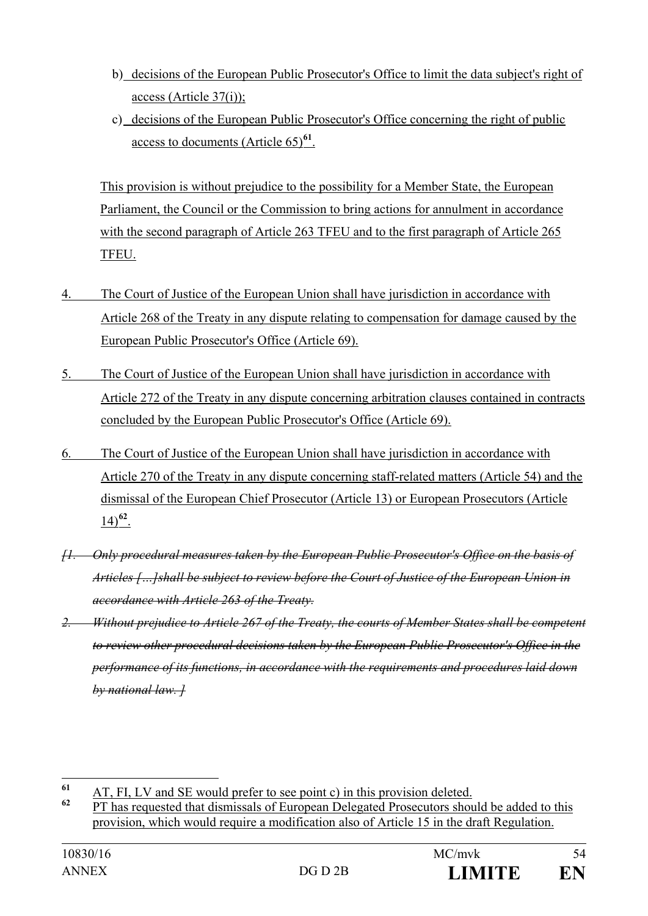b) decisions of the European Public Prosecutor's Office to limit the data subject's right of access (Article 37(i));

c) decisions of the European Public Prosecutor's Office concerning the right of public access to documents (Article 65)[61].

This provision is without prejudice to the possibility for a Member State, the European Parliament, the Council or the Commission to bring actions for annulment in accordance with the second paragraph of Article 263 TFEU and to the first paragraph of Article 265 TFEU.

4. The Court of Justice of the European Union shall have jurisdiction in accordance with Article 268 of the Treaty in any dispute relating to compensation for damage caused by the European Public Prosecutor's Office (Article 69).

5. The Court of Justice of the European Union shall have jurisdiction in accordance with Article 272 of the Treaty in any dispute concerning arbitration clauses contained in contracts concluded by the European Public Prosecutor's Office (Article 69).

6. The Court of Justice of the European Union shall have jurisdiction in accordance with Article 270 of the Treaty in any dispute concerning staff-related matters (Article 54) and the dismissal of the European Chief Prosecutor (Article 13) or European Prosecutors (Article 14)[62].

~~*[1. Only procedural measures taken by the European Public Prosecutor's Office on the basis of Articles [...]shall be subject to review before the Court of Justice of the European Union in accordance with Article 263 of the Treaty.*~~

~~*2. Without prejudice to Article 267 of the Treaty, the courts of Member States shall be competent to review other procedural decisions taken by the European Public Prosecutor's Office in the performance of its functions, in accordance with the requirements and procedures laid down by national law. ]*~~

---

[61] AT, FI, LV and SE would prefer to see point c) in this provision deleted.

[62] PT has requested that dismissals of European Delegated Prosecutors should be added to this provision, which would require a modification also of Article 15 in the draft Regulation.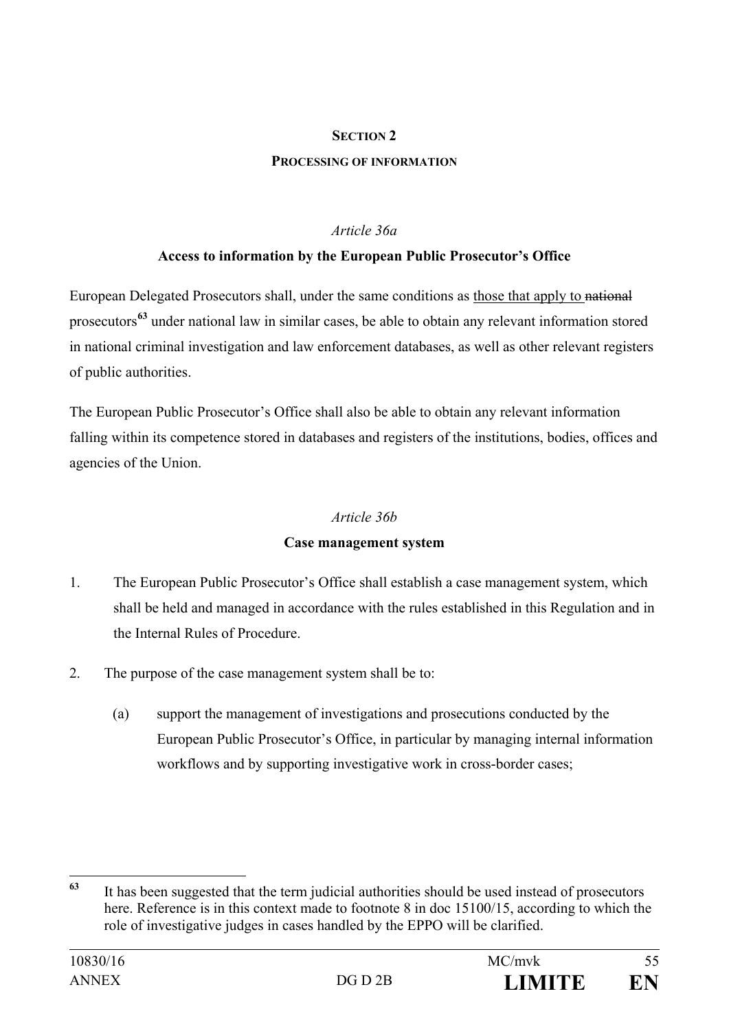## SECTION 2

### PROCESSING OF INFORMATION

*Article 36a*

**Access to information by the European Public Prosecutor's Office**

European Delegated Prosecutors shall, under the same conditions as <u>those that apply to</u> ~~national~~ prosecutors[63] under national law in similar cases, be able to obtain any relevant information stored in national criminal investigation and law enforcement databases, as well as other relevant registers of public authorities.

The European Public Prosecutor's Office shall also be able to obtain any relevant information falling within its competence stored in databases and registers of the institutions, bodies, offices and agencies of the Union.

*Article 36b*

**Case management system**

1. The European Public Prosecutor's Office shall establish a case management system, which shall be held and managed in accordance with the rules established in this Regulation and in the Internal Rules of Procedure.

2. The purpose of the case management system shall be to:

   (a) support the management of investigations and prosecutions conducted by the European Public Prosecutor's Office, in particular by managing internal information workflows and by supporting investigative work in cross-border cases;

---

[63] It has been suggested that the term judicial authorities should be used instead of prosecutors here. Reference is in this context made to footnote 8 in doc 15100/15, according to which the role of investigative judges in cases handled by the EPPO will be clarified.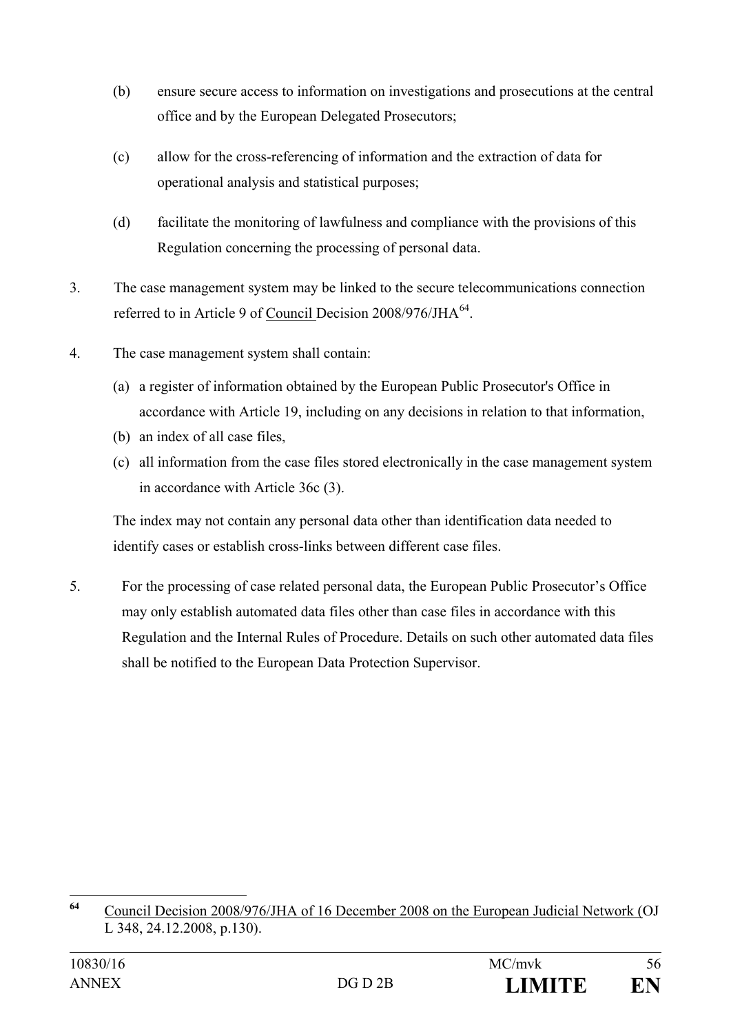(b) ensure secure access to information on investigations and prosecutions at the central office and by the European Delegated Prosecutors;

(c) allow for the cross-referencing of information and the extraction of data for operational analysis and statistical purposes;

(d) facilitate the monitoring of lawfulness and compliance with the provisions of this Regulation concerning the processing of personal data.

3. The case management system may be linked to the secure telecommunications connection referred to in Article 9 of Council Decision 2008/976/JHA[64].

4. The case management system shall contain:

   (a) a register of information obtained by the European Public Prosecutor's Office in accordance with Article 19, including on any decisions in relation to that information,

   (b) an index of all case files,

   (c) all information from the case files stored electronically in the case management system in accordance with Article 36c (3).

   The index may not contain any personal data other than identification data needed to identify cases or establish cross-links between different case files.

5. For the processing of case related personal data, the European Public Prosecutor's Office may only establish automated data files other than case files in accordance with this Regulation and the Internal Rules of Procedure. Details on such other automated data files shall be notified to the European Data Protection Supervisor.

---

[64] Council Decision 2008/976/JHA of 16 December 2008 on the European Judicial Network (OJ L 348, 24.12.2008, p.130).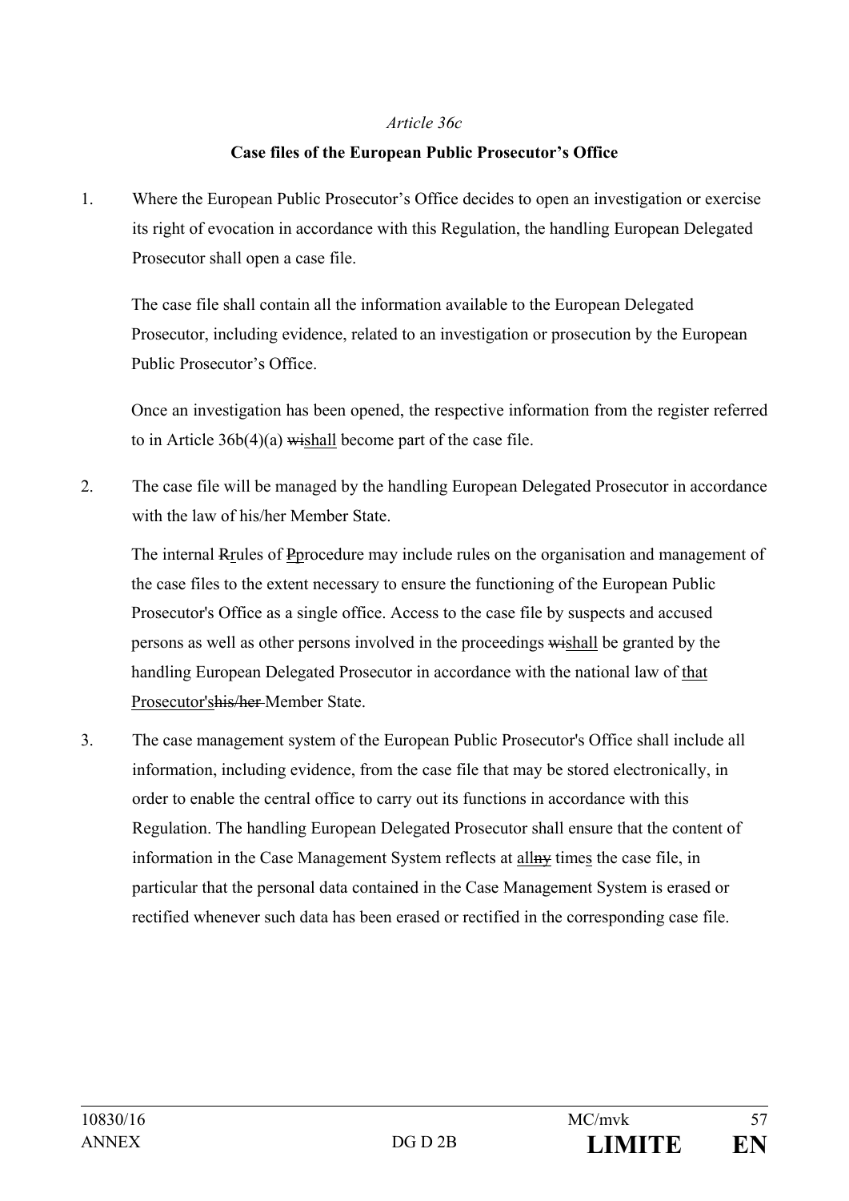*Article 36c*

**Case files of the European Public Prosecutor's Office**

1. Where the European Public Prosecutor's Office decides to open an investigation or exercise its right of evocation in accordance with this Regulation, the handling European Delegated Prosecutor shall open a case file.

   The case file shall contain all the information available to the European Delegated Prosecutor, including evidence, related to an investigation or prosecution by the European Public Prosecutor's Office.

   Once an investigation has been opened, the respective information from the register referred to in Article 36b(4)(a) ~~wi~~<u>shall</u> become part of the case file.

2. The case file will be managed by the handling European Delegated Prosecutor in accordance with the law of his/her Member State.

   The internal ~~R~~<u>r</u>ules of ~~P~~<u>p</u>rocedure may include rules on the organisation and management of the case files to the extent necessary to ensure the functioning of the European Public Prosecutor's Office as a single office. Access to the case file by suspects and accused persons as well as other persons involved in the proceedings ~~wi~~<u>shall</u> be granted by the handling European Delegated Prosecutor in accordance with the national law of <u>that Prosecutor's</u>~~his/her~~ Member State.

3. The case management system of the European Public Prosecutor's Office shall include all information, including evidence, from the case file that may be stored electronically, in order to enable the central office to carry out its functions in accordance with this Regulation. The handling European Delegated Prosecutor shall ensure that the content of information in the Case Management System reflects at <u>all</u>~~ny~~ time<u>s</u> the case file, in particular that the personal data contained in the Case Management System is erased or rectified whenever such data has been erased or rectified in the corresponding case file.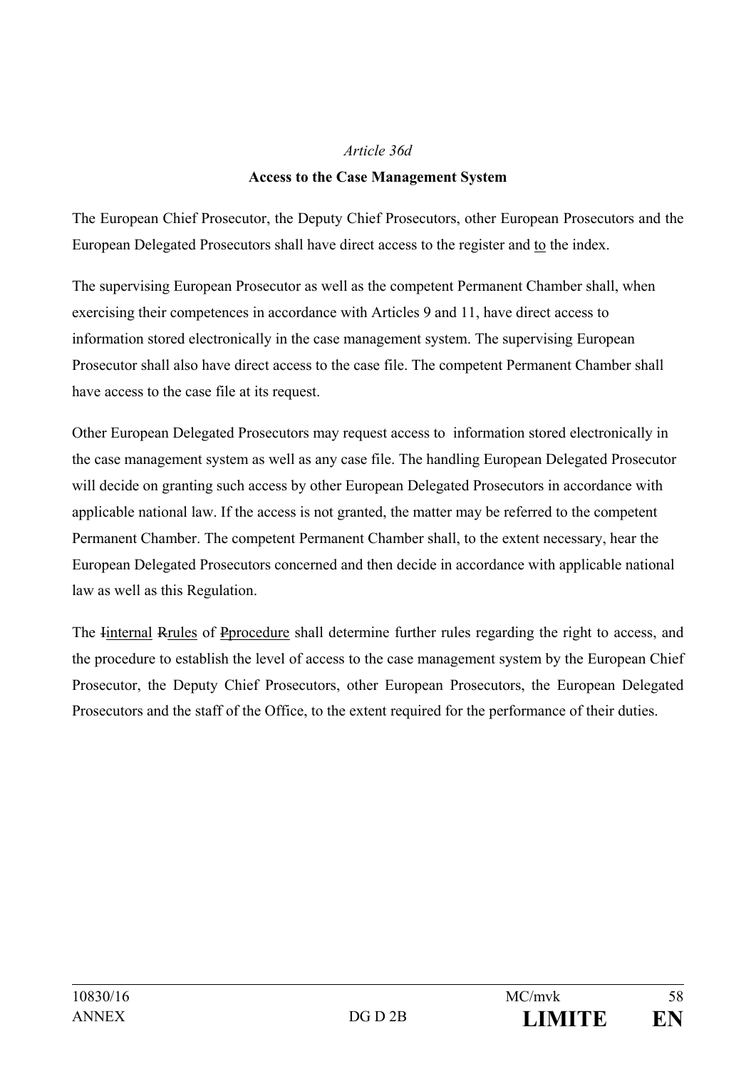*Article 36d*

**Access to the Case Management System**

The European Chief Prosecutor, the Deputy Chief Prosecutors, other European Prosecutors and the European Delegated Prosecutors shall have direct access to the register and to the index.

The supervising European Prosecutor as well as the competent Permanent Chamber shall, when exercising their competences in accordance with Articles 9 and 11, have direct access to information stored electronically in the case management system. The supervising European Prosecutor shall also have direct access to the case file. The competent Permanent Chamber shall have access to the case file at its request.

Other European Delegated Prosecutors may request access to information stored electronically in the case management system as well as any case file. The handling European Delegated Prosecutor will decide on granting such access by other European Delegated Prosecutors in accordance with applicable national law. If the access is not granted, the matter may be referred to the competent Permanent Chamber. The competent Permanent Chamber shall, to the extent necessary, hear the European Delegated Prosecutors concerned and then decide in accordance with applicable national law as well as this Regulation.

The ~~I~~internal ~~R~~rules of ~~P~~procedure shall determine further rules regarding the right to access, and the procedure to establish the level of access to the case management system by the European Chief Prosecutor, the Deputy Chief Prosecutors, other European Prosecutors, the European Delegated Prosecutors and the staff of the Office, to the extent required for the performance of their duties.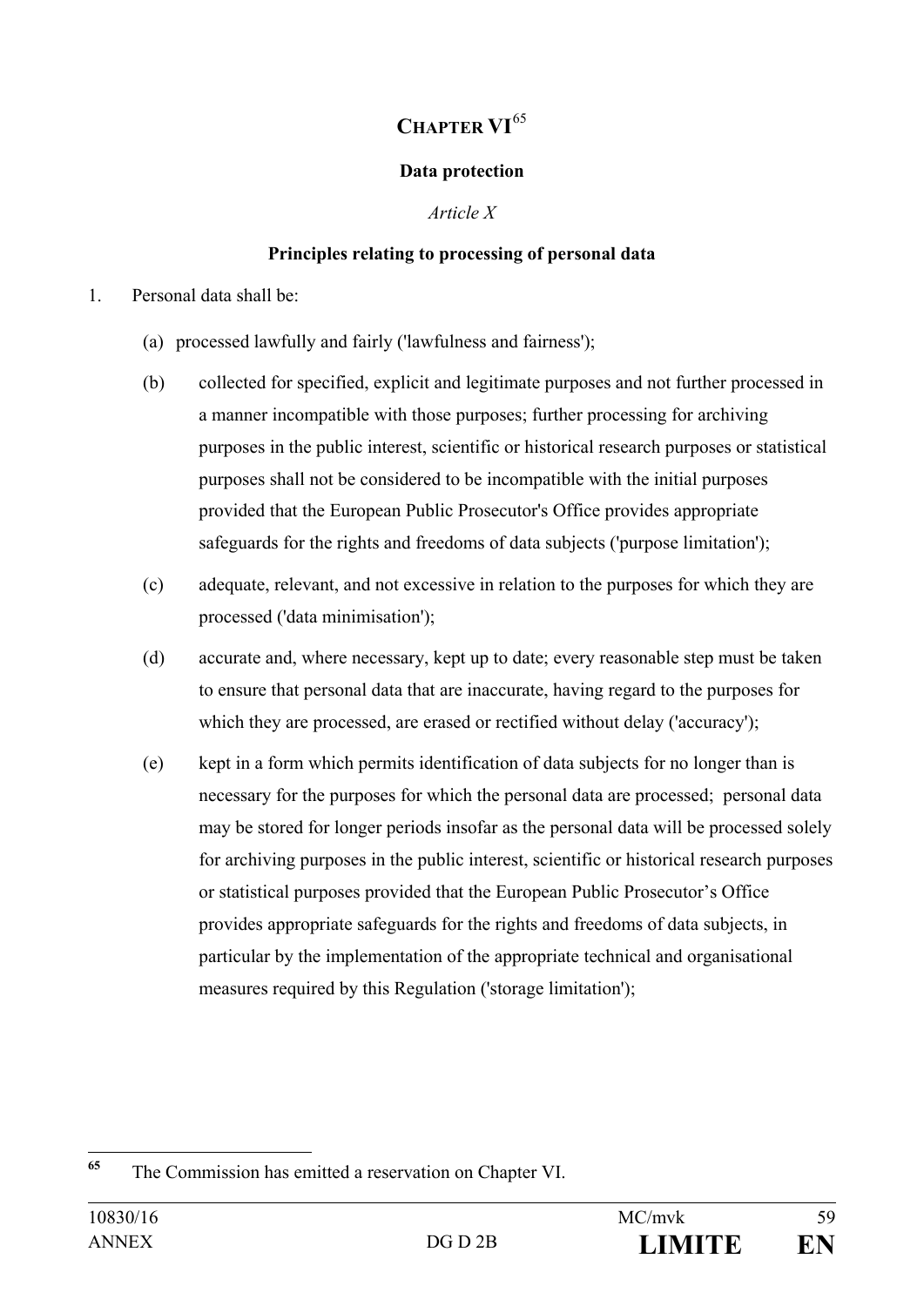# CHAPTER VI[65]

## Data protection

*Article X*

### Principles relating to processing of personal data

1. Personal data shall be:

   (a) processed lawfully and fairly ('lawfulness and fairness');

   (b) collected for specified, explicit and legitimate purposes and not further processed in a manner incompatible with those purposes; further processing for archiving purposes in the public interest, scientific or historical research purposes or statistical purposes shall not be considered to be incompatible with the initial purposes provided that the European Public Prosecutor's Office provides appropriate safeguards for the rights and freedoms of data subjects ('purpose limitation');

   (c) adequate, relevant, and not excessive in relation to the purposes for which they are processed ('data minimisation');

   (d) accurate and, where necessary, kept up to date; every reasonable step must be taken to ensure that personal data that are inaccurate, having regard to the purposes for which they are processed, are erased or rectified without delay ('accuracy');

   (e) kept in a form which permits identification of data subjects for no longer than is necessary for the purposes for which the personal data are processed; personal data may be stored for longer periods insofar as the personal data will be processed solely for archiving purposes in the public interest, scientific or historical research purposes or statistical purposes provided that the European Public Prosecutor's Office provides appropriate safeguards for the rights and freedoms of data subjects, in particular by the implementation of the appropriate technical and organisational measures required by this Regulation ('storage limitation');

---

[65] The Commission has emitted a reservation on Chapter VI.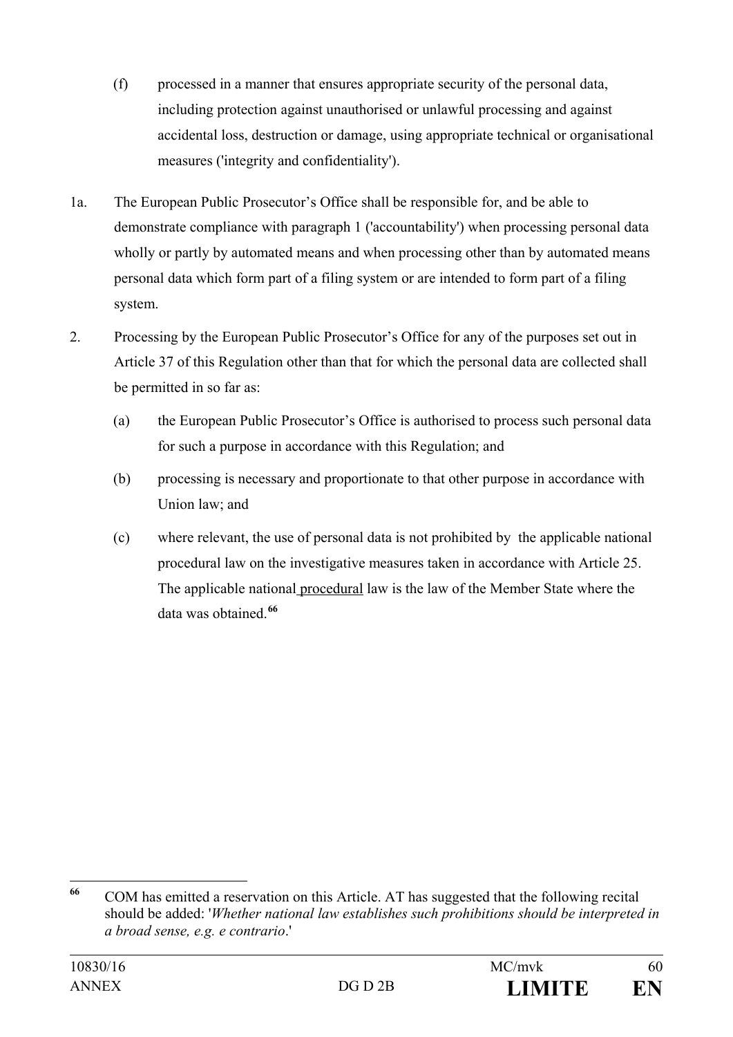(f) processed in a manner that ensures appropriate security of the personal data, including protection against unauthorised or unlawful processing and against accidental loss, destruction or damage, using appropriate technical or organisational measures ('integrity and confidentiality').

1a. The European Public Prosecutor's Office shall be responsible for, and be able to demonstrate compliance with paragraph 1 ('accountability') when processing personal data wholly or partly by automated means and when processing other than by automated means personal data which form part of a filing system or are intended to form part of a filing system.

2. Processing by the European Public Prosecutor's Office for any of the purposes set out in Article 37 of this Regulation other than that for which the personal data are collected shall be permitted in so far as:

(a) the European Public Prosecutor's Office is authorised to process such personal data for such a purpose in accordance with this Regulation; and

(b) processing is necessary and proportionate to that other purpose in accordance with Union law; and

(c) where relevant, the use of personal data is not prohibited by the applicable national procedural law on the investigative measures taken in accordance with Article 25. The applicable national <u>procedural</u> law is the law of the Member State where the data was obtained.[66]

---

[66] COM has emitted a reservation on this Article. AT has suggested that the following recital should be added: '*Whether national law establishes such prohibitions should be interpreted in a broad sense, e.g. e contrario*.'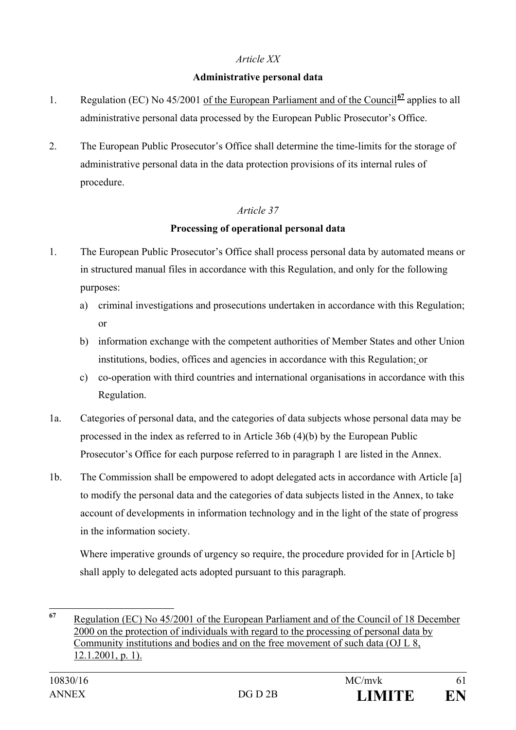*Article XX*

**Administrative personal data**

1. Regulation (EC) No 45/2001 of the European Parliament and of the Council[67] applies to all administrative personal data processed by the European Public Prosecutor's Office.

2. The European Public Prosecutor's Office shall determine the time-limits for the storage of administrative personal data in the data protection provisions of its internal rules of procedure.

*Article 37*

**Processing of operational personal data**

1. The European Public Prosecutor's Office shall process personal data by automated means or in structured manual files in accordance with this Regulation, and only for the following purposes:
   a) criminal investigations and prosecutions undertaken in accordance with this Regulation; or
   b) information exchange with the competent authorities of Member States and other Union institutions, bodies, offices and agencies in accordance with this Regulation; or
   c) co-operation with third countries and international organisations in accordance with this Regulation.

1a. Categories of personal data, and the categories of data subjects whose personal data may be processed in the index as referred to in Article 36b (4)(b) by the European Public Prosecutor's Office for each purpose referred to in paragraph 1 are listed in the Annex.

1b. The Commission shall be empowered to adopt delegated acts in accordance with Article [a] to modify the personal data and the categories of data subjects listed in the Annex, to take account of developments in information technology and in the light of the state of progress in the information society.

    Where imperative grounds of urgency so require, the procedure provided for in [Article b] shall apply to delegated acts adopted pursuant to this paragraph.

---

[67] Regulation (EC) No 45/2001 of the European Parliament and of the Council of 18 December 2000 on the protection of individuals with regard to the processing of personal data by Community institutions and bodies and on the free movement of such data (OJ L 8, 12.1.2001, p. 1).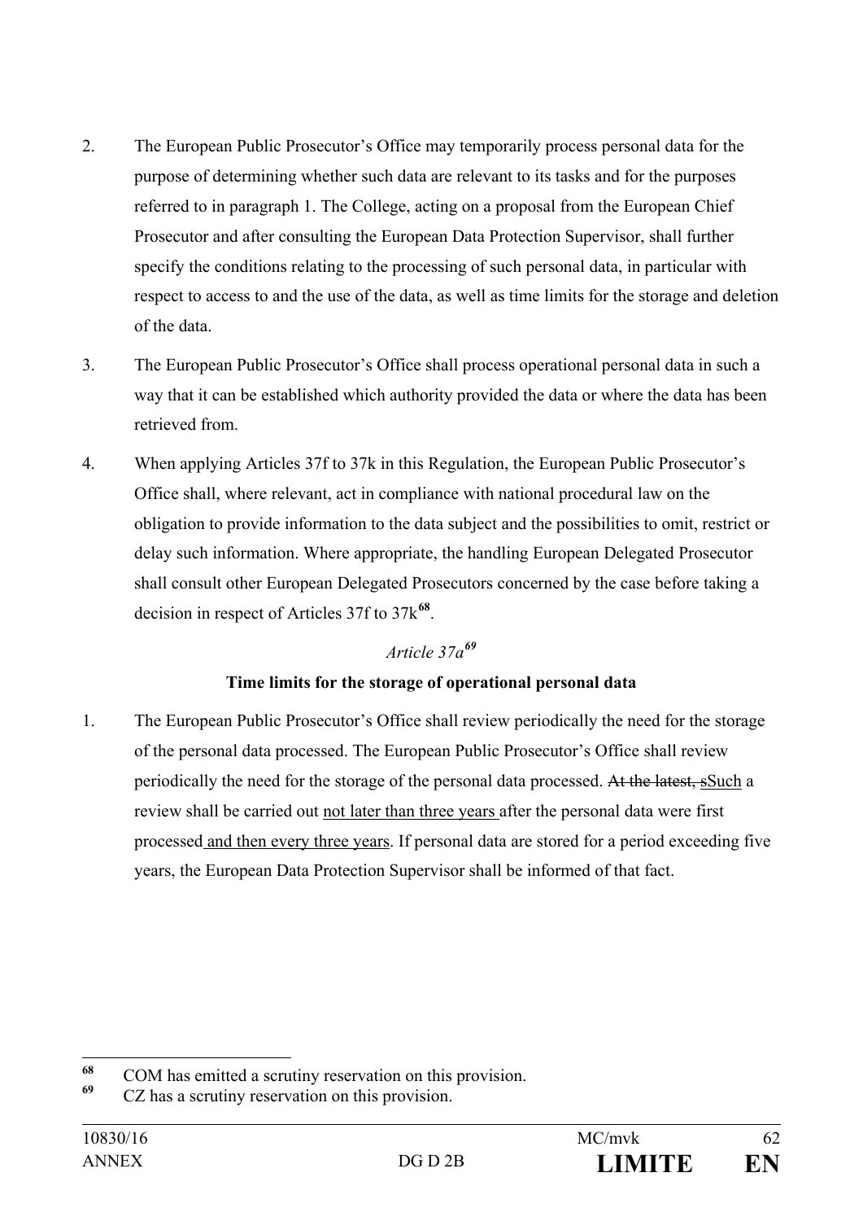2. The European Public Prosecutor's Office may temporarily process personal data for the purpose of determining whether such data are relevant to its tasks and for the purposes referred to in paragraph 1. The College, acting on a proposal from the European Chief Prosecutor and after consulting the European Data Protection Supervisor, shall further specify the conditions relating to the processing of such personal data, in particular with respect to access to and the use of the data, as well as time limits for the storage and deletion of the data.

3. The European Public Prosecutor's Office shall process operational personal data in such a way that it can be established which authority provided the data or where the data has been retrieved from.

4. When applying Articles 37f to 37k in this Regulation, the European Public Prosecutor's Office shall, where relevant, act in compliance with national procedural law on the obligation to provide information to the data subject and the possibilities to omit, restrict or delay such information. Where appropriate, the handling European Delegated Prosecutor shall consult other European Delegated Prosecutors concerned by the case before taking a decision in respect of Articles 37f to 37k[68].

*Article 37a[69]*

**Time limits for the storage of operational personal data**

1. The European Public Prosecutor's Office shall review periodically the need for the storage of the personal data processed. The European Public Prosecutor's Office shall review periodically the need for the storage of the personal data processed. ~~At the latest, s~~Such a review shall be carried out not later than three years after the personal data were first processed and then every three years. If personal data are stored for a period exceeding five years, the European Data Protection Supervisor shall be informed of that fact.

---

[68] COM has emitted a scrutiny reservation on this provision.

[69] CZ has a scrutiny reservation on this provision.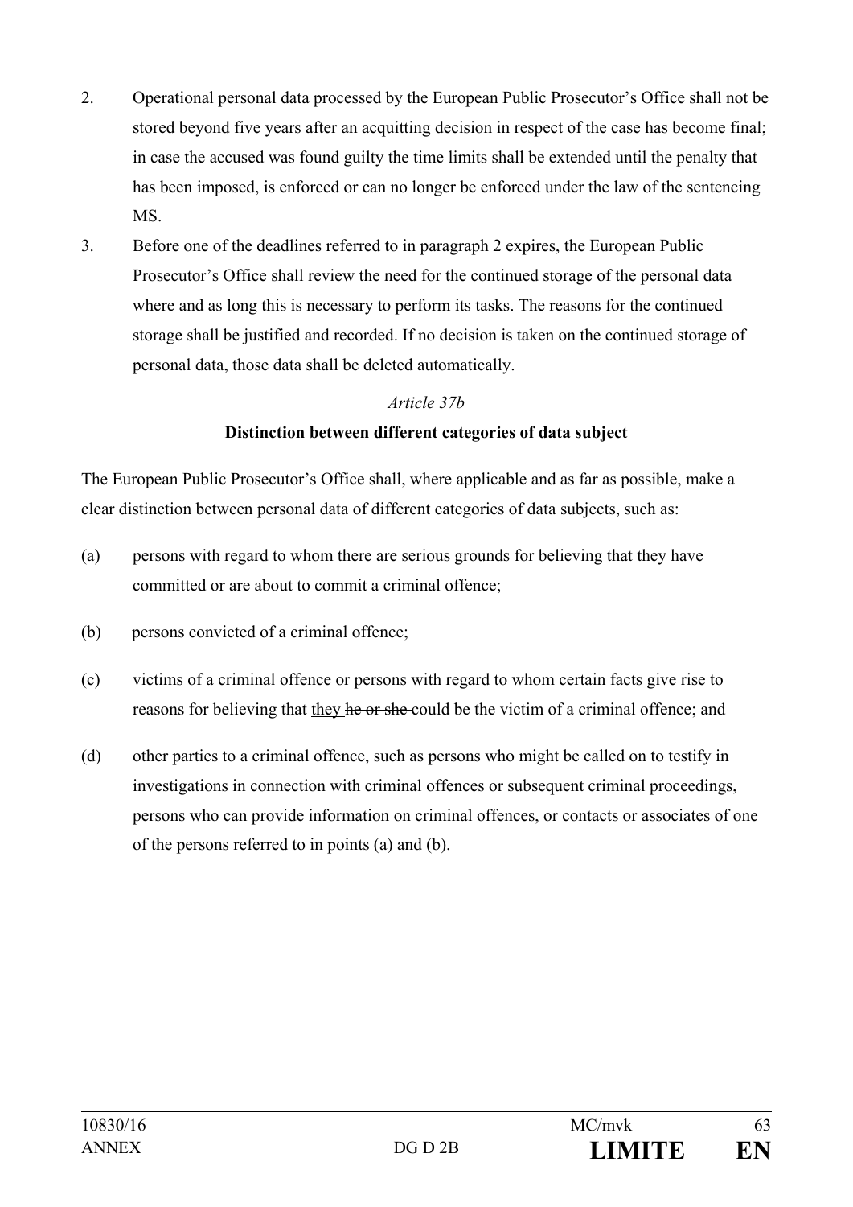2. Operational personal data processed by the European Public Prosecutor's Office shall not be stored beyond five years after an acquitting decision in respect of the case has become final; in case the accused was found guilty the time limits shall be extended until the penalty that has been imposed, is enforced or can no longer be enforced under the law of the sentencing MS.

3. Before one of the deadlines referred to in paragraph 2 expires, the European Public Prosecutor's Office shall review the need for the continued storage of the personal data where and as long this is necessary to perform its tasks. The reasons for the continued storage shall be justified and recorded. If no decision is taken on the continued storage of personal data, those data shall be deleted automatically.

*Article 37b*

**Distinction between different categories of data subject**

The European Public Prosecutor's Office shall, where applicable and as far as possible, make a clear distinction between personal data of different categories of data subjects, such as:

(a) persons with regard to whom there are serious grounds for believing that they have committed or are about to commit a criminal offence;

(b) persons convicted of a criminal offence;

(c) victims of a criminal offence or persons with regard to whom certain facts give rise to reasons for believing that <u>they</u> ~~he or she~~ could be the victim of a criminal offence; and

(d) other parties to a criminal offence, such as persons who might be called on to testify in investigations in connection with criminal offences or subsequent criminal proceedings, persons who can provide information on criminal offences, or contacts or associates of one of the persons referred to in points (a) and (b).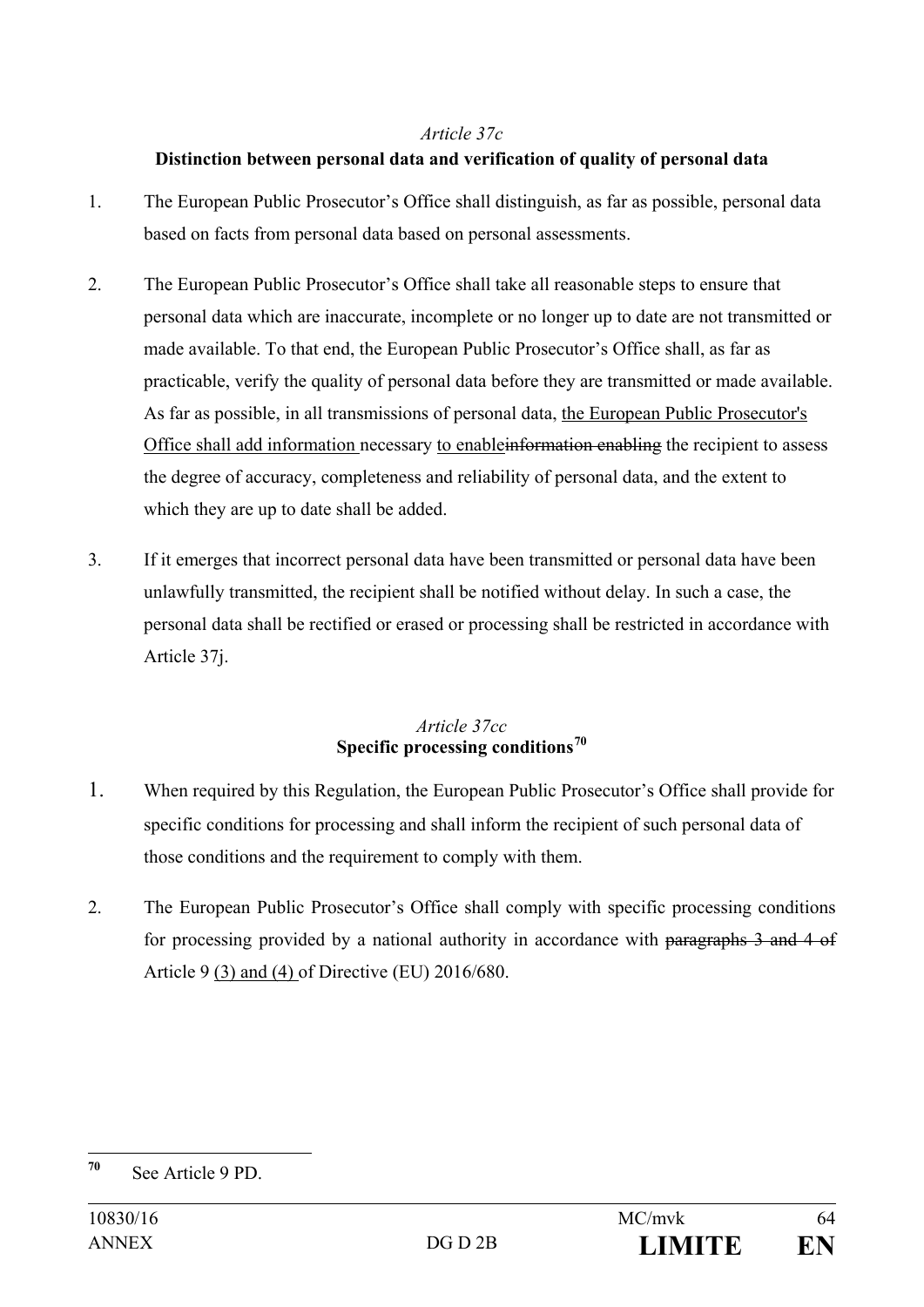*Article 37c*

**Distinction between personal data and verification of quality of personal data**

1. The European Public Prosecutor's Office shall distinguish, as far as possible, personal data based on facts from personal data based on personal assessments.

2. The European Public Prosecutor's Office shall take all reasonable steps to ensure that personal data which are inaccurate, incomplete or no longer up to date are not transmitted or made available. To that end, the European Public Prosecutor's Office shall, as far as practicable, verify the quality of personal data before they are transmitted or made available. As far as possible, in all transmissions of personal data, <u>the European Public Prosecutor's Office shall add information</u> necessary <u>to enable</u>~~information enabling~~ the recipient to assess the degree of accuracy, completeness and reliability of personal data, and the extent to which they are up to date shall be added.

3. If it emerges that incorrect personal data have been transmitted or personal data have been unlawfully transmitted, the recipient shall be notified without delay. In such a case, the personal data shall be rectified or erased or processing shall be restricted in accordance with Article 37j.

*Article 37cc*

**Specific processing conditions[70]**

1. When required by this Regulation, the European Public Prosecutor's Office shall provide for specific conditions for processing and shall inform the recipient of such personal data of those conditions and the requirement to comply with them.

2. The European Public Prosecutor's Office shall comply with specific processing conditions for processing provided by a national authority in accordance with ~~paragraphs 3 and 4 of~~ Article 9 <u>(3) and (4)</u> of Directive (EU) 2016/680.

---

[70] See Article 9 PD.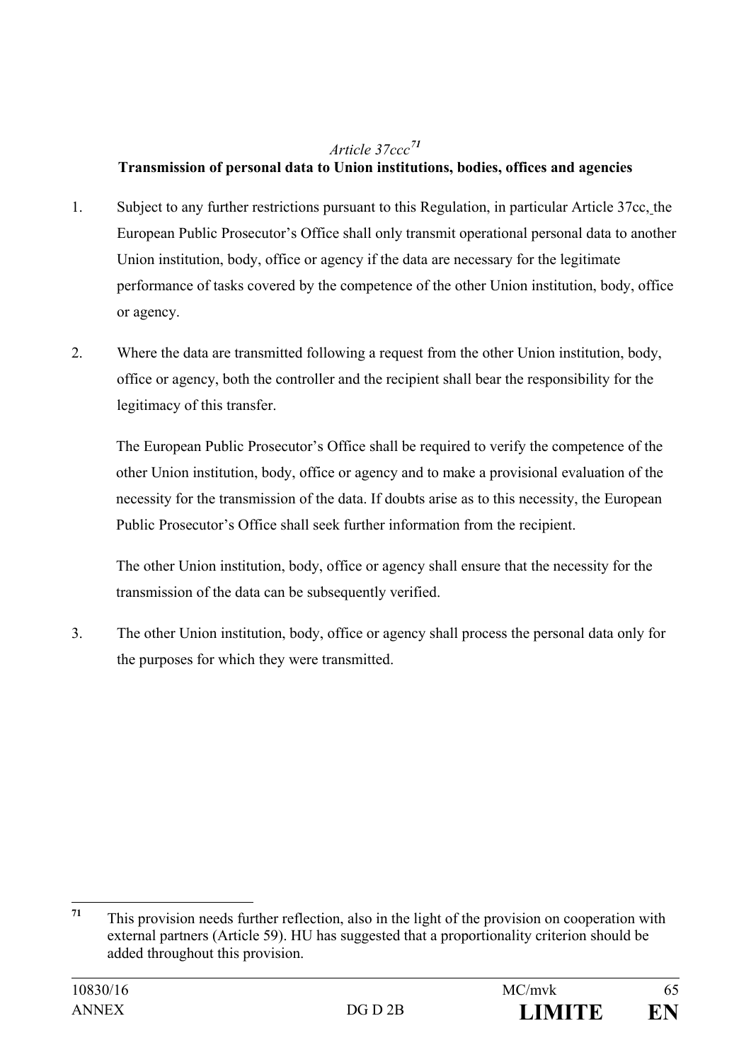*Article 37ccc*[71]

**Transmission of personal data to Union institutions, bodies, offices and agencies**

1. Subject to any further restrictions pursuant to this Regulation, in particular Article 37cc, the European Public Prosecutor's Office shall only transmit operational personal data to another Union institution, body, office or agency if the data are necessary for the legitimate performance of tasks covered by the competence of the other Union institution, body, office or agency.

2. Where the data are transmitted following a request from the other Union institution, body, office or agency, both the controller and the recipient shall bear the responsibility for the legitimacy of this transfer.

   The European Public Prosecutor's Office shall be required to verify the competence of the other Union institution, body, office or agency and to make a provisional evaluation of the necessity for the transmission of the data. If doubts arise as to this necessity, the European Public Prosecutor's Office shall seek further information from the recipient.

   The other Union institution, body, office or agency shall ensure that the necessity for the transmission of the data can be subsequently verified.

3. The other Union institution, body, office or agency shall process the personal data only for the purposes for which they were transmitted.

---

[71] This provision needs further reflection, also in the light of the provision on cooperation with external partners (Article 59). HU has suggested that a proportionality criterion should be added throughout this provision.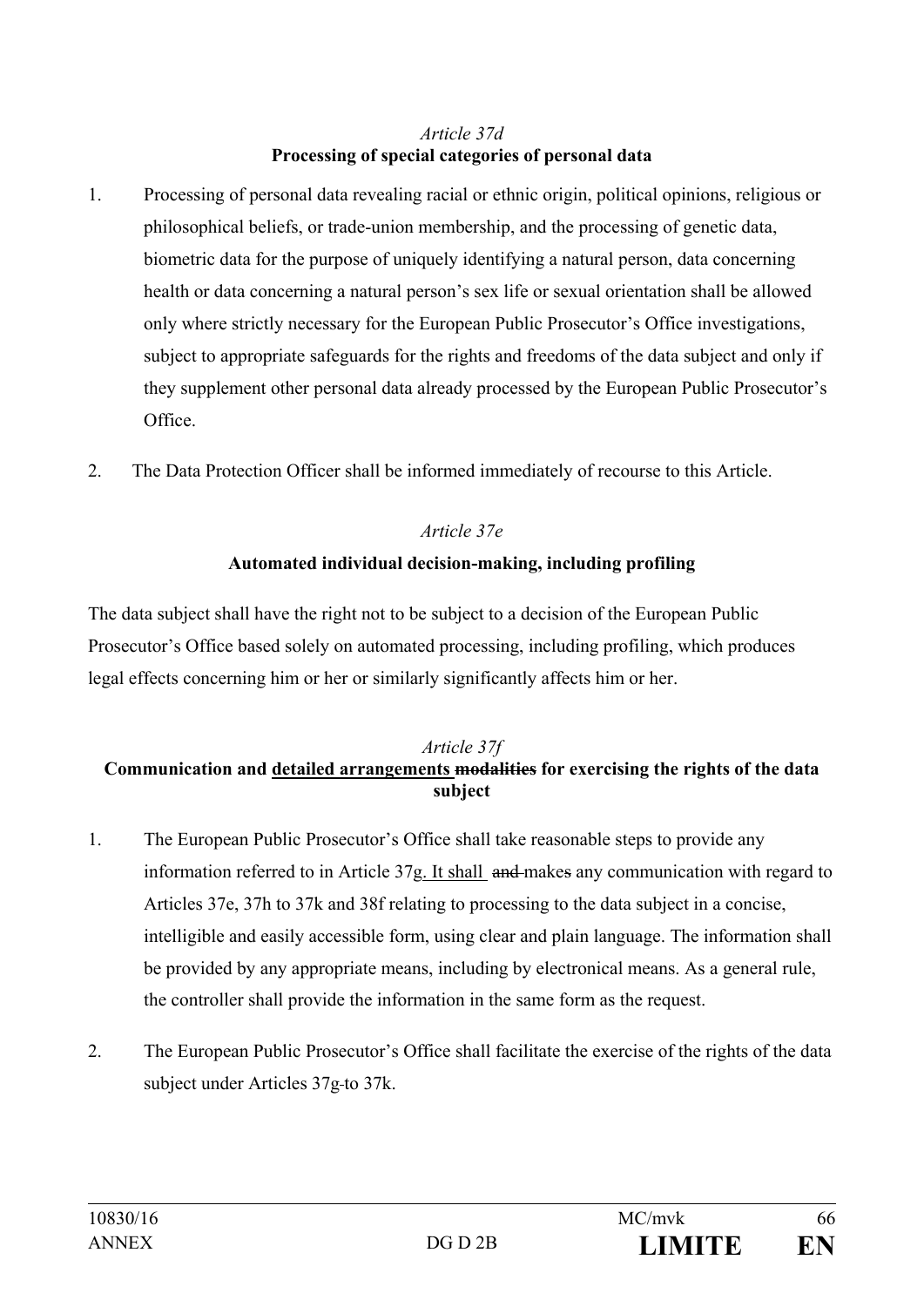*Article 37d*
**Processing of special categories of personal data**

1. Processing of personal data revealing racial or ethnic origin, political opinions, religious or philosophical beliefs, or trade-union membership, and the processing of genetic data, biometric data for the purpose of uniquely identifying a natural person, data concerning health or data concerning a natural person's sex life or sexual orientation shall be allowed only where strictly necessary for the European Public Prosecutor's Office investigations, subject to appropriate safeguards for the rights and freedoms of the data subject and only if they supplement other personal data already processed by the European Public Prosecutor's Office.

2. The Data Protection Officer shall be informed immediately of recourse to this Article.

*Article 37e*

**Automated individual decision-making, including profiling**

The data subject shall have the right not to be subject to a decision of the European Public Prosecutor's Office based solely on automated processing, including profiling, which produces legal effects concerning him or her or similarly significantly affects him or her.

*Article 37f*
**Communication and <u>detailed arrangements</u> ~~modalities~~ for exercising the rights of the data subject**

1. The European Public Prosecutor's Office shall take reasonable steps to provide any information referred to in Article 37g<u>. It shall</u> ~~and~~ make~~s~~ any communication with regard to Articles 37e, 37h to 37k and 38f relating to processing to the data subject in a concise, intelligible and easily accessible form, using clear and plain language. The information shall be provided by any appropriate means, including by electronical means. As a general rule, the controller shall provide the information in the same form as the request.

2. The European Public Prosecutor's Office shall facilitate the exercise of the rights of the data subject under Articles 37g-to 37k.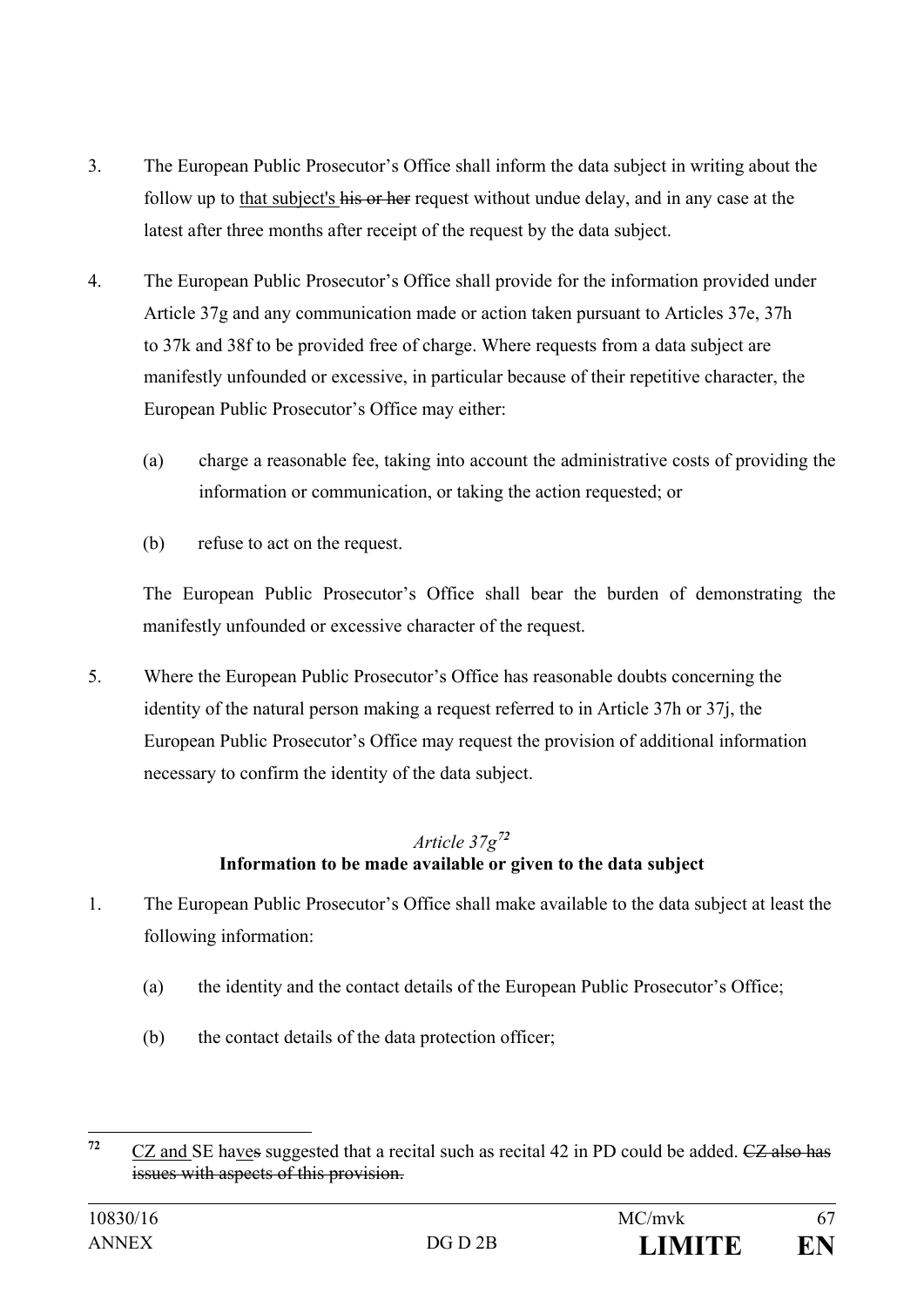3. The European Public Prosecutor's Office shall inform the data subject in writing about the follow up to <u>that subject's</u> ~~his or her~~ request without undue delay, and in any case at the latest after three months after receipt of the request by the data subject.

4. The European Public Prosecutor's Office shall provide for the information provided under Article 37g and any communication made or action taken pursuant to Articles 37e, 37h to 37k and 38f to be provided free of charge. Where requests from a data subject are manifestly unfounded or excessive, in particular because of their repetitive character, the European Public Prosecutor's Office may either:

   (a) charge a reasonable fee, taking into account the administrative costs of providing the information or communication, or taking the action requested; or

   (b) refuse to act on the request.

   The European Public Prosecutor's Office shall bear the burden of demonstrating the manifestly unfounded or excessive character of the request.

5. Where the European Public Prosecutor's Office has reasonable doubts concerning the identity of the natural person making a request referred to in Article 37h or 37j, the European Public Prosecutor's Office may request the provision of additional information necessary to confirm the identity of the data subject.

*Article 37g*[72]

**Information to be made available or given to the data subject**

1. The European Public Prosecutor's Office shall make available to the data subject at least the following information:

   (a) the identity and the contact details of the European Public Prosecutor's Office;

   (b) the contact details of the data protection officer;

---

[72] <u>CZ and</u> SE ha<u>ve</u>~~s~~ suggested that a recital such as recital 42 in PD could be added. ~~CZ also has issues with aspects of this provision.~~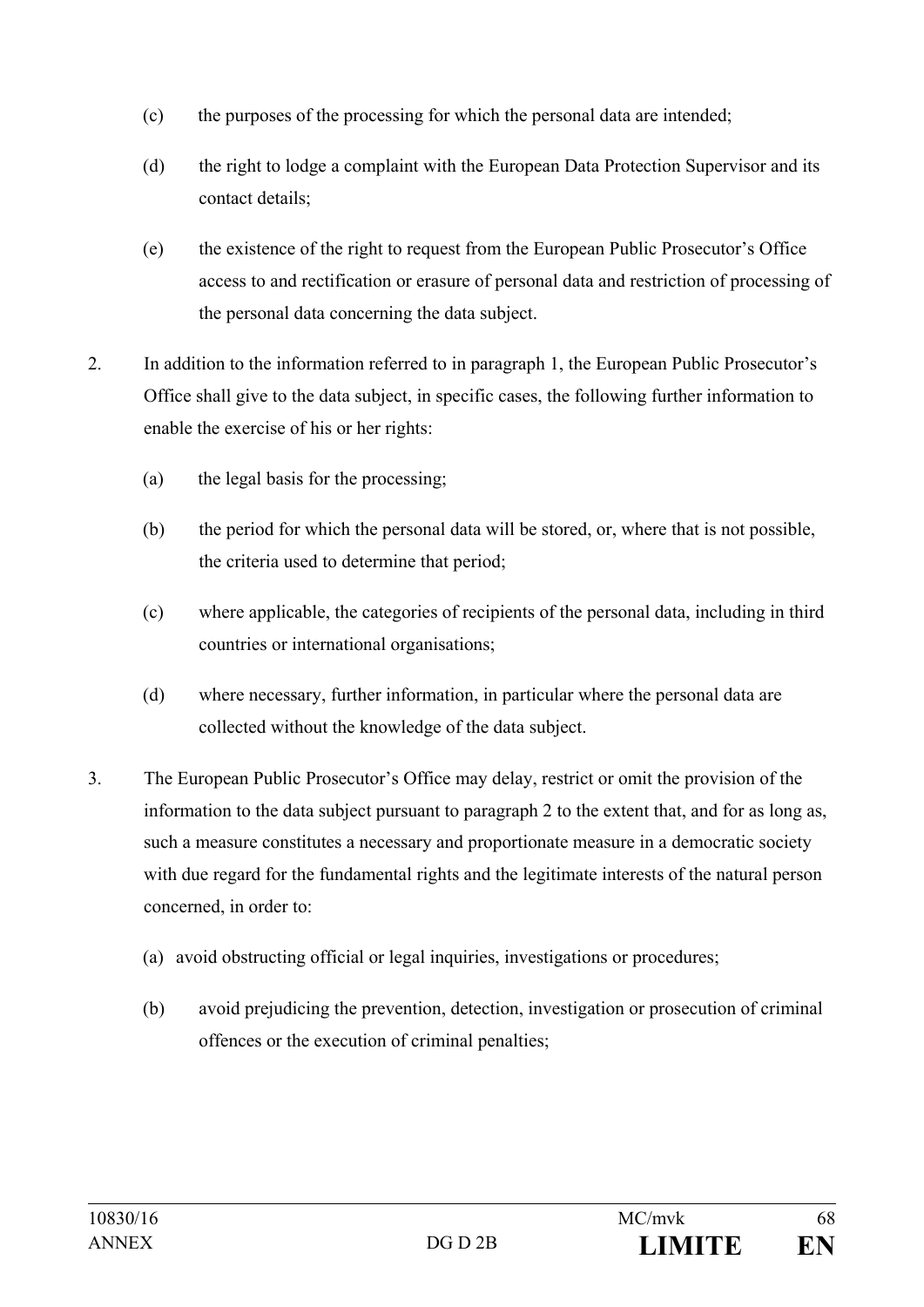(c) the purposes of the processing for which the personal data are intended;

(d) the right to lodge a complaint with the European Data Protection Supervisor and its contact details;

(e) the existence of the right to request from the European Public Prosecutor's Office access to and rectification or erasure of personal data and restriction of processing of the personal data concerning the data subject.

2. In addition to the information referred to in paragraph 1, the European Public Prosecutor's Office shall give to the data subject, in specific cases, the following further information to enable the exercise of his or her rights:

(a) the legal basis for the processing;

(b) the period for which the personal data will be stored, or, where that is not possible, the criteria used to determine that period;

(c) where applicable, the categories of recipients of the personal data, including in third countries or international organisations;

(d) where necessary, further information, in particular where the personal data are collected without the knowledge of the data subject.

3. The European Public Prosecutor's Office may delay, restrict or omit the provision of the information to the data subject pursuant to paragraph 2 to the extent that, and for as long as, such a measure constitutes a necessary and proportionate measure in a democratic society with due regard for the fundamental rights and the legitimate interests of the natural person concerned, in order to:

(a) avoid obstructing official or legal inquiries, investigations or procedures;

(b) avoid prejudicing the prevention, detection, investigation or prosecution of criminal offences or the execution of criminal penalties;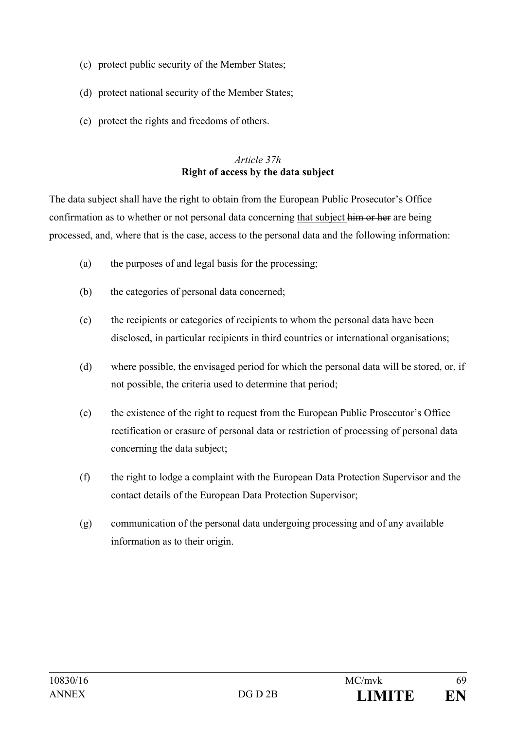(c) protect public security of the Member States;

(d) protect national security of the Member States;

(e) protect the rights and freedoms of others.

*Article 37h*
**Right of access by the data subject**

The data subject shall have the right to obtain from the European Public Prosecutor's Office confirmation as to whether or not personal data concerning <u>that subject</u> ~~him or her~~ are being processed, and, where that is the case, access to the personal data and the following information:

(a) the purposes of and legal basis for the processing;

(b) the categories of personal data concerned;

(c) the recipients or categories of recipients to whom the personal data have been disclosed, in particular recipients in third countries or international organisations;

(d) where possible, the envisaged period for which the personal data will be stored, or, if not possible, the criteria used to determine that period;

(e) the existence of the right to request from the European Public Prosecutor's Office rectification or erasure of personal data or restriction of processing of personal data concerning the data subject;

(f) the right to lodge a complaint with the European Data Protection Supervisor and the contact details of the European Data Protection Supervisor;

(g) communication of the personal data undergoing processing and of any available information as to their origin.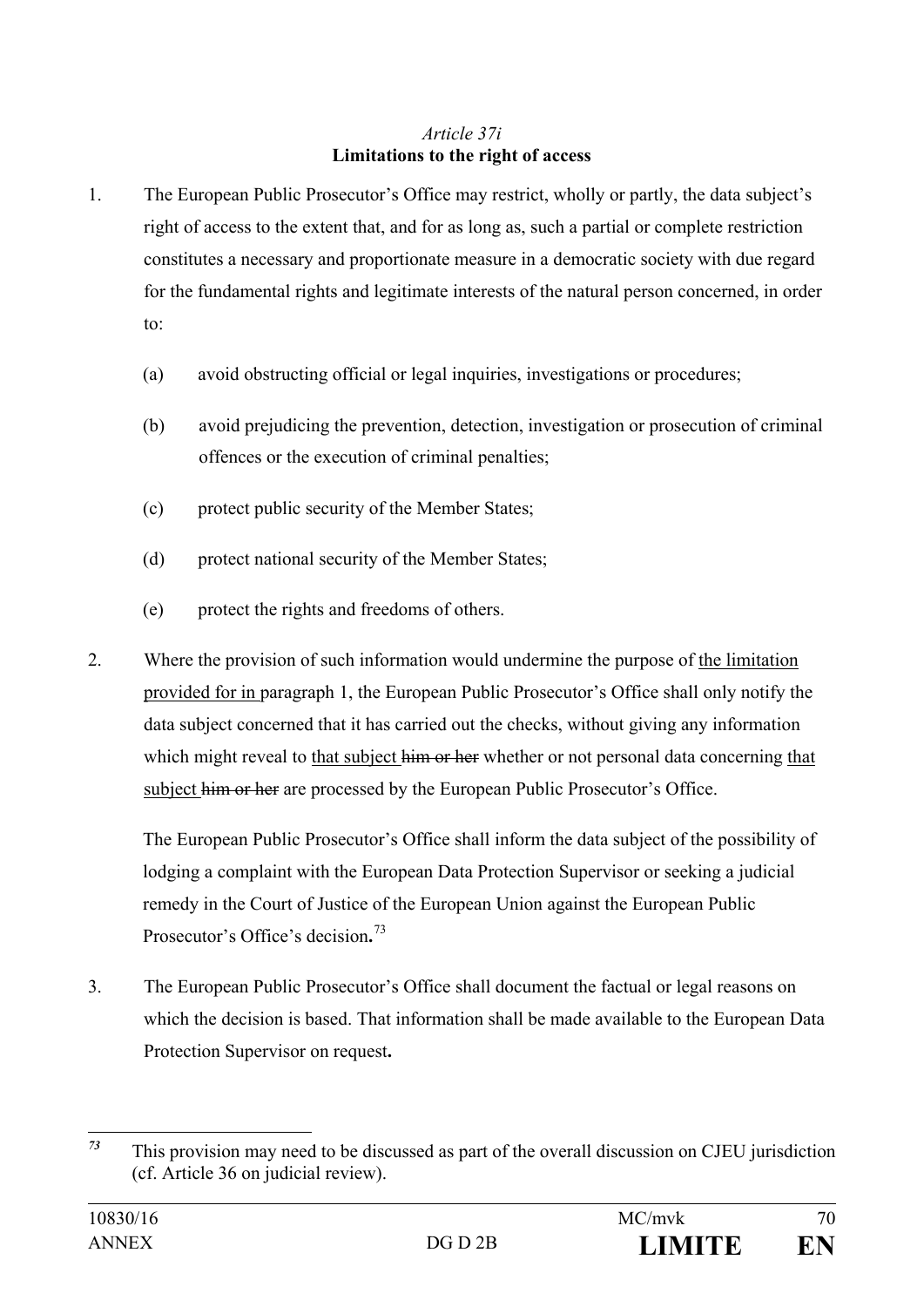*Article 37i*

**Limitations to the right of access**

1. The European Public Prosecutor's Office may restrict, wholly or partly, the data subject's right of access to the extent that, and for as long as, such a partial or complete restriction constitutes a necessary and proportionate measure in a democratic society with due regard for the fundamental rights and legitimate interests of the natural person concerned, in order to:

   (a) avoid obstructing official or legal inquiries, investigations or procedures;

   (b) avoid prejudicing the prevention, detection, investigation or prosecution of criminal offences or the execution of criminal penalties;

   (c) protect public security of the Member States;

   (d) protect national security of the Member States;

   (e) protect the rights and freedoms of others.

2. Where the provision of such information would undermine the purpose of <u>the limitation provided for in</u> paragraph 1, the European Public Prosecutor's Office shall only notify the data subject concerned that it has carried out the checks, without giving any information which might reveal to <u>that subject</u> ~~him or her~~ whether or not personal data concerning <u>that subject</u> ~~him or her~~ are processed by the European Public Prosecutor's Office.

   The European Public Prosecutor's Office shall inform the data subject of the possibility of lodging a complaint with the European Data Protection Supervisor or seeking a judicial remedy in the Court of Justice of the European Union against the European Public Prosecutor's Office's decision**.**[73]

3. The European Public Prosecutor's Office shall document the factual or legal reasons on which the decision is based. That information shall be made available to the European Data Protection Supervisor on request**.**

---

[73] This provision may need to be discussed as part of the overall discussion on CJEU jurisdiction (cf. Article 36 on judicial review).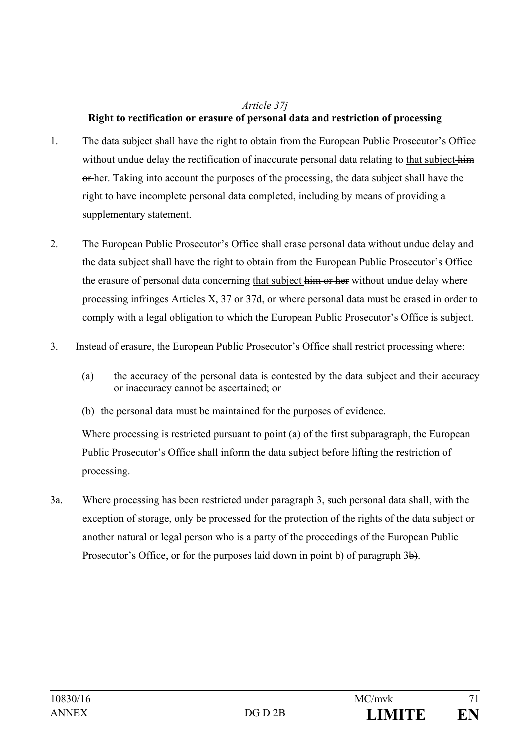*Article 37j*

**Right to rectification or erasure of personal data and restriction of processing**

1. The data subject shall have the right to obtain from the European Public Prosecutor's Office without undue delay the rectification of inaccurate personal data relating to <u>that subject</u> ~~him or~~ her. Taking into account the purposes of the processing, the data subject shall have the right to have incomplete personal data completed, including by means of providing a supplementary statement.

2. The European Public Prosecutor's Office shall erase personal data without undue delay and the data subject shall have the right to obtain from the European Public Prosecutor's Office the erasure of personal data concerning <u>that subject</u> ~~him or her~~ without undue delay where processing infringes Articles X, 37 or 37d, or where personal data must be erased in order to comply with a legal obligation to which the European Public Prosecutor's Office is subject.

3. Instead of erasure, the European Public Prosecutor's Office shall restrict processing where:

   (a) the accuracy of the personal data is contested by the data subject and their accuracy or inaccuracy cannot be ascertained; or

   (b) the personal data must be maintained for the purposes of evidence.

   Where processing is restricted pursuant to point (a) of the first subparagraph, the European Public Prosecutor's Office shall inform the data subject before lifting the restriction of processing.

3a. Where processing has been restricted under paragraph 3, such personal data shall, with the exception of storage, only be processed for the protection of the rights of the data subject or another natural or legal person who is a party of the proceedings of the European Public Prosecutor's Office, or for the purposes laid down in <u>point b) of</u> paragraph 3~~b)~~.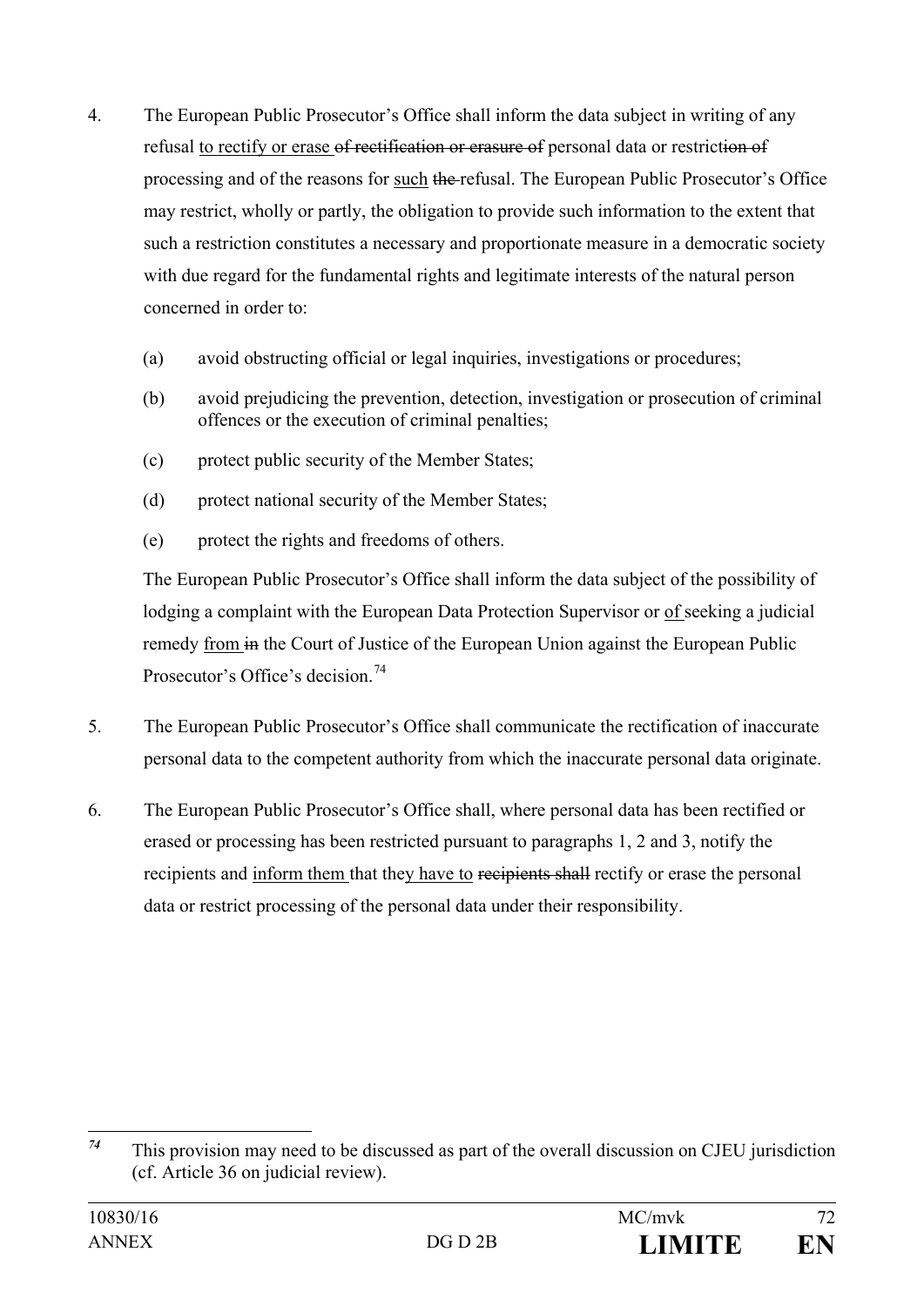4. The European Public Prosecutor's Office shall inform the data subject in writing of any refusal <u>to rectify or erase</u> ~~of rectification or erasure of~~ personal data or restrict~~ion of~~ processing and of the reasons for <u>such</u> ~~the~~ refusal. The European Public Prosecutor's Office may restrict, wholly or partly, the obligation to provide such information to the extent that such a restriction constitutes a necessary and proportionate measure in a democratic society with due regard for the fundamental rights and legitimate interests of the natural person concerned in order to:

   (a) avoid obstructing official or legal inquiries, investigations or procedures;

   (b) avoid prejudicing the prevention, detection, investigation or prosecution of criminal offences or the execution of criminal penalties;

   (c) protect public security of the Member States;

   (d) protect national security of the Member States;

   (e) protect the rights and freedoms of others.

   The European Public Prosecutor's Office shall inform the data subject of the possibility of lodging a complaint with the European Data Protection Supervisor or <u>of</u> seeking a judicial remedy <u>from</u> ~~in~~ the Court of Justice of the European Union against the European Public Prosecutor's Office's decision.[74]

5. The European Public Prosecutor's Office shall communicate the rectification of inaccurate personal data to the competent authority from which the inaccurate personal data originate.

6. The European Public Prosecutor's Office shall, where personal data has been rectified or erased or processing has been restricted pursuant to paragraphs 1, 2 and 3, notify the recipients and <u>inform them</u> that the<u>y have to</u> ~~recipients shall~~ rectify or erase the personal data or restrict processing of the personal data under their responsibility.

---

[74] This provision may need to be discussed as part of the overall discussion on CJEU jurisdiction (cf. Article 36 on judicial review).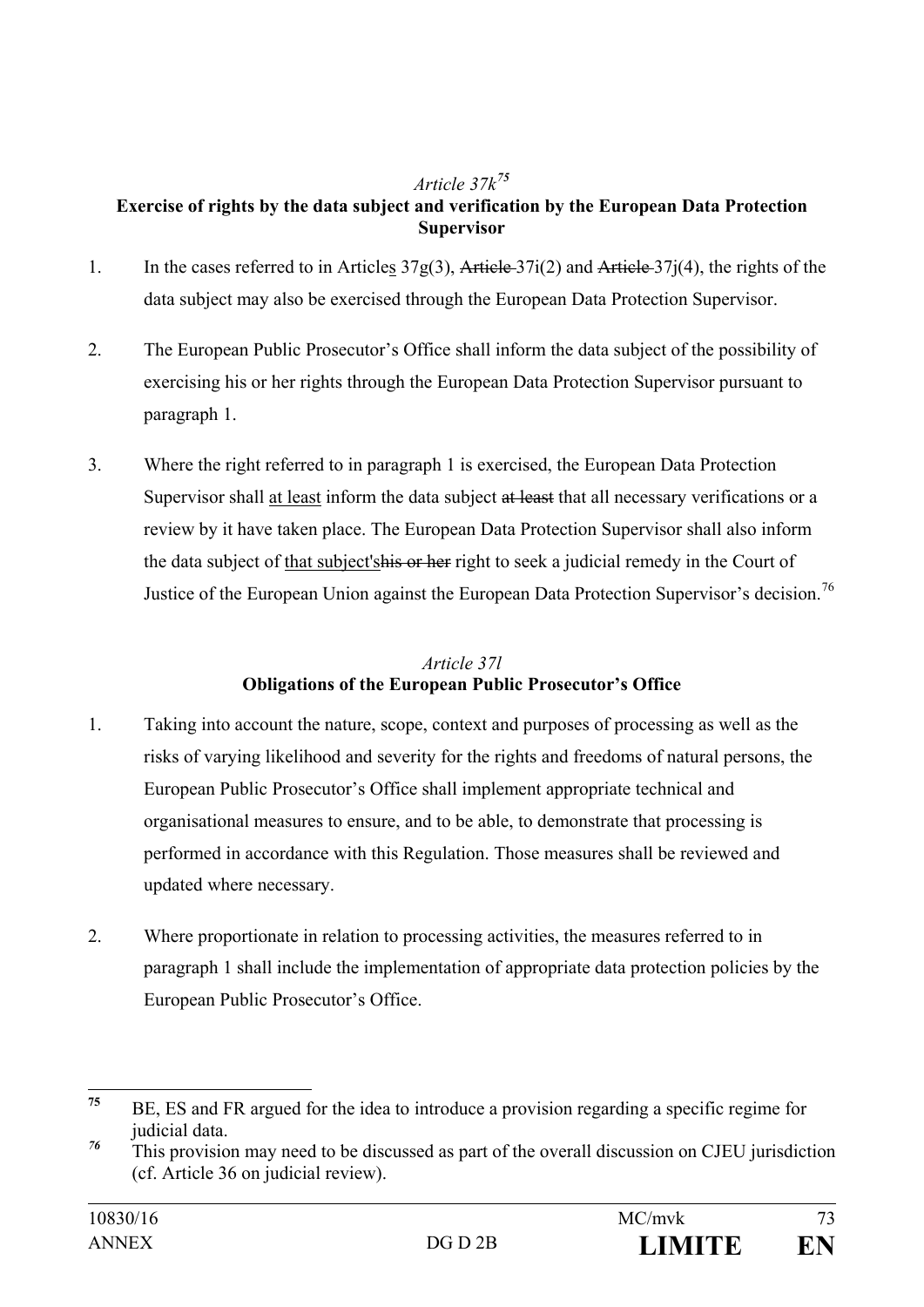*Article 37k*[75]

**Exercise of rights by the data subject and verification by the European Data Protection Supervisor**

1. In the cases referred to in Articles 37g(3), ~~Article~~ 37i(2) and ~~Article~~ 37j(4), the rights of the data subject may also be exercised through the European Data Protection Supervisor.

2. The European Public Prosecutor's Office shall inform the data subject of the possibility of exercising his or her rights through the European Data Protection Supervisor pursuant to paragraph 1.

3. Where the right referred to in paragraph 1 is exercised, the European Data Protection Supervisor shall at least inform the data subject ~~at least~~ that all necessary verifications or a review by it have taken place. The European Data Protection Supervisor shall also inform the data subject of that subject's~~his or her~~ right to seek a judicial remedy in the Court of Justice of the European Union against the European Data Protection Supervisor's decision.[76]

*Article 37l*

**Obligations of the European Public Prosecutor's Office**

1. Taking into account the nature, scope, context and purposes of processing as well as the risks of varying likelihood and severity for the rights and freedoms of natural persons, the European Public Prosecutor's Office shall implement appropriate technical and organisational measures to ensure, and to be able, to demonstrate that processing is performed in accordance with this Regulation. Those measures shall be reviewed and updated where necessary.

2. Where proportionate in relation to processing activities, the measures referred to in paragraph 1 shall include the implementation of appropriate data protection policies by the European Public Prosecutor's Office.

---

[75] BE, ES and FR argued for the idea to introduce a provision regarding a specific regime for judicial data.

[76] This provision may need to be discussed as part of the overall discussion on CJEU jurisdiction (cf. Article 36 on judicial review).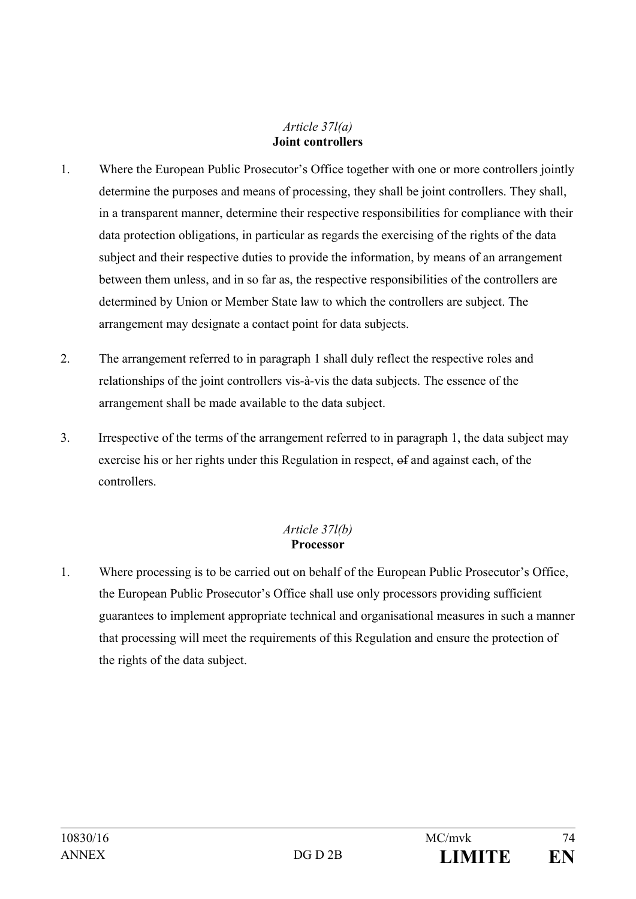*Article 37l(a)*
**Joint controllers**

1. Where the European Public Prosecutor's Office together with one or more controllers jointly determine the purposes and means of processing, they shall be joint controllers. They shall, in a transparent manner, determine their respective responsibilities for compliance with their data protection obligations, in particular as regards the exercising of the rights of the data subject and their respective duties to provide the information, by means of an arrangement between them unless, and in so far as, the respective responsibilities of the controllers are determined by Union or Member State law to which the controllers are subject. The arrangement may designate a contact point for data subjects.

2. The arrangement referred to in paragraph 1 shall duly reflect the respective roles and relationships of the joint controllers vis-à-vis the data subjects. The essence of the arrangement shall be made available to the data subject.

3. Irrespective of the terms of the arrangement referred to in paragraph 1, the data subject may exercise his or her rights under this Regulation in respect, ~~of~~ and against each, of the controllers.

*Article 37l(b)*
**Processor**

1. Where processing is to be carried out on behalf of the European Public Prosecutor's Office, the European Public Prosecutor's Office shall use only processors providing sufficient guarantees to implement appropriate technical and organisational measures in such a manner that processing will meet the requirements of this Regulation and ensure the protection of the rights of the data subject.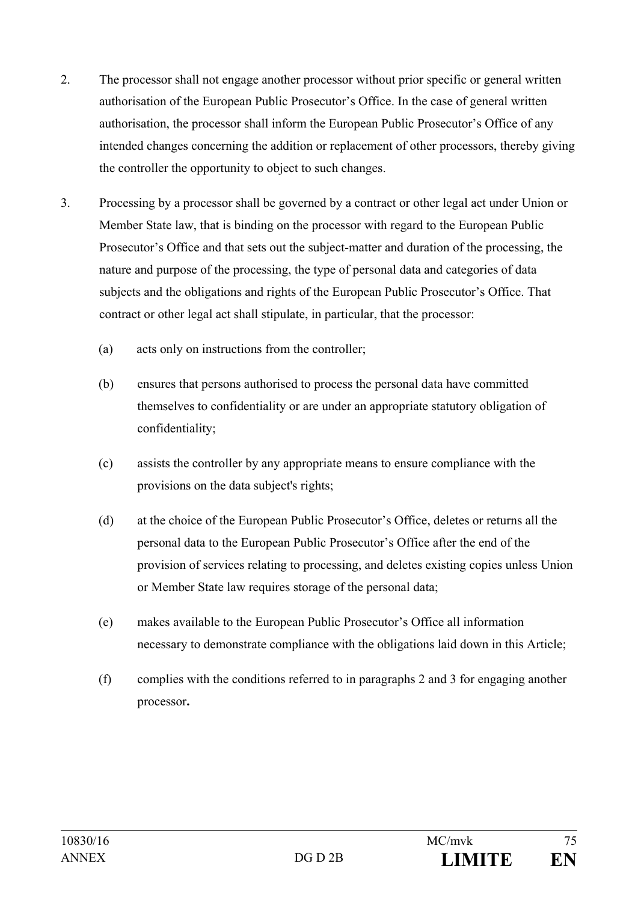2. The processor shall not engage another processor without prior specific or general written authorisation of the European Public Prosecutor's Office. In the case of general written authorisation, the processor shall inform the European Public Prosecutor's Office of any intended changes concerning the addition or replacement of other processors, thereby giving the controller the opportunity to object to such changes.

3. Processing by a processor shall be governed by a contract or other legal act under Union or Member State law, that is binding on the processor with regard to the European Public Prosecutor's Office and that sets out the subject-matter and duration of the processing, the nature and purpose of the processing, the type of personal data and categories of data subjects and the obligations and rights of the European Public Prosecutor's Office. That contract or other legal act shall stipulate, in particular, that the processor:

   (a) acts only on instructions from the controller;

   (b) ensures that persons authorised to process the personal data have committed themselves to confidentiality or are under an appropriate statutory obligation of confidentiality;

   (c) assists the controller by any appropriate means to ensure compliance with the provisions on the data subject's rights;

   (d) at the choice of the European Public Prosecutor's Office, deletes or returns all the personal data to the European Public Prosecutor's Office after the end of the provision of services relating to processing, and deletes existing copies unless Union or Member State law requires storage of the personal data;

   (e) makes available to the European Public Prosecutor's Office all information necessary to demonstrate compliance with the obligations laid down in this Article;

   (f) complies with the conditions referred to in paragraphs 2 and 3 for engaging another processor**.**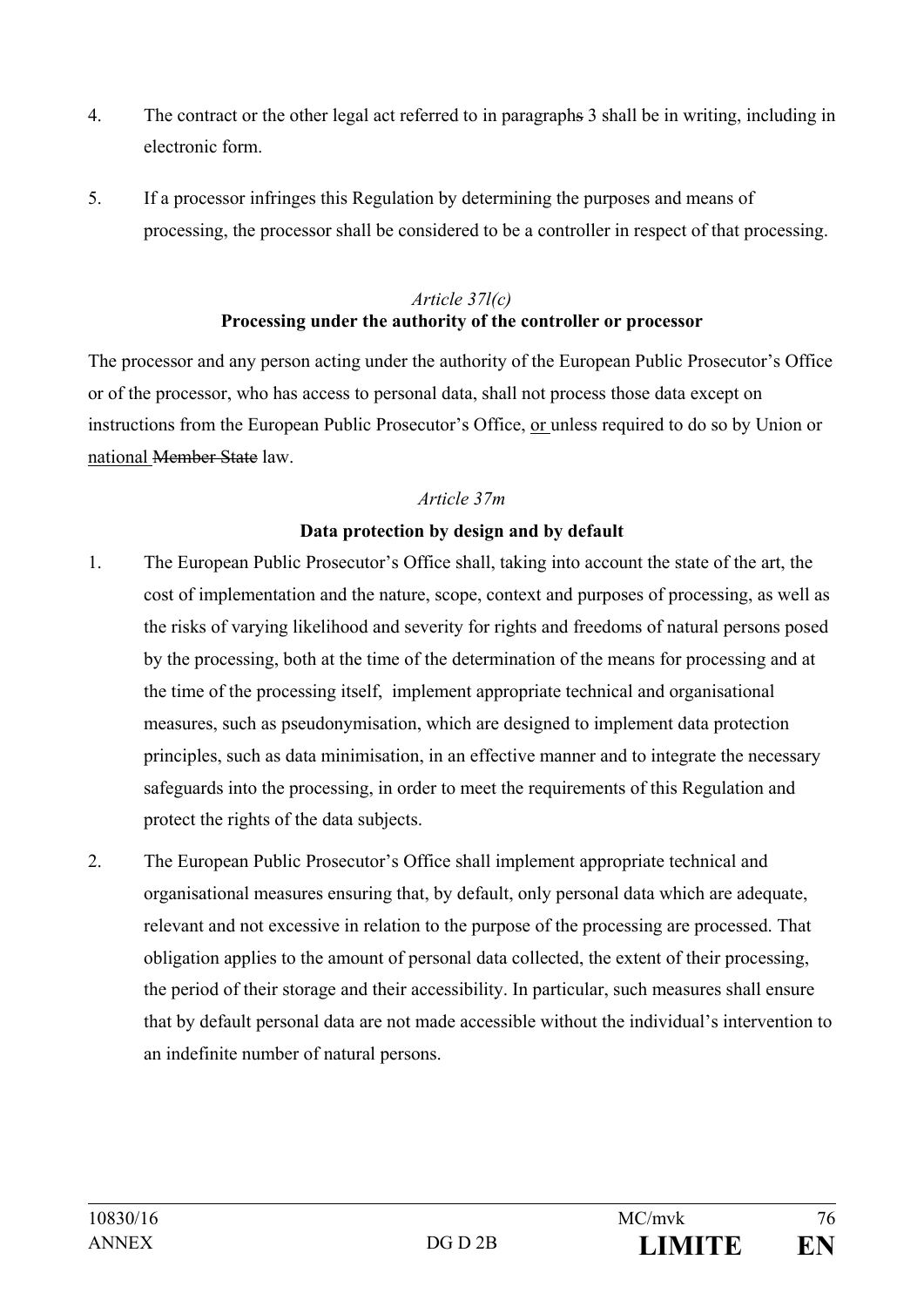4. The contract or the other legal act referred to in paragraph~~s~~ 3 shall be in writing, including in electronic form.

5. If a processor infringes this Regulation by determining the purposes and means of processing, the processor shall be considered to be a controller in respect of that processing.

*Article 37l(c)*

**Processing under the authority of the controller or processor**

The processor and any person acting under the authority of the European Public Prosecutor's Office or of the processor, who has access to personal data, shall not process those data except on instructions from the European Public Prosecutor's Office, <u>or</u> unless required to do so by Union or <u>national</u> ~~Member State~~ law.

*Article 37m*

**Data protection by design and by default**

1. The European Public Prosecutor's Office shall, taking into account the state of the art, the cost of implementation and the nature, scope, context and purposes of processing, as well as the risks of varying likelihood and severity for rights and freedoms of natural persons posed by the processing, both at the time of the determination of the means for processing and at the time of the processing itself, implement appropriate technical and organisational measures, such as pseudonymisation, which are designed to implement data protection principles, such as data minimisation, in an effective manner and to integrate the necessary safeguards into the processing, in order to meet the requirements of this Regulation and protect the rights of the data subjects.

2. The European Public Prosecutor's Office shall implement appropriate technical and organisational measures ensuring that, by default, only personal data which are adequate, relevant and not excessive in relation to the purpose of the processing are processed. That obligation applies to the amount of personal data collected, the extent of their processing, the period of their storage and their accessibility. In particular, such measures shall ensure that by default personal data are not made accessible without the individual's intervention to an indefinite number of natural persons.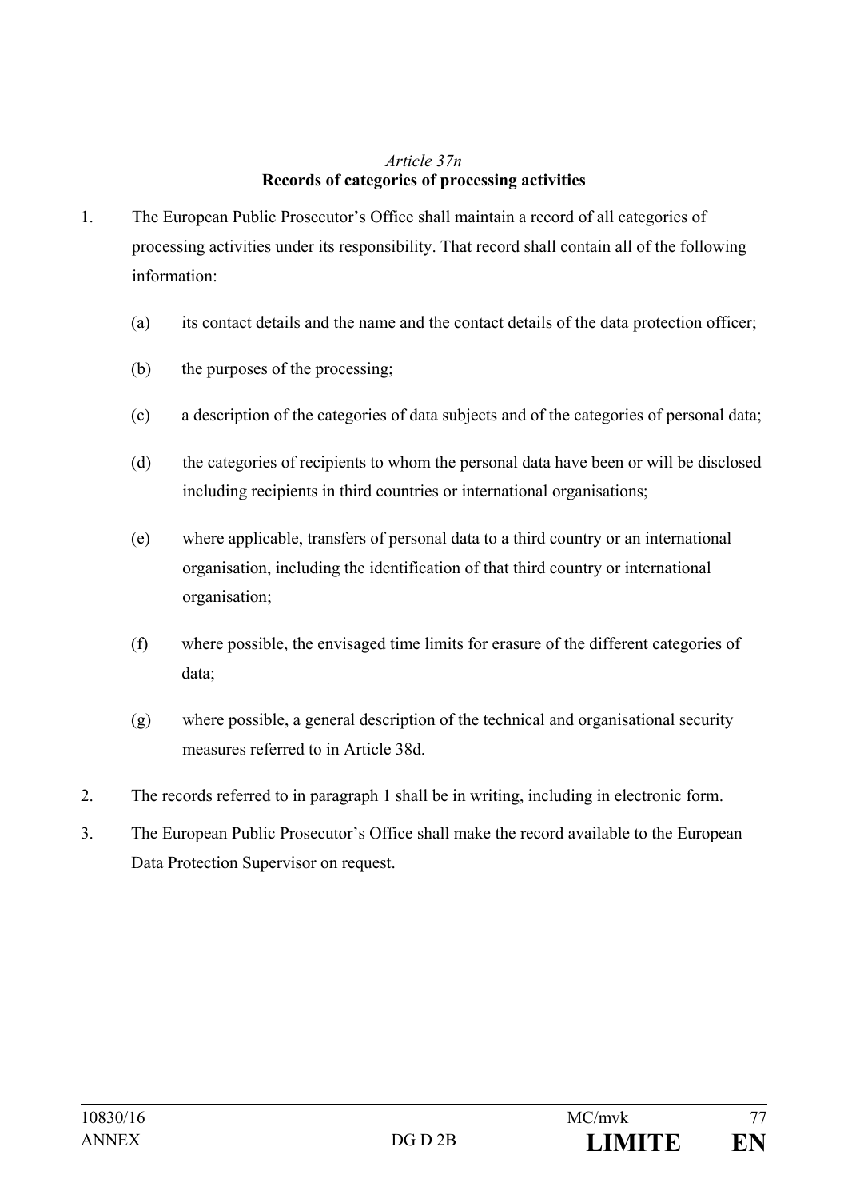*Article 37n*

**Records of categories of processing activities**

1. The European Public Prosecutor's Office shall maintain a record of all categories of processing activities under its responsibility. That record shall contain all of the following information:

   (a) its contact details and the name and the contact details of the data protection officer;

   (b) the purposes of the processing;

   (c) a description of the categories of data subjects and of the categories of personal data;

   (d) the categories of recipients to whom the personal data have been or will be disclosed including recipients in third countries or international organisations;

   (e) where applicable, transfers of personal data to a third country or an international organisation, including the identification of that third country or international organisation;

   (f) where possible, the envisaged time limits for erasure of the different categories of data;

   (g) where possible, a general description of the technical and organisational security measures referred to in Article 38d.

2. The records referred to in paragraph 1 shall be in writing, including in electronic form.

3. The European Public Prosecutor's Office shall make the record available to the European Data Protection Supervisor on request.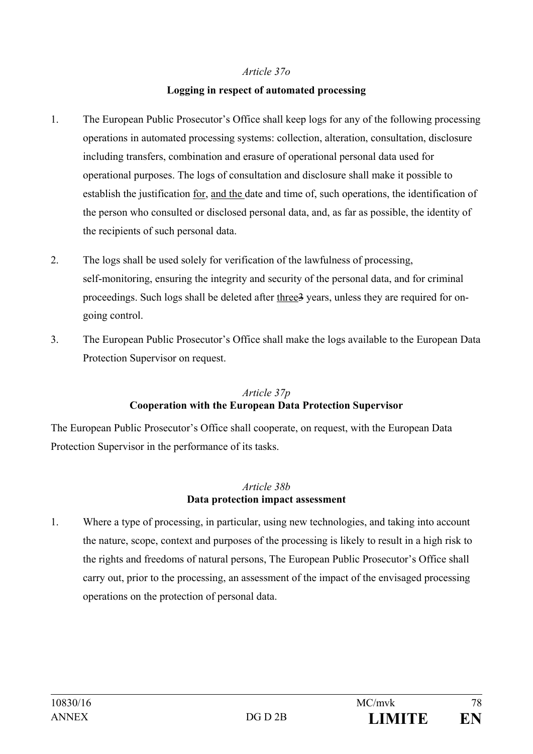*Article 37o*

**Logging in respect of automated processing**

1. The European Public Prosecutor's Office shall keep logs for any of the following processing operations in automated processing systems: collection, alteration, consultation, disclosure including transfers, combination and erasure of operational personal data used for operational purposes. The logs of consultation and disclosure shall make it possible to establish the justification for, and the date and time of, such operations, the identification of the person who consulted or disclosed personal data, and, as far as possible, the identity of the recipients of such personal data.

2. The logs shall be used solely for verification of the lawfulness of processing, self-monitoring, ensuring the integrity and security of the personal data, and for criminal proceedings. Such logs shall be deleted after three~~3~~ years, unless they are required for on-going control.

3. The European Public Prosecutor's Office shall make the logs available to the European Data Protection Supervisor on request.

*Article 37p*

**Cooperation with the European Data Protection Supervisor**

The European Public Prosecutor's Office shall cooperate, on request, with the European Data Protection Supervisor in the performance of its tasks.

*Article 38b*

**Data protection impact assessment**

1. Where a type of processing, in particular, using new technologies, and taking into account the nature, scope, context and purposes of the processing is likely to result in a high risk to the rights and freedoms of natural persons, The European Public Prosecutor's Office shall carry out, prior to the processing, an assessment of the impact of the envisaged processing operations on the protection of personal data.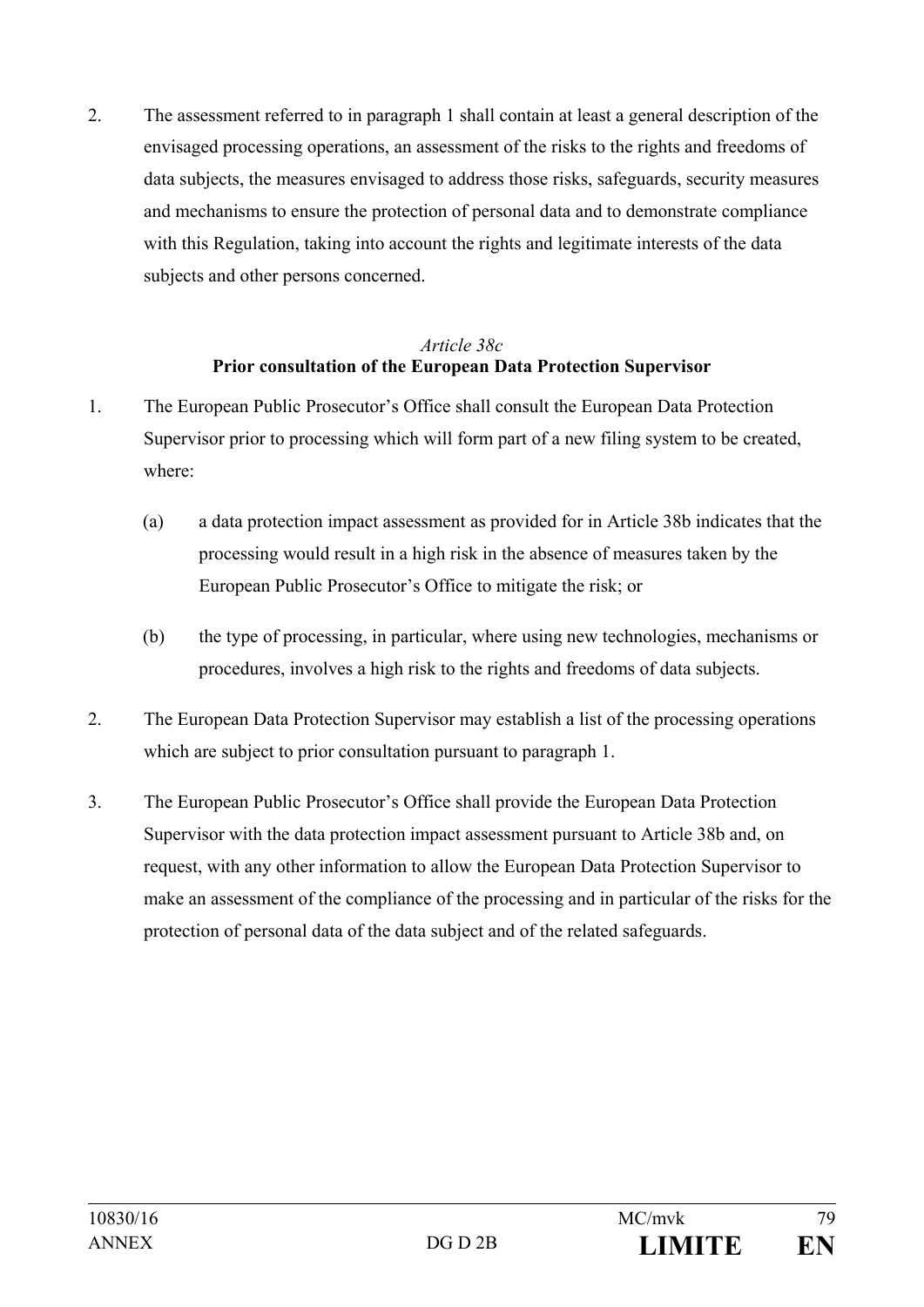2. The assessment referred to in paragraph 1 shall contain at least a general description of the envisaged processing operations, an assessment of the risks to the rights and freedoms of data subjects, the measures envisaged to address those risks, safeguards, security measures and mechanisms to ensure the protection of personal data and to demonstrate compliance with this Regulation, taking into account the rights and legitimate interests of the data subjects and other persons concerned.

*Article 38c*

**Prior consultation of the European Data Protection Supervisor**

1. The European Public Prosecutor's Office shall consult the European Data Protection Supervisor prior to processing which will form part of a new filing system to be created, where:

   (a) a data protection impact assessment as provided for in Article 38b indicates that the processing would result in a high risk in the absence of measures taken by the European Public Prosecutor's Office to mitigate the risk; or

   (b) the type of processing, in particular, where using new technologies, mechanisms or procedures, involves a high risk to the rights and freedoms of data subjects.

2. The European Data Protection Supervisor may establish a list of the processing operations which are subject to prior consultation pursuant to paragraph 1.

3. The European Public Prosecutor's Office shall provide the European Data Protection Supervisor with the data protection impact assessment pursuant to Article 38b and, on request, with any other information to allow the European Data Protection Supervisor to make an assessment of the compliance of the processing and in particular of the risks for the protection of personal data of the data subject and of the related safeguards.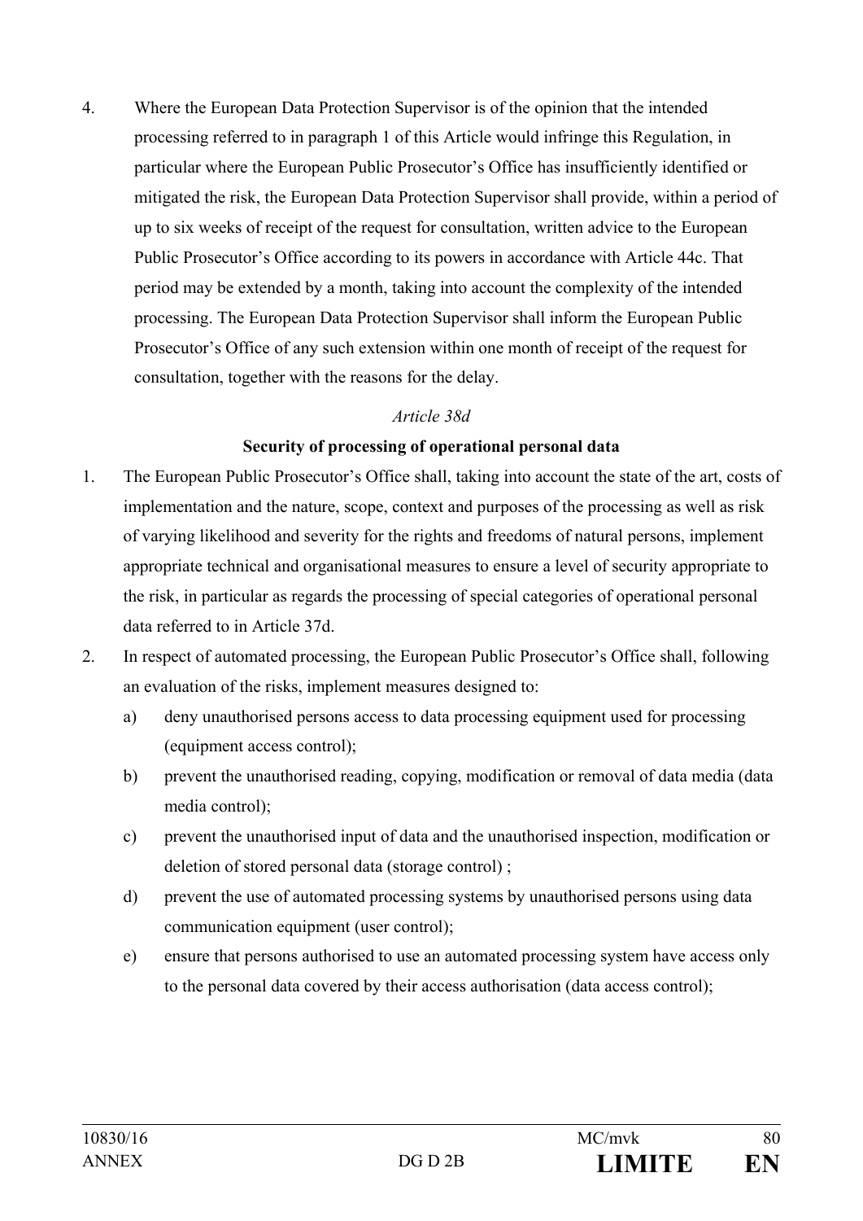4. Where the European Data Protection Supervisor is of the opinion that the intended processing referred to in paragraph 1 of this Article would infringe this Regulation, in particular where the European Public Prosecutor's Office has insufficiently identified or mitigated the risk, the European Data Protection Supervisor shall provide, within a period of up to six weeks of receipt of the request for consultation, written advice to the European Public Prosecutor's Office according to its powers in accordance with Article 44c. That period may be extended by a month, taking into account the complexity of the intended processing. The European Data Protection Supervisor shall inform the European Public Prosecutor's Office of any such extension within one month of receipt of the request for consultation, together with the reasons for the delay.

*Article 38d*

**Security of processing of operational personal data**

1. The European Public Prosecutor's Office shall, taking into account the state of the art, costs of implementation and the nature, scope, context and purposes of the processing as well as risk of varying likelihood and severity for the rights and freedoms of natural persons, implement appropriate technical and organisational measures to ensure a level of security appropriate to the risk, in particular as regards the processing of special categories of operational personal data referred to in Article 37d.
2. In respect of automated processing, the European Public Prosecutor's Office shall, following an evaluation of the risks, implement measures designed to:
   a) deny unauthorised persons access to data processing equipment used for processing (equipment access control);
   b) prevent the unauthorised reading, copying, modification or removal of data media (data media control);
   c) prevent the unauthorised input of data and the unauthorised inspection, modification or deletion of stored personal data (storage control) ;
   d) prevent the use of automated processing systems by unauthorised persons using data communication equipment (user control);
   e) ensure that persons authorised to use an automated processing system have access only to the personal data covered by their access authorisation (data access control);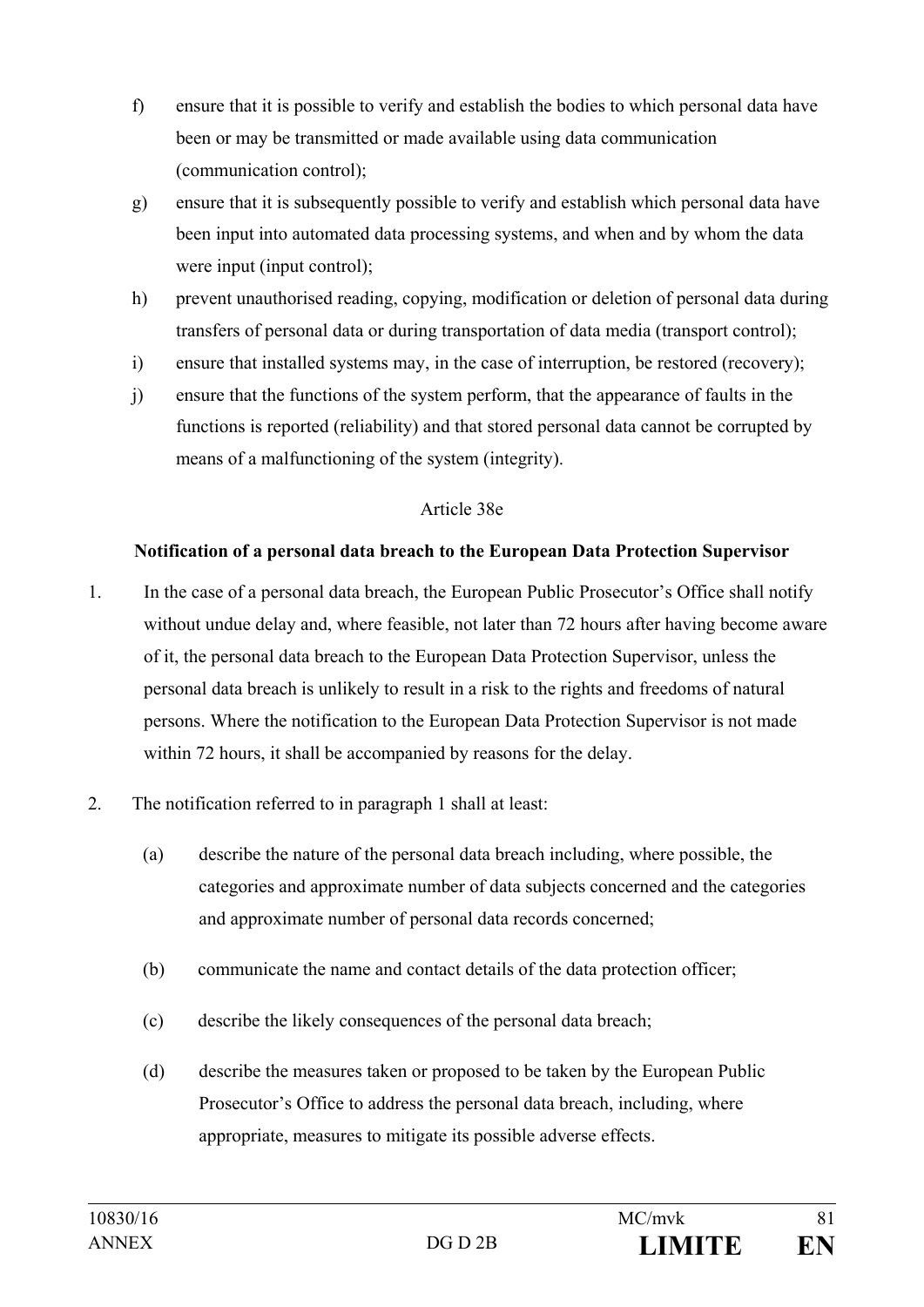f) ensure that it is possible to verify and establish the bodies to which personal data have been or may be transmitted or made available using data communication (communication control);

g) ensure that it is subsequently possible to verify and establish which personal data have been input into automated data processing systems, and when and by whom the data were input (input control);

h) prevent unauthorised reading, copying, modification or deletion of personal data during transfers of personal data or during transportation of data media (transport control);

i) ensure that installed systems may, in the case of interruption, be restored (recovery);

j) ensure that the functions of the system perform, that the appearance of faults in the functions is reported (reliability) and that stored personal data cannot be corrupted by means of a malfunctioning of the system (integrity).

Article 38e

**Notification of a personal data breach to the European Data Protection Supervisor**

1. In the case of a personal data breach, the European Public Prosecutor's Office shall notify without undue delay and, where feasible, not later than 72 hours after having become aware of it, the personal data breach to the European Data Protection Supervisor, unless the personal data breach is unlikely to result in a risk to the rights and freedoms of natural persons. Where the notification to the European Data Protection Supervisor is not made within 72 hours, it shall be accompanied by reasons for the delay.

2. The notification referred to in paragraph 1 shall at least:

   (a) describe the nature of the personal data breach including, where possible, the categories and approximate number of data subjects concerned and the categories and approximate number of personal data records concerned;

   (b) communicate the name and contact details of the data protection officer;

   (c) describe the likely consequences of the personal data breach;

   (d) describe the measures taken or proposed to be taken by the European Public Prosecutor's Office to address the personal data breach, including, where appropriate, measures to mitigate its possible adverse effects.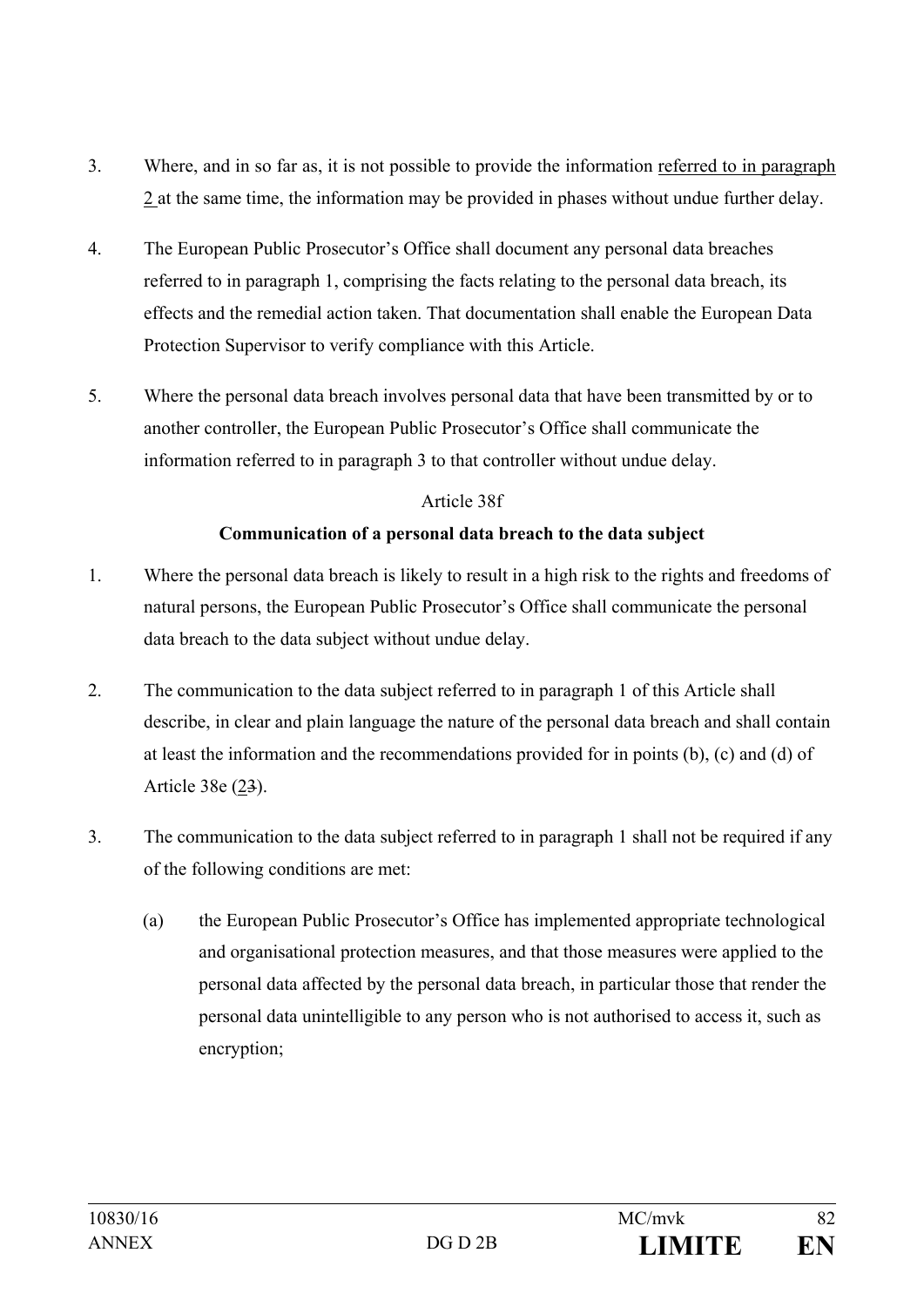3. Where, and in so far as, it is not possible to provide the information referred to in paragraph 2 at the same time, the information may be provided in phases without undue further delay.

4. The European Public Prosecutor's Office shall document any personal data breaches referred to in paragraph 1, comprising the facts relating to the personal data breach, its effects and the remedial action taken. That documentation shall enable the European Data Protection Supervisor to verify compliance with this Article.

5. Where the personal data breach involves personal data that have been transmitted by or to another controller, the European Public Prosecutor's Office shall communicate the information referred to in paragraph 3 to that controller without undue delay.

Article 38f

**Communication of a personal data breach to the data subject**

1. Where the personal data breach is likely to result in a high risk to the rights and freedoms of natural persons, the European Public Prosecutor's Office shall communicate the personal data breach to the data subject without undue delay.

2. The communication to the data subject referred to in paragraph 1 of this Article shall describe, in clear and plain language the nature of the personal data breach and shall contain at least the information and the recommendations provided for in points (b), (c) and (d) of Article 38e (2~~3~~).

3. The communication to the data subject referred to in paragraph 1 shall not be required if any of the following conditions are met:

   (a) the European Public Prosecutor's Office has implemented appropriate technological and organisational protection measures, and that those measures were applied to the personal data affected by the personal data breach, in particular those that render the personal data unintelligible to any person who is not authorised to access it, such as encryption;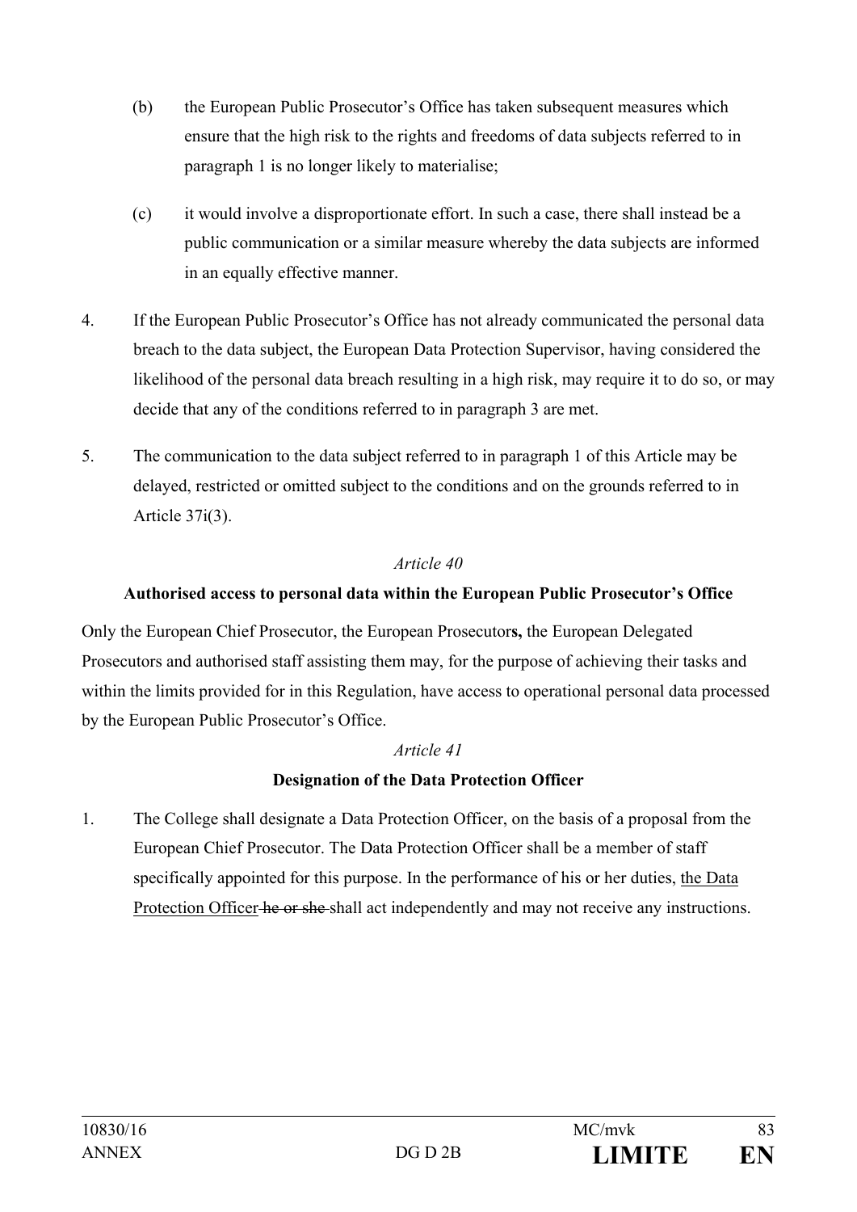(b) the European Public Prosecutor's Office has taken subsequent measures which ensure that the high risk to the rights and freedoms of data subjects referred to in paragraph 1 is no longer likely to materialise;

(c) it would involve a disproportionate effort. In such a case, there shall instead be a public communication or a similar measure whereby the data subjects are informed in an equally effective manner.

4. If the European Public Prosecutor's Office has not already communicated the personal data breach to the data subject, the European Data Protection Supervisor, having considered the likelihood of the personal data breach resulting in a high risk, may require it to do so, or may decide that any of the conditions referred to in paragraph 3 are met.

5. The communication to the data subject referred to in paragraph 1 of this Article may be delayed, restricted or omitted subject to the conditions and on the grounds referred to in Article 37i(3).

*Article 40*

**Authorised access to personal data within the European Public Prosecutor's Office**

Only the European Chief Prosecutor, the European Prosecutor**s,** the European Delegated Prosecutors and authorised staff assisting them may, for the purpose of achieving their tasks and within the limits provided for in this Regulation, have access to operational personal data processed by the European Public Prosecutor's Office.

*Article 41*

**Designation of the Data Protection Officer**

1. The College shall designate a Data Protection Officer, on the basis of a proposal from the European Chief Prosecutor. The Data Protection Officer shall be a member of staff specifically appointed for this purpose. In the performance of his or her duties, <u>the Data Protection Officer</u> ~~he or she~~ shall act independently and may not receive any instructions.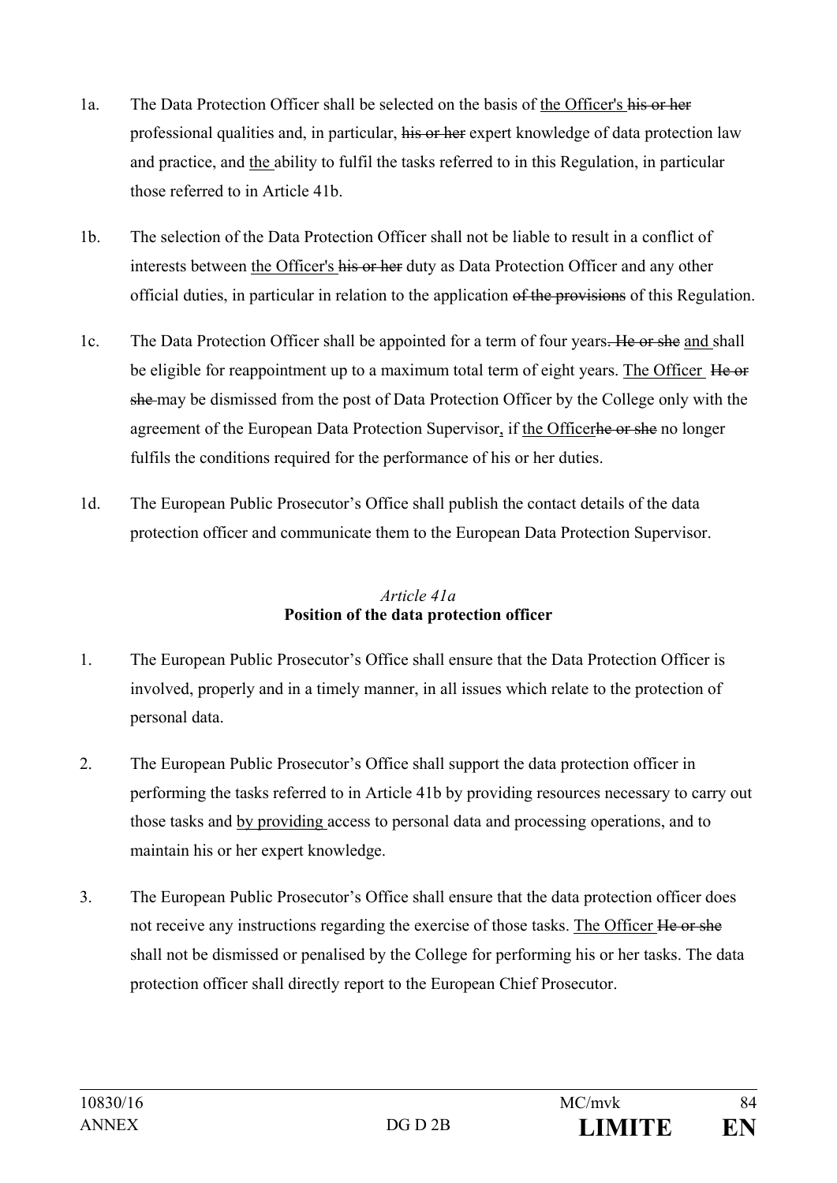1a. The Data Protection Officer shall be selected on the basis of <u>the Officer's</u> ~~his or her~~ professional qualities and, in particular, ~~his or her~~ expert knowledge of data protection law and practice, and <u>the</u> ability to fulfil the tasks referred to in this Regulation, in particular those referred to in Article 41b.

1b. The selection of the Data Protection Officer shall not be liable to result in a conflict of interests between <u>the Officer's</u> ~~his or her~~ duty as Data Protection Officer and any other official duties, in particular in relation to the application ~~of the provisions~~ of this Regulation.

1c. The Data Protection Officer shall be appointed for a term of four years~~. He or she~~ <u>and</u> shall be eligible for reappointment up to a maximum total term of eight years. <u>The Officer</u> ~~He or she~~ may be dismissed from the post of Data Protection Officer by the College only with the agreement of the European Data Protection Supervisor<u>,</u> if <u>the Officer</u>~~he or she~~ no longer fulfils the conditions required for the performance of his or her duties.

1d. The European Public Prosecutor's Office shall publish the contact details of the data protection officer and communicate them to the European Data Protection Supervisor.

*Article 41a*

**Position of the data protection officer**

1. The European Public Prosecutor's Office shall ensure that the Data Protection Officer is involved, properly and in a timely manner, in all issues which relate to the protection of personal data.

2. The European Public Prosecutor's Office shall support the data protection officer in performing the tasks referred to in Article 41b by providing resources necessary to carry out those tasks and <u>by providing</u> access to personal data and processing operations, and to maintain his or her expert knowledge.

3. The European Public Prosecutor's Office shall ensure that the data protection officer does not receive any instructions regarding the exercise of those tasks. <u>The Officer</u> ~~He or she~~ shall not be dismissed or penalised by the College for performing his or her tasks. The data protection officer shall directly report to the European Chief Prosecutor.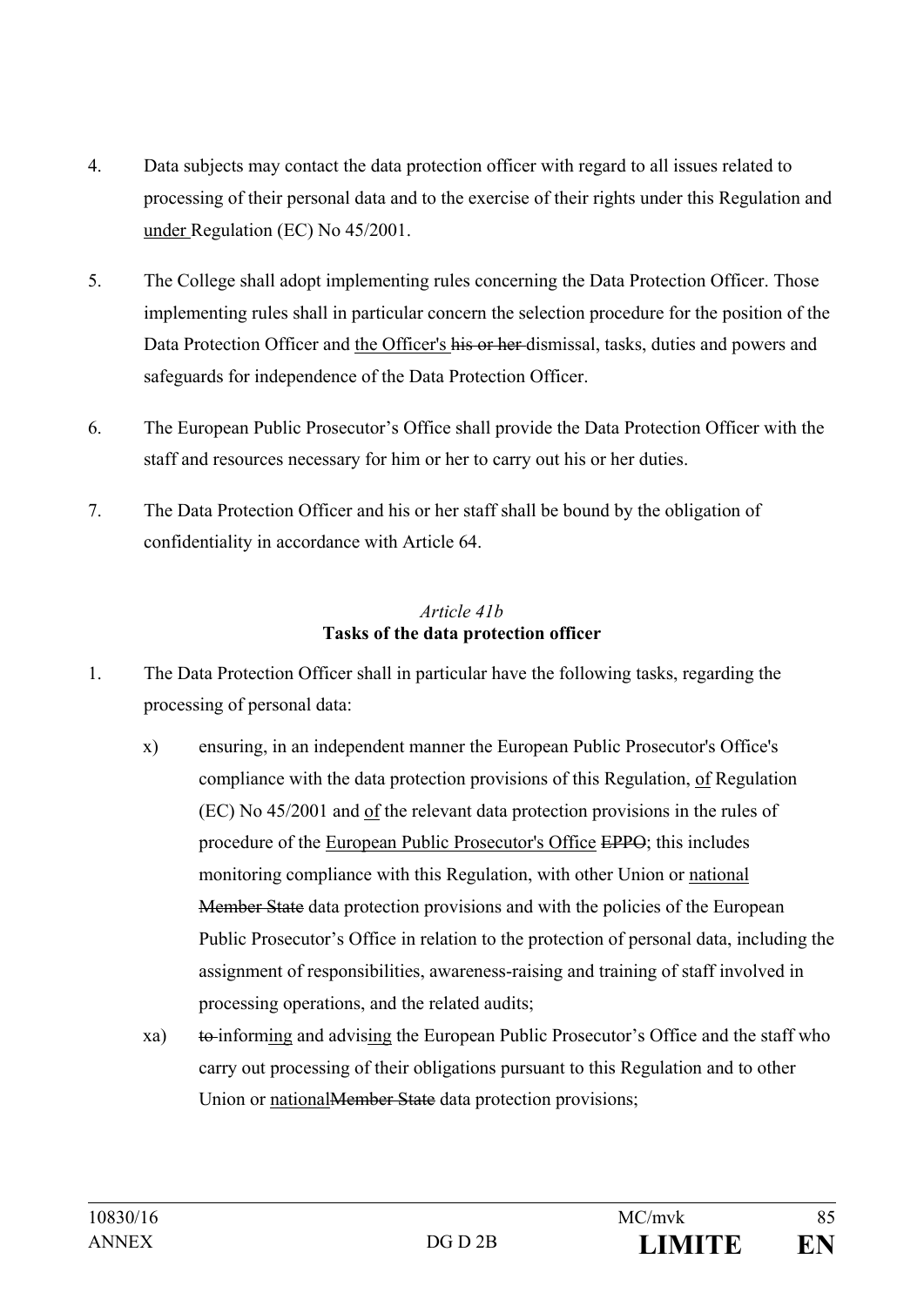4. Data subjects may contact the data protection officer with regard to all issues related to processing of their personal data and to the exercise of their rights under this Regulation and under Regulation (EC) No 45/2001.

5. The College shall adopt implementing rules concerning the Data Protection Officer. Those implementing rules shall in particular concern the selection procedure for the position of the Data Protection Officer and the Officer's ~~his or her~~ dismissal, tasks, duties and powers and safeguards for independence of the Data Protection Officer.

6. The European Public Prosecutor's Office shall provide the Data Protection Officer with the staff and resources necessary for him or her to carry out his or her duties.

7. The Data Protection Officer and his or her staff shall be bound by the obligation of confidentiality in accordance with Article 64.

*Article 41b*

**Tasks of the data protection officer**

1. The Data Protection Officer shall in particular have the following tasks, regarding the processing of personal data:

   x) ensuring, in an independent manner the European Public Prosecutor's Office's compliance with the data protection provisions of this Regulation, of Regulation (EC) No 45/2001 and of the relevant data protection provisions in the rules of procedure of the European Public Prosecutor's Office ~~EPPO~~; this includes monitoring compliance with this Regulation, with other Union or national ~~Member State~~ data protection provisions and with the policies of the European Public Prosecutor's Office in relation to the protection of personal data, including the assignment of responsibilities, awareness-raising and training of staff involved in processing operations, and the related audits;

   xa) ~~to~~ informing and advising the European Public Prosecutor's Office and the staff who carry out processing of their obligations pursuant to this Regulation and to other Union or national~~Member State~~ data protection provisions;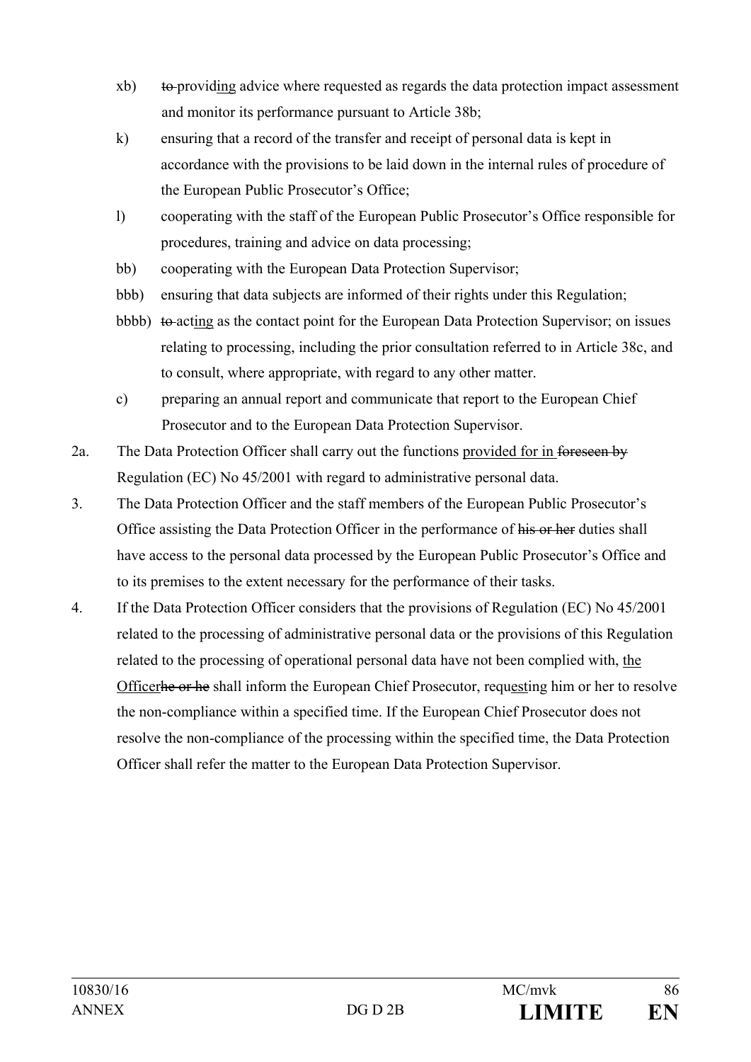- xb) ~~to~~ provid<u>ing</u> advice where requested as regards the data protection impact assessment and monitor its performance pursuant to Article 38b;
- k) ensuring that a record of the transfer and receipt of personal data is kept in accordance with the provisions to be laid down in the internal rules of procedure of the European Public Prosecutor's Office;
- l) cooperating with the staff of the European Public Prosecutor's Office responsible for procedures, training and advice on data processing;
- bb) cooperating with the European Data Protection Supervisor;
- bbb) ensuring that data subjects are informed of their rights under this Regulation;
- bbbb) ~~to~~ act<u>ing</u> as the contact point for the European Data Protection Supervisor; on issues relating to processing, including the prior consultation referred to in Article 38c, and to consult, where appropriate, with regard to any other matter.
- c) preparing an annual report and communicate that report to the European Chief Prosecutor and to the European Data Protection Supervisor.

2a. The Data Protection Officer shall carry out the functions <u>provided for in</u> ~~foreseen by~~ Regulation (EC) No 45/2001 with regard to administrative personal data.

3. The Data Protection Officer and the staff members of the European Public Prosecutor's Office assisting the Data Protection Officer in the performance of ~~his or her~~ duties shall have access to the personal data processed by the European Public Prosecutor's Office and to its premises to the extent necessary for the performance of their tasks.

4. If the Data Protection Officer considers that the provisions of Regulation (EC) No 45/2001 related to the processing of administrative personal data or the provisions of this Regulation related to the processing of operational personal data have not been complied with, <u>the Officer</u>~~he or he~~ shall inform the European Chief Prosecutor, requ<u>est</u>ing him or her to resolve the non-compliance within a specified time. If the European Chief Prosecutor does not resolve the non-compliance of the processing within the specified time, the Data Protection Officer shall refer the matter to the European Data Protection Supervisor.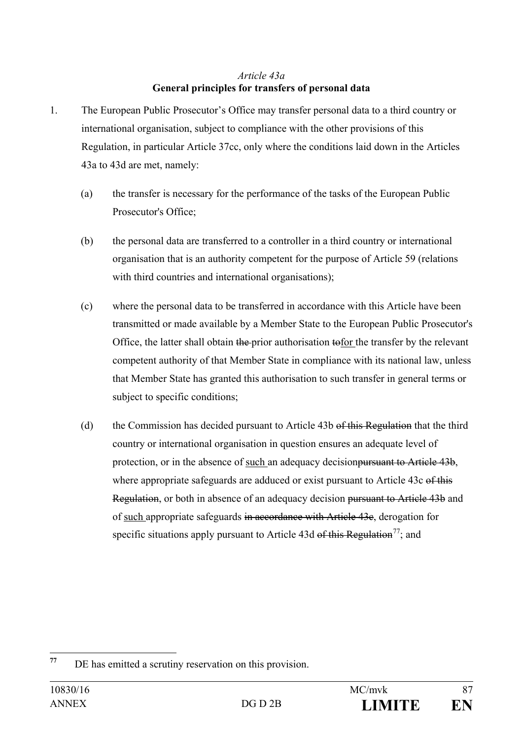*Article 43a*

**General principles for transfers of personal data**

1. The European Public Prosecutor's Office may transfer personal data to a third country or international organisation, subject to compliance with the other provisions of this Regulation, in particular Article 37cc, only where the conditions laid down in the Articles 43a to 43d are met, namely:

   (a) the transfer is necessary for the performance of the tasks of the European Public Prosecutor's Office;

   (b) the personal data are transferred to a controller in a third country or international organisation that is an authority competent for the purpose of Article 59 (relations with third countries and international organisations);

   (c) where the personal data to be transferred in accordance with this Article have been transmitted or made available by a Member State to the European Public Prosecutor's Office, the latter shall obtain ~~the~~ prior authorisation ~~to~~<u>for</u> the transfer by the relevant competent authority of that Member State in compliance with its national law, unless that Member State has granted this authorisation to such transfer in general terms or subject to specific conditions;

   (d) the Commission has decided pursuant to Article 43b ~~of this Regulation~~ that the third country or international organisation in question ensures an adequate level of protection, or in the absence of <u>such</u> an adequacy decision~~pursuant to Article 43b~~, where appropriate safeguards are adduced or exist pursuant to Article 43c ~~of this Regulation~~, or both in absence of an adequacy decision ~~pursuant to Article 43b~~ and of <u>such</u> appropriate safeguards ~~in accordance with Article 43c~~, derogation for specific situations apply pursuant to Article 43d ~~of this Regulation~~[77]; and

---

[77] DE has emitted a scrutiny reservation on this provision.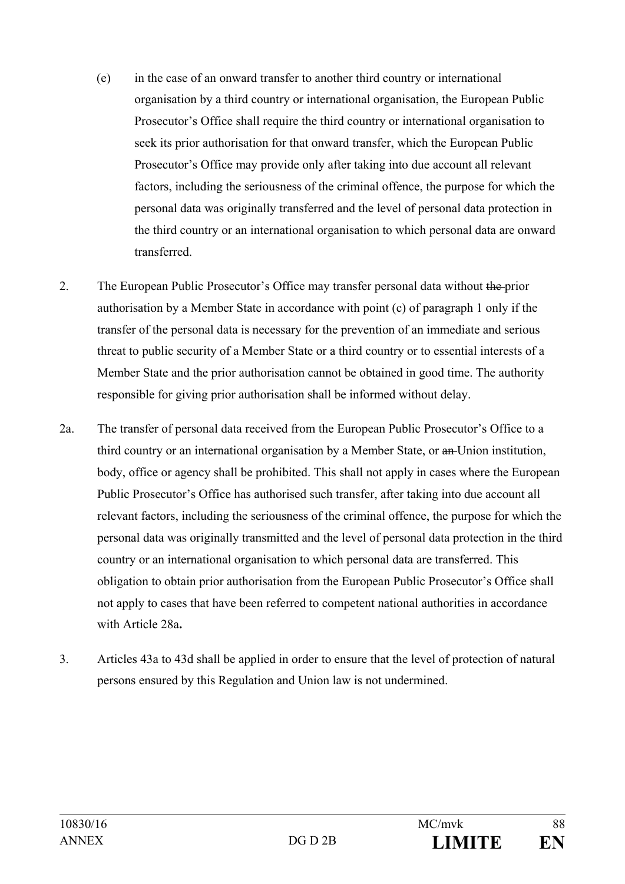(e) in the case of an onward transfer to another third country or international organisation by a third country or international organisation, the European Public Prosecutor's Office shall require the third country or international organisation to seek its prior authorisation for that onward transfer, which the European Public Prosecutor's Office may provide only after taking into due account all relevant factors, including the seriousness of the criminal offence, the purpose for which the personal data was originally transferred and the level of personal data protection in the third country or an international organisation to which personal data are onward transferred.

2. The European Public Prosecutor's Office may transfer personal data without ~~the~~ prior authorisation by a Member State in accordance with point (c) of paragraph 1 only if the transfer of the personal data is necessary for the prevention of an immediate and serious threat to public security of a Member State or a third country or to essential interests of a Member State and the prior authorisation cannot be obtained in good time. The authority responsible for giving prior authorisation shall be informed without delay.

2a. The transfer of personal data received from the European Public Prosecutor's Office to a third country or an international organisation by a Member State, or ~~an~~ Union institution, body, office or agency shall be prohibited. This shall not apply in cases where the European Public Prosecutor's Office has authorised such transfer, after taking into due account all relevant factors, including the seriousness of the criminal offence, the purpose for which the personal data was originally transmitted and the level of personal data protection in the third country or an international organisation to which personal data are transferred. This obligation to obtain prior authorisation from the European Public Prosecutor's Office shall not apply to cases that have been referred to competent national authorities in accordance with Article 28a**.**

3. Articles 43a to 43d shall be applied in order to ensure that the level of protection of natural persons ensured by this Regulation and Union law is not undermined.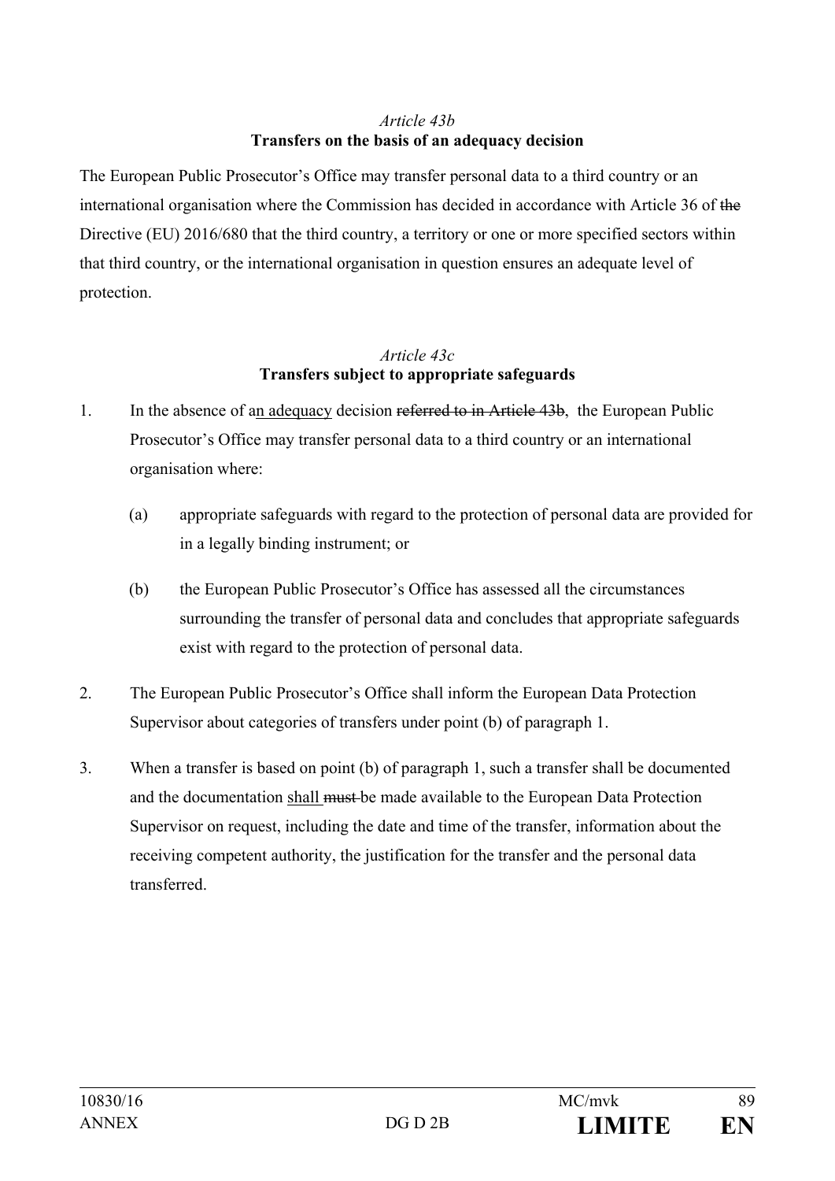*Article 43b*
**Transfers on the basis of an adequacy decision**

The European Public Prosecutor's Office may transfer personal data to a third country or an international organisation where the Commission has decided in accordance with Article 36 of ~~the~~ Directive (EU) 2016/680 that the third country, a territory or one or more specified sectors within that third country, or the international organisation in question ensures an adequate level of protection.

*Article 43c*
**Transfers subject to appropriate safeguards**

1. In the absence of a<u>n adequacy</u> decision ~~referred to in Article 43b~~, the European Public Prosecutor's Office may transfer personal data to a third country or an international organisation where:

   (a) appropriate safeguards with regard to the protection of personal data are provided for in a legally binding instrument; or

   (b) the European Public Prosecutor's Office has assessed all the circumstances surrounding the transfer of personal data and concludes that appropriate safeguards exist with regard to the protection of personal data.

2. The European Public Prosecutor's Office shall inform the European Data Protection Supervisor about categories of transfers under point (b) of paragraph 1.

3. When a transfer is based on point (b) of paragraph 1, such a transfer shall be documented and the documentation <u>shall</u> ~~must~~ be made available to the European Data Protection Supervisor on request, including the date and time of the transfer, information about the receiving competent authority, the justification for the transfer and the personal data transferred.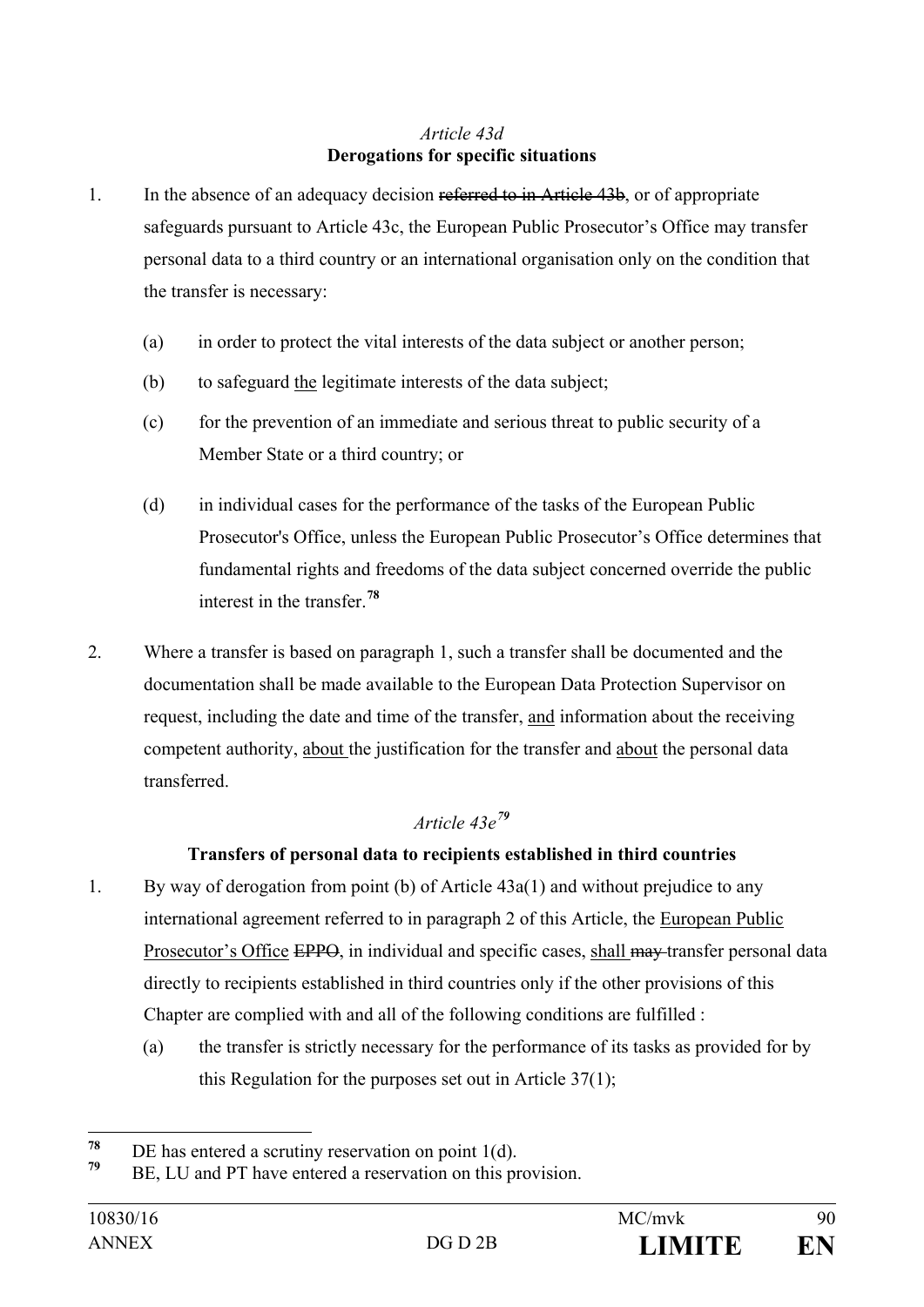*Article 43d*

**Derogations for specific situations**

1. In the absence of an adequacy decision ~~referred to in Article 43b~~, or of appropriate safeguards pursuant to Article 43c, the European Public Prosecutor's Office may transfer personal data to a third country or an international organisation only on the condition that the transfer is necessary:

   (a) in order to protect the vital interests of the data subject or another person;

   (b) to safeguard <u>the</u> legitimate interests of the data subject;

   (c) for the prevention of an immediate and serious threat to public security of a Member State or a third country; or

   (d) in individual cases for the performance of the tasks of the European Public Prosecutor's Office, unless the European Public Prosecutor's Office determines that fundamental rights and freedoms of the data subject concerned override the public interest in the transfer.[78]

2. Where a transfer is based on paragraph 1, such a transfer shall be documented and the documentation shall be made available to the European Data Protection Supervisor on request, including the date and time of the transfer, <u>and</u> information about the receiving competent authority, <u>about</u> the justification for the transfer and <u>about</u> the personal data transferred.

*Article 43e*[79]

**Transfers of personal data to recipients established in third countries**

1. By way of derogation from point (b) of Article 43a(1) and without prejudice to any international agreement referred to in paragraph 2 of this Article, the <u>European Public Prosecutor's Office</u> ~~EPPO~~, in individual and specific cases, <u>shall</u> ~~may~~ transfer personal data directly to recipients established in third countries only if the other provisions of this Chapter are complied with and all of the following conditions are fulfilled :

   (a) the transfer is strictly necessary for the performance of its tasks as provided for by this Regulation for the purposes set out in Article 37(1);

---

[78] DE has entered a scrutiny reservation on point 1(d).

[79] BE, LU and PT have entered a reservation on this provision.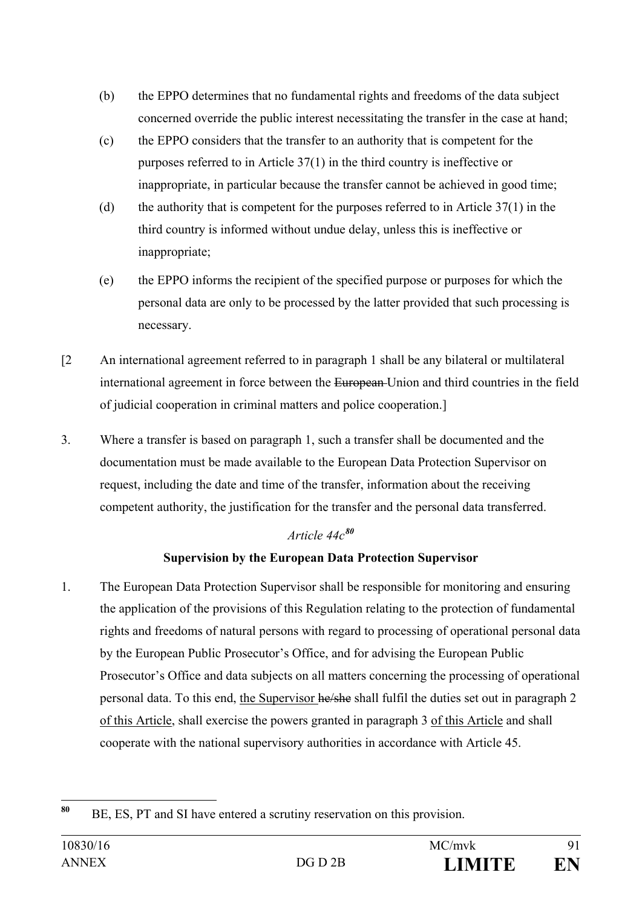(b) the EPPO determines that no fundamental rights and freedoms of the data subject concerned override the public interest necessitating the transfer in the case at hand;

(c) the EPPO considers that the transfer to an authority that is competent for the purposes referred to in Article 37(1) in the third country is ineffective or inappropriate, in particular because the transfer cannot be achieved in good time;

(d) the authority that is competent for the purposes referred to in Article 37(1) in the third country is informed without undue delay, unless this is ineffective or inappropriate;

(e) the EPPO informs the recipient of the specified purpose or purposes for which the personal data are only to be processed by the latter provided that such processing is necessary.

[2 An international agreement referred to in paragraph 1 shall be any bilateral or multilateral international agreement in force between the ~~European~~ Union and third countries in the field of judicial cooperation in criminal matters and police cooperation.]

3. Where a transfer is based on paragraph 1, such a transfer shall be documented and the documentation must be made available to the European Data Protection Supervisor on request, including the date and time of the transfer, information about the receiving competent authority, the justification for the transfer and the personal data transferred.

*Article 44c*[80]

**Supervision by the European Data Protection Supervisor**

1. The European Data Protection Supervisor shall be responsible for monitoring and ensuring the application of the provisions of this Regulation relating to the protection of fundamental rights and freedoms of natural persons with regard to processing of operational personal data by the European Public Prosecutor's Office, and for advising the European Public Prosecutor's Office and data subjects on all matters concerning the processing of operational personal data. To this end, <u>the Supervisor</u> ~~he/she~~ shall fulfil the duties set out in paragraph 2 <u>of this Article</u>, shall exercise the powers granted in paragraph 3 <u>of this Article</u> and shall cooperate with the national supervisory authorities in accordance with Article 45.

---

[80] BE, ES, PT and SI have entered a scrutiny reservation on this provision.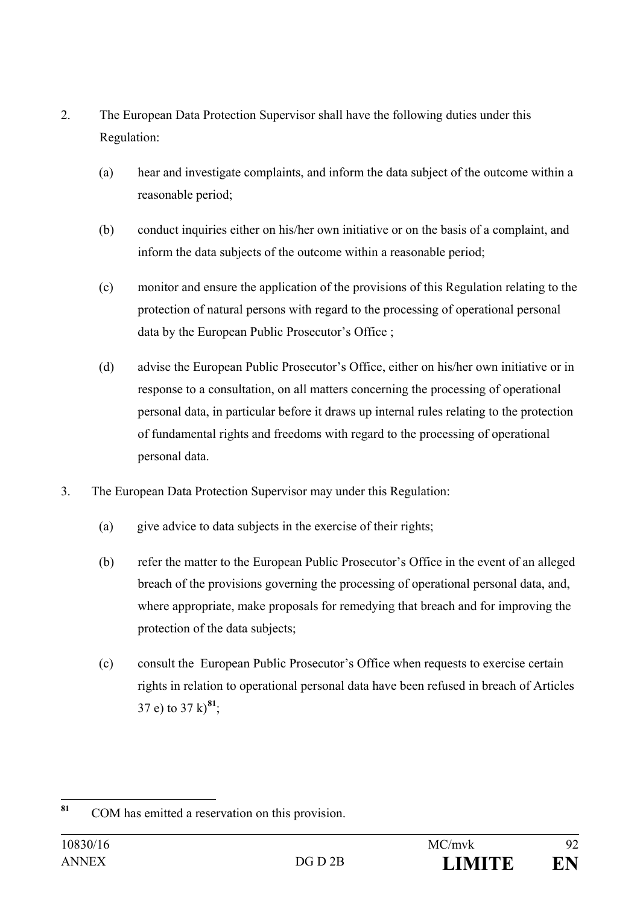2. The European Data Protection Supervisor shall have the following duties under this Regulation:

   (a) hear and investigate complaints, and inform the data subject of the outcome within a reasonable period;

   (b) conduct inquiries either on his/her own initiative or on the basis of a complaint, and inform the data subjects of the outcome within a reasonable period;

   (c) monitor and ensure the application of the provisions of this Regulation relating to the protection of natural persons with regard to the processing of operational personal data by the European Public Prosecutor's Office ;

   (d) advise the European Public Prosecutor's Office, either on his/her own initiative or in response to a consultation, on all matters concerning the processing of operational personal data, in particular before it draws up internal rules relating to the protection of fundamental rights and freedoms with regard to the processing of operational personal data.

3. The European Data Protection Supervisor may under this Regulation:

   (a) give advice to data subjects in the exercise of their rights;

   (b) refer the matter to the European Public Prosecutor's Office in the event of an alleged breach of the provisions governing the processing of operational personal data, and, where appropriate, make proposals for remedying that breach and for improving the protection of the data subjects;

   (c) consult the European Public Prosecutor's Office when requests to exercise certain rights in relation to operational personal data have been refused in breach of Articles 37 e) to 37 k)[81];

---

[81] COM has emitted a reservation on this provision.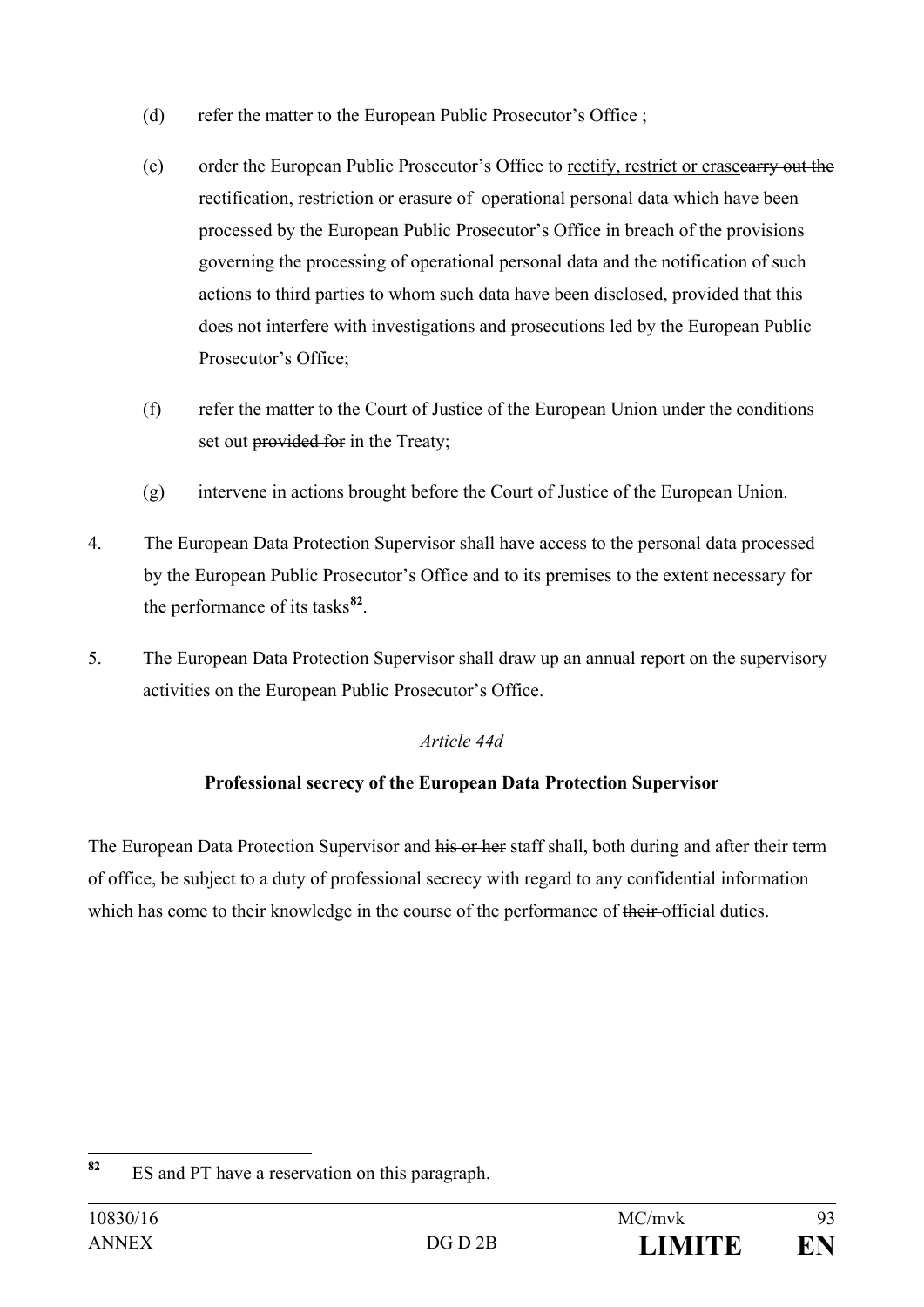(d) refer the matter to the European Public Prosecutor's Office ;

(e) order the European Public Prosecutor's Office to <u>rectify, restrict or erase</u>~~carry out the rectification, restriction or erasure of~~ operational personal data which have been processed by the European Public Prosecutor's Office in breach of the provisions governing the processing of operational personal data and the notification of such actions to third parties to whom such data have been disclosed, provided that this does not interfere with investigations and prosecutions led by the European Public Prosecutor's Office;

(f) refer the matter to the Court of Justice of the European Union under the conditions <u>set out</u> ~~provided for~~ in the Treaty;

(g) intervene in actions brought before the Court of Justice of the European Union.

4. The European Data Protection Supervisor shall have access to the personal data processed by the European Public Prosecutor's Office and to its premises to the extent necessary for the performance of its tasks[82].

5. The European Data Protection Supervisor shall draw up an annual report on the supervisory activities on the European Public Prosecutor's Office.

*Article 44d*

**Professional secrecy of the European Data Protection Supervisor**

The European Data Protection Supervisor and ~~his or her~~ staff shall, both during and after their term of office, be subject to a duty of professional secrecy with regard to any confidential information which has come to their knowledge in the course of the performance of ~~their~~ official duties.

[82] ES and PT have a reservation on this paragraph.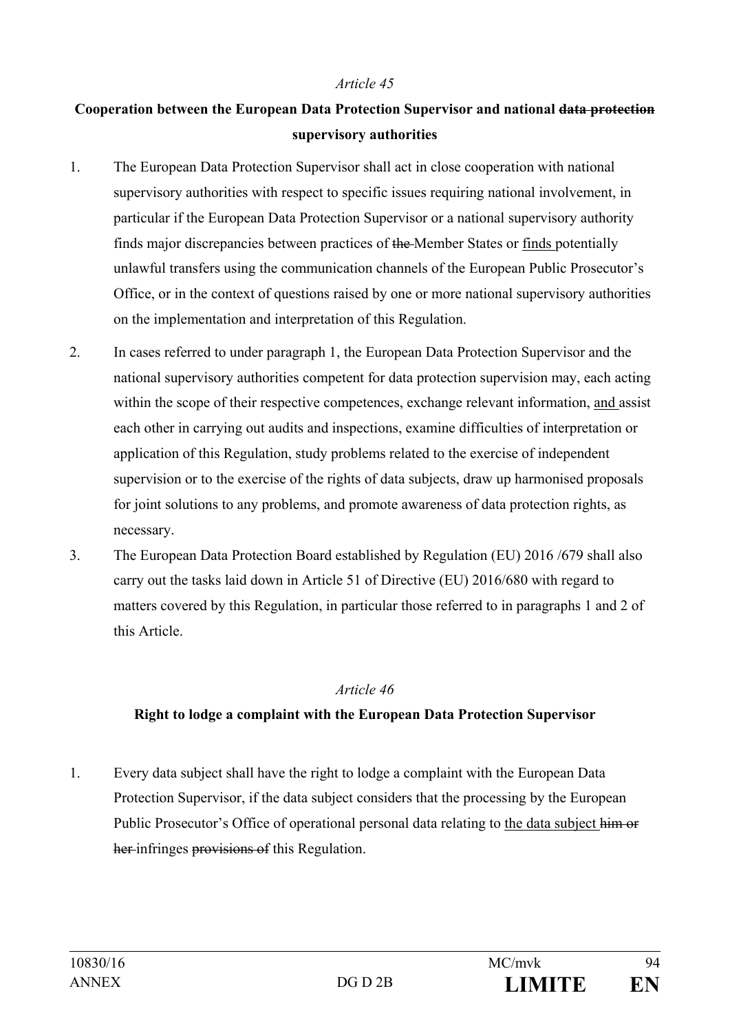*Article 45*

**Cooperation between the European Data Protection Supervisor and national ~~data protection~~ supervisory authorities**

1. The European Data Protection Supervisor shall act in close cooperation with national supervisory authorities with respect to specific issues requiring national involvement, in particular if the European Data Protection Supervisor or a national supervisory authority finds major discrepancies between practices of ~~the~~ Member States or <u>finds</u> potentially unlawful transfers using the communication channels of the European Public Prosecutor's Office, or in the context of questions raised by one or more national supervisory authorities on the implementation and interpretation of this Regulation.

2. In cases referred to under paragraph 1, the European Data Protection Supervisor and the national supervisory authorities competent for data protection supervision may, each acting within the scope of their respective competences, exchange relevant information, <u>and</u> assist each other in carrying out audits and inspections, examine difficulties of interpretation or application of this Regulation, study problems related to the exercise of independent supervision or to the exercise of the rights of data subjects, draw up harmonised proposals for joint solutions to any problems, and promote awareness of data protection rights, as necessary.

3. The European Data Protection Board established by Regulation (EU) 2016 /679 shall also carry out the tasks laid down in Article 51 of Directive (EU) 2016/680 with regard to matters covered by this Regulation, in particular those referred to in paragraphs 1 and 2 of this Article.

*Article 46*

**Right to lodge a complaint with the European Data Protection Supervisor**

1. Every data subject shall have the right to lodge a complaint with the European Data Protection Supervisor, if the data subject considers that the processing by the European Public Prosecutor's Office of operational personal data relating to <u>the data subject</u> ~~him or her~~ infringes ~~provisions of~~ this Regulation.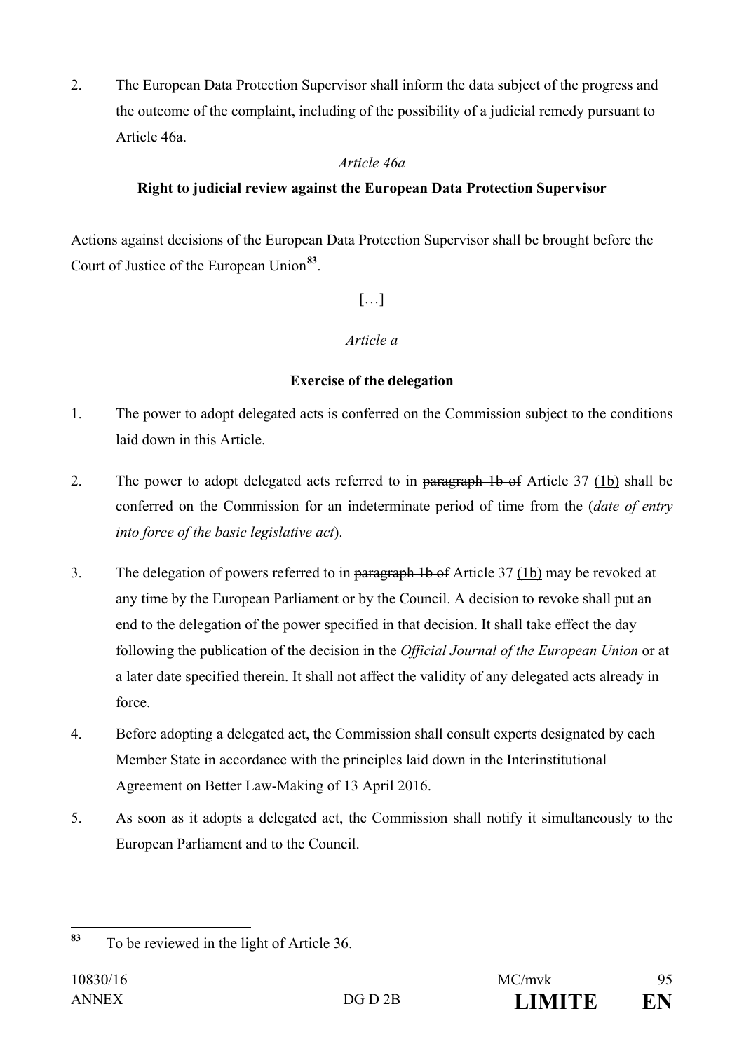2. The European Data Protection Supervisor shall inform the data subject of the progress and the outcome of the complaint, including of the possibility of a judicial remedy pursuant to Article 46a.

*Article 46a*

**Right to judicial review against the European Data Protection Supervisor**

Actions against decisions of the European Data Protection Supervisor shall be brought before the Court of Justice of the European Union[83].

[…]

*Article a*

**Exercise of the delegation**

1. The power to adopt delegated acts is conferred on the Commission subject to the conditions laid down in this Article.

2. The power to adopt delegated acts referred to in ~~paragraph 1b of~~ Article 37 <u>(1b)</u> shall be conferred on the Commission for an indeterminate period of time from the (*date of entry into force of the basic legislative act*).

3. The delegation of powers referred to in ~~paragraph 1b of~~ Article 37 <u>(1b)</u> may be revoked at any time by the European Parliament or by the Council. A decision to revoke shall put an end to the delegation of the power specified in that decision. It shall take effect the day following the publication of the decision in the *Official Journal of the European Union* or at a later date specified therein. It shall not affect the validity of any delegated acts already in force.

4. Before adopting a delegated act, the Commission shall consult experts designated by each Member State in accordance with the principles laid down in the Interinstitutional Agreement on Better Law-Making of 13 April 2016.

5. As soon as it adopts a delegated act, the Commission shall notify it simultaneously to the European Parliament and to the Council.

---

[83] To be reviewed in the light of Article 36.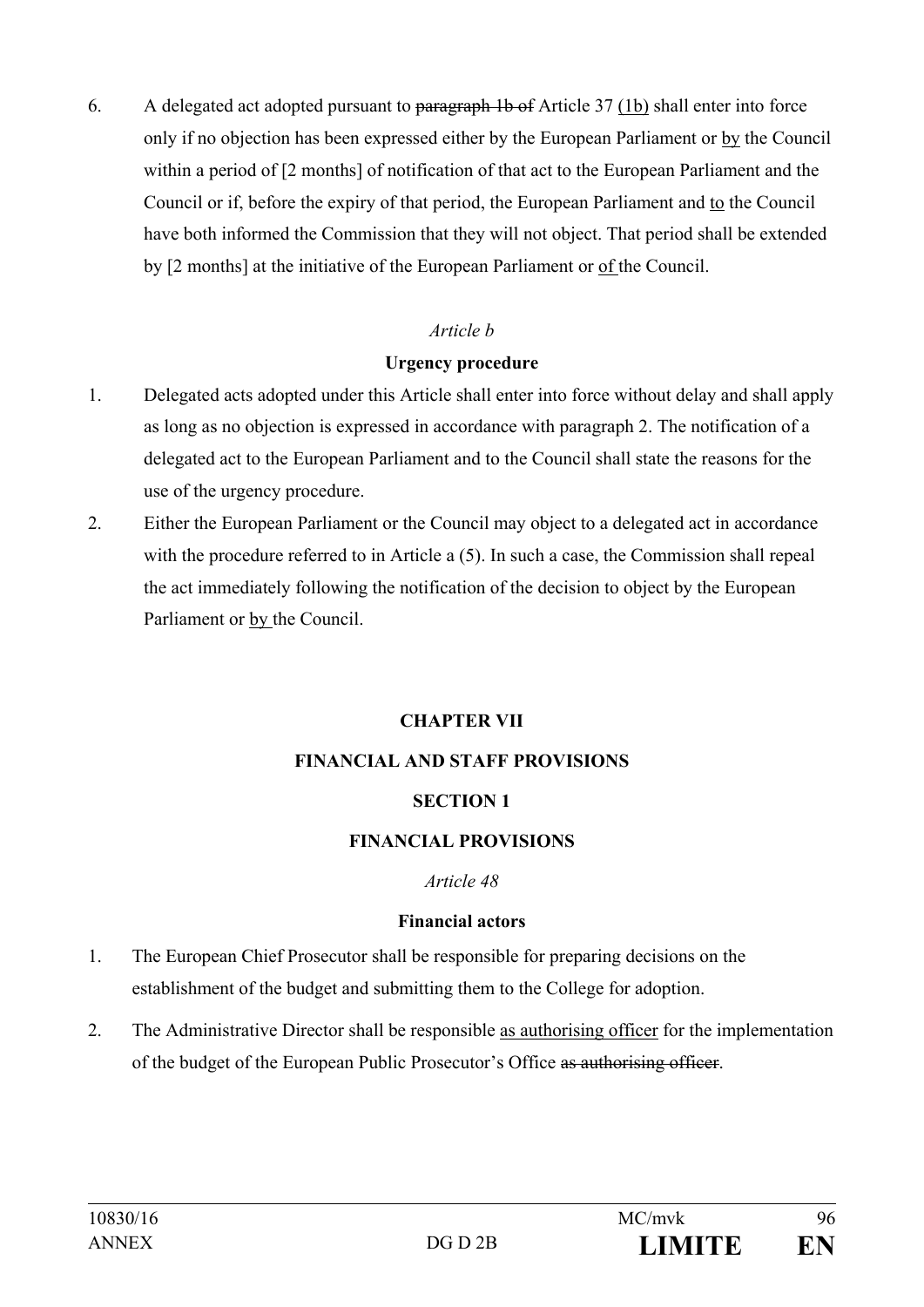6. A delegated act adopted pursuant to ~~paragraph 1b of~~ Article 37 <u>(1b)</u> shall enter into force only if no objection has been expressed either by the European Parliament or <u>by</u> the Council within a period of [2 months] of notification of that act to the European Parliament and the Council or if, before the expiry of that period, the European Parliament and <u>to</u> the Council have both informed the Commission that they will not object. That period shall be extended by [2 months] at the initiative of the European Parliament or <u>of</u> the Council.

*Article b*

**Urgency procedure**

1. Delegated acts adopted under this Article shall enter into force without delay and shall apply as long as no objection is expressed in accordance with paragraph 2. The notification of a delegated act to the European Parliament and to the Council shall state the reasons for the use of the urgency procedure.
2. Either the European Parliament or the Council may object to a delegated act in accordance with the procedure referred to in Article a (5). In such a case, the Commission shall repeal the act immediately following the notification of the decision to object by the European Parliament or <u>by</u> the Council.

**CHAPTER VII**

**FINANCIAL AND STAFF PROVISIONS**

**SECTION 1**

**FINANCIAL PROVISIONS**

*Article 48*

**Financial actors**

1. The European Chief Prosecutor shall be responsible for preparing decisions on the establishment of the budget and submitting them to the College for adoption.
2. The Administrative Director shall be responsible <u>as authorising officer</u> for the implementation of the budget of the European Public Prosecutor's Office ~~as authorising officer~~.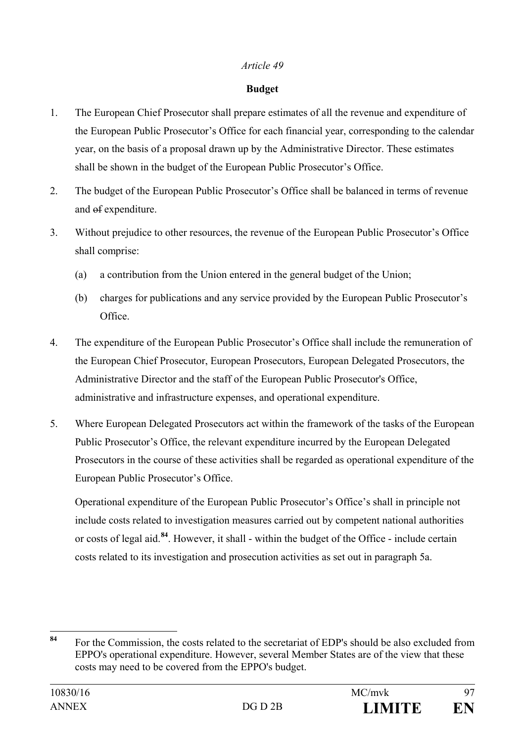*Article 49*

**Budget**

1. The European Chief Prosecutor shall prepare estimates of all the revenue and expenditure of the European Public Prosecutor's Office for each financial year, corresponding to the calendar year, on the basis of a proposal drawn up by the Administrative Director. These estimates shall be shown in the budget of the European Public Prosecutor's Office.

2. The budget of the European Public Prosecutor's Office shall be balanced in terms of revenue and ~~of~~ expenditure.

3. Without prejudice to other resources, the revenue of the European Public Prosecutor's Office shall comprise:

   (a) a contribution from the Union entered in the general budget of the Union;

   (b) charges for publications and any service provided by the European Public Prosecutor's Office.

4. The expenditure of the European Public Prosecutor's Office shall include the remuneration of the European Chief Prosecutor, European Prosecutors, European Delegated Prosecutors, the Administrative Director and the staff of the European Public Prosecutor's Office, administrative and infrastructure expenses, and operational expenditure.

5. Where European Delegated Prosecutors act within the framework of the tasks of the European Public Prosecutor's Office, the relevant expenditure incurred by the European Delegated Prosecutors in the course of these activities shall be regarded as operational expenditure of the European Public Prosecutor's Office.

   Operational expenditure of the European Public Prosecutor's Office's shall in principle not include costs related to investigation measures carried out by competent national authorities or costs of legal aid.[84]. However, it shall - within the budget of the Office - include certain costs related to its investigation and prosecution activities as set out in paragraph 5a.

---

[84] For the Commission, the costs related to the secretariat of EDP's should be also excluded from EPPO's operational expenditure. However, several Member States are of the view that these costs may need to be covered from the EPPO's budget.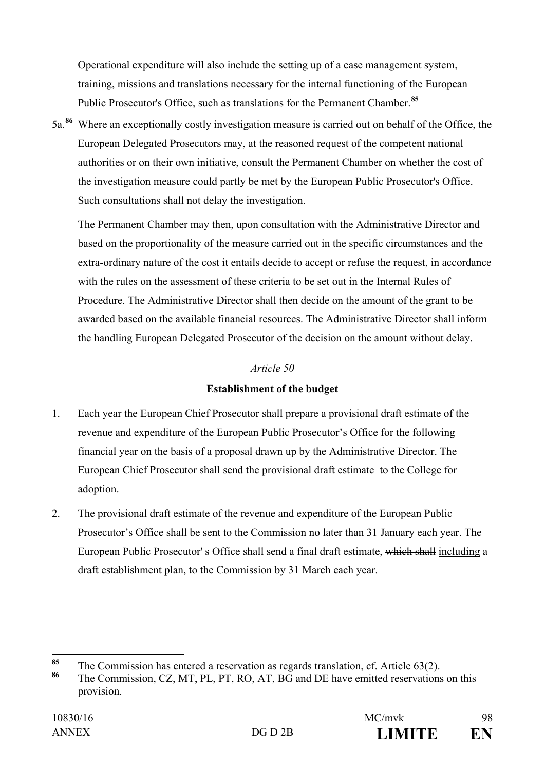Operational expenditure will also include the setting up of a case management system, training, missions and translations necessary for the internal functioning of the European Public Prosecutor's Office, such as translations for the Permanent Chamber.[85]

5a.[86] Where an exceptionally costly investigation measure is carried out on behalf of the Office, the European Delegated Prosecutors may, at the reasoned request of the competent national authorities or on their own initiative, consult the Permanent Chamber on whether the cost of the investigation measure could partly be met by the European Public Prosecutor's Office. Such consultations shall not delay the investigation.

The Permanent Chamber may then, upon consultation with the Administrative Director and based on the proportionality of the measure carried out in the specific circumstances and the extra-ordinary nature of the cost it entails decide to accept or refuse the request, in accordance with the rules on the assessment of these criteria to be set out in the Internal Rules of Procedure. The Administrative Director shall then decide on the amount of the grant to be awarded based on the available financial resources. The Administrative Director shall inform the handling European Delegated Prosecutor of the decision <u>on the amount</u> without delay.

*Article 50*

**Establishment of the budget**

1. Each year the European Chief Prosecutor shall prepare a provisional draft estimate of the revenue and expenditure of the European Public Prosecutor's Office for the following financial year on the basis of a proposal drawn up by the Administrative Director. The European Chief Prosecutor shall send the provisional draft estimate to the College for adoption.

2. The provisional draft estimate of the revenue and expenditure of the European Public Prosecutor's Office shall be sent to the Commission no later than 31 January each year. The European Public Prosecutor' s Office shall send a final draft estimate, ~~which shall~~ <u>including</u> a draft establishment plan, to the Commission by 31 March <u>each year</u>.

---

[85] The Commission has entered a reservation as regards translation, cf. Article 63(2).

[86] The Commission, CZ, MT, PL, PT, RO, AT, BG and DE have emitted reservations on this provision.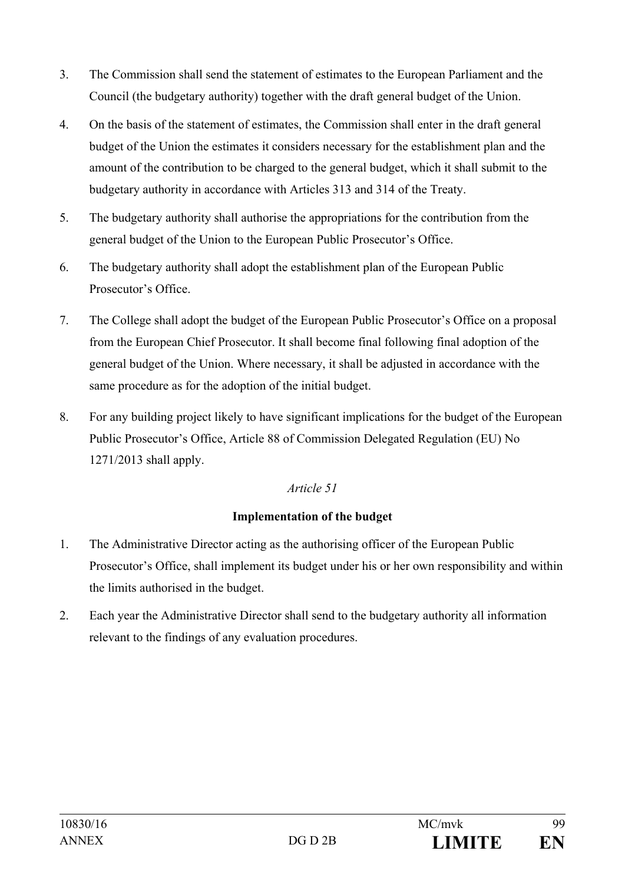3. The Commission shall send the statement of estimates to the European Parliament and the Council (the budgetary authority) together with the draft general budget of the Union.

4. On the basis of the statement of estimates, the Commission shall enter in the draft general budget of the Union the estimates it considers necessary for the establishment plan and the amount of the contribution to be charged to the general budget, which it shall submit to the budgetary authority in accordance with Articles 313 and 314 of the Treaty.

5. The budgetary authority shall authorise the appropriations for the contribution from the general budget of the Union to the European Public Prosecutor's Office.

6. The budgetary authority shall adopt the establishment plan of the European Public Prosecutor's Office.

7. The College shall adopt the budget of the European Public Prosecutor's Office on a proposal from the European Chief Prosecutor. It shall become final following final adoption of the general budget of the Union. Where necessary, it shall be adjusted in accordance with the same procedure as for the adoption of the initial budget.

8. For any building project likely to have significant implications for the budget of the European Public Prosecutor's Office, Article 88 of Commission Delegated Regulation (EU) No 1271/2013 shall apply.

*Article 51*

**Implementation of the budget**

1. The Administrative Director acting as the authorising officer of the European Public Prosecutor's Office, shall implement its budget under his or her own responsibility and within the limits authorised in the budget.

2. Each year the Administrative Director shall send to the budgetary authority all information relevant to the findings of any evaluation procedures.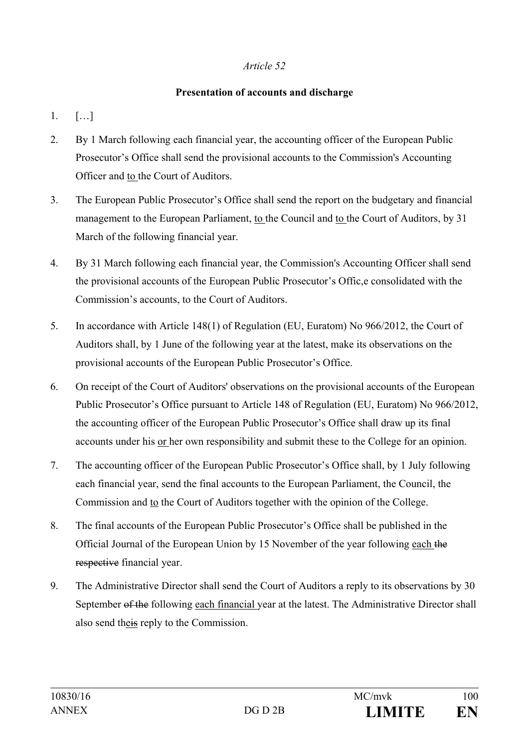*Article 52*

**Presentation of accounts and discharge**

1. […]

2. By 1 March following each financial year, the accounting officer of the European Public Prosecutor's Office shall send the provisional accounts to the Commission's Accounting Officer and to the Court of Auditors.

3. The European Public Prosecutor's Office shall send the report on the budgetary and financial management to the European Parliament, to the Council and to the Court of Auditors, by 31 March of the following financial year.

4. By 31 March following each financial year, the Commission's Accounting Officer shall send the provisional accounts of the European Public Prosecutor's Offic,e consolidated with the Commission's accounts, to the Court of Auditors.

5. In accordance with Article 148(1) of Regulation (EU, Euratom) No 966/2012, the Court of Auditors shall, by 1 June of the following year at the latest, make its observations on the provisional accounts of the European Public Prosecutor's Office.

6. On receipt of the Court of Auditors' observations on the provisional accounts of the European Public Prosecutor's Office pursuant to Article 148 of Regulation (EU, Euratom) No 966/2012, the accounting officer of the European Public Prosecutor's Office shall draw up its final accounts under his or her own responsibility and submit these to the College for an opinion.

7. The accounting officer of the European Public Prosecutor's Office shall, by 1 July following each financial year, send the final accounts to the European Parliament, the Council, the Commission and to the Court of Auditors together with the opinion of the College.

8. The final accounts of the European Public Prosecutor's Office shall be published in the Official Journal of the European Union by 15 November of the year following each ~~the respective~~ financial year.

9. The Administrative Director shall send the Court of Auditors a reply to its observations by 30 September ~~of the~~ following each financial year at the latest. The Administrative Director shall also send the~~is~~ reply to the Commission.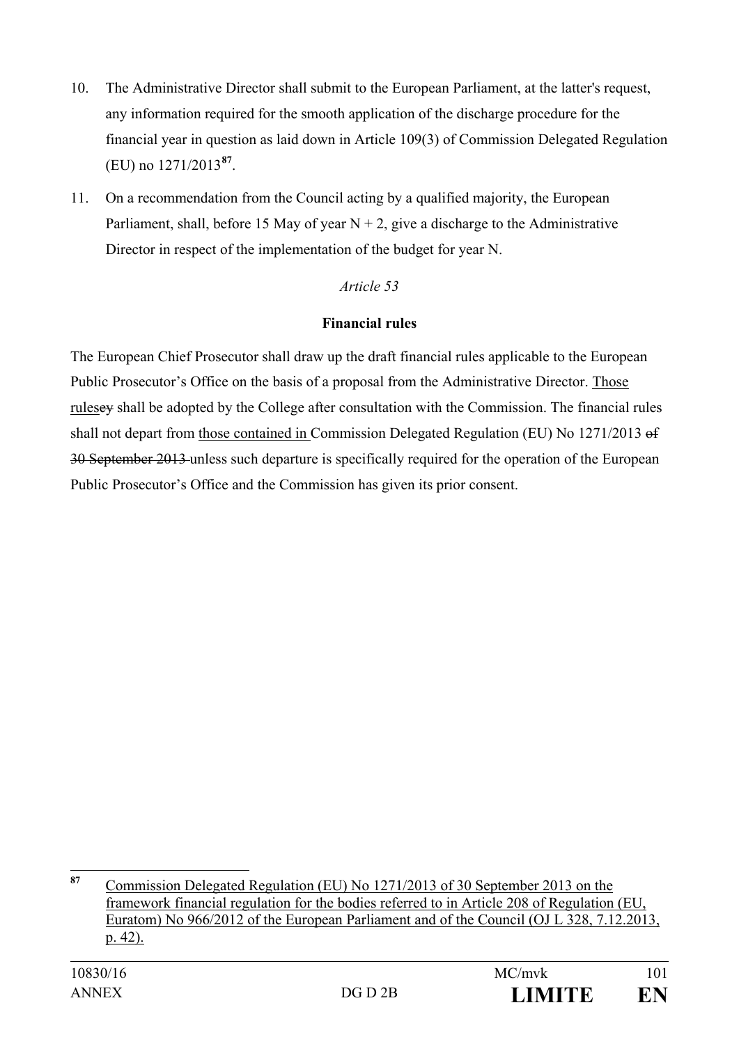10. The Administrative Director shall submit to the European Parliament, at the latter's request, any information required for the smooth application of the discharge procedure for the financial year in question as laid down in Article 109(3) of Commission Delegated Regulation (EU) no 1271/2013[87].

11. On a recommendation from the Council acting by a qualified majority, the European Parliament, shall, before 15 May of year N + 2, give a discharge to the Administrative Director in respect of the implementation of the budget for year N.

*Article 53*

**Financial rules**

The European Chief Prosecutor shall draw up the draft financial rules applicable to the European Public Prosecutor's Office on the basis of a proposal from the Administrative Director. <u>Those rules</u>~~ey~~ shall be adopted by the College after consultation with the Commission. The financial rules shall not depart from <u>those contained in</u> Commission Delegated Regulation (EU) No 1271/2013 ~~of 30 September 2013~~ unless such departure is specifically required for the operation of the European Public Prosecutor's Office and the Commission has given its prior consent.

---

[87] <u>Commission Delegated Regulation (EU) No 1271/2013 of 30 September 2013 on the framework financial regulation for the bodies referred to in Article 208 of Regulation (EU, Euratom) No 966/2012 of the European Parliament and of the Council (OJ L 328, 7.12.2013, p. 42).</u>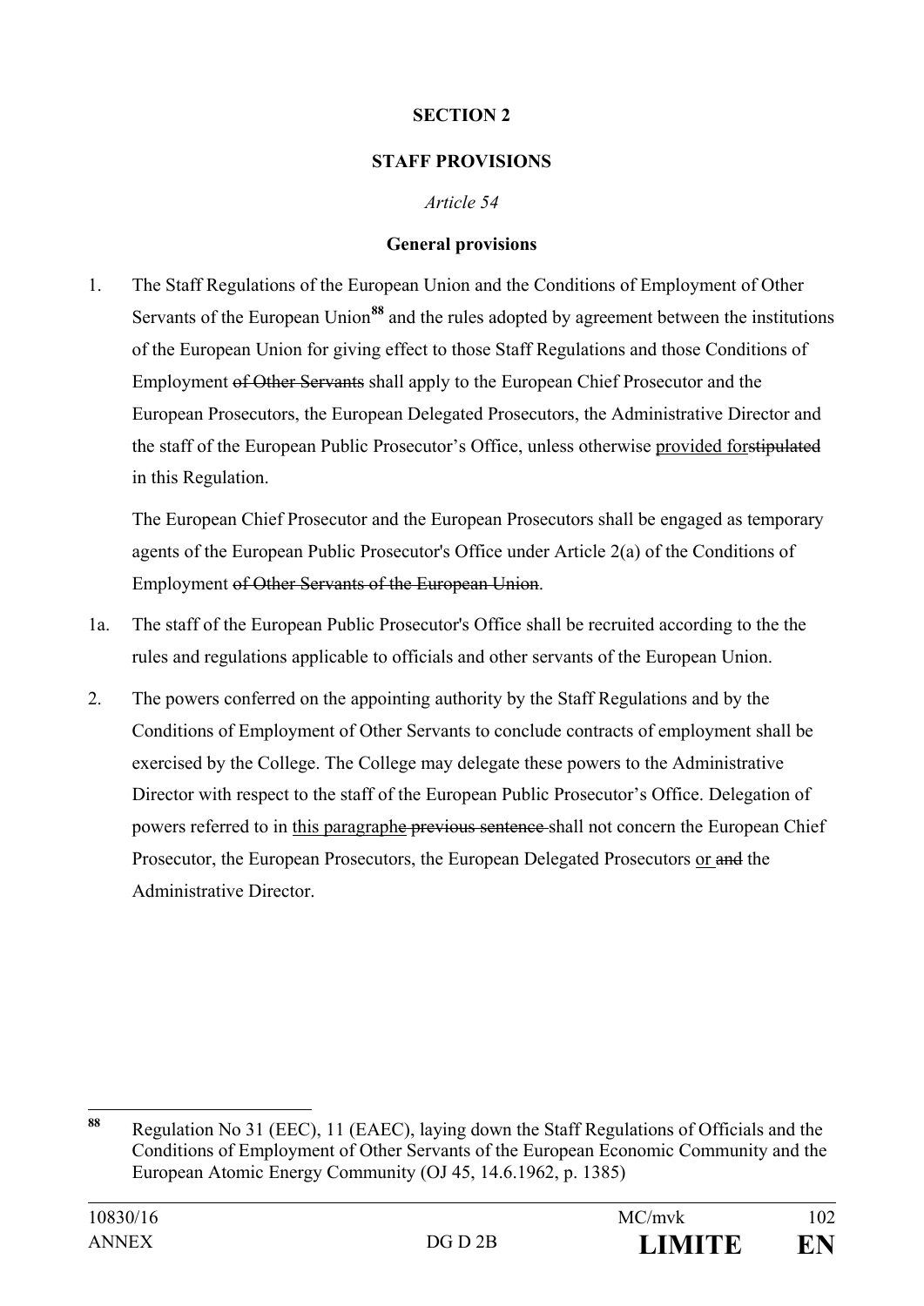**SECTION 2**

**STAFF PROVISIONS**

*Article 54*

**General provisions**

1. The Staff Regulations of the European Union and the Conditions of Employment of Other Servants of the European Union[88] and the rules adopted by agreement between the institutions of the European Union for giving effect to those Staff Regulations and those Conditions of Employment ~~of Other Servants~~ shall apply to the European Chief Prosecutor and the European Prosecutors, the European Delegated Prosecutors, the Administrative Director and the staff of the European Public Prosecutor's Office, unless otherwise <u>provided for</u>~~stipulated~~ in this Regulation.

   The European Chief Prosecutor and the European Prosecutors shall be engaged as temporary agents of the European Public Prosecutor's Office under Article 2(a) of the Conditions of Employment ~~of Other Servants of the European Union~~.

1a. The staff of the European Public Prosecutor's Office shall be recruited according to the the rules and regulations applicable to officials and other servants of the European Union.

2. The powers conferred on the appointing authority by the Staff Regulations and by the Conditions of Employment of Other Servants to conclude contracts of employment shall be exercised by the College. The College may delegate these powers to the Administrative Director with respect to the staff of the European Public Prosecutor's Office. Delegation of powers referred to in <u>this paragraph</u>~~e previous sentence~~ shall not concern the European Chief Prosecutor, the European Prosecutors, the European Delegated Prosecutors <u>or</u> ~~and~~ the Administrative Director.

---

[88] Regulation No 31 (EEC), 11 (EAEC), laying down the Staff Regulations of Officials and the Conditions of Employment of Other Servants of the European Economic Community and the European Atomic Energy Community (OJ 45, 14.6.1962, p. 1385)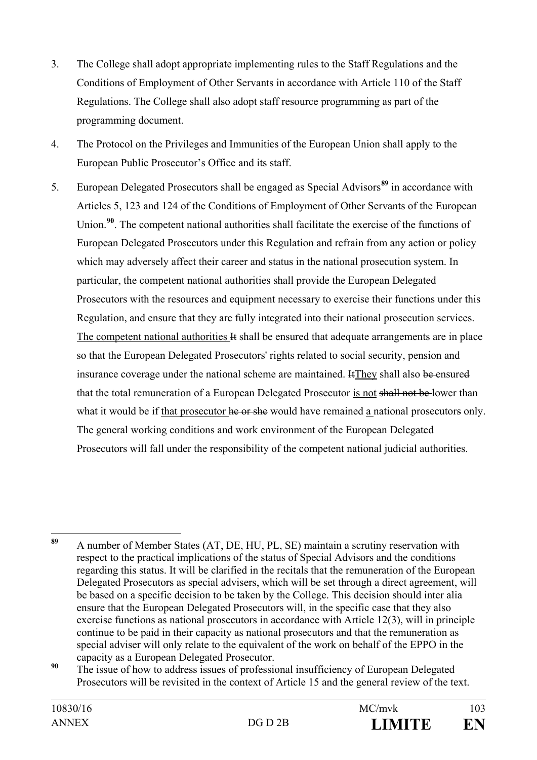3. The College shall adopt appropriate implementing rules to the Staff Regulations and the Conditions of Employment of Other Servants in accordance with Article 110 of the Staff Regulations. The College shall also adopt staff resource programming as part of the programming document.

4. The Protocol on the Privileges and Immunities of the European Union shall apply to the European Public Prosecutor's Office and its staff.

5. European Delegated Prosecutors shall be engaged as Special Advisors[89] in accordance with Articles 5, 123 and 124 of the Conditions of Employment of Other Servants of the European Union.[90]. The competent national authorities shall facilitate the exercise of the functions of European Delegated Prosecutors under this Regulation and refrain from any action or policy which may adversely affect their career and status in the national prosecution system. In particular, the competent national authorities shall provide the European Delegated Prosecutors with the resources and equipment necessary to exercise their functions under this Regulation, and ensure that they are fully integrated into their national prosecution services. <u>The competent national authorities</u> ~~It~~ shall be ensured that adequate arrangements are in place so that the European Delegated Prosecutors' rights related to social security, pension and insurance coverage under the national scheme are maintained. ~~It~~<u>They</u> shall also ~~be~~ ensure~~d~~ that the total remuneration of a European Delegated Prosecutor <u>is not</u> ~~shall not be~~ lower than what it would be if <u>that prosecutor</u> ~~he or she~~ would have remained <u>a</u> national prosecutor~~s~~ only. The general working conditions and work environment of the European Delegated Prosecutors will fall under the responsibility of the competent national judicial authorities.

---

[89] A number of Member States (AT, DE, HU, PL, SE) maintain a scrutiny reservation with respect to the practical implications of the status of Special Advisors and the conditions regarding this status. It will be clarified in the recitals that the remuneration of the European Delegated Prosecutors as special advisers, which will be set through a direct agreement, will be based on a specific decision to be taken by the College. This decision should inter alia ensure that the European Delegated Prosecutors will, in the specific case that they also exercise functions as national prosecutors in accordance with Article 12(3), will in principle continue to be paid in their capacity as national prosecutors and that the remuneration as special adviser will only relate to the equivalent of the work on behalf of the EPPO in the capacity as a European Delegated Prosecutor.

[90] The issue of how to address issues of professional insufficiency of European Delegated Prosecutors will be revisited in the context of Article 15 and the general review of the text.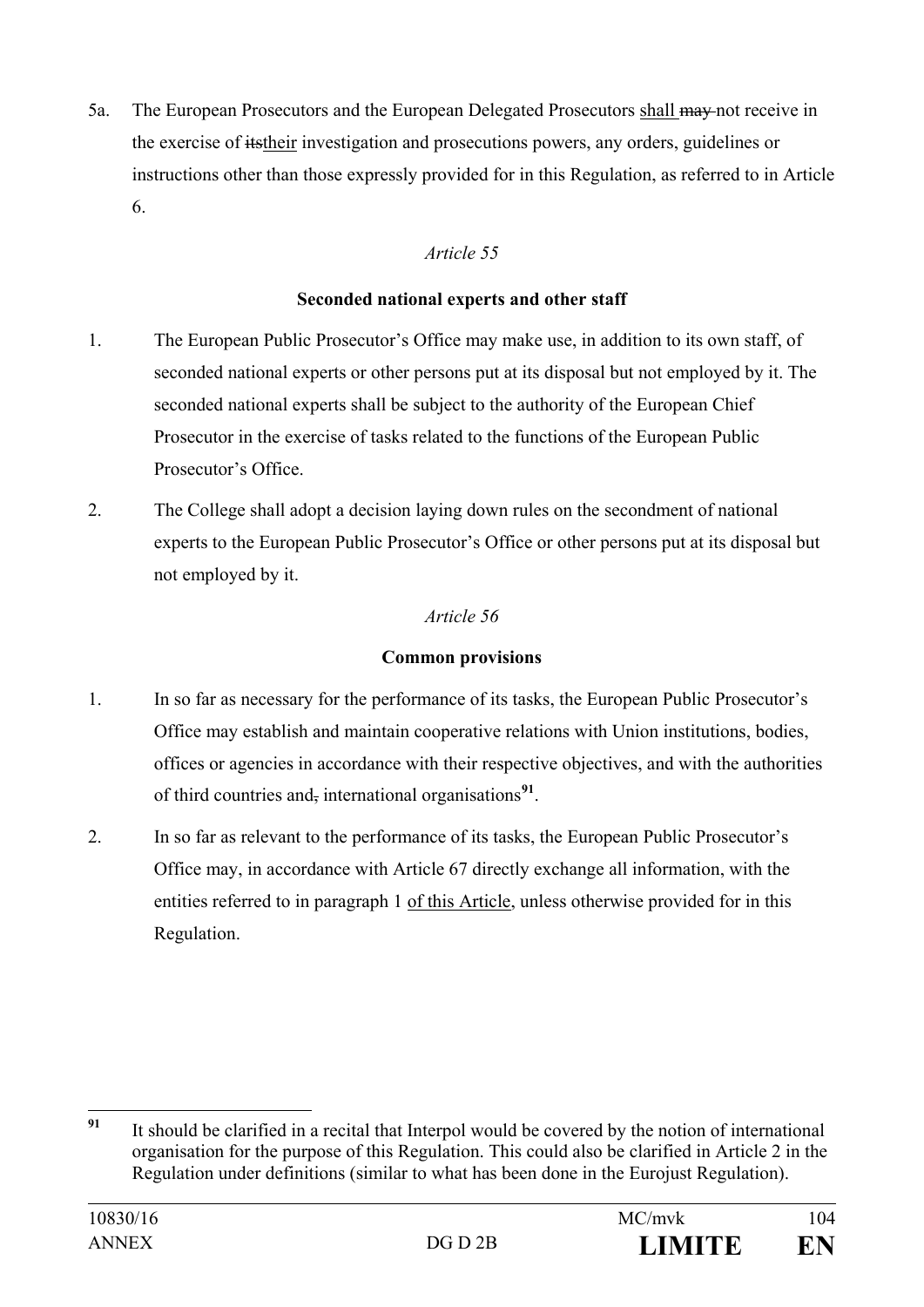5a. The European Prosecutors and the European Delegated Prosecutors <u>shall</u> ~~may~~ not receive in the exercise of ~~its~~<u>their</u> investigation and prosecutions powers, any orders, guidelines or instructions other than those expressly provided for in this Regulation, as referred to in Article 6.

*Article 55*

**Seconded national experts and other staff**

1. The European Public Prosecutor's Office may make use, in addition to its own staff, of seconded national experts or other persons put at its disposal but not employed by it. The seconded national experts shall be subject to the authority of the European Chief Prosecutor in the exercise of tasks related to the functions of the European Public Prosecutor's Office.

2. The College shall adopt a decision laying down rules on the secondment of national experts to the European Public Prosecutor's Office or other persons put at its disposal but not employed by it.

*Article 56*

**Common provisions**

1. In so far as necessary for the performance of its tasks, the European Public Prosecutor's Office may establish and maintain cooperative relations with Union institutions, bodies, offices or agencies in accordance with their respective objectives, and with the authorities of third countries and~~,~~ international organisations[91].

2. In so far as relevant to the performance of its tasks, the European Public Prosecutor's Office may, in accordance with Article 67 directly exchange all information, with the entities referred to in paragraph 1 <u>of this Article</u>, unless otherwise provided for in this Regulation.

[91] It should be clarified in a recital that Interpol would be covered by the notion of international organisation for the purpose of this Regulation. This could also be clarified in Article 2 in the Regulation under definitions (similar to what has been done in the Eurojust Regulation).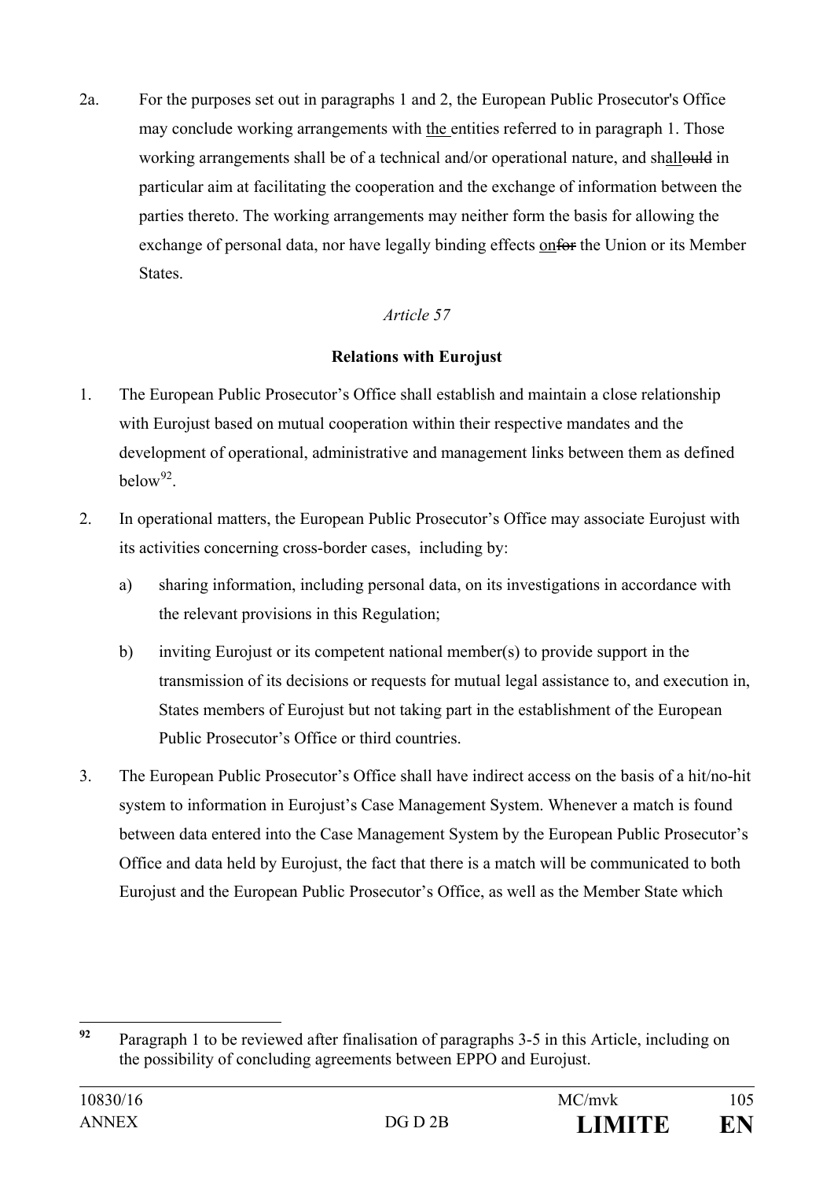2a. For the purposes set out in paragraphs 1 and 2, the European Public Prosecutor's Office may conclude working arrangements with the entities referred to in paragraph 1. Those working arrangements shall be of a technical and/or operational nature, and shallould in particular aim at facilitating the cooperation and the exchange of information between the parties thereto. The working arrangements may neither form the basis for allowing the exchange of personal data, nor have legally binding effects onfor the Union or its Member States.

*Article 57*

**Relations with Eurojust**

1. The European Public Prosecutor's Office shall establish and maintain a close relationship with Eurojust based on mutual cooperation within their respective mandates and the development of operational, administrative and management links between them as defined below[92].

2. In operational matters, the European Public Prosecutor's Office may associate Eurojust with its activities concerning cross-border cases, including by:

   a) sharing information, including personal data, on its investigations in accordance with the relevant provisions in this Regulation;

   b) inviting Eurojust or its competent national member(s) to provide support in the transmission of its decisions or requests for mutual legal assistance to, and execution in, States members of Eurojust but not taking part in the establishment of the European Public Prosecutor's Office or third countries.

3. The European Public Prosecutor's Office shall have indirect access on the basis of a hit/no-hit system to information in Eurojust's Case Management System. Whenever a match is found between data entered into the Case Management System by the European Public Prosecutor's Office and data held by Eurojust, the fact that there is a match will be communicated to both Eurojust and the European Public Prosecutor's Office, as well as the Member State which

[92] Paragraph 1 to be reviewed after finalisation of paragraphs 3-5 in this Article, including on the possibility of concluding agreements between EPPO and Eurojust.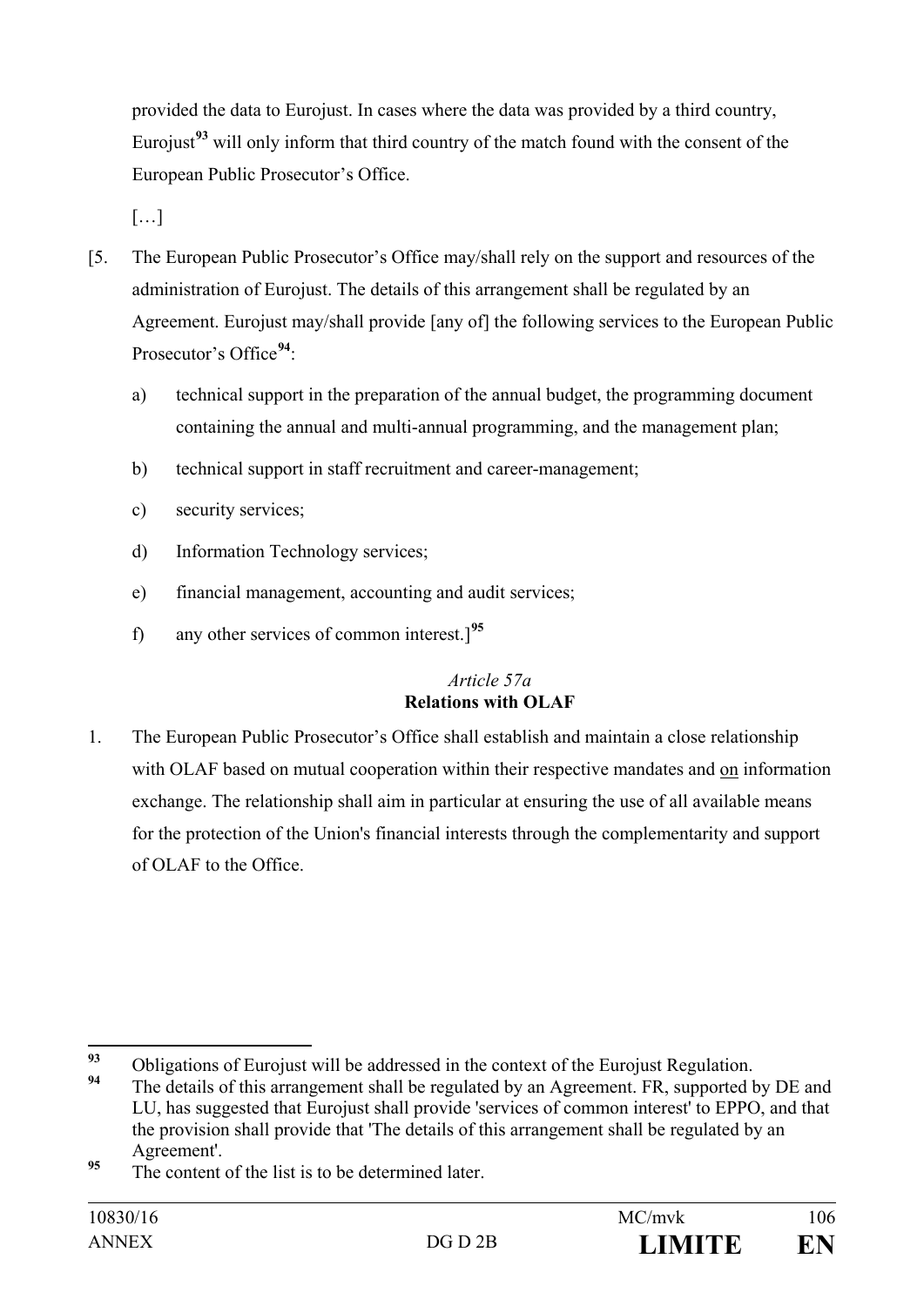provided the data to Eurojust. In cases where the data was provided by a third country, Eurojust[93] will only inform that third country of the match found with the consent of the European Public Prosecutor's Office.

[…]

[5. The European Public Prosecutor's Office may/shall rely on the support and resources of the administration of Eurojust. The details of this arrangement shall be regulated by an Agreement. Eurojust may/shall provide [any of] the following services to the European Public Prosecutor's Office[94]:

a) technical support in the preparation of the annual budget, the programming document containing the annual and multi-annual programming, and the management plan;

b) technical support in staff recruitment and career-management;

c) security services;

d) Information Technology services;

e) financial management, accounting and audit services;

f) any other services of common interest.][95]

*Article 57a*
**Relations with OLAF**

1. The European Public Prosecutor's Office shall establish and maintain a close relationship with OLAF based on mutual cooperation within their respective mandates and <u>on</u> information exchange. The relationship shall aim in particular at ensuring the use of all available means for the protection of the Union's financial interests through the complementarity and support of OLAF to the Office.

---

[93] Obligations of Eurojust will be addressed in the context of the Eurojust Regulation.

[94] The details of this arrangement shall be regulated by an Agreement. FR, supported by DE and LU, has suggested that Eurojust shall provide 'services of common interest' to EPPO, and that the provision shall provide that 'The details of this arrangement shall be regulated by an Agreement'.

[95] The content of the list is to be determined later.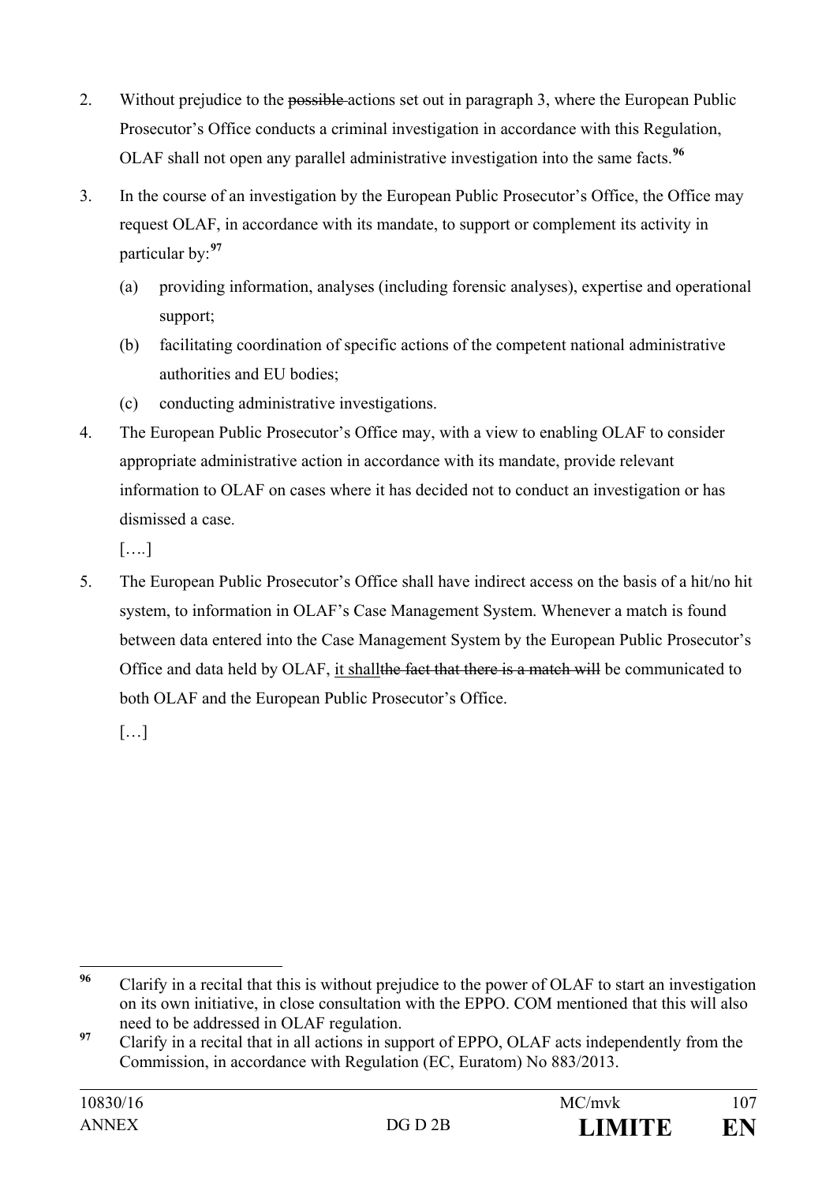2. Without prejudice to the ~~possible~~ actions set out in paragraph 3, where the European Public Prosecutor's Office conducts a criminal investigation in accordance with this Regulation, OLAF shall not open any parallel administrative investigation into the same facts.[96]

3. In the course of an investigation by the European Public Prosecutor's Office, the Office may request OLAF, in accordance with its mandate, to support or complement its activity in particular by:[97]

   (a) providing information, analyses (including forensic analyses), expertise and operational support;

   (b) facilitating coordination of specific actions of the competent national administrative authorities and EU bodies;

   (c) conducting administrative investigations.

4. The European Public Prosecutor's Office may, with a view to enabling OLAF to consider appropriate administrative action in accordance with its mandate, provide relevant information to OLAF on cases where it has decided not to conduct an investigation or has dismissed a case.

   [….]

5. The European Public Prosecutor's Office shall have indirect access on the basis of a hit/no hit system, to information in OLAF's Case Management System. Whenever a match is found between data entered into the Case Management System by the European Public Prosecutor's Office and data held by OLAF, <u>it shall</u>~~the fact that there is a match will~~ be communicated to both OLAF and the European Public Prosecutor's Office.

   […]

---

[96] Clarify in a recital that this is without prejudice to the power of OLAF to start an investigation on its own initiative, in close consultation with the EPPO. COM mentioned that this will also need to be addressed in OLAF regulation.

[97] Clarify in a recital that in all actions in support of EPPO, OLAF acts independently from the Commission, in accordance with Regulation (EC, Euratom) No 883/2013.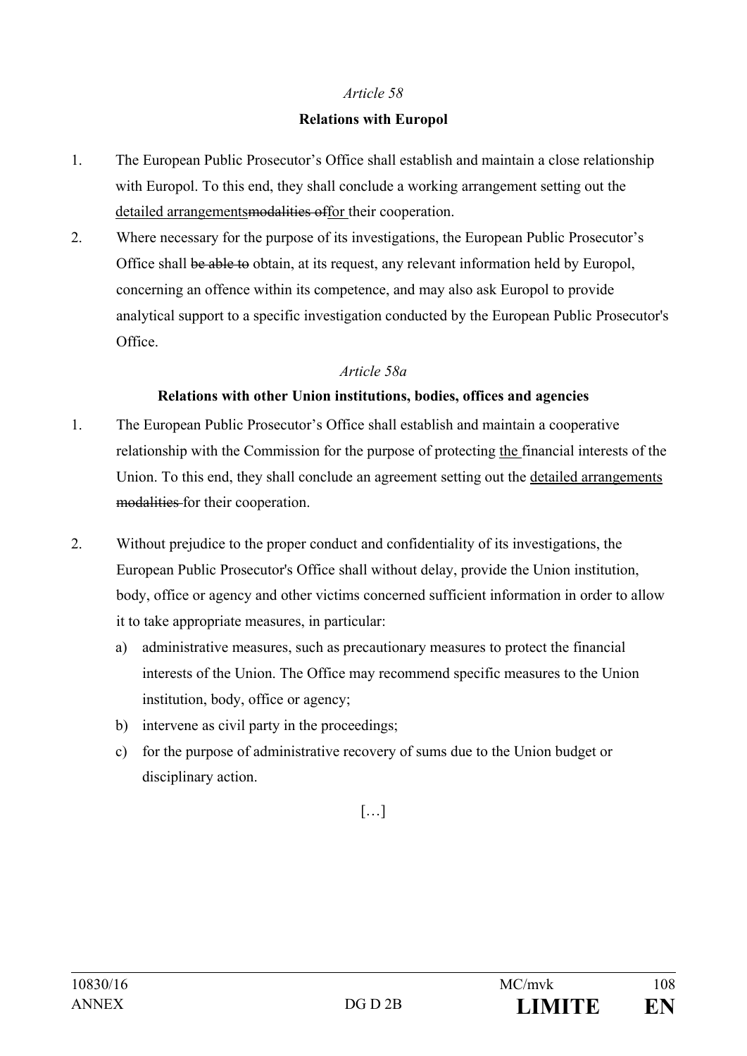*Article 58*

**Relations with Europol**

1. The European Public Prosecutor's Office shall establish and maintain a close relationship with Europol. To this end, they shall conclude a working arrangement setting out the detailed arrangements~~modalities of~~for their cooperation.
2. Where necessary for the purpose of its investigations, the European Public Prosecutor's Office shall ~~be able to~~ obtain, at its request, any relevant information held by Europol, concerning an offence within its competence, and may also ask Europol to provide analytical support to a specific investigation conducted by the European Public Prosecutor's Office.

*Article 58a*

**Relations with other Union institutions, bodies, offices and agencies**

1. The European Public Prosecutor's Office shall establish and maintain a cooperative relationship with the Commission for the purpose of protecting the financial interests of the Union. To this end, they shall conclude an agreement setting out the detailed arrangements ~~modalities~~ for their cooperation.
2. Without prejudice to the proper conduct and confidentiality of its investigations, the European Public Prosecutor's Office shall without delay, provide the Union institution, body, office or agency and other victims concerned sufficient information in order to allow it to take appropriate measures, in particular:
   a) administrative measures, such as precautionary measures to protect the financial interests of the Union. The Office may recommend specific measures to the Union institution, body, office or agency;
   b) intervene as civil party in the proceedings;
   c) for the purpose of administrative recovery of sums due to the Union budget or disciplinary action.

[…]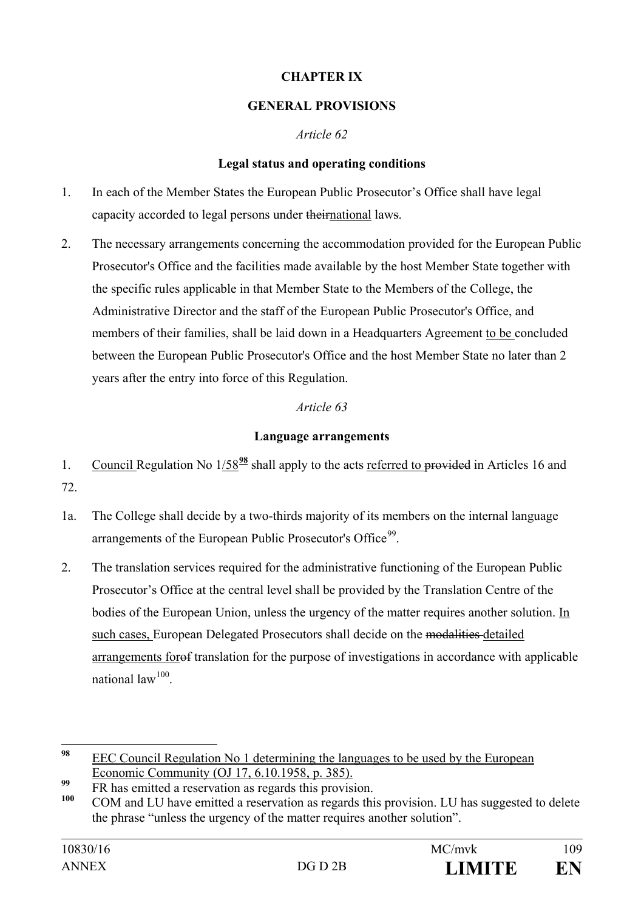**CHAPTER IX**

**GENERAL PROVISIONS**

*Article 62*

**Legal status and operating conditions**

1. In each of the Member States the European Public Prosecutor's Office shall have legal capacity accorded to legal persons under ~~their~~national laws.

2. The necessary arrangements concerning the accommodation provided for the European Public Prosecutor's Office and the facilities made available by the host Member State together with the specific rules applicable in that Member State to the Members of the College, the Administrative Director and the staff of the European Public Prosecutor's Office, and members of their families, shall be laid down in a Headquarters Agreement to be concluded between the European Public Prosecutor's Office and the host Member State no later than 2 years after the entry into force of this Regulation.

*Article 63*

**Language arrangements**

1. Council Regulation No 1/58[98] shall apply to the acts referred to ~~provided~~ in Articles 16 and 72.

1a. The College shall decide by a two-thirds majority of its members on the internal language arrangements of the European Public Prosecutor's Office[99].

2. The translation services required for the administrative functioning of the European Public Prosecutor's Office at the central level shall be provided by the Translation Centre of the bodies of the European Union, unless the urgency of the matter requires another solution. In such cases, European Delegated Prosecutors shall decide on the ~~modalities~~ detailed arrangements for~~of~~ translation for the purpose of investigations in accordance with applicable national law[100].

---

[98] EEC Council Regulation No 1 determining the languages to be used by the European Economic Community (OJ 17, 6.10.1958, p. 385).

[99] FR has emitted a reservation as regards this provision.

[100] COM and LU have emitted a reservation as regards this provision. LU has suggested to delete the phrase "unless the urgency of the matter requires another solution".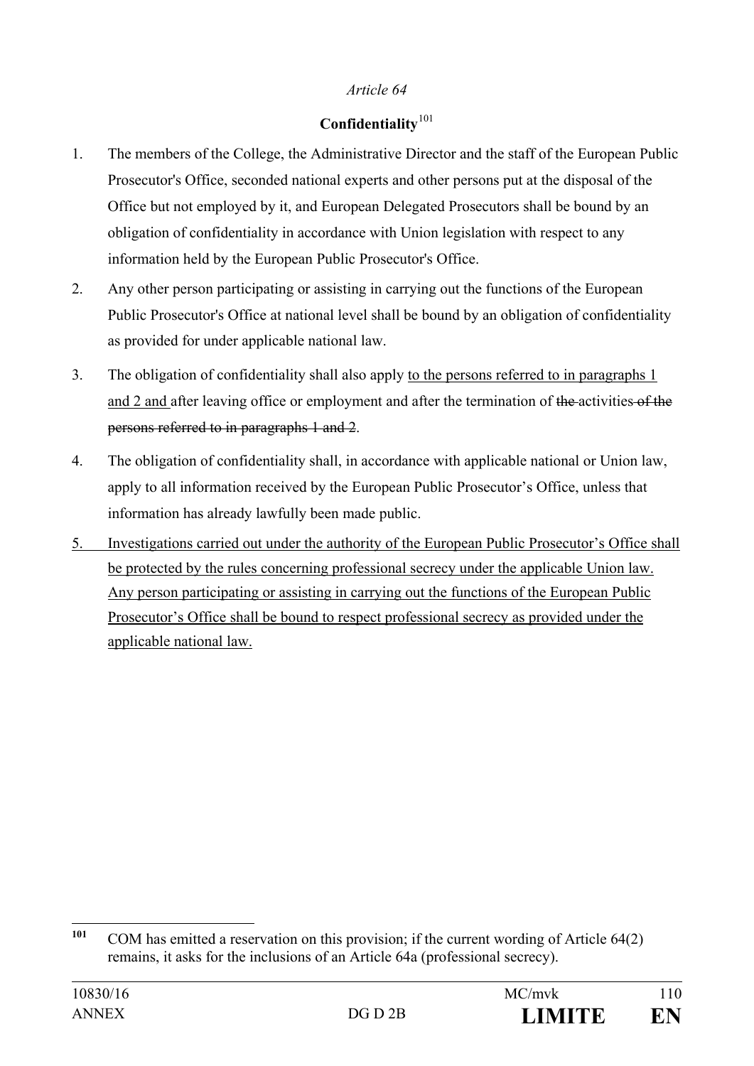*Article 64*

**Confidentiality**[101]

1. The members of the College, the Administrative Director and the staff of the European Public Prosecutor's Office, seconded national experts and other persons put at the disposal of the Office but not employed by it, and European Delegated Prosecutors shall be bound by an obligation of confidentiality in accordance with Union legislation with respect to any information held by the European Public Prosecutor's Office.

2. Any other person participating or assisting in carrying out the functions of the European Public Prosecutor's Office at national level shall be bound by an obligation of confidentiality as provided for under applicable national law.

3. The obligation of confidentiality shall also apply <u>to the persons referred to in paragraphs 1 and 2 and</u> after leaving office or employment and after the termination of ~~the~~ activities ~~of the persons referred to in paragraphs 1 and 2~~.

4. The obligation of confidentiality shall, in accordance with applicable national or Union law, apply to all information received by the European Public Prosecutor's Office, unless that information has already lawfully been made public.

5. <u>Investigations carried out under the authority of the European Public Prosecutor's Office shall be protected by the rules concerning professional secrecy under the applicable Union law. Any person participating or assisting in carrying out the functions of the European Public Prosecutor's Office shall be bound to respect professional secrecy as provided under the applicable national law.</u>

---

[101] COM has emitted a reservation on this provision; if the current wording of Article 64(2) remains, it asks for the inclusions of an Article 64a (professional secrecy).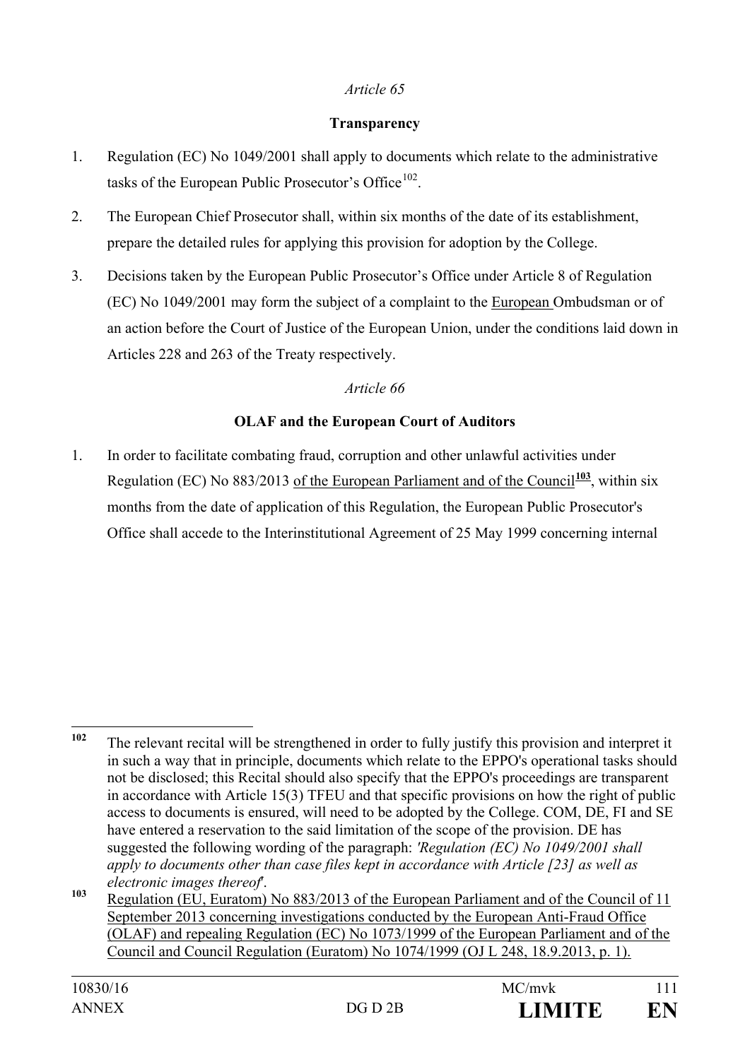*Article 65*

**Transparency**

1. Regulation (EC) No 1049/2001 shall apply to documents which relate to the administrative tasks of the European Public Prosecutor's Office[102].

2. The European Chief Prosecutor shall, within six months of the date of its establishment, prepare the detailed rules for applying this provision for adoption by the College.

3. Decisions taken by the European Public Prosecutor's Office under Article 8 of Regulation (EC) No 1049/2001 may form the subject of a complaint to the European Ombudsman or of an action before the Court of Justice of the European Union, under the conditions laid down in Articles 228 and 263 of the Treaty respectively.

*Article 66*

**OLAF and the European Court of Auditors**

1. In order to facilitate combating fraud, corruption and other unlawful activities under Regulation (EC) No 883/2013 of the European Parliament and of the Council[103], within six months from the date of application of this Regulation, the European Public Prosecutor's Office shall accede to the Interinstitutional Agreement of 25 May 1999 concerning internal

---

[102] The relevant recital will be strengthened in order to fully justify this provision and interpret it in such a way that in principle, documents which relate to the EPPO's operational tasks should not be disclosed; this Recital should also specify that the EPPO's proceedings are transparent in accordance with Article 15(3) TFEU and that specific provisions on how the right of public access to documents is ensured, will need to be adopted by the College. COM, DE, FI and SE have entered a reservation to the said limitation of the scope of the provision. DE has suggested the following wording of the paragraph: *'Regulation (EC) No 1049/2001 shall apply to documents other than case files kept in accordance with Article [23] as well as electronic images thereof'*.

[103] Regulation (EU, Euratom) No 883/2013 of the European Parliament and of the Council of 11 September 2013 concerning investigations conducted by the European Anti-Fraud Office (OLAF) and repealing Regulation (EC) No 1073/1999 of the European Parliament and of the Council and Council Regulation (Euratom) No 1074/1999 (OJ L 248, 18.9.2013, p. 1).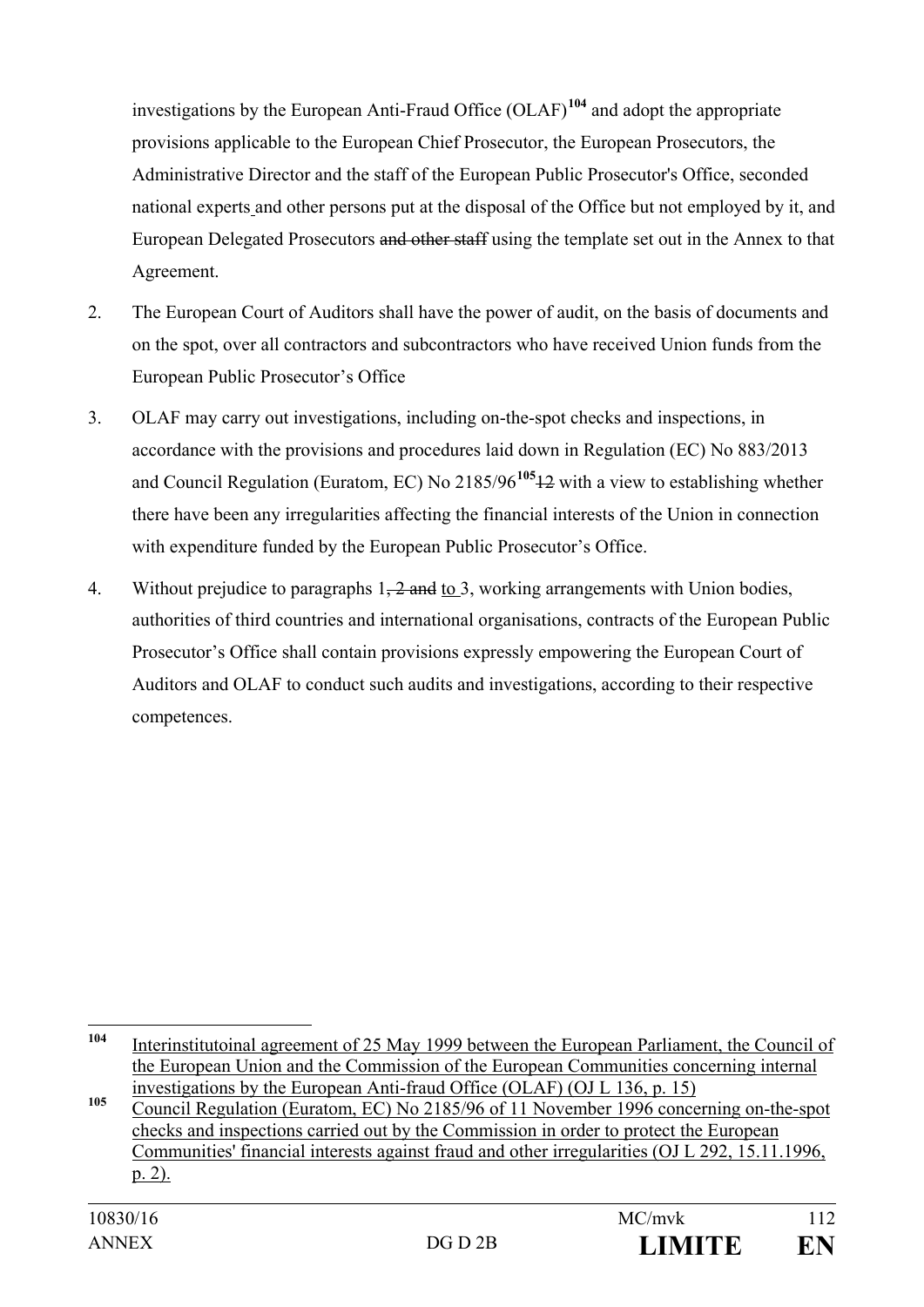investigations by the European Anti-Fraud Office (OLAF)[104] and adopt the appropriate provisions applicable to the European Chief Prosecutor, the European Prosecutors, the Administrative Director and the staff of the European Public Prosecutor's Office, seconded national experts and other persons put at the disposal of the Office but not employed by it, and European Delegated Prosecutors ~~and other staff~~ using the template set out in the Annex to that Agreement.

2. The European Court of Auditors shall have the power of audit, on the basis of documents and on the spot, over all contractors and subcontractors who have received Union funds from the European Public Prosecutor's Office

3. OLAF may carry out investigations, including on-the-spot checks and inspections, in accordance with the provisions and procedures laid down in Regulation (EC) No 883/2013 and Council Regulation (Euratom, EC) No 2185/96[105]~~12~~ with a view to establishing whether there have been any irregularities affecting the financial interests of the Union in connection with expenditure funded by the European Public Prosecutor's Office.

4. Without prejudice to paragraphs 1~~, 2 and~~ to 3, working arrangements with Union bodies, authorities of third countries and international organisations, contracts of the European Public Prosecutor's Office shall contain provisions expressly empowering the European Court of Auditors and OLAF to conduct such audits and investigations, according to their respective competences.

---

[104] Interinstitutoinal agreement of 25 May 1999 between the European Parliament, the Council of the European Union and the Commission of the European Communities concerning internal investigations by the European Anti-fraud Office (OLAF) (OJ L 136, p. 15)

[105] Council Regulation (Euratom, EC) No 2185/96 of 11 November 1996 concerning on-the-spot checks and inspections carried out by the Commission in order to protect the European Communities' financial interests against fraud and other irregularities (OJ L 292, 15.11.1996, p. 2).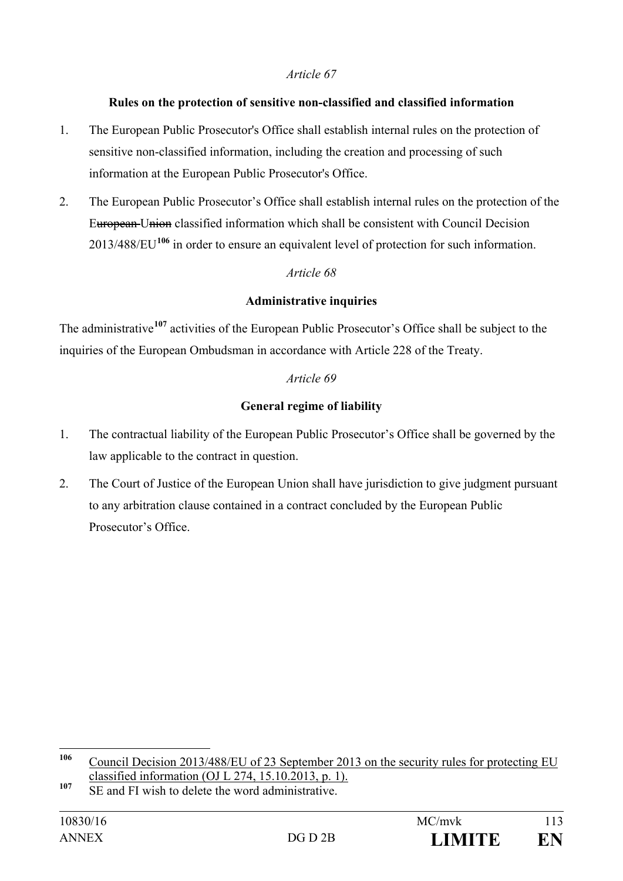*Article 67*

**Rules on the protection of sensitive non-classified and classified information**

1. The European Public Prosecutor's Office shall establish internal rules on the protection of sensitive non-classified information, including the creation and processing of such information at the European Public Prosecutor's Office.

2. The European Public Prosecutor's Office shall establish internal rules on the protection of the E~~uropean~~ U~~nion~~ classified information which shall be consistent with Council Decision 2013/488/EU[106] in order to ensure an equivalent level of protection for such information.

*Article 68*

**Administrative inquiries**

The administrative[107] activities of the European Public Prosecutor's Office shall be subject to the inquiries of the European Ombudsman in accordance with Article 228 of the Treaty.

*Article 69*

**General regime of liability**

1. The contractual liability of the European Public Prosecutor's Office shall be governed by the law applicable to the contract in question.

2. The Court of Justice of the European Union shall have jurisdiction to give judgment pursuant to any arbitration clause contained in a contract concluded by the European Public Prosecutor's Office.

---

[106] Council Decision 2013/488/EU of 23 September 2013 on the security rules for protecting EU classified information (OJ L 274, 15.10.2013, p. 1).

[107] SE and FI wish to delete the word administrative.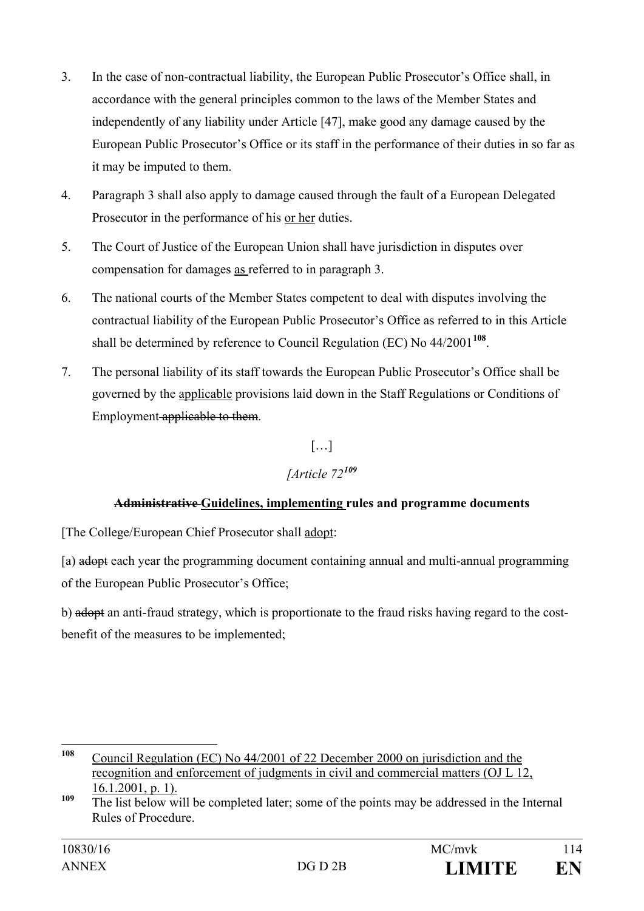3. In the case of non-contractual liability, the European Public Prosecutor's Office shall, in accordance with the general principles common to the laws of the Member States and independently of any liability under Article [47], make good any damage caused by the European Public Prosecutor's Office or its staff in the performance of their duties in so far as it may be imputed to them.

4. Paragraph 3 shall also apply to damage caused through the fault of a European Delegated Prosecutor in the performance of his <u>or her</u> duties.

5. The Court of Justice of the European Union shall have jurisdiction in disputes over compensation for damages <u>as</u> referred to in paragraph 3.

6. The national courts of the Member States competent to deal with disputes involving the contractual liability of the European Public Prosecutor's Office as referred to in this Article shall be determined by reference to Council Regulation (EC) No 44/2001[108].

7. The personal liability of its staff towards the European Public Prosecutor's Office shall be governed by the <u>applicable</u> provisions laid down in the Staff Regulations or Conditions of Employment ~~applicable to them~~.

[…]

*[Article 72*[109]

**~~Administrative~~ <u>Guidelines, implementing</u> rules and programme documents**

[The College/European Chief Prosecutor shall <u>adopt</u>:

[a) ~~adopt~~ each year the programming document containing annual and multi-annual programming of the European Public Prosecutor's Office;

b) ~~adopt~~ an anti-fraud strategy, which is proportionate to the fraud risks having regard to the cost-benefit of the measures to be implemented;

---

[108] <u>Council Regulation (EC) No 44/2001 of 22 December 2000 on jurisdiction and the recognition and enforcement of judgments in civil and commercial matters (OJ L 12, 16.1.2001, p. 1).</u>

[109] The list below will be completed later; some of the points may be addressed in the Internal Rules of Procedure.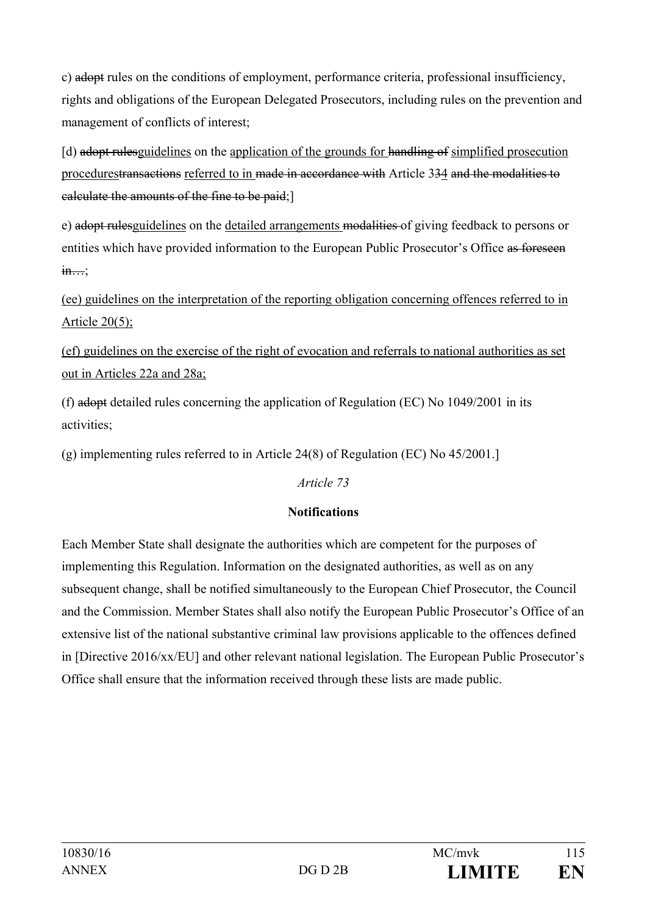c) ~~adopt~~ rules on the conditions of employment, performance criteria, professional insufficiency, rights and obligations of the European Delegated Prosecutors, including rules on the prevention and management of conflicts of interest;

[d) ~~adopt rules~~<u>guidelines</u> on the <u>application of the grounds for</u> ~~handling of~~ <u>simplified prosecution procedures</u>~~transactions~~ <u>referred to in</u> ~~made in accordance with~~ Article 3~~3~~<u>4</u> ~~and the modalities to calculate the amounts of the fine to be paid~~;]

e) ~~adopt rules~~<u>guidelines</u> on the <u>detailed arrangements</u> ~~modalities~~ of giving feedback to persons or entities which have provided information to the European Public Prosecutor's Office ~~as foreseen in…~~;

<u>(ee) guidelines on the interpretation of the reporting obligation concerning offences referred to in Article 20(5);</u>

<u>(ef) guidelines on the exercise of the right of evocation and referrals to national authorities as set out in Articles 22a and 28a;</u>

(f) ~~adopt~~ detailed rules concerning the application of Regulation (EC) No 1049/2001 in its activities;

(g) implementing rules referred to in Article 24(8) of Regulation (EC) No 45/2001.]

*Article 73*

**Notifications**

Each Member State shall designate the authorities which are competent for the purposes of implementing this Regulation. Information on the designated authorities, as well as on any subsequent change, shall be notified simultaneously to the European Chief Prosecutor, the Council and the Commission. Member States shall also notify the European Public Prosecutor's Office of an extensive list of the national substantive criminal law provisions applicable to the offences defined in [Directive 2016/xx/EU] and other relevant national legislation. The European Public Prosecutor's Office shall ensure that the information received through these lists are made public.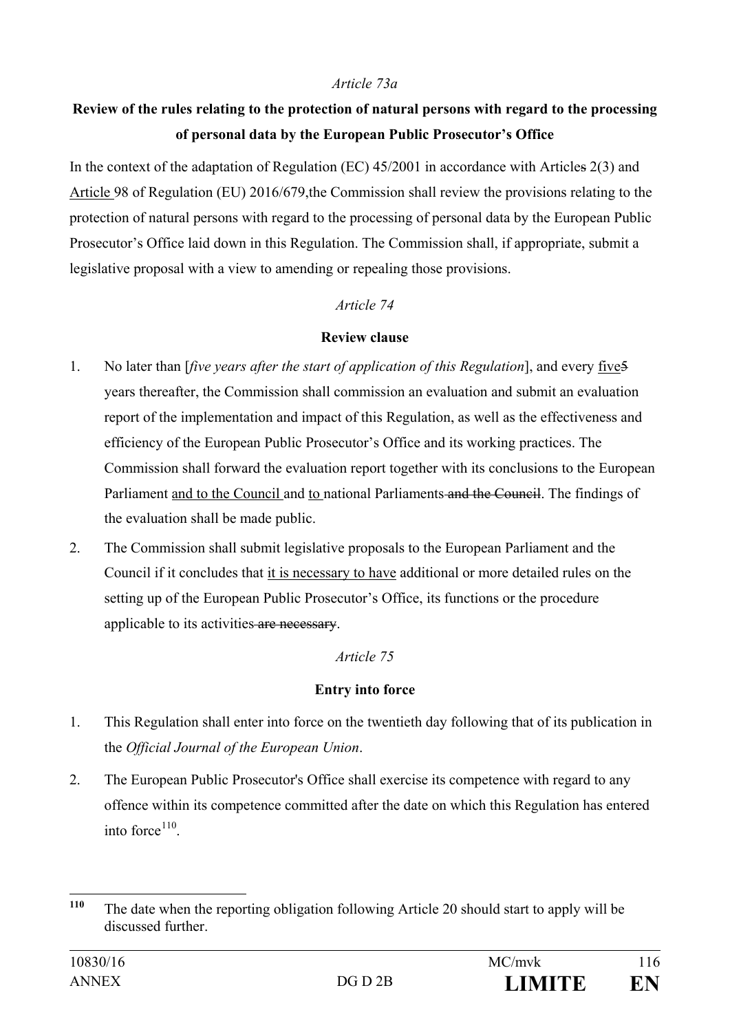*Article 73a*

**Review of the rules relating to the protection of natural persons with regard to the processing of personal data by the European Public Prosecutor's Office**

In the context of the adaptation of Regulation (EC) 45/2001 in accordance with Articles 2(3) and Article 98 of Regulation (EU) 2016/679,the Commission shall review the provisions relating to the protection of natural persons with regard to the processing of personal data by the European Public Prosecutor's Office laid down in this Regulation. The Commission shall, if appropriate, submit a legislative proposal with a view to amending or repealing those provisions.

*Article 74*

**Review clause**

1. No later than [*five years after the start of application of this Regulation*], and every five5 years thereafter, the Commission shall commission an evaluation and submit an evaluation report of the implementation and impact of this Regulation, as well as the effectiveness and efficiency of the European Public Prosecutor's Office and its working practices. The Commission shall forward the evaluation report together with its conclusions to the European Parliament and to the Council and to national Parliaments and the Council. The findings of the evaluation shall be made public.

2. The Commission shall submit legislative proposals to the European Parliament and the Council if it concludes that it is necessary to have additional or more detailed rules on the setting up of the European Public Prosecutor's Office, its functions or the procedure applicable to its activities are necessary.

*Article 75*

**Entry into force**

1. This Regulation shall enter into force on the twentieth day following that of its publication in the *Official Journal of the European Union*.

2. The European Public Prosecutor's Office shall exercise its competence with regard to any offence within its competence committed after the date on which this Regulation has entered into force[110].

---

[110] The date when the reporting obligation following Article 20 should start to apply will be discussed further.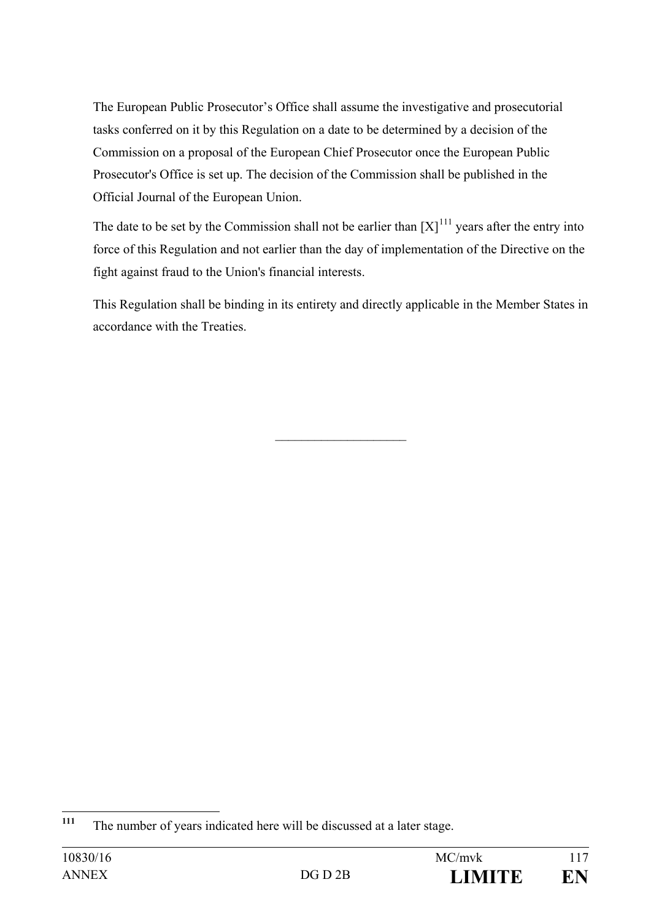The European Public Prosecutor's Office shall assume the investigative and prosecutorial tasks conferred on it by this Regulation on a date to be determined by a decision of the Commission on a proposal of the European Chief Prosecutor once the European Public Prosecutor's Office is set up. The decision of the Commission shall be published in the Official Journal of the European Union.

The date to be set by the Commission shall not be earlier than [X][111] years after the entry into force of this Regulation and not earlier than the day of implementation of the Directive on the fight against fraud to the Union's financial interests.

This Regulation shall be binding in its entirety and directly applicable in the Member States in accordance with the Treaties.

---

[111] The number of years indicated here will be discussed at a later stage.